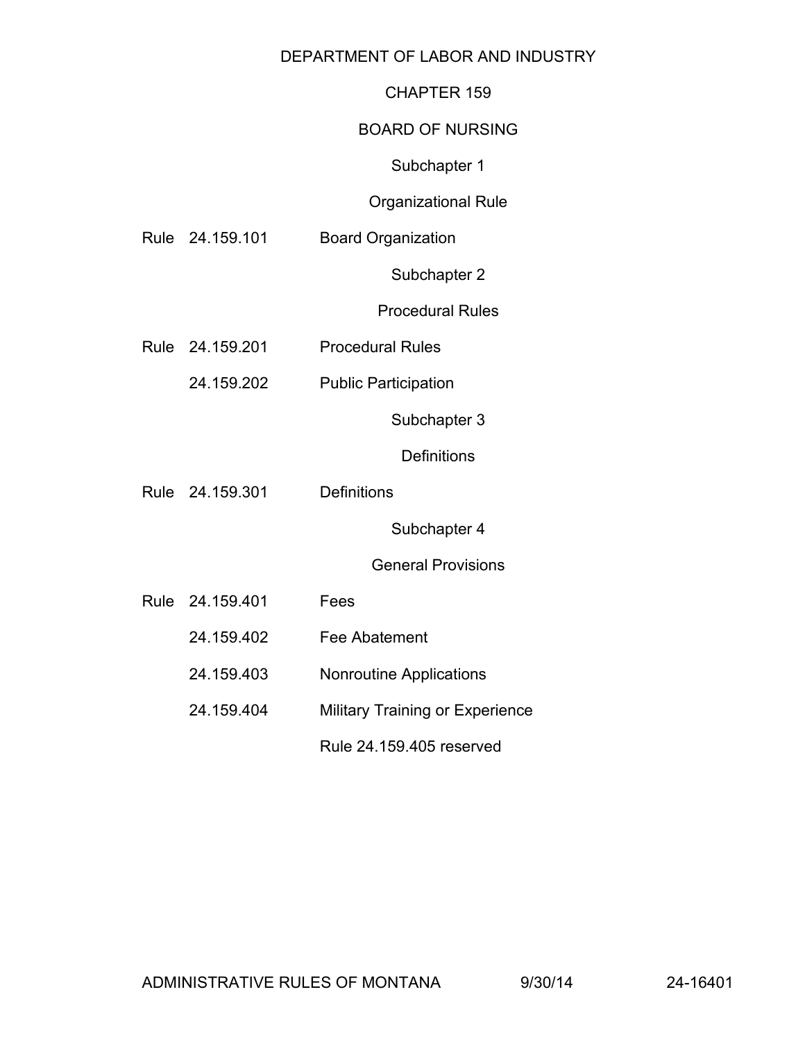# DEPARTMENT OF LABOR AND INDUSTRY

## CHAPTER 159

## BOARD OF NURSING

### Subchapter 1

### Organizational Rule

Rule 24.159.101 Board Organization

### Subchapter 2

### Procedural Rules

Rule 24.159.201 Procedural Rules

24.159.202 Public Participation

### Subchapter 3

### Definitions

Rule 24.159.301 Definitions

### Subchapter 4

### General Provisions

Rule 24.159.401 Fees

24.159.402 Fee Abatement

24.159.403 Nonroutine Applications

24.159.404 Military Training or Experience

Rule 24.159.405 reserved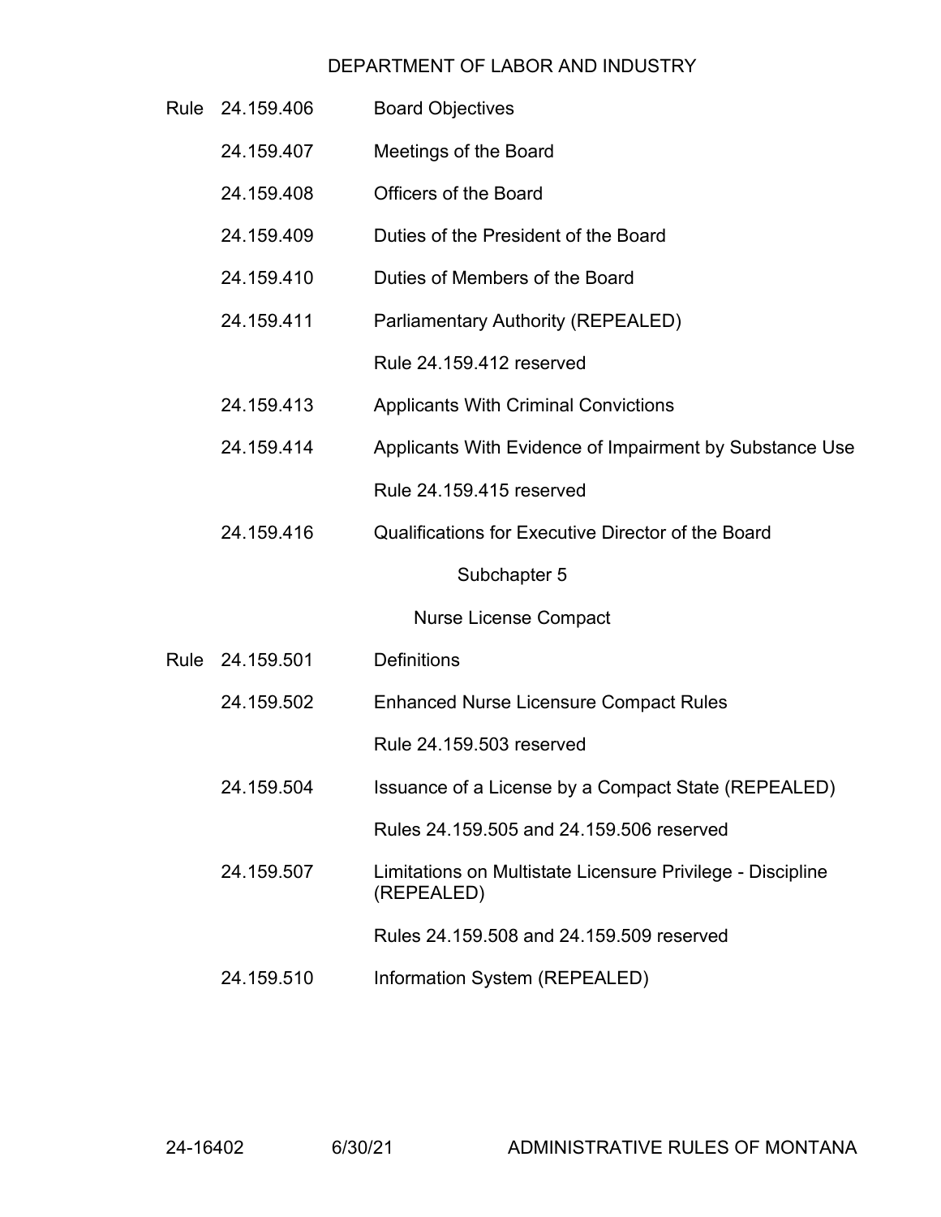| | | |
|---|---|---|
| Rule | 24.159.406 | Board Objectives |
| | 24.159.407 | Meetings of the Board |
| | 24.159.408 | Officers of the Board |
| | 24.159.409 | Duties of the President of the Board |
| | 24.159.410 | Duties of Members of the Board |
| | 24.159.411 | Parliamentary Authority (REPEALED) |
| | | Rule 24.159.412 reserved |
| | 24.159.413 | Applicants With Criminal Convictions |
| | 24.159.414 | Applicants With Evidence of Impairment by Substance Use |
| | | Rule 24.159.415 reserved |
| | 24.159.416 | Qualifications for Executive Director of the Board |

Subchapter 5

Nurse License Compact

| | | |
|---|---|---|
| Rule | 24.159.501 | Definitions |
| | 24.159.502 | Enhanced Nurse Licensure Compact Rules |
| | | Rule 24.159.503 reserved |
| | 24.159.504 | Issuance of a License by a Compact State (REPEALED) |
| | | Rules 24.159.505 and 24.159.506 reserved |
| | 24.159.507 | Limitations on Multistate Licensure Privilege - Discipline (REPEALED) |
| | | Rules 24.159.508 and 24.159.509 reserved |
| | 24.159.510 | Information System (REPEALED) |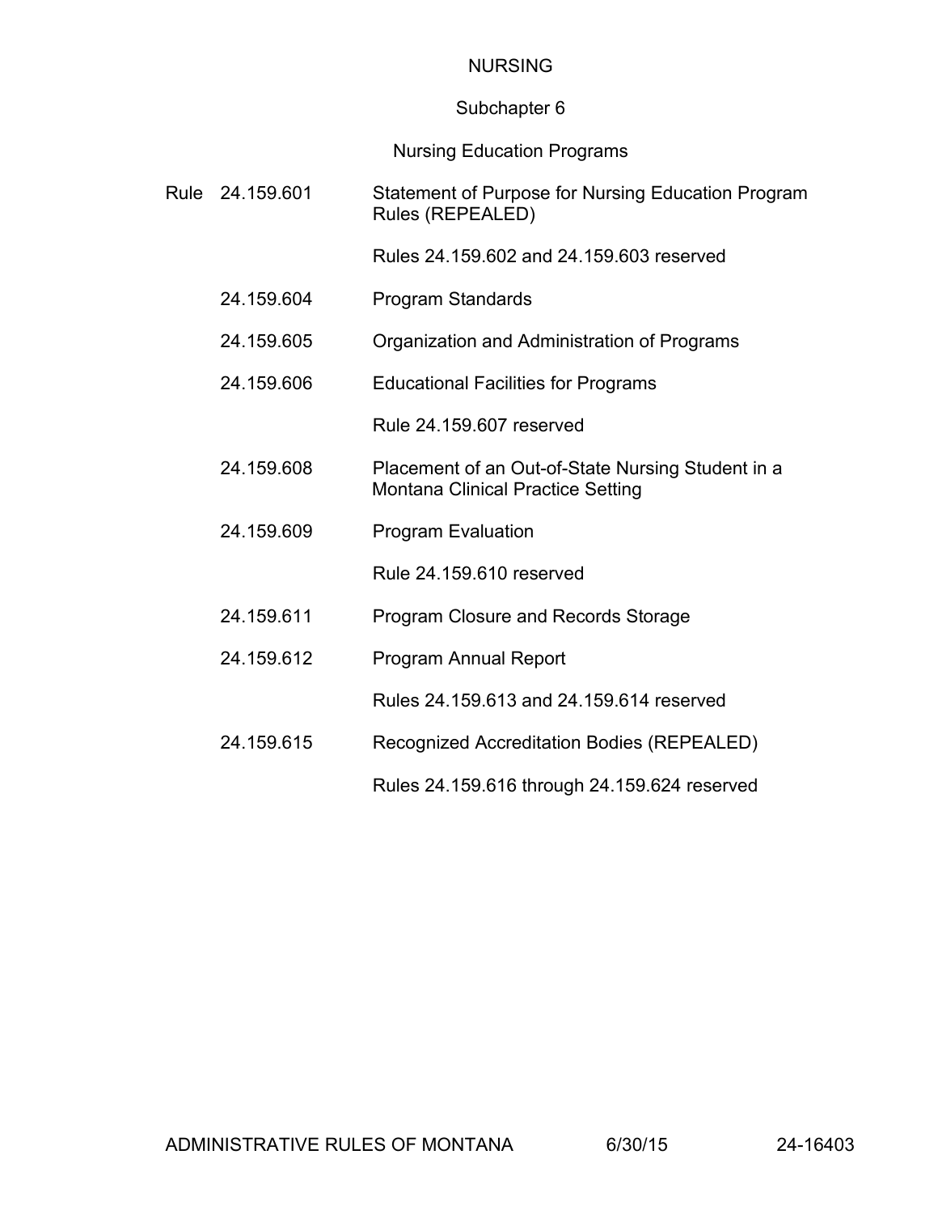# NURSING

## Subchapter 6

## Nursing Education Programs

| | | |
|---|---|---|
| Rule | 24.159.601 | Statement of Purpose for Nursing Education Program Rules (REPEALED) |
| | | Rules 24.159.602 and 24.159.603 reserved |
| | 24.159.604 | Program Standards |
| | 24.159.605 | Organization and Administration of Programs |
| | 24.159.606 | Educational Facilities for Programs |
| | | Rule 24.159.607 reserved |
| | 24.159.608 | Placement of an Out-of-State Nursing Student in a Montana Clinical Practice Setting |
| | 24.159.609 | Program Evaluation |
| | | Rule 24.159.610 reserved |
| | 24.159.611 | Program Closure and Records Storage |
| | 24.159.612 | Program Annual Report |
| | | Rules 24.159.613 and 24.159.614 reserved |
| | 24.159.615 | Recognized Accreditation Bodies (REPEALED) |
| | | Rules 24.159.616 through 24.159.624 reserved |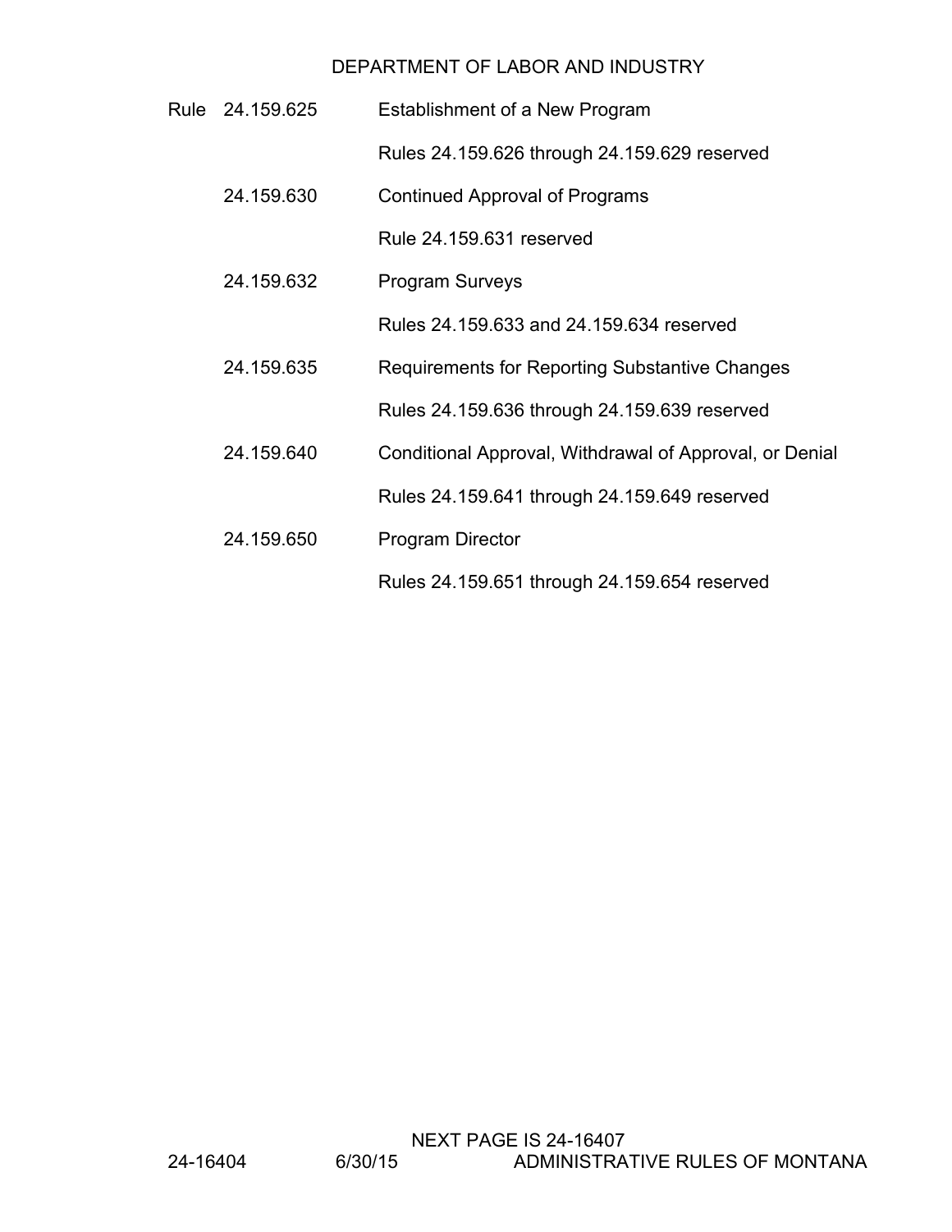DEPARTMENT OF LABOR AND INDUSTRY

| | | |
|---|---|---|
| Rule | 24.159.625 | Establishment of a New Program |
| | | Rules 24.159.626 through 24.159.629 reserved |
| | 24.159.630 | Continued Approval of Programs |
| | | Rule 24.159.631 reserved |
| | 24.159.632 | Program Surveys |
| | | Rules 24.159.633 and 24.159.634 reserved |
| | 24.159.635 | Requirements for Reporting Substantive Changes |
| | | Rules 24.159.636 through 24.159.639 reserved |
| | 24.159.640 | Conditional Approval, Withdrawal of Approval, or Denial |
| | | Rules 24.159.641 through 24.159.649 reserved |
| | 24.159.650 | Program Director |
| | | Rules 24.159.651 through 24.159.654 reserved |

NEXT PAGE IS 24-16407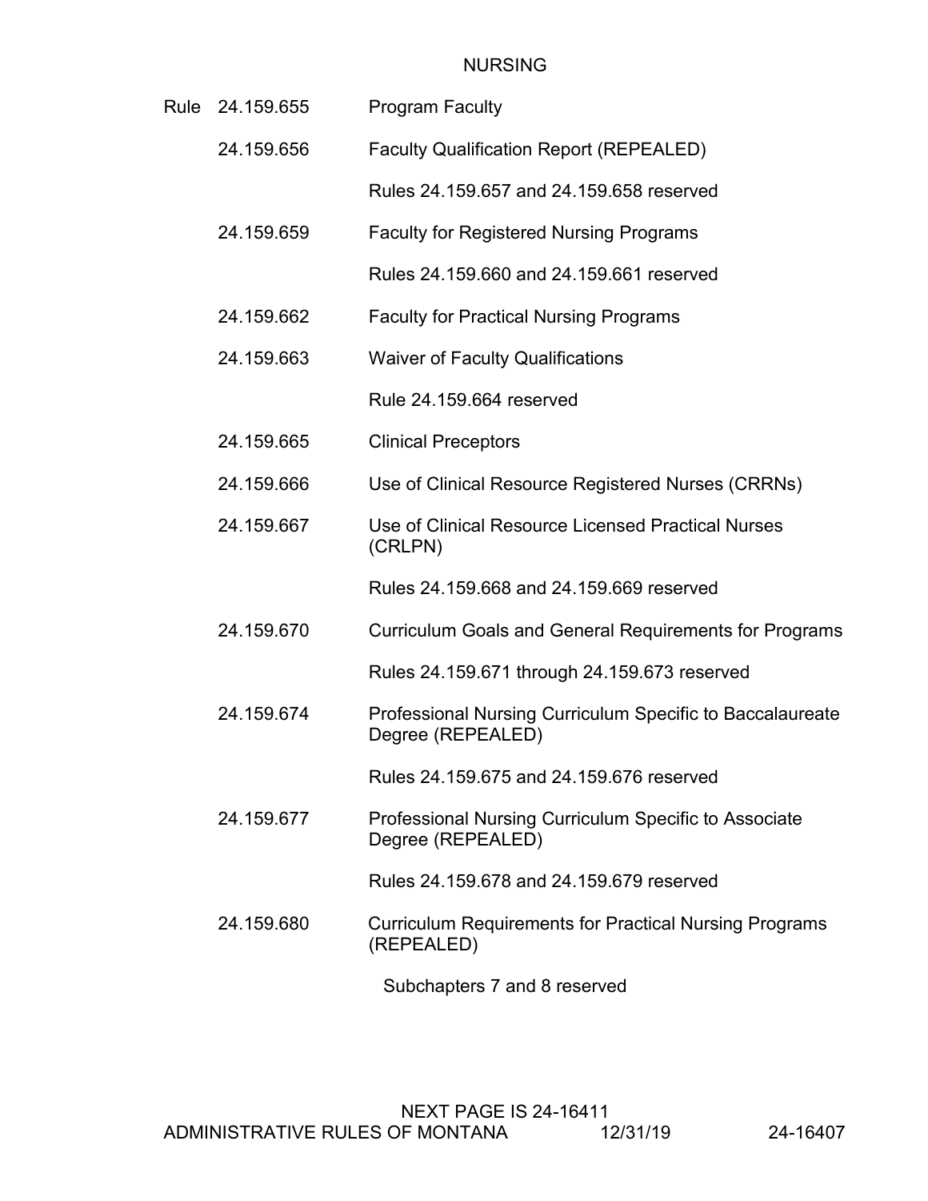NURSING

| | | |
|---|---|---|
| Rule | 24.159.655 | Program Faculty |
| | 24.159.656 | Faculty Qualification Report (REPEALED) |
| | | Rules 24.159.657 and 24.159.658 reserved |
| | 24.159.659 | Faculty for Registered Nursing Programs |
| | | Rules 24.159.660 and 24.159.661 reserved |
| | 24.159.662 | Faculty for Practical Nursing Programs |
| | 24.159.663 | Waiver of Faculty Qualifications |
| | | Rule 24.159.664 reserved |
| | 24.159.665 | Clinical Preceptors |
| | 24.159.666 | Use of Clinical Resource Registered Nurses (CRRNs) |
| | 24.159.667 | Use of Clinical Resource Licensed Practical Nurses (CRLPN) |
| | | Rules 24.159.668 and 24.159.669 reserved |
| | 24.159.670 | Curriculum Goals and General Requirements for Programs |
| | | Rules 24.159.671 through 24.159.673 reserved |
| | 24.159.674 | Professional Nursing Curriculum Specific to Baccalaureate Degree (REPEALED) |
| | | Rules 24.159.675 and 24.159.676 reserved |
| | 24.159.677 | Professional Nursing Curriculum Specific to Associate Degree (REPEALED) |
| | | Rules 24.159.678 and 24.159.679 reserved |
| | 24.159.680 | Curriculum Requirements for Practical Nursing Programs (REPEALED) |

Subchapters 7 and 8 reserved

NEXT PAGE IS 24-16411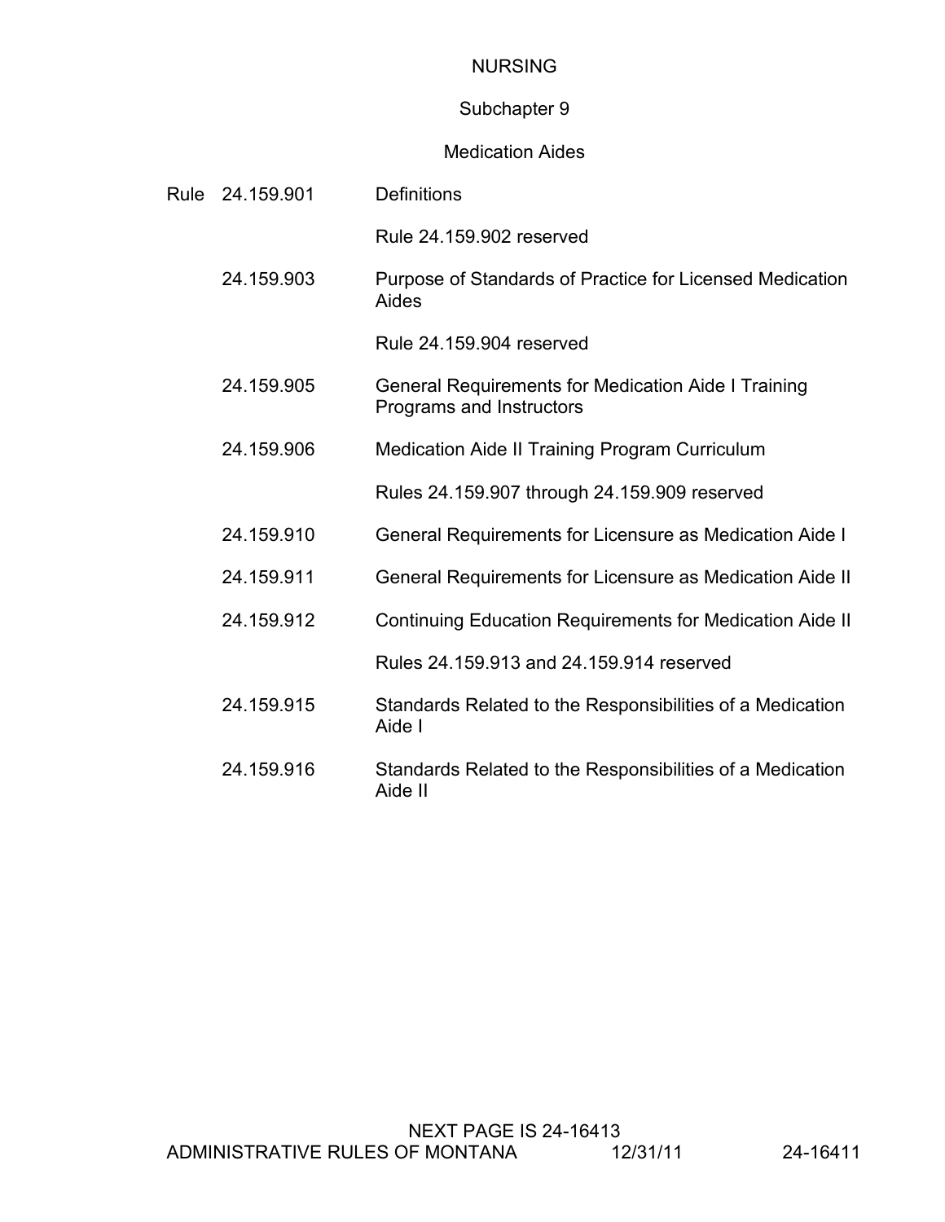# NURSING

## Subchapter 9

## Medication Aides

| | | |
|---|---|---|
| Rule | 24.159.901 | Definitions |
| | | Rule 24.159.902 reserved |
| | 24.159.903 | Purpose of Standards of Practice for Licensed Medication Aides |
| | | Rule 24.159.904 reserved |
| | 24.159.905 | General Requirements for Medication Aide I Training Programs and Instructors |
| | 24.159.906 | Medication Aide II Training Program Curriculum |
| | | Rules 24.159.907 through 24.159.909 reserved |
| | 24.159.910 | General Requirements for Licensure as Medication Aide I |
| | 24.159.911 | General Requirements for Licensure as Medication Aide II |
| | 24.159.912 | Continuing Education Requirements for Medication Aide II |
| | | Rules 24.159.913 and 24.159.914 reserved |
| | 24.159.915 | Standards Related to the Responsibilities of a Medication Aide I |
| | 24.159.916 | Standards Related to the Responsibilities of a Medication Aide II |

NEXT PAGE IS 24-16413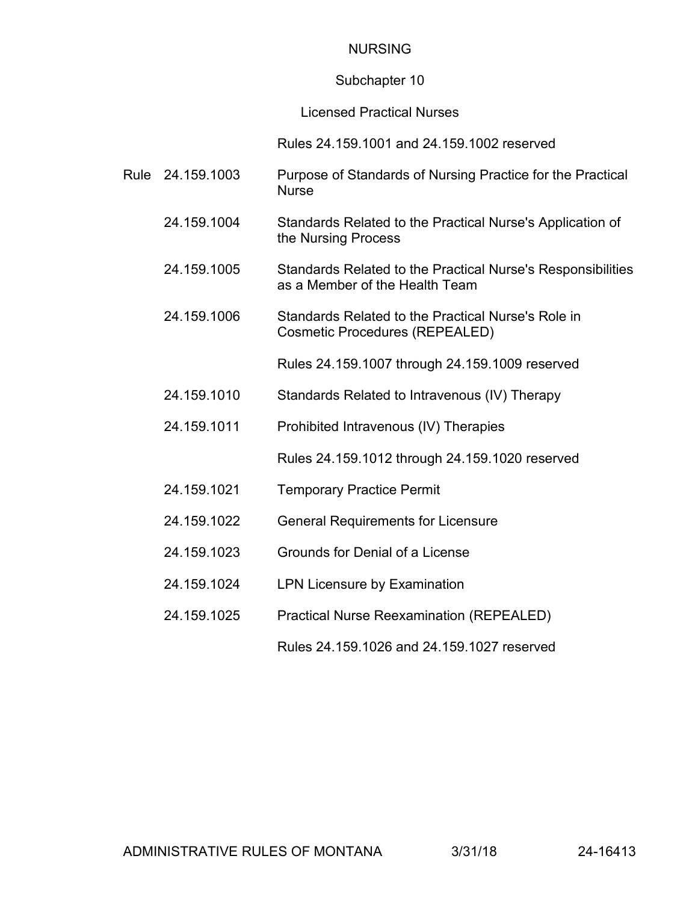NURSING

Subchapter 10

Licensed Practical Nurses

| | | |
|---|---|---|
| | | Rules 24.159.1001 and 24.159.1002 reserved |
| Rule | 24.159.1003 | Purpose of Standards of Nursing Practice for the Practical Nurse |
| | 24.159.1004 | Standards Related to the Practical Nurse's Application of the Nursing Process |
| | 24.159.1005 | Standards Related to the Practical Nurse's Responsibilities as a Member of the Health Team |
| | 24.159.1006 | Standards Related to the Practical Nurse's Role in Cosmetic Procedures (REPEALED) |
| | | Rules 24.159.1007 through 24.159.1009 reserved |
| | 24.159.1010 | Standards Related to Intravenous (IV) Therapy |
| | 24.159.1011 | Prohibited Intravenous (IV) Therapies |
| | | Rules 24.159.1012 through 24.159.1020 reserved |
| | 24.159.1021 | Temporary Practice Permit |
| | 24.159.1022 | General Requirements for Licensure |
| | 24.159.1023 | Grounds for Denial of a License |
| | 24.159.1024 | LPN Licensure by Examination |
| | 24.159.1025 | Practical Nurse Reexamination (REPEALED) |
| | | Rules 24.159.1026 and 24.159.1027 reserved |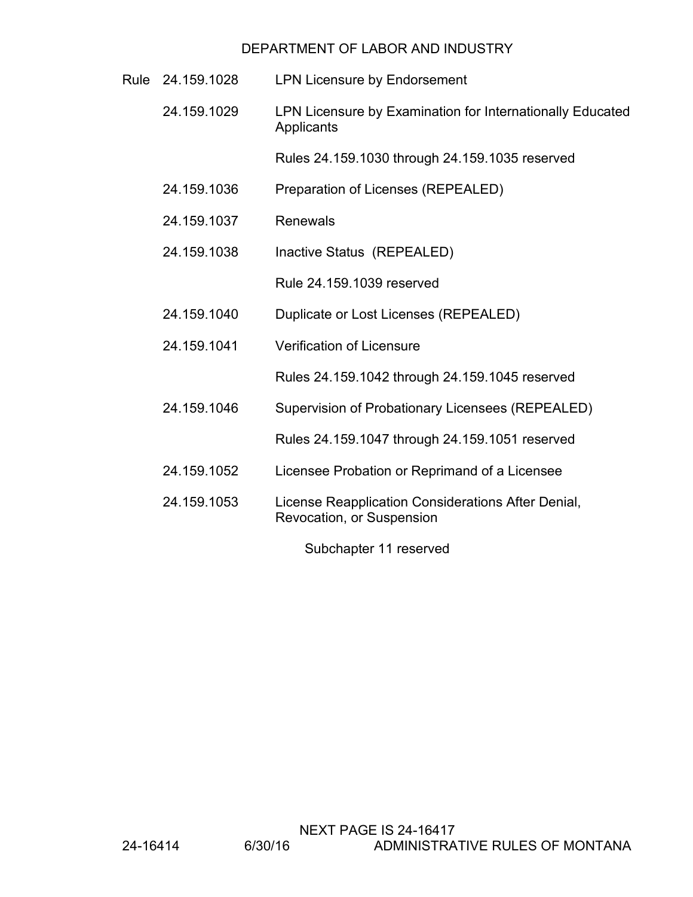| | | |
|---|---|---|
| Rule | 24.159.1028 | LPN Licensure by Endorsement |
| | 24.159.1029 | LPN Licensure by Examination for Internationally Educated Applicants |
| | | Rules 24.159.1030 through 24.159.1035 reserved |
| | 24.159.1036 | Preparation of Licenses (REPEALED) |
| | 24.159.1037 | Renewals |
| | 24.159.1038 | Inactive Status (REPEALED) |
| | | Rule 24.159.1039 reserved |
| | 24.159.1040 | Duplicate or Lost Licenses (REPEALED) |
| | 24.159.1041 | Verification of Licensure |
| | | Rules 24.159.1042 through 24.159.1045 reserved |
| | 24.159.1046 | Supervision of Probationary Licensees (REPEALED) |
| | | Rules 24.159.1047 through 24.159.1051 reserved |
| | 24.159.1052 | Licensee Probation or Reprimand of a Licensee |
| | 24.159.1053 | License Reapplication Considerations After Denial, Revocation, or Suspension |

Subchapter 11 reserved

NEXT PAGE IS 24-16417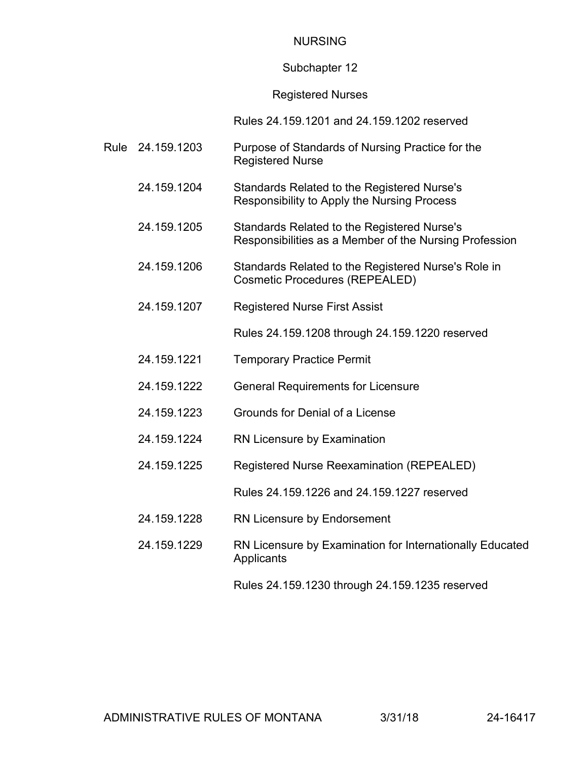# NURSING

## Subchapter 12

### Registered Nurses

Rules 24.159.1201 and 24.159.1202 reserved

| | | |
|---|---|---|
| Rule | 24.159.1203 | Purpose of Standards of Nursing Practice for the Registered Nurse |
| | 24.159.1204 | Standards Related to the Registered Nurse's Responsibility to Apply the Nursing Process |
| | 24.159.1205 | Standards Related to the Registered Nurse's Responsibilities as a Member of the Nursing Profession |
| | 24.159.1206 | Standards Related to the Registered Nurse's Role in Cosmetic Procedures (REPEALED) |
| | 24.159.1207 | Registered Nurse First Assist |
| | | Rules 24.159.1208 through 24.159.1220 reserved |
| | 24.159.1221 | Temporary Practice Permit |
| | 24.159.1222 | General Requirements for Licensure |
| | 24.159.1223 | Grounds for Denial of a License |
| | 24.159.1224 | RN Licensure by Examination |
| | 24.159.1225 | Registered Nurse Reexamination (REPEALED) |
| | | Rules 24.159.1226 and 24.159.1227 reserved |
| | 24.159.1228 | RN Licensure by Endorsement |
| | 24.159.1229 | RN Licensure by Examination for Internationally Educated Applicants |
| | | Rules 24.159.1230 through 24.159.1235 reserved |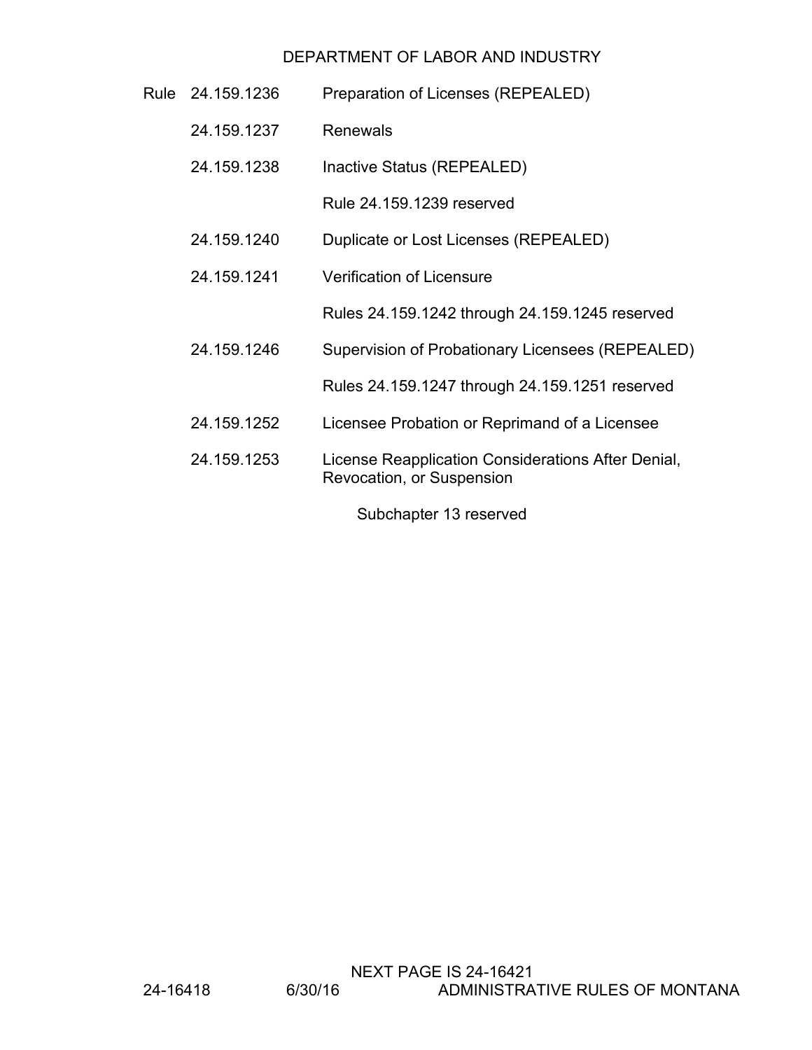| | | |
|---|---|---|
| Rule | 24.159.1236 | Preparation of Licenses (REPEALED) |
| | 24.159.1237 | Renewals |
| | 24.159.1238 | Inactive Status (REPEALED) |
| | | Rule 24.159.1239 reserved |
| | 24.159.1240 | Duplicate or Lost Licenses (REPEALED) |
| | 24.159.1241 | Verification of Licensure |
| | | Rules 24.159.1242 through 24.159.1245 reserved |
| | 24.159.1246 | Supervision of Probationary Licensees (REPEALED) |
| | | Rules 24.159.1247 through 24.159.1251 reserved |
| | 24.159.1252 | Licensee Probation or Reprimand of a Licensee |
| | 24.159.1253 | License Reapplication Considerations After Denial, Revocation, or Suspension |

Subchapter 13 reserved

NEXT PAGE IS 24-16421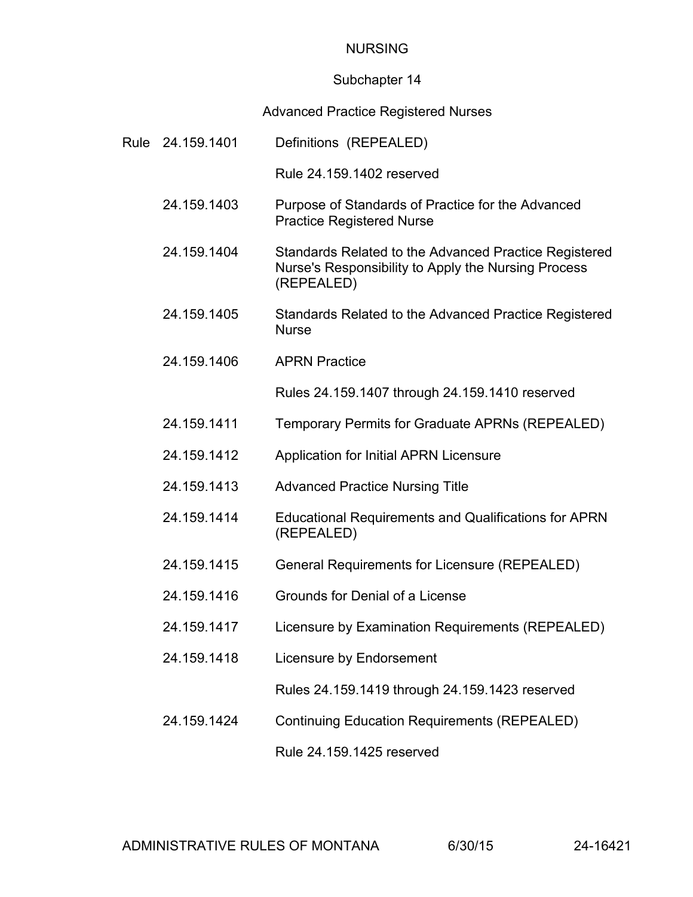# NURSING

## Subchapter 14

### Advanced Practice Registered Nurses

| | | |
|---|---|---|
| Rule | 24.159.1401 | Definitions (REPEALED) |
| | | Rule 24.159.1402 reserved |
| | 24.159.1403 | Purpose of Standards of Practice for the Advanced Practice Registered Nurse |
| | 24.159.1404 | Standards Related to the Advanced Practice Registered Nurse's Responsibility to Apply the Nursing Process (REPEALED) |
| | 24.159.1405 | Standards Related to the Advanced Practice Registered Nurse |
| | 24.159.1406 | APRN Practice |
| | | Rules 24.159.1407 through 24.159.1410 reserved |
| | 24.159.1411 | Temporary Permits for Graduate APRNs (REPEALED) |
| | 24.159.1412 | Application for Initial APRN Licensure |
| | 24.159.1413 | Advanced Practice Nursing Title |
| | 24.159.1414 | Educational Requirements and Qualifications for APRN (REPEALED) |
| | 24.159.1415 | General Requirements for Licensure (REPEALED) |
| | 24.159.1416 | Grounds for Denial of a License |
| | 24.159.1417 | Licensure by Examination Requirements (REPEALED) |
| | 24.159.1418 | Licensure by Endorsement |
| | | Rules 24.159.1419 through 24.159.1423 reserved |
| | 24.159.1424 | Continuing Education Requirements (REPEALED) |
| | | Rule 24.159.1425 reserved |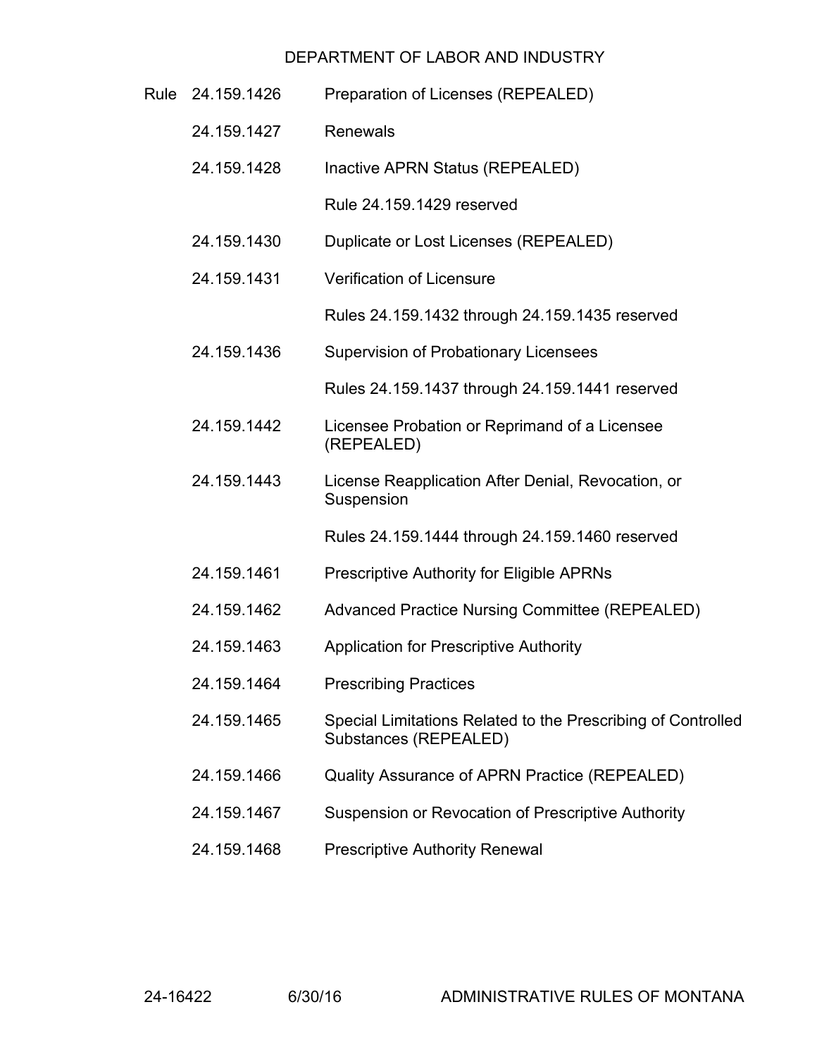| | | |
|---|---|---|
| Rule | 24.159.1426 | Preparation of Licenses (REPEALED) |
| | 24.159.1427 | Renewals |
| | 24.159.1428 | Inactive APRN Status (REPEALED) |
| | | Rule 24.159.1429 reserved |
| | 24.159.1430 | Duplicate or Lost Licenses (REPEALED) |
| | 24.159.1431 | Verification of Licensure |
| | | Rules 24.159.1432 through 24.159.1435 reserved |
| | 24.159.1436 | Supervision of Probationary Licensees |
| | | Rules 24.159.1437 through 24.159.1441 reserved |
| | 24.159.1442 | Licensee Probation or Reprimand of a Licensee (REPEALED) |
| | 24.159.1443 | License Reapplication After Denial, Revocation, or Suspension |
| | | Rules 24.159.1444 through 24.159.1460 reserved |
| | 24.159.1461 | Prescriptive Authority for Eligible APRNs |
| | 24.159.1462 | Advanced Practice Nursing Committee (REPEALED) |
| | 24.159.1463 | Application for Prescriptive Authority |
| | 24.159.1464 | Prescribing Practices |
| | 24.159.1465 | Special Limitations Related to the Prescribing of Controlled Substances (REPEALED) |
| | 24.159.1466 | Quality Assurance of APRN Practice (REPEALED) |
| | 24.159.1467 | Suspension or Revocation of Prescriptive Authority |
| | 24.159.1468 | Prescriptive Authority Renewal |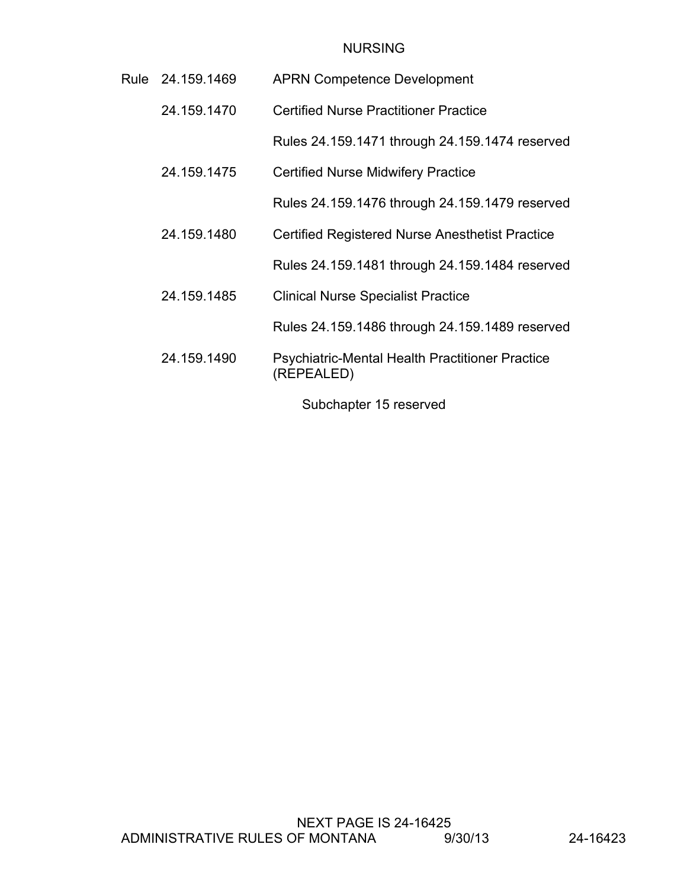NURSING

| | | |
|---|---|---|
| Rule | 24.159.1469 | APRN Competence Development |
| | 24.159.1470 | Certified Nurse Practitioner Practice |
| | | Rules 24.159.1471 through 24.159.1474 reserved |
| | 24.159.1475 | Certified Nurse Midwifery Practice |
| | | Rules 24.159.1476 through 24.159.1479 reserved |
| | 24.159.1480 | Certified Registered Nurse Anesthetist Practice |
| | | Rules 24.159.1481 through 24.159.1484 reserved |
| | 24.159.1485 | Clinical Nurse Specialist Practice |
| | | Rules 24.159.1486 through 24.159.1489 reserved |
| | 24.159.1490 | Psychiatric-Mental Health Practitioner Practice (REPEALED) |

Subchapter 15 reserved

NEXT PAGE IS 24-16425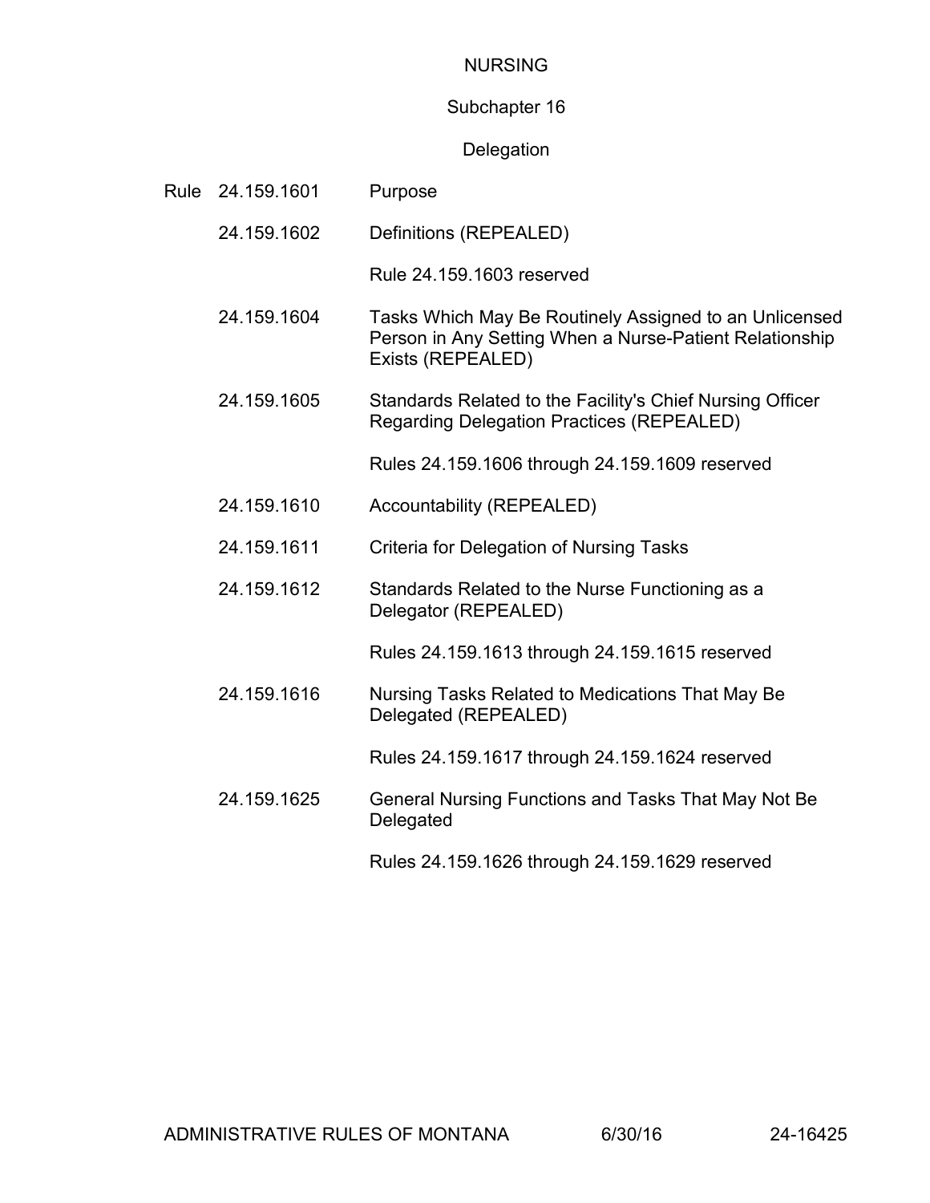# NURSING

## Subchapter 16

## Delegation

| | | |
|---|---|---|
| Rule | 24.159.1601 | Purpose |
| | 24.159.1602 | Definitions (REPEALED) |
| | | Rule 24.159.1603 reserved |
| | 24.159.1604 | Tasks Which May Be Routinely Assigned to an Unlicensed Person in Any Setting When a Nurse-Patient Relationship Exists (REPEALED) |
| | 24.159.1605 | Standards Related to the Facility's Chief Nursing Officer Regarding Delegation Practices (REPEALED) |
| | | Rules 24.159.1606 through 24.159.1609 reserved |
| | 24.159.1610 | Accountability (REPEALED) |
| | 24.159.1611 | Criteria for Delegation of Nursing Tasks |
| | 24.159.1612 | Standards Related to the Nurse Functioning as a Delegator (REPEALED) |
| | | Rules 24.159.1613 through 24.159.1615 reserved |
| | 24.159.1616 | Nursing Tasks Related to Medications That May Be Delegated (REPEALED) |
| | | Rules 24.159.1617 through 24.159.1624 reserved |
| | 24.159.1625 | General Nursing Functions and Tasks That May Not Be Delegated |
| | | Rules 24.159.1626 through 24.159.1629 reserved |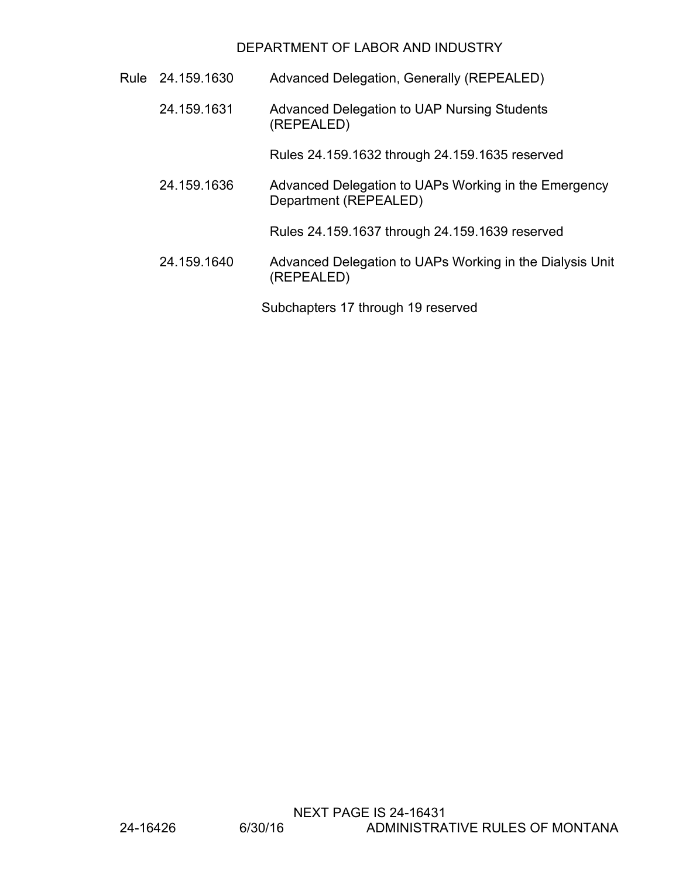| | | |
|---|---|---|
| Rule | 24.159.1630 | Advanced Delegation, Generally (REPEALED) |
| | 24.159.1631 | Advanced Delegation to UAP Nursing Students (REPEALED) |
| | | Rules 24.159.1632 through 24.159.1635 reserved |
| | 24.159.1636 | Advanced Delegation to UAPs Working in the Emergency Department (REPEALED) |
| | | Rules 24.159.1637 through 24.159.1639 reserved |
| | 24.159.1640 | Advanced Delegation to UAPs Working in the Dialysis Unit (REPEALED) |

Subchapters 17 through 19 reserved

NEXT PAGE IS 24-16431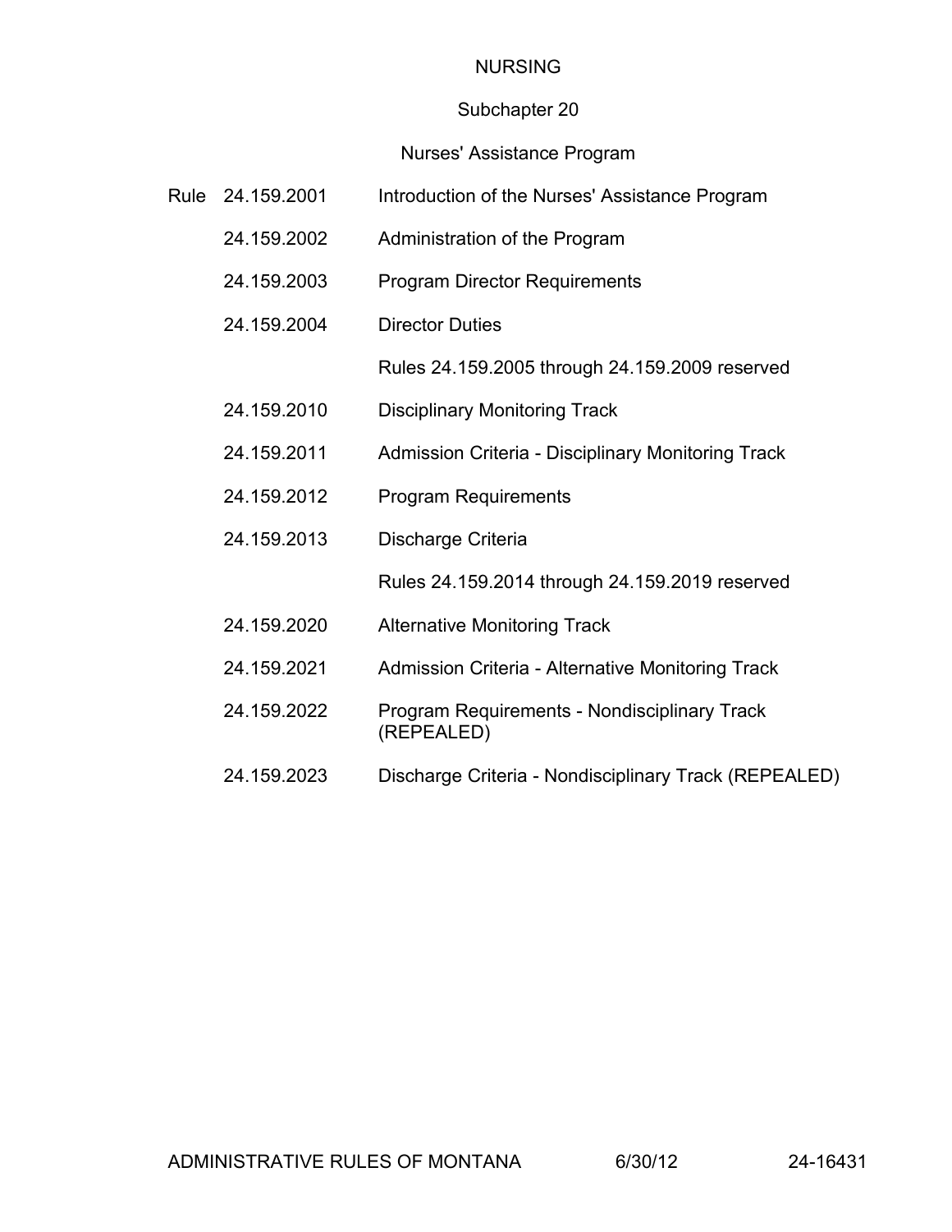# NURSING

## Subchapter 20

## Nurses' Assistance Program

| | | |
|---|---|---|
| Rule | 24.159.2001 | Introduction of the Nurses' Assistance Program |
| | 24.159.2002 | Administration of the Program |
| | 24.159.2003 | Program Director Requirements |
| | 24.159.2004 | Director Duties |
| | | Rules 24.159.2005 through 24.159.2009 reserved |
| | 24.159.2010 | Disciplinary Monitoring Track |
| | 24.159.2011 | Admission Criteria - Disciplinary Monitoring Track |
| | 24.159.2012 | Program Requirements |
| | 24.159.2013 | Discharge Criteria |
| | | Rules 24.159.2014 through 24.159.2019 reserved |
| | 24.159.2020 | Alternative Monitoring Track |
| | 24.159.2021 | Admission Criteria - Alternative Monitoring Track |
| | 24.159.2022 | Program Requirements - Nondisciplinary Track (REPEALED) |
| | 24.159.2023 | Discharge Criteria - Nondisciplinary Track (REPEALED) |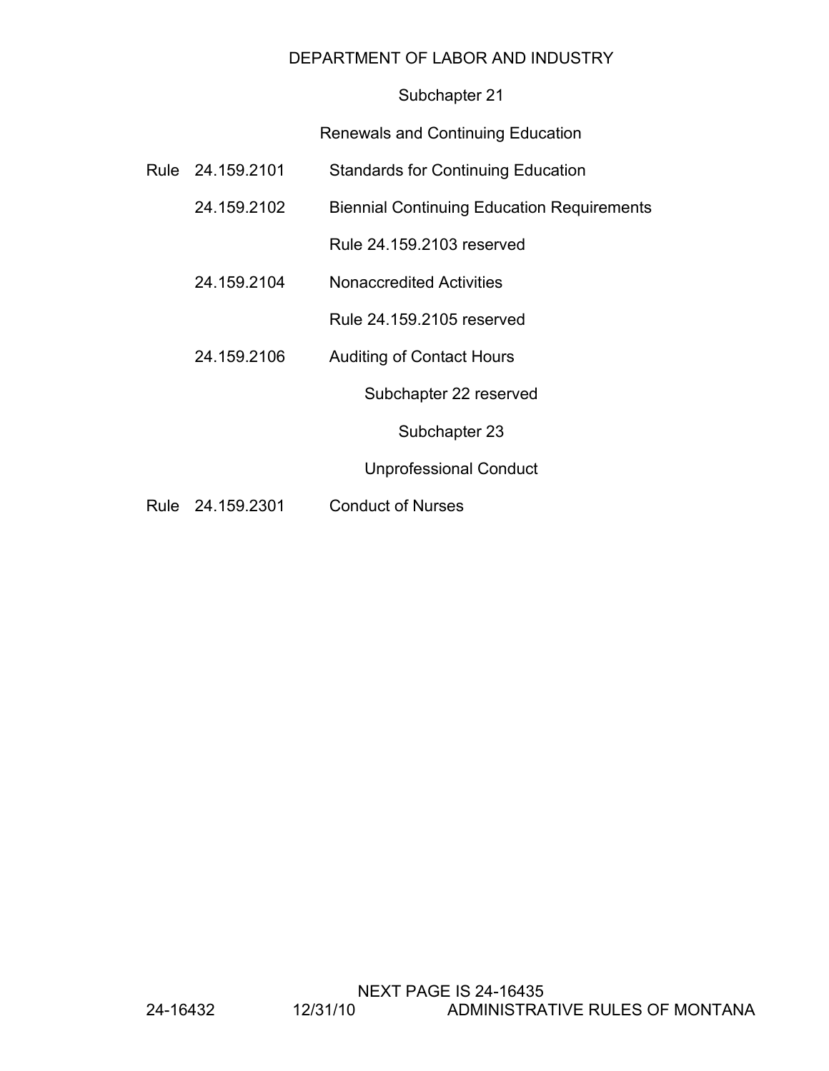DEPARTMENT OF LABOR AND INDUSTRY

## Subchapter 21

## Renewals and Continuing Education

| | | |
|---|---|---|
| Rule | 24.159.2101 | Standards for Continuing Education |
| | 24.159.2102 | Biennial Continuing Education Requirements |
| | | Rule 24.159.2103 reserved |
| | 24.159.2104 | Nonaccredited Activities |
| | | Rule 24.159.2105 reserved |
| | 24.159.2106 | Auditing of Contact Hours |

Subchapter 22 reserved

## Subchapter 23

## Unprofessional Conduct

| | | |
|---|---|---|
| Rule | 24.159.2301 | Conduct of Nurses |

NEXT PAGE IS 24-16435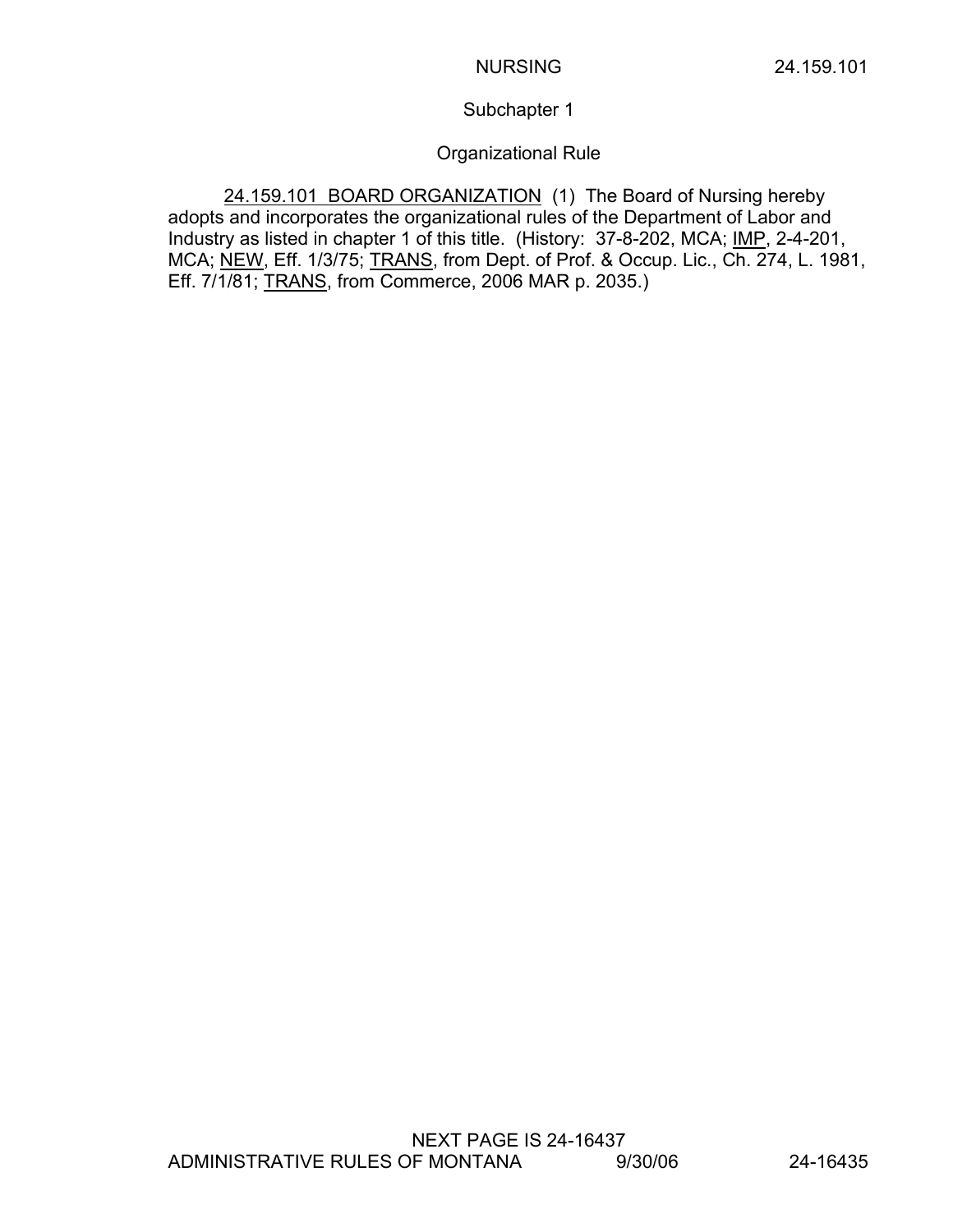## Subchapter 1

### Organizational Rule

24.159.101 BOARD ORGANIZATION (1) The Board of Nursing hereby adopts and incorporates the organizational rules of the Department of Labor and Industry as listed in chapter 1 of this title. (History: 37-8-202, MCA; IMP, 2-4-201, MCA; NEW, Eff. 1/3/75; TRANS, from Dept. of Prof. & Occup. Lic., Ch. 274, L. 1981, Eff. 7/1/81; TRANS, from Commerce, 2006 MAR p. 2035.)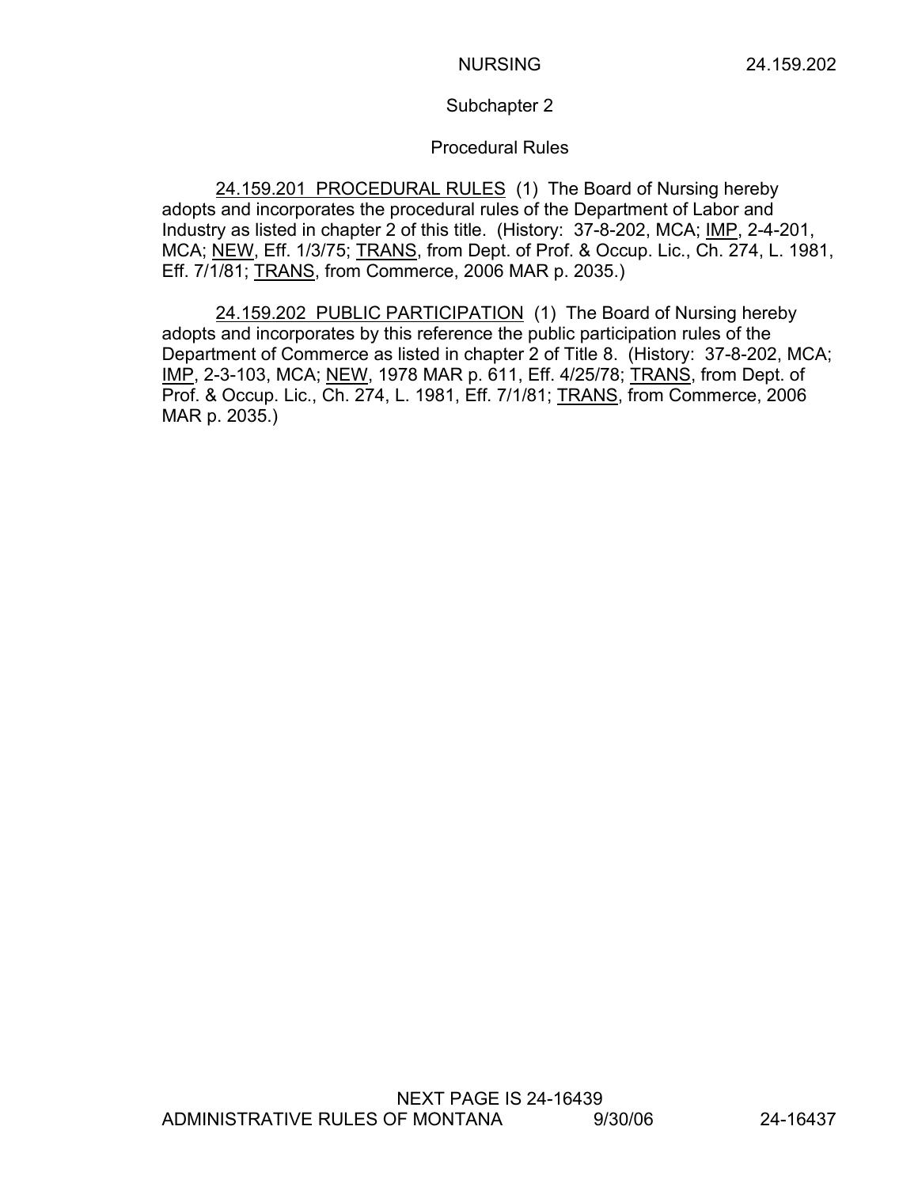## Subchapter 2

## Procedural Rules

24.159.201 PROCEDURAL RULES (1) The Board of Nursing hereby adopts and incorporates the procedural rules of the Department of Labor and Industry as listed in chapter 2 of this title. (History: 37-8-202, MCA; IMP, 2-4-201, MCA; NEW, Eff. 1/3/75; TRANS, from Dept. of Prof. & Occup. Lic., Ch. 274, L. 1981, Eff. 7/1/81; TRANS, from Commerce, 2006 MAR p. 2035.)

24.159.202 PUBLIC PARTICIPATION (1) The Board of Nursing hereby adopts and incorporates by this reference the public participation rules of the Department of Commerce as listed in chapter 2 of Title 8. (History: 37-8-202, MCA; IMP, 2-3-103, MCA; NEW, 1978 MAR p. 611, Eff. 4/25/78; TRANS, from Dept. of Prof. & Occup. Lic., Ch. 274, L. 1981, Eff. 7/1/81; TRANS, from Commerce, 2006 MAR p. 2035.)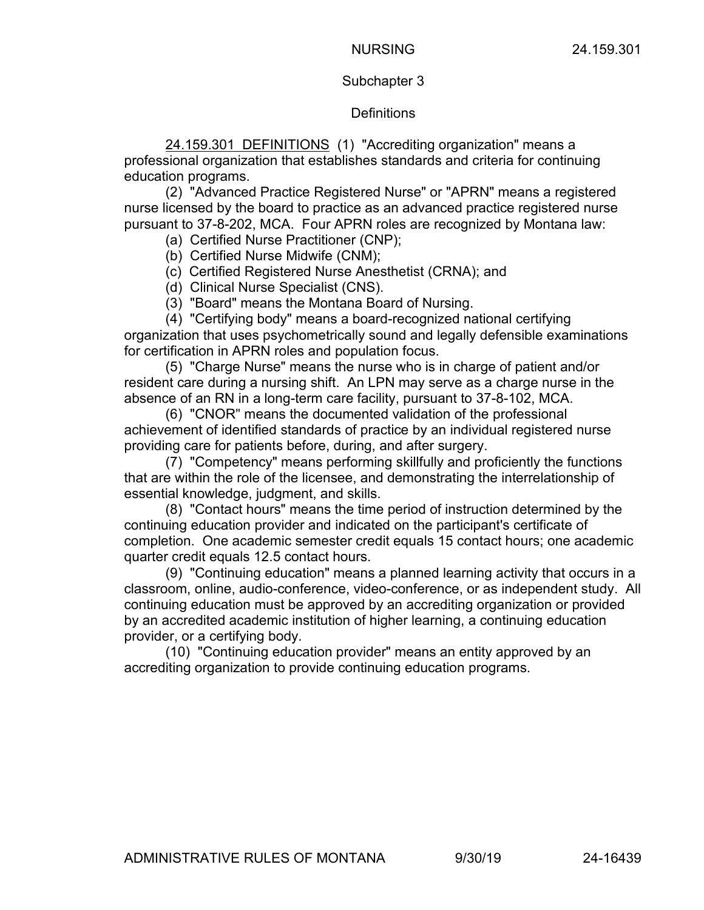## Subchapter 3

## Definitions

24.159.301 DEFINITIONS (1) "Accrediting organization" means a professional organization that establishes standards and criteria for continuing education programs.

(2) "Advanced Practice Registered Nurse" or "APRN" means a registered nurse licensed by the board to practice as an advanced practice registered nurse pursuant to 37-8-202, MCA. Four APRN roles are recognized by Montana law:

(a) Certified Nurse Practitioner (CNP);

(b) Certified Nurse Midwife (CNM);

(c) Certified Registered Nurse Anesthetist (CRNA); and

(d) Clinical Nurse Specialist (CNS).

(3) "Board" means the Montana Board of Nursing.

(4) "Certifying body" means a board-recognized national certifying organization that uses psychometrically sound and legally defensible examinations for certification in APRN roles and population focus.

(5) "Charge Nurse" means the nurse who is in charge of patient and/or resident care during a nursing shift. An LPN may serve as a charge nurse in the absence of an RN in a long-term care facility, pursuant to 37-8-102, MCA.

(6) "CNOR" means the documented validation of the professional achievement of identified standards of practice by an individual registered nurse providing care for patients before, during, and after surgery.

(7) "Competency" means performing skillfully and proficiently the functions that are within the role of the licensee, and demonstrating the interrelationship of essential knowledge, judgment, and skills.

(8) "Contact hours" means the time period of instruction determined by the continuing education provider and indicated on the participant's certificate of completion. One academic semester credit equals 15 contact hours; one academic quarter credit equals 12.5 contact hours.

(9) "Continuing education" means a planned learning activity that occurs in a classroom, online, audio-conference, video-conference, or as independent study. All continuing education must be approved by an accrediting organization or provided by an accredited academic institution of higher learning, a continuing education provider, or a certifying body.

(10) "Continuing education provider" means an entity approved by an accrediting organization to provide continuing education programs.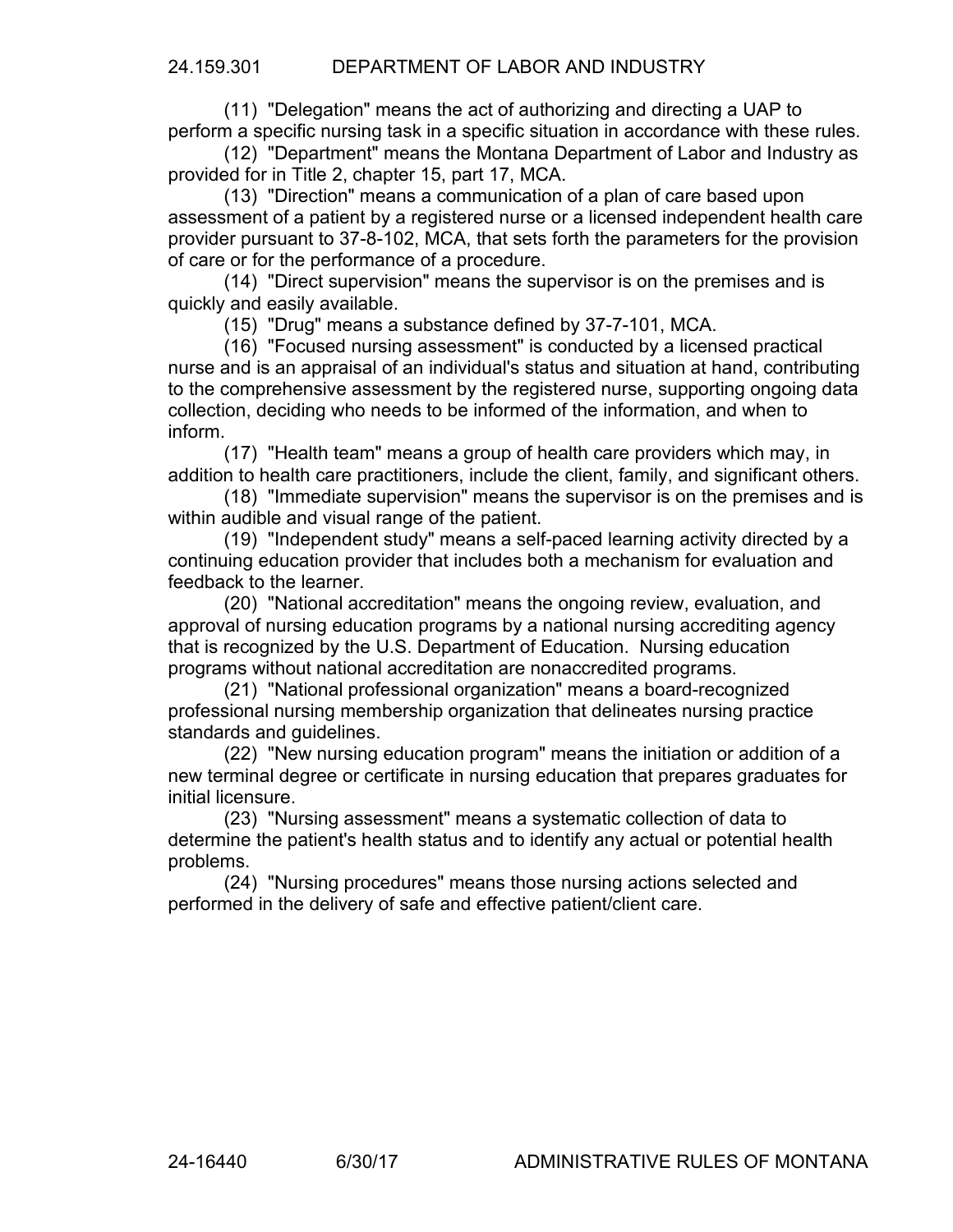(11) "Delegation" means the act of authorizing and directing a UAP to perform a specific nursing task in a specific situation in accordance with these rules.

(12) "Department" means the Montana Department of Labor and Industry as provided for in Title 2, chapter 15, part 17, MCA.

(13) "Direction" means a communication of a plan of care based upon assessment of a patient by a registered nurse or a licensed independent health care provider pursuant to 37-8-102, MCA, that sets forth the parameters for the provision of care or for the performance of a procedure.

(14) "Direct supervision" means the supervisor is on the premises and is quickly and easily available.

(15) "Drug" means a substance defined by 37-7-101, MCA.

(16) "Focused nursing assessment" is conducted by a licensed practical nurse and is an appraisal of an individual's status and situation at hand, contributing to the comprehensive assessment by the registered nurse, supporting ongoing data collection, deciding who needs to be informed of the information, and when to inform.

(17) "Health team" means a group of health care providers which may, in addition to health care practitioners, include the client, family, and significant others.

(18) "Immediate supervision" means the supervisor is on the premises and is within audible and visual range of the patient.

(19) "Independent study" means a self-paced learning activity directed by a continuing education provider that includes both a mechanism for evaluation and feedback to the learner.

(20) "National accreditation" means the ongoing review, evaluation, and approval of nursing education programs by a national nursing accrediting agency that is recognized by the U.S. Department of Education. Nursing education programs without national accreditation are nonaccredited programs.

(21) "National professional organization" means a board-recognized professional nursing membership organization that delineates nursing practice standards and guidelines.

(22) "New nursing education program" means the initiation or addition of a new terminal degree or certificate in nursing education that prepares graduates for initial licensure.

(23) "Nursing assessment" means a systematic collection of data to determine the patient's health status and to identify any actual or potential health problems.

(24) "Nursing procedures" means those nursing actions selected and performed in the delivery of safe and effective patient/client care.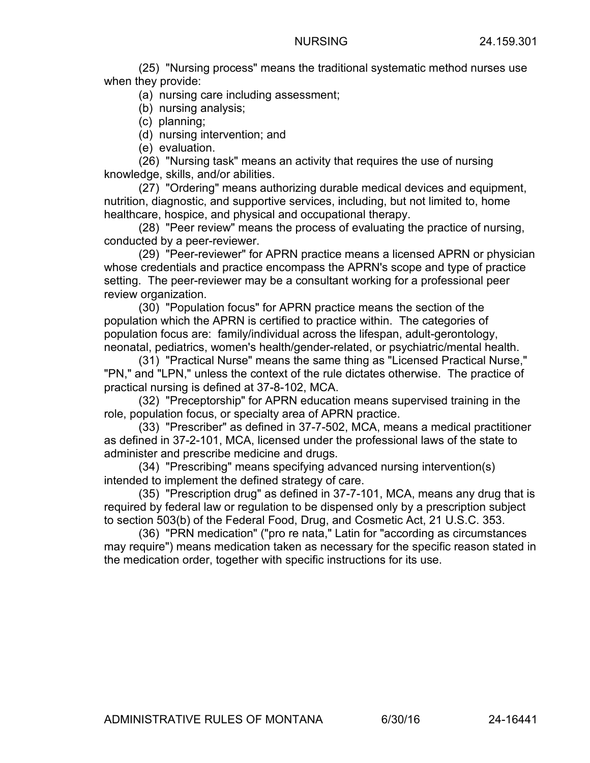(25) "Nursing process" means the traditional systematic method nurses use when they provide:

(a) nursing care including assessment;

(b) nursing analysis;

(c) planning;

(d) nursing intervention; and

(e) evaluation.

(26) "Nursing task" means an activity that requires the use of nursing knowledge, skills, and/or abilities.

(27) "Ordering" means authorizing durable medical devices and equipment, nutrition, diagnostic, and supportive services, including, but not limited to, home healthcare, hospice, and physical and occupational therapy.

(28) "Peer review" means the process of evaluating the practice of nursing, conducted by a peer-reviewer.

(29) "Peer-reviewer" for APRN practice means a licensed APRN or physician whose credentials and practice encompass the APRN's scope and type of practice setting. The peer-reviewer may be a consultant working for a professional peer review organization.

(30) "Population focus" for APRN practice means the section of the population which the APRN is certified to practice within. The categories of population focus are: family/individual across the lifespan, adult-gerontology, neonatal, pediatrics, women's health/gender-related, or psychiatric/mental health.

(31) "Practical Nurse" means the same thing as "Licensed Practical Nurse," "PN," and "LPN," unless the context of the rule dictates otherwise. The practice of practical nursing is defined at 37-8-102, MCA.

(32) "Preceptorship" for APRN education means supervised training in the role, population focus, or specialty area of APRN practice.

(33) "Prescriber" as defined in 37-7-502, MCA, means a medical practitioner as defined in 37-2-101, MCA, licensed under the professional laws of the state to administer and prescribe medicine and drugs.

(34) "Prescribing" means specifying advanced nursing intervention(s) intended to implement the defined strategy of care.

(35) "Prescription drug" as defined in 37-7-101, MCA, means any drug that is required by federal law or regulation to be dispensed only by a prescription subject to section 503(b) of the Federal Food, Drug, and Cosmetic Act, 21 U.S.C. 353.

(36) "PRN medication" ("pro re nata," Latin for "according as circumstances may require") means medication taken as necessary for the specific reason stated in the medication order, together with specific instructions for its use.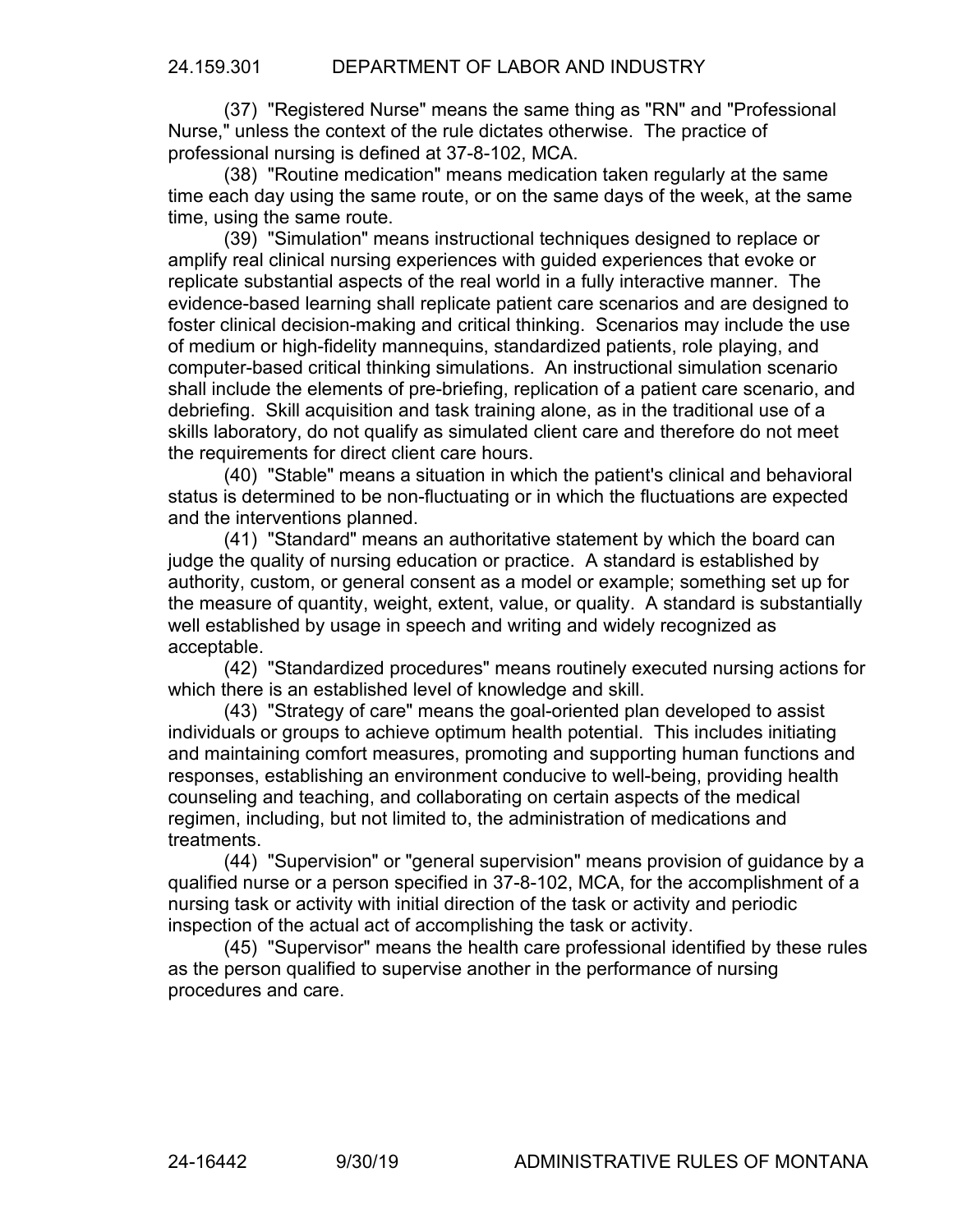(37) "Registered Nurse" means the same thing as "RN" and "Professional Nurse," unless the context of the rule dictates otherwise. The practice of professional nursing is defined at 37-8-102, MCA.

(38) "Routine medication" means medication taken regularly at the same time each day using the same route, or on the same days of the week, at the same time, using the same route.

(39) "Simulation" means instructional techniques designed to replace or amplify real clinical nursing experiences with guided experiences that evoke or replicate substantial aspects of the real world in a fully interactive manner. The evidence-based learning shall replicate patient care scenarios and are designed to foster clinical decision-making and critical thinking. Scenarios may include the use of medium or high-fidelity mannequins, standardized patients, role playing, and computer-based critical thinking simulations. An instructional simulation scenario shall include the elements of pre-briefing, replication of a patient care scenario, and debriefing. Skill acquisition and task training alone, as in the traditional use of a skills laboratory, do not qualify as simulated client care and therefore do not meet the requirements for direct client care hours.

(40) "Stable" means a situation in which the patient's clinical and behavioral status is determined to be non-fluctuating or in which the fluctuations are expected and the interventions planned.

(41) "Standard" means an authoritative statement by which the board can judge the quality of nursing education or practice. A standard is established by authority, custom, or general consent as a model or example; something set up for the measure of quantity, weight, extent, value, or quality. A standard is substantially well established by usage in speech and writing and widely recognized as acceptable.

(42) "Standardized procedures" means routinely executed nursing actions for which there is an established level of knowledge and skill.

(43) "Strategy of care" means the goal-oriented plan developed to assist individuals or groups to achieve optimum health potential. This includes initiating and maintaining comfort measures, promoting and supporting human functions and responses, establishing an environment conducive to well-being, providing health counseling and teaching, and collaborating on certain aspects of the medical regimen, including, but not limited to, the administration of medications and treatments.

(44) "Supervision" or "general supervision" means provision of guidance by a qualified nurse or a person specified in 37-8-102, MCA, for the accomplishment of a nursing task or activity with initial direction of the task or activity and periodic inspection of the actual act of accomplishing the task or activity.

(45) "Supervisor" means the health care professional identified by these rules as the person qualified to supervise another in the performance of nursing procedures and care.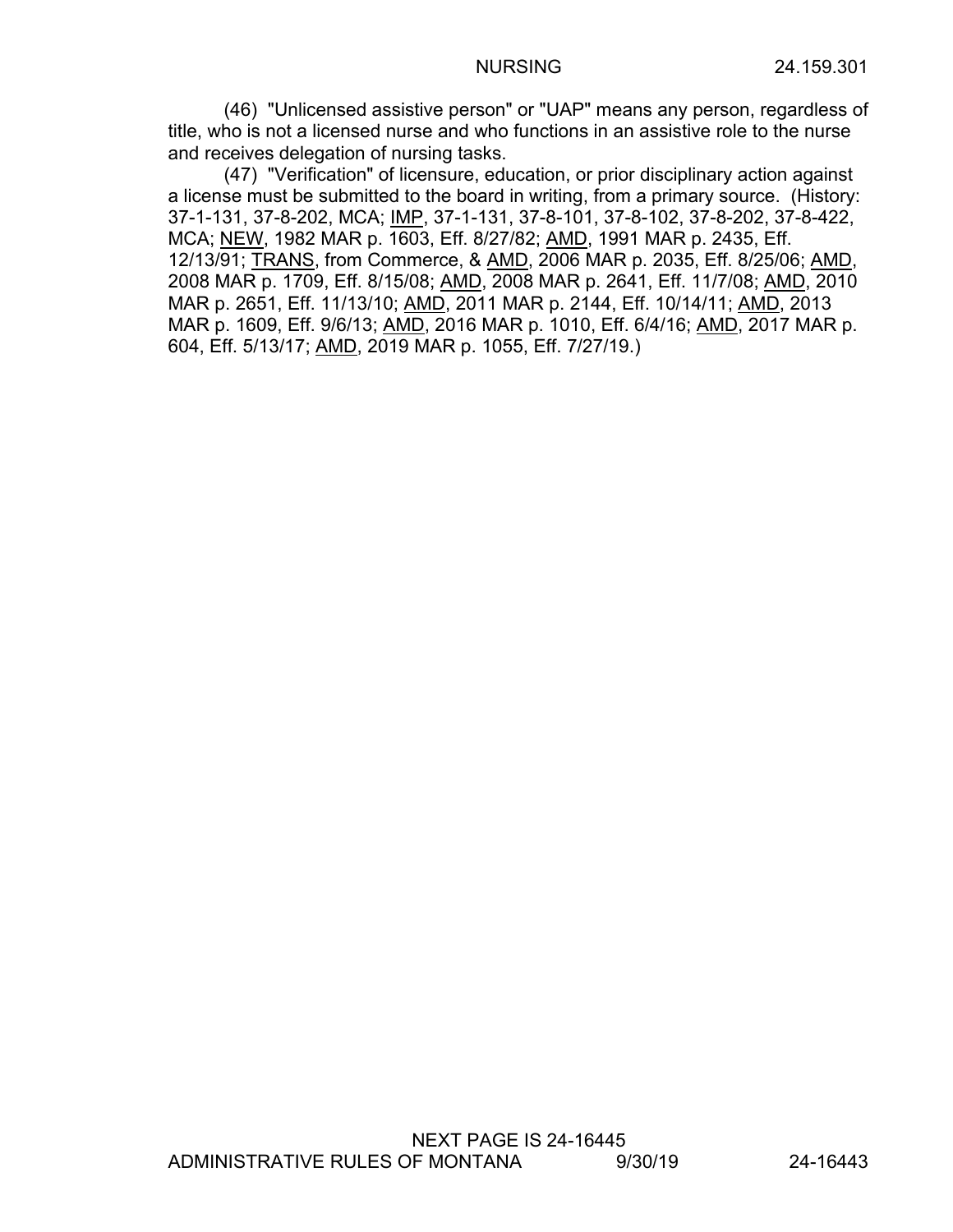(46) "Unlicensed assistive person" or "UAP" means any person, regardless of title, who is not a licensed nurse and who functions in an assistive role to the nurse and receives delegation of nursing tasks.

(47) "Verification" of licensure, education, or prior disciplinary action against a license must be submitted to the board in writing, from a primary source. (History: 37-1-131, 37-8-202, MCA; IMP, 37-1-131, 37-8-101, 37-8-102, 37-8-202, 37-8-422, MCA; NEW, 1982 MAR p. 1603, Eff. 8/27/82; AMD, 1991 MAR p. 2435, Eff. 12/13/91; TRANS, from Commerce, & AMD, 2006 MAR p. 2035, Eff. 8/25/06; AMD, 2008 MAR p. 1709, Eff. 8/15/08; AMD, 2008 MAR p. 2641, Eff. 11/7/08; AMD, 2010 MAR p. 2651, Eff. 11/13/10; AMD, 2011 MAR p. 2144, Eff. 10/14/11; AMD, 2013 MAR p. 1609, Eff. 9/6/13; AMD, 2016 MAR p. 1010, Eff. 6/4/16; AMD, 2017 MAR p. 604, Eff. 5/13/17; AMD, 2019 MAR p. 1055, Eff. 7/27/19.)

NEXT PAGE IS 24-16445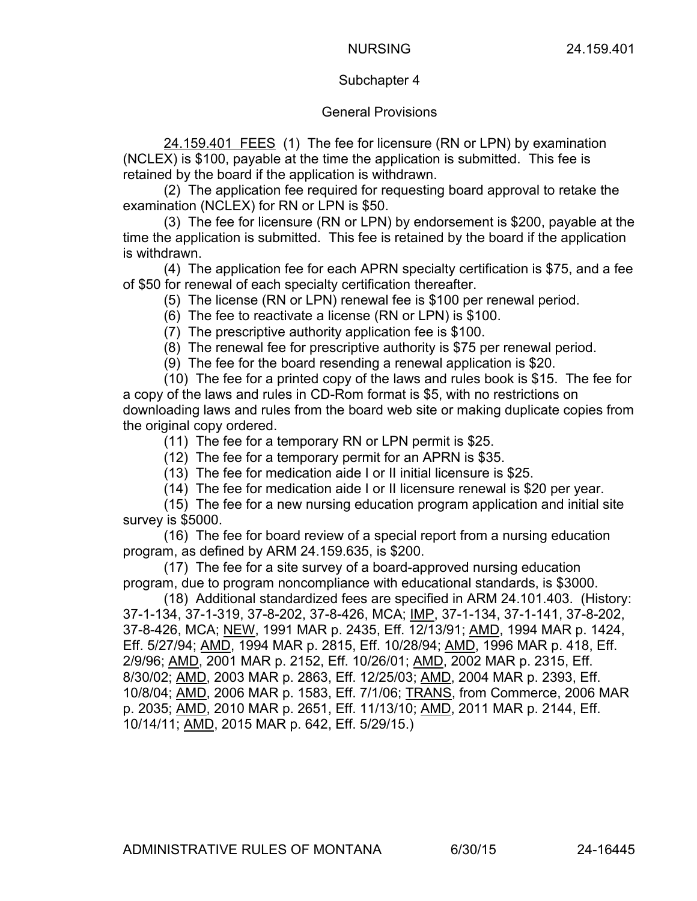## Subchapter 4

### General Provisions

24.159.401 FEES (1) The fee for licensure (RN or LPN) by examination (NCLEX) is $100, payable at the time the application is submitted. This fee is retained by the board if the application is withdrawn.

(2) The application fee required for requesting board approval to retake the examination (NCLEX) for RN or LPN is $50.

(3) The fee for licensure (RN or LPN) by endorsement is $200, payable at the time the application is submitted. This fee is retained by the board if the application is withdrawn.

(4) The application fee for each APRN specialty certification is $75, and a fee of $50 for renewal of each specialty certification thereafter.

(5) The license (RN or LPN) renewal fee is $100 per renewal period.

(6) The fee to reactivate a license (RN or LPN) is $100.

(7) The prescriptive authority application fee is $100.

(8) The renewal fee for prescriptive authority is $75 per renewal period.

(9) The fee for the board resending a renewal application is $20.

(10) The fee for a printed copy of the laws and rules book is $15. The fee for a copy of the laws and rules in CD-Rom format is $5, with no restrictions on downloading laws and rules from the board web site or making duplicate copies from the original copy ordered.

(11) The fee for a temporary RN or LPN permit is $25.

(12) The fee for a temporary permit for an APRN is $35.

(13) The fee for medication aide I or II initial licensure is $25.

(14) The fee for medication aide I or II licensure renewal is $20 per year.

(15) The fee for a new nursing education program application and initial site survey is $5000.

(16) The fee for board review of a special report from a nursing education program, as defined by ARM 24.159.635, is $200.

(17) The fee for a site survey of a board-approved nursing education program, due to program noncompliance with educational standards, is $3000.

(18) Additional standardized fees are specified in ARM 24.101.403. (History: 37-1-134, 37-1-319, 37-8-202, 37-8-426, MCA; IMP, 37-1-134, 37-1-141, 37-8-202, 37-8-426, MCA; NEW, 1991 MAR p. 2435, Eff. 12/13/91; AMD, 1994 MAR p. 1424, Eff. 5/27/94; AMD, 1994 MAR p. 2815, Eff. 10/28/94; AMD, 1996 MAR p. 418, Eff. 2/9/96; AMD, 2001 MAR p. 2152, Eff. 10/26/01; AMD, 2002 MAR p. 2315, Eff. 8/30/02; AMD, 2003 MAR p. 2863, Eff. 12/25/03; AMD, 2004 MAR p. 2393, Eff. 10/8/04; AMD, 2006 MAR p. 1583, Eff. 7/1/06; TRANS, from Commerce, 2006 MAR p. 2035; AMD, 2010 MAR p. 2651, Eff. 11/13/10; AMD, 2011 MAR p. 2144, Eff. 10/14/11; AMD, 2015 MAR p. 642, Eff. 5/29/15.)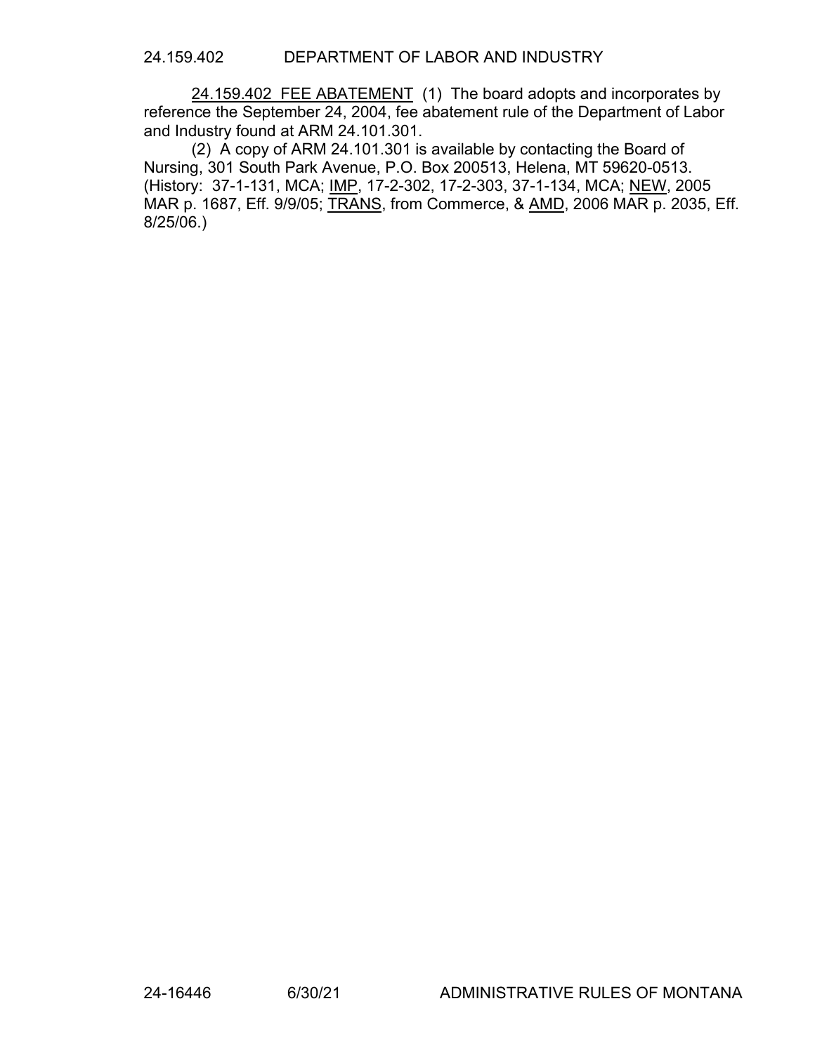24.159.402 FEE ABATEMENT (1) The board adopts and incorporates by reference the September 24, 2004, fee abatement rule of the Department of Labor and Industry found at ARM 24.101.301.

(2) A copy of ARM 24.101.301 is available by contacting the Board of Nursing, 301 South Park Avenue, P.O. Box 200513, Helena, MT 59620-0513. (History: 37-1-131, MCA; IMP, 17-2-302, 17-2-303, 37-1-134, MCA; NEW, 2005 MAR p. 1687, Eff. 9/9/05; TRANS, from Commerce, & AMD, 2006 MAR p. 2035, Eff. 8/25/06.)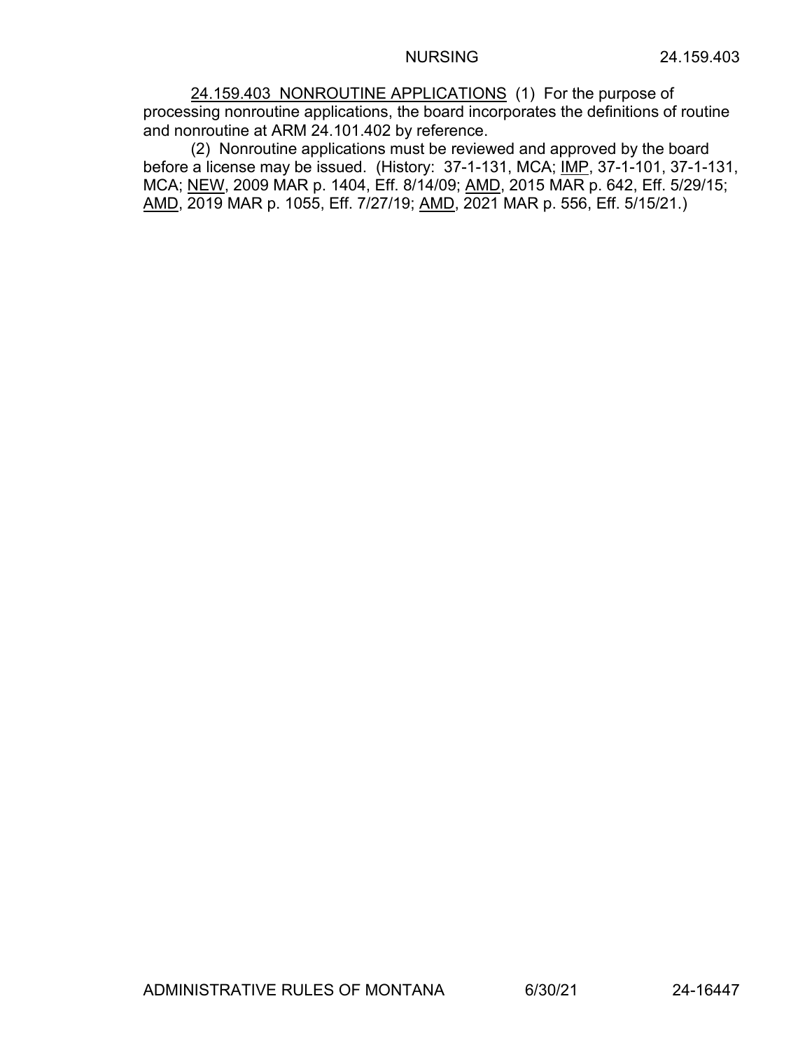<u>24.159.403 NONROUTINE APPLICATIONS</u> (1) For the purpose of processing nonroutine applications, the board incorporates the definitions of routine and nonroutine at ARM 24.101.402 by reference.

(2) Nonroutine applications must be reviewed and approved by the board before a license may be issued. (History: 37-1-131, MCA; <u>IMP</u>, 37-1-101, 37-1-131, MCA; <u>NEW</u>, 2009 MAR p. 1404, Eff. 8/14/09; <u>AMD</u>, 2015 MAR p. 642, Eff. 5/29/15; <u>AMD</u>, 2019 MAR p. 1055, Eff. 7/27/19; <u>AMD</u>, 2021 MAR p. 556, Eff. 5/15/21.)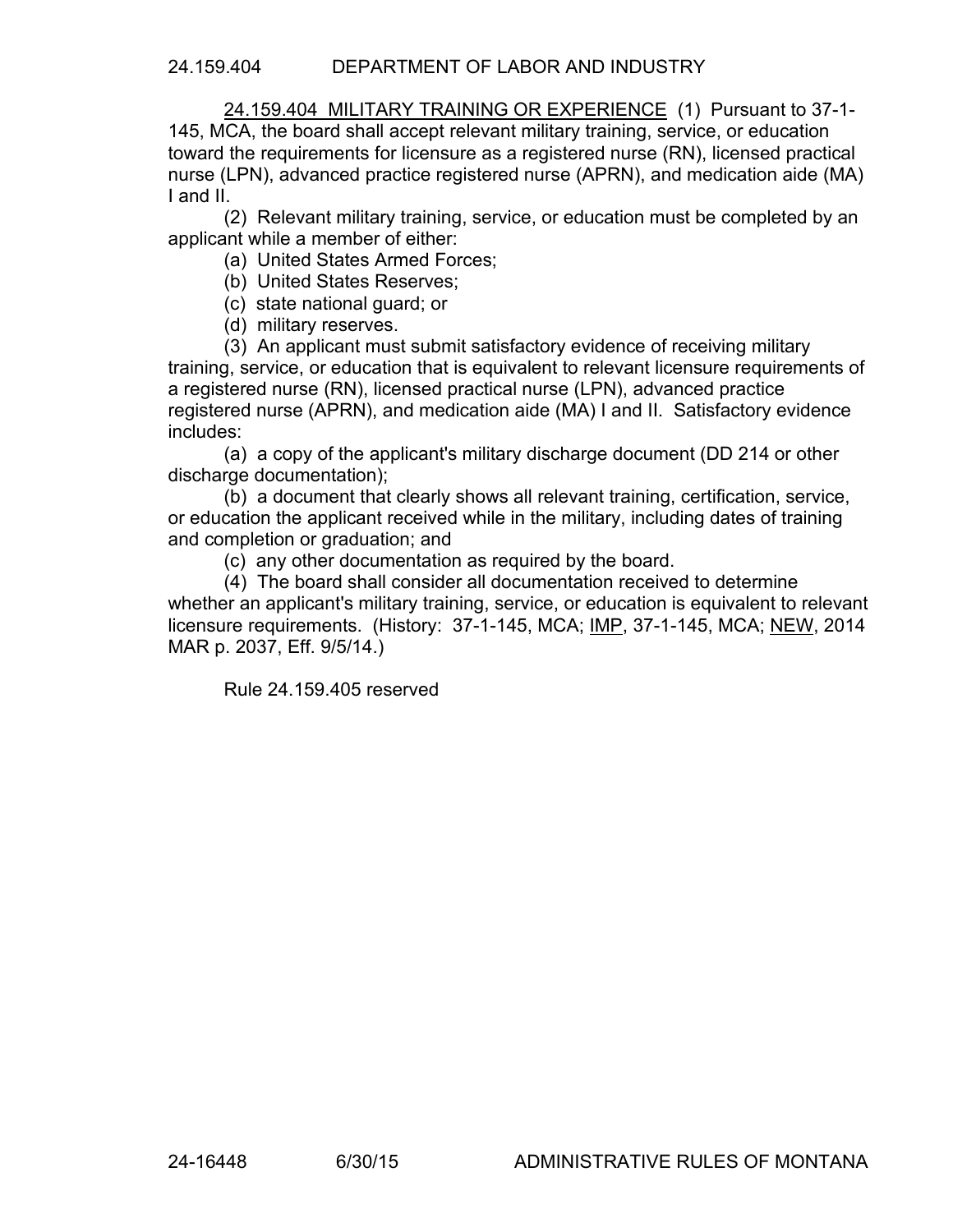24.159.404 MILITARY TRAINING OR EXPERIENCE (1) Pursuant to 37-1-145, MCA, the board shall accept relevant military training, service, or education toward the requirements for licensure as a registered nurse (RN), licensed practical nurse (LPN), advanced practice registered nurse (APRN), and medication aide (MA) I and II.

(2) Relevant military training, service, or education must be completed by an applicant while a member of either:

(a) United States Armed Forces;

(b) United States Reserves;

(c) state national guard; or

(d) military reserves.

(3) An applicant must submit satisfactory evidence of receiving military training, service, or education that is equivalent to relevant licensure requirements of a registered nurse (RN), licensed practical nurse (LPN), advanced practice registered nurse (APRN), and medication aide (MA) I and II. Satisfactory evidence includes:

(a) a copy of the applicant's military discharge document (DD 214 or other discharge documentation);

(b) a document that clearly shows all relevant training, certification, service, or education the applicant received while in the military, including dates of training and completion or graduation; and

(c) any other documentation as required by the board.

(4) The board shall consider all documentation received to determine whether an applicant's military training, service, or education is equivalent to relevant licensure requirements. (History: 37-1-145, MCA; IMP, 37-1-145, MCA; NEW, 2014 MAR p. 2037, Eff. 9/5/14.)

Rule 24.159.405 reserved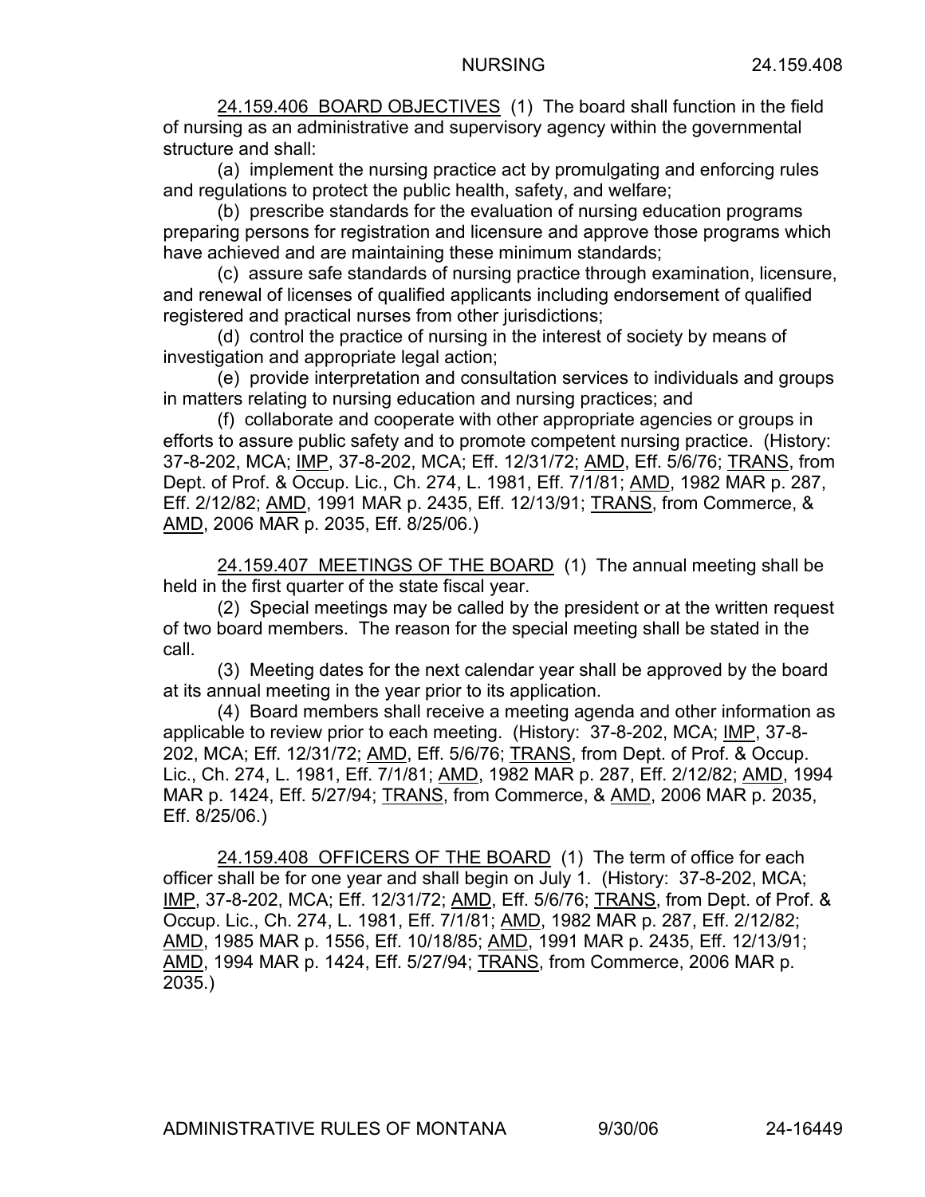24.159.406 BOARD OBJECTIVES (1) The board shall function in the field of nursing as an administrative and supervisory agency within the governmental structure and shall:

(a) implement the nursing practice act by promulgating and enforcing rules and regulations to protect the public health, safety, and welfare;

(b) prescribe standards for the evaluation of nursing education programs preparing persons for registration and licensure and approve those programs which have achieved and are maintaining these minimum standards;

(c) assure safe standards of nursing practice through examination, licensure, and renewal of licenses of qualified applicants including endorsement of qualified registered and practical nurses from other jurisdictions;

(d) control the practice of nursing in the interest of society by means of investigation and appropriate legal action;

(e) provide interpretation and consultation services to individuals and groups in matters relating to nursing education and nursing practices; and

(f) collaborate and cooperate with other appropriate agencies or groups in efforts to assure public safety and to promote competent nursing practice. (History: 37-8-202, MCA; IMP, 37-8-202, MCA; Eff. 12/31/72; AMD, Eff. 5/6/76; TRANS, from Dept. of Prof. & Occup. Lic., Ch. 274, L. 1981, Eff. 7/1/81; AMD, 1982 MAR p. 287, Eff. 2/12/82; AMD, 1991 MAR p. 2435, Eff. 12/13/91; TRANS, from Commerce, & AMD, 2006 MAR p. 2035, Eff. 8/25/06.)

24.159.407 MEETINGS OF THE BOARD (1) The annual meeting shall be held in the first quarter of the state fiscal year.

(2) Special meetings may be called by the president or at the written request of two board members. The reason for the special meeting shall be stated in the call.

(3) Meeting dates for the next calendar year shall be approved by the board at its annual meeting in the year prior to its application.

(4) Board members shall receive a meeting agenda and other information as applicable to review prior to each meeting. (History: 37-8-202, MCA; IMP, 37-8-202, MCA; Eff. 12/31/72; AMD, Eff. 5/6/76; TRANS, from Dept. of Prof. & Occup. Lic., Ch. 274, L. 1981, Eff. 7/1/81; AMD, 1982 MAR p. 287, Eff. 2/12/82; AMD, 1994 MAR p. 1424, Eff. 5/27/94; TRANS, from Commerce, & AMD, 2006 MAR p. 2035, Eff. 8/25/06.)

24.159.408 OFFICERS OF THE BOARD (1) The term of office for each officer shall be for one year and shall begin on July 1. (History: 37-8-202, MCA; IMP, 37-8-202, MCA; Eff. 12/31/72; AMD, Eff. 5/6/76; TRANS, from Dept. of Prof. & Occup. Lic., Ch. 274, L. 1981, Eff. 7/1/81; AMD, 1982 MAR p. 287, Eff. 2/12/82; AMD, 1985 MAR p. 1556, Eff. 10/18/85; AMD, 1991 MAR p. 2435, Eff. 12/13/91; AMD, 1994 MAR p. 1424, Eff. 5/27/94; TRANS, from Commerce, 2006 MAR p. 2035.)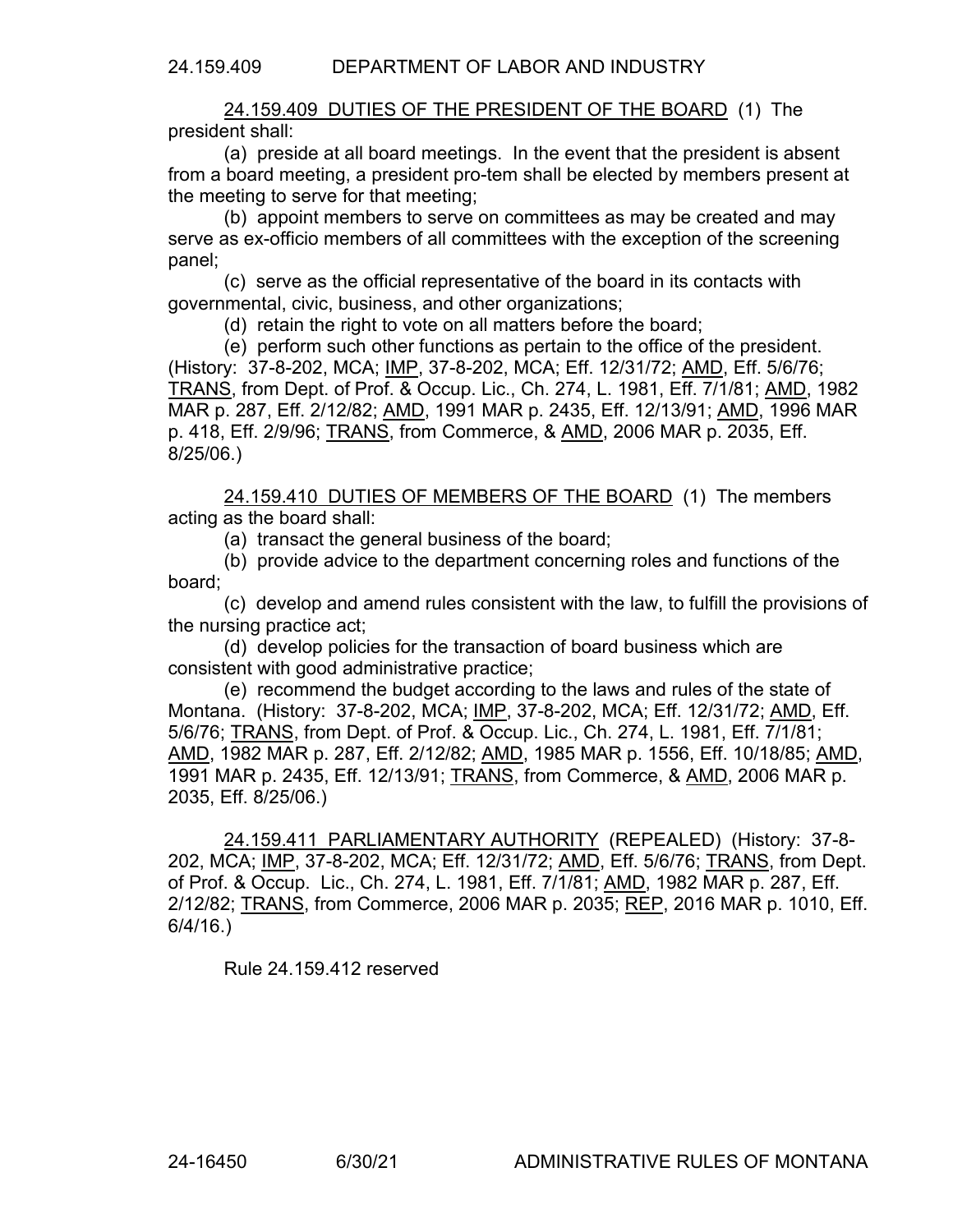24.159.409 DUTIES OF THE PRESIDENT OF THE BOARD (1) The president shall:

(a) preside at all board meetings. In the event that the president is absent from a board meeting, a president pro-tem shall be elected by members present at the meeting to serve for that meeting;

(b) appoint members to serve on committees as may be created and may serve as ex-officio members of all committees with the exception of the screening panel;

(c) serve as the official representative of the board in its contacts with governmental, civic, business, and other organizations;

(d) retain the right to vote on all matters before the board;

(e) perform such other functions as pertain to the office of the president. (History: 37-8-202, MCA; IMP, 37-8-202, MCA; Eff. 12/31/72; AMD, Eff. 5/6/76; TRANS, from Dept. of Prof. & Occup. Lic., Ch. 274, L. 1981, Eff. 7/1/81; AMD, 1982 MAR p. 287, Eff. 2/12/82; AMD, 1991 MAR p. 2435, Eff. 12/13/91; AMD, 1996 MAR p. 418, Eff. 2/9/96; TRANS, from Commerce, & AMD, 2006 MAR p. 2035, Eff. 8/25/06.)

24.159.410 DUTIES OF MEMBERS OF THE BOARD (1) The members acting as the board shall:

(a) transact the general business of the board;

(b) provide advice to the department concerning roles and functions of the board;

(c) develop and amend rules consistent with the law, to fulfill the provisions of the nursing practice act;

(d) develop policies for the transaction of board business which are consistent with good administrative practice;

(e) recommend the budget according to the laws and rules of the state of Montana. (History: 37-8-202, MCA; IMP, 37-8-202, MCA; Eff. 12/31/72; AMD, Eff. 5/6/76; TRANS, from Dept. of Prof. & Occup. Lic., Ch. 274, L. 1981, Eff. 7/1/81; AMD, 1982 MAR p. 287, Eff. 2/12/82; AMD, 1985 MAR p. 1556, Eff. 10/18/85; AMD, 1991 MAR p. 2435, Eff. 12/13/91; TRANS, from Commerce, & AMD, 2006 MAR p. 2035, Eff. 8/25/06.)

24.159.411 PARLIAMENTARY AUTHORITY (REPEALED) (History: 37-8-202, MCA; IMP, 37-8-202, MCA; Eff. 12/31/72; AMD, Eff. 5/6/76; TRANS, from Dept. of Prof. & Occup. Lic., Ch. 274, L. 1981, Eff. 7/1/81; AMD, 1982 MAR p. 287, Eff. 2/12/82; TRANS, from Commerce, 2006 MAR p. 2035; REP, 2016 MAR p. 1010, Eff. 6/4/16.)

Rule 24.159.412 reserved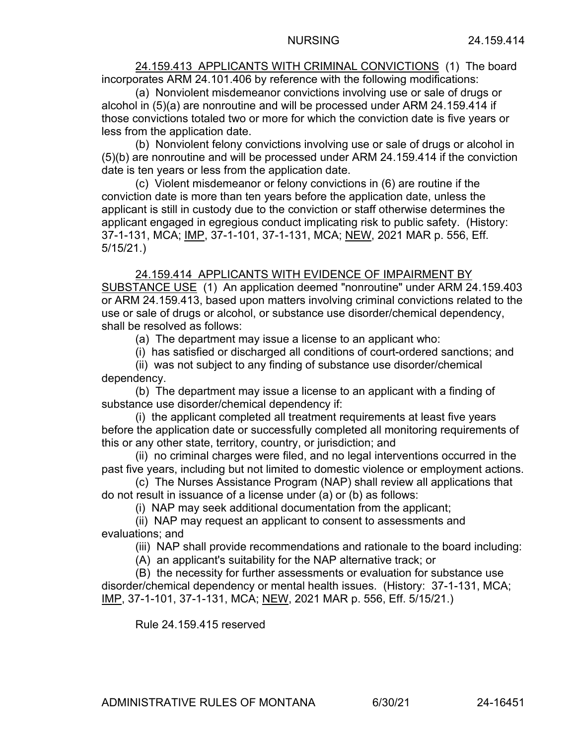24.159.413 APPLICANTS WITH CRIMINAL CONVICTIONS (1) The board incorporates ARM 24.101.406 by reference with the following modifications:

(a) Nonviolent misdemeanor convictions involving use or sale of drugs or alcohol in (5)(a) are nonroutine and will be processed under ARM 24.159.414 if those convictions totaled two or more for which the conviction date is five years or less from the application date.

(b) Nonviolent felony convictions involving use or sale of drugs or alcohol in (5)(b) are nonroutine and will be processed under ARM 24.159.414 if the conviction date is ten years or less from the application date.

(c) Violent misdemeanor or felony convictions in (6) are routine if the conviction date is more than ten years before the application date, unless the applicant is still in custody due to the conviction or staff otherwise determines the applicant engaged in egregious conduct implicating risk to public safety. (History: 37-1-131, MCA; IMP, 37-1-101, 37-1-131, MCA; NEW, 2021 MAR p. 556, Eff. 5/15/21.)

24.159.414 APPLICANTS WITH EVIDENCE OF IMPAIRMENT BY SUBSTANCE USE (1) An application deemed "nonroutine" under ARM 24.159.403 or ARM 24.159.413, based upon matters involving criminal convictions related to the use or sale of drugs or alcohol, or substance use disorder/chemical dependency, shall be resolved as follows:

(a) The department may issue a license to an applicant who:

(i) has satisfied or discharged all conditions of court-ordered sanctions; and

(ii) was not subject to any finding of substance use disorder/chemical dependency.

(b) The department may issue a license to an applicant with a finding of substance use disorder/chemical dependency if:

(i) the applicant completed all treatment requirements at least five years before the application date or successfully completed all monitoring requirements of this or any other state, territory, country, or jurisdiction; and

(ii) no criminal charges were filed, and no legal interventions occurred in the past five years, including but not limited to domestic violence or employment actions.

(c) The Nurses Assistance Program (NAP) shall review all applications that do not result in issuance of a license under (a) or (b) as follows:

(i) NAP may seek additional documentation from the applicant;

(ii) NAP may request an applicant to consent to assessments and evaluations; and

(iii) NAP shall provide recommendations and rationale to the board including:

(A) an applicant's suitability for the NAP alternative track; or

(B) the necessity for further assessments or evaluation for substance use disorder/chemical dependency or mental health issues. (History: 37-1-131, MCA; IMP, 37-1-101, 37-1-131, MCA; NEW, 2021 MAR p. 556, Eff. 5/15/21.)

Rule 24.159.415 reserved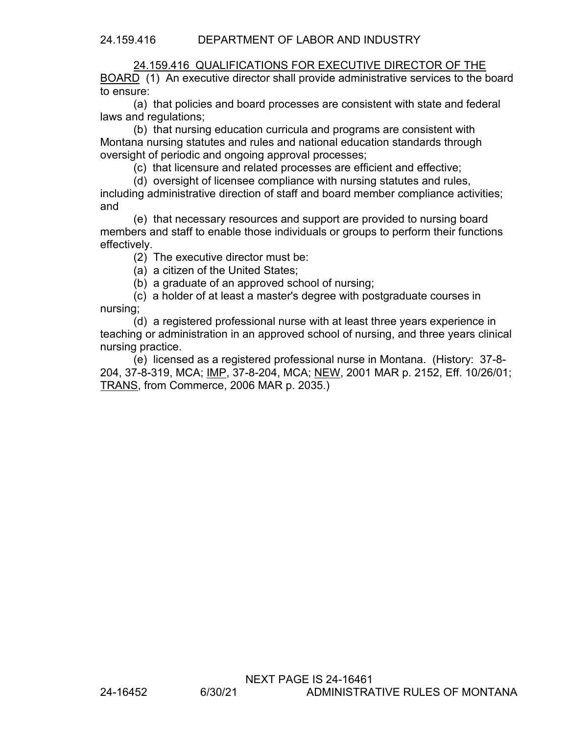<u>24.159.416 QUALIFICATIONS FOR EXECUTIVE DIRECTOR OF THE BOARD</u> (1) An executive director shall provide administrative services to the board to ensure:

(a) that policies and board processes are consistent with state and federal laws and regulations;

(b) that nursing education curricula and programs are consistent with Montana nursing statutes and rules and national education standards through oversight of periodic and ongoing approval processes;

(c) that licensure and related processes are efficient and effective;

(d) oversight of licensee compliance with nursing statutes and rules, including administrative direction of staff and board member compliance activities; and

(e) that necessary resources and support are provided to nursing board members and staff to enable those individuals or groups to perform their functions effectively.

(2) The executive director must be:

(a) a citizen of the United States;

(b) a graduate of an approved school of nursing;

(c) a holder of at least a master's degree with postgraduate courses in nursing;

(d) a registered professional nurse with at least three years experience in teaching or administration in an approved school of nursing, and three years clinical nursing practice.

(e) licensed as a registered professional nurse in Montana. (History: 37-8-204, 37-8-319, MCA; <u>IMP</u>, 37-8-204, MCA; <u>NEW</u>, 2001 MAR p. 2152, Eff. 10/26/01; <u>TRANS</u>, from Commerce, 2006 MAR p. 2035.)

NEXT PAGE IS 24-16461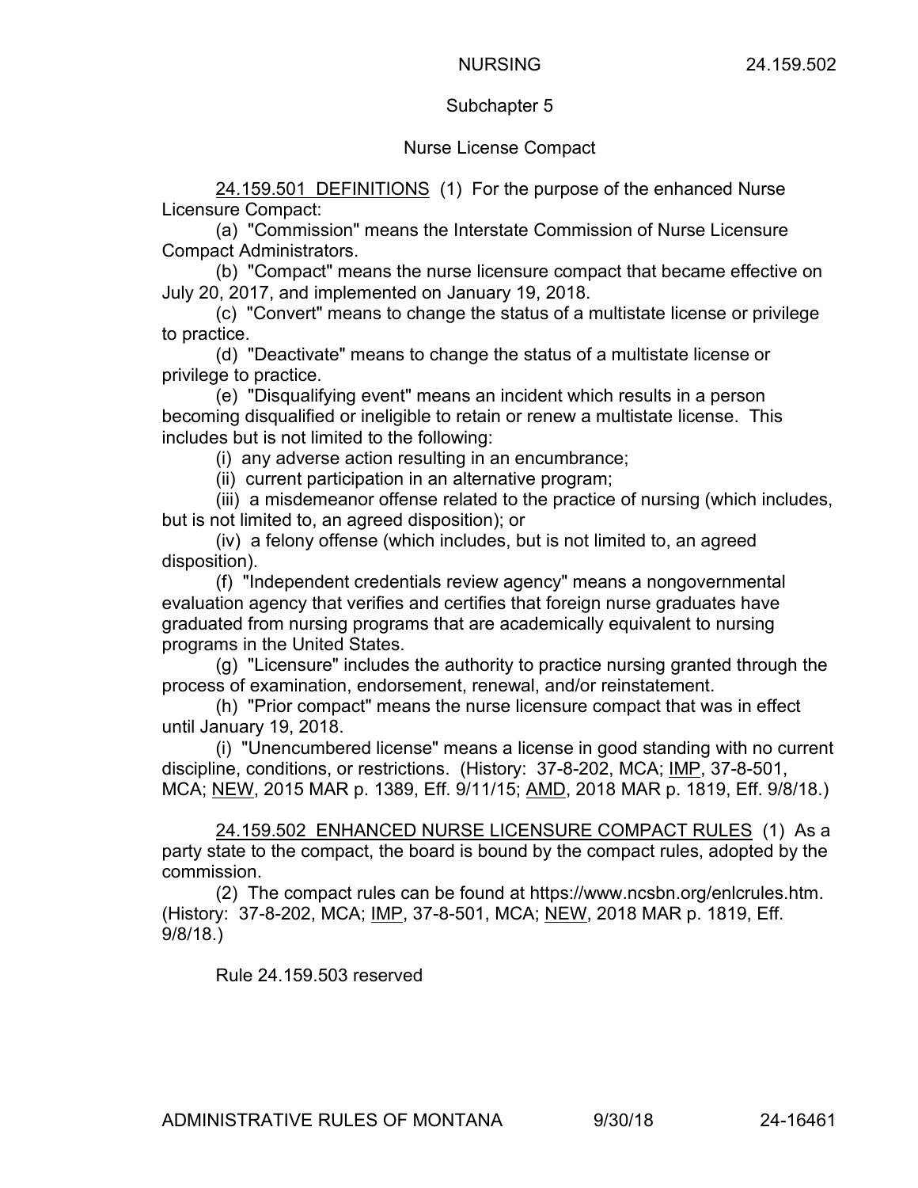## Subchapter 5

## Nurse License Compact

24.159.501 DEFINITIONS (1) For the purpose of the enhanced Nurse Licensure Compact:

(a) "Commission" means the Interstate Commission of Nurse Licensure Compact Administrators.

(b) "Compact" means the nurse licensure compact that became effective on July 20, 2017, and implemented on January 19, 2018.

(c) "Convert" means to change the status of a multistate license or privilege to practice.

(d) "Deactivate" means to change the status of a multistate license or privilege to practice.

(e) "Disqualifying event" means an incident which results in a person becoming disqualified or ineligible to retain or renew a multistate license. This includes but is not limited to the following:

(i) any adverse action resulting in an encumbrance;

(ii) current participation in an alternative program;

(iii) a misdemeanor offense related to the practice of nursing (which includes, but is not limited to, an agreed disposition); or

(iv) a felony offense (which includes, but is not limited to, an agreed disposition).

(f) "Independent credentials review agency" means a nongovernmental evaluation agency that verifies and certifies that foreign nurse graduates have graduated from nursing programs that are academically equivalent to nursing programs in the United States.

(g) "Licensure" includes the authority to practice nursing granted through the process of examination, endorsement, renewal, and/or reinstatement.

(h) "Prior compact" means the nurse licensure compact that was in effect until January 19, 2018.

(i) "Unencumbered license" means a license in good standing with no current discipline, conditions, or restrictions. (History: 37-8-202, MCA; IMP, 37-8-501, MCA; NEW, 2015 MAR p. 1389, Eff. 9/11/15; AMD, 2018 MAR p. 1819, Eff. 9/8/18.)

24.159.502 ENHANCED NURSE LICENSURE COMPACT RULES (1) As a party state to the compact, the board is bound by the compact rules, adopted by the commission.

(2) The compact rules can be found at https://www.ncsbn.org/enlcrules.htm. (History: 37-8-202, MCA; IMP, 37-8-501, MCA; NEW, 2018 MAR p. 1819, Eff. 9/8/18.)

Rule 24.159.503 reserved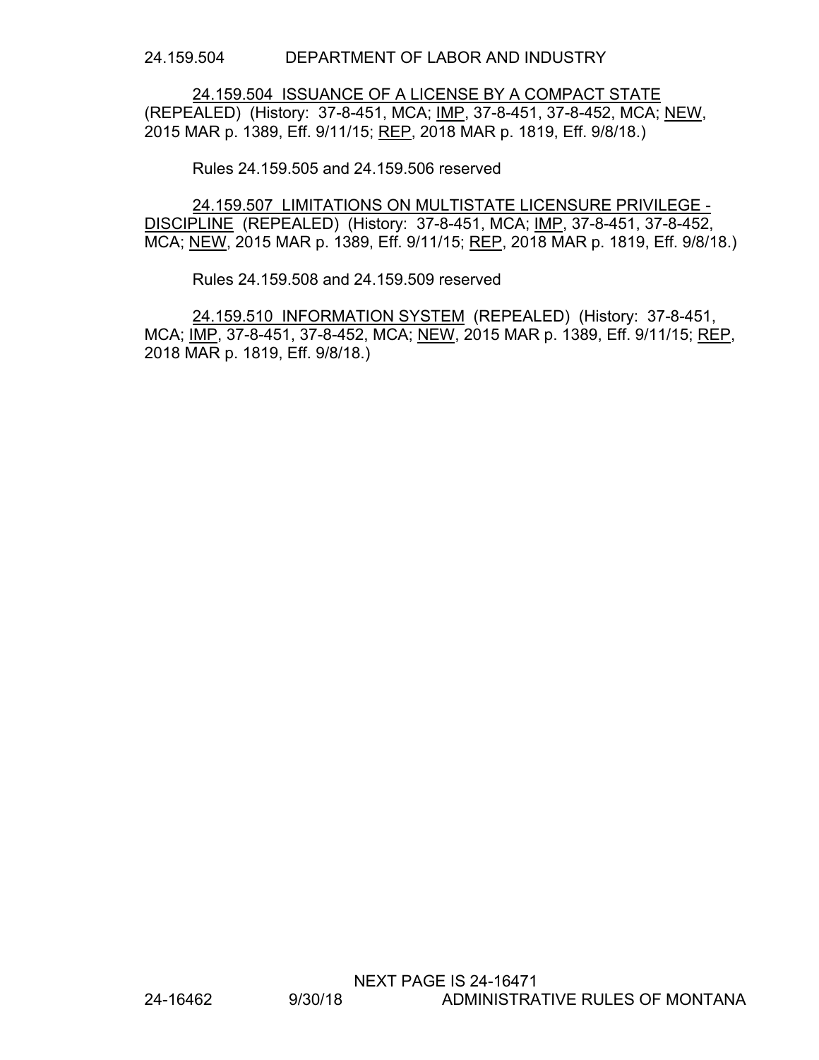24.159.504 ISSUANCE OF A LICENSE BY A COMPACT STATE (REPEALED) (History: 37-8-451, MCA; IMP, 37-8-451, 37-8-452, MCA; NEW, 2015 MAR p. 1389, Eff. 9/11/15; REP, 2018 MAR p. 1819, Eff. 9/8/18.)

Rules 24.159.505 and 24.159.506 reserved

24.159.507 LIMITATIONS ON MULTISTATE LICENSURE PRIVILEGE - DISCIPLINE (REPEALED) (History: 37-8-451, MCA; IMP, 37-8-451, 37-8-452, MCA; NEW, 2015 MAR p. 1389, Eff. 9/11/15; REP, 2018 MAR p. 1819, Eff. 9/8/18.)

Rules 24.159.508 and 24.159.509 reserved

24.159.510 INFORMATION SYSTEM (REPEALED) (History: 37-8-451, MCA; IMP, 37-8-451, 37-8-452, MCA; NEW, 2015 MAR p. 1389, Eff. 9/11/15; REP, 2018 MAR p. 1819, Eff. 9/8/18.)

NEXT PAGE IS 24-16471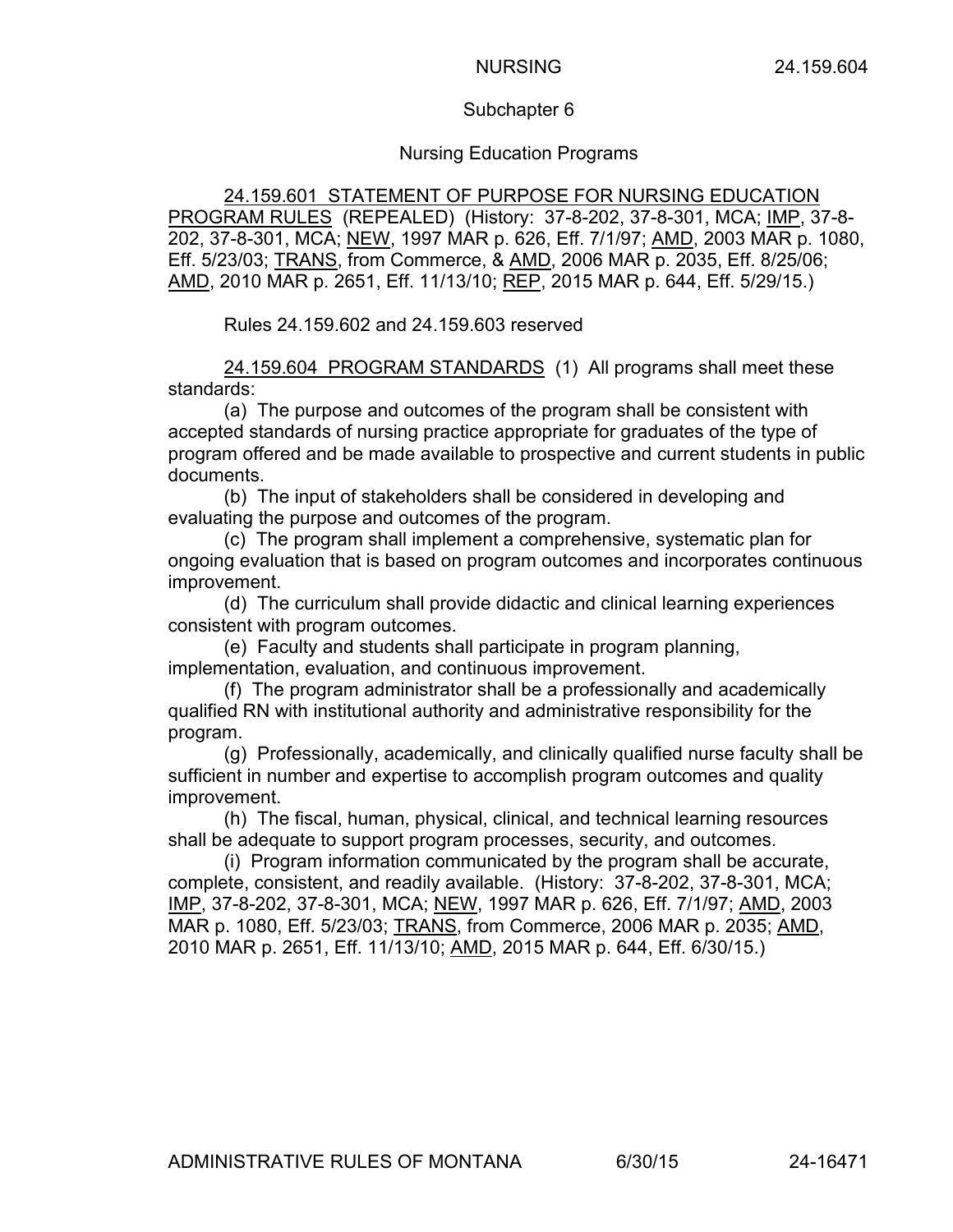## Subchapter 6

## Nursing Education Programs

24.159.601 STATEMENT OF PURPOSE FOR NURSING EDUCATION PROGRAM RULES (REPEALED) (History: 37-8-202, 37-8-301, MCA; IMP, 37-8-202, 37-8-301, MCA; NEW, 1997 MAR p. 626, Eff. 7/1/97; AMD, 2003 MAR p. 1080, Eff. 5/23/03; TRANS, from Commerce, & AMD, 2006 MAR p. 2035, Eff. 8/25/06; AMD, 2010 MAR p. 2651, Eff. 11/13/10; REP, 2015 MAR p. 644, Eff. 5/29/15.)

Rules 24.159.602 and 24.159.603 reserved

24.159.604 PROGRAM STANDARDS (1) All programs shall meet these standards:

(a) The purpose and outcomes of the program shall be consistent with accepted standards of nursing practice appropriate for graduates of the type of program offered and be made available to prospective and current students in public documents.

(b) The input of stakeholders shall be considered in developing and evaluating the purpose and outcomes of the program.

(c) The program shall implement a comprehensive, systematic plan for ongoing evaluation that is based on program outcomes and incorporates continuous improvement.

(d) The curriculum shall provide didactic and clinical learning experiences consistent with program outcomes.

(e) Faculty and students shall participate in program planning, implementation, evaluation, and continuous improvement.

(f) The program administrator shall be a professionally and academically qualified RN with institutional authority and administrative responsibility for the program.

(g) Professionally, academically, and clinically qualified nurse faculty shall be sufficient in number and expertise to accomplish program outcomes and quality improvement.

(h) The fiscal, human, physical, clinical, and technical learning resources shall be adequate to support program processes, security, and outcomes.

(i) Program information communicated by the program shall be accurate, complete, consistent, and readily available. (History: 37-8-202, 37-8-301, MCA; IMP, 37-8-202, 37-8-301, MCA; NEW, 1997 MAR p. 626, Eff. 7/1/97; AMD, 2003 MAR p. 1080, Eff. 5/23/03; TRANS, from Commerce, 2006 MAR p. 2035; AMD, 2010 MAR p. 2651, Eff. 11/13/10; AMD, 2015 MAR p. 644, Eff. 6/30/15.)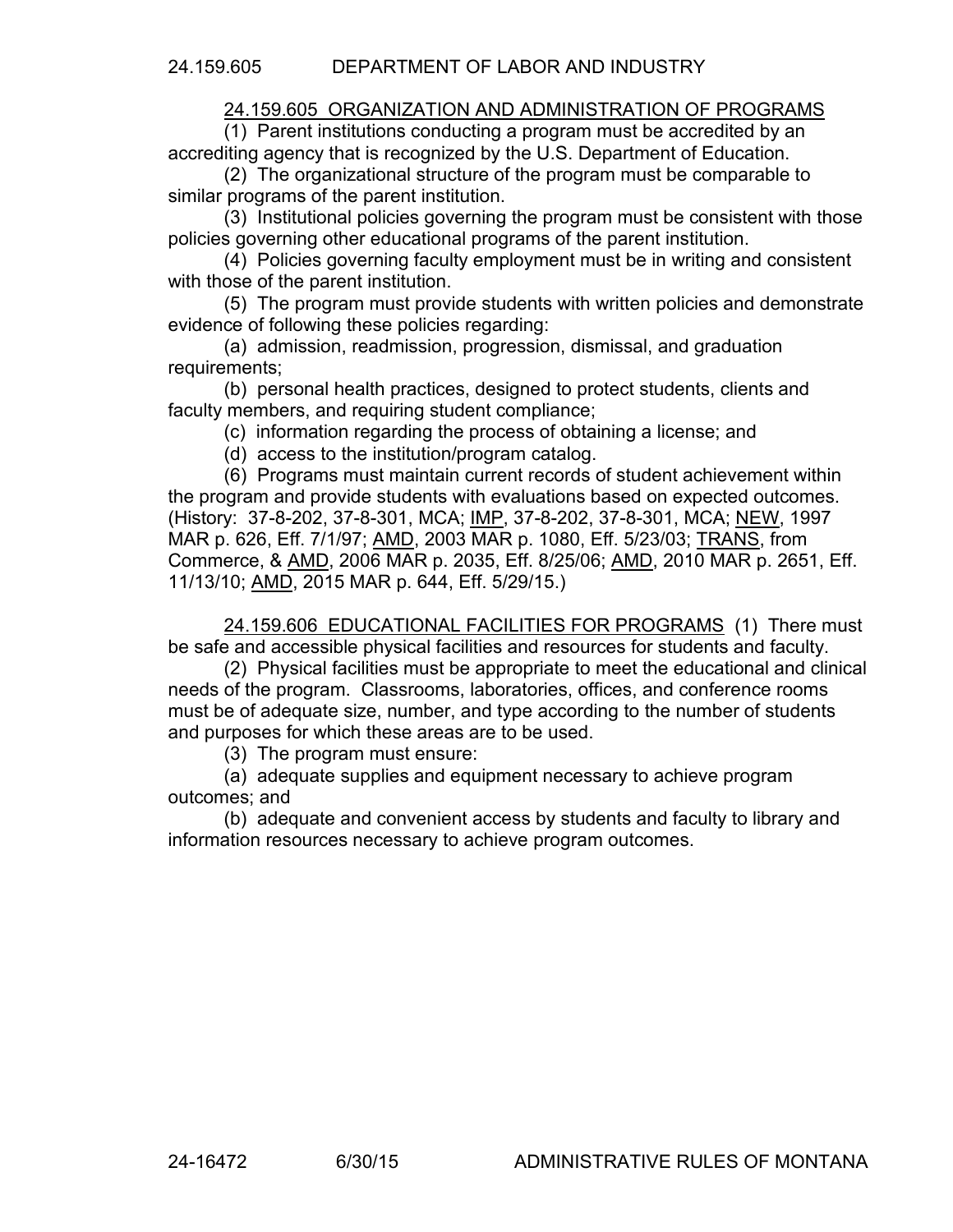24.159.605 ORGANIZATION AND ADMINISTRATION OF PROGRAMS

(1) Parent institutions conducting a program must be accredited by an accrediting agency that is recognized by the U.S. Department of Education.

(2) The organizational structure of the program must be comparable to similar programs of the parent institution.

(3) Institutional policies governing the program must be consistent with those policies governing other educational programs of the parent institution.

(4) Policies governing faculty employment must be in writing and consistent with those of the parent institution.

(5) The program must provide students with written policies and demonstrate evidence of following these policies regarding:

(a) admission, readmission, progression, dismissal, and graduation requirements;

(b) personal health practices, designed to protect students, clients and faculty members, and requiring student compliance;

(c) information regarding the process of obtaining a license; and

(d) access to the institution/program catalog.

(6) Programs must maintain current records of student achievement within the program and provide students with evaluations based on expected outcomes. (History: 37-8-202, 37-8-301, MCA; IMP, 37-8-202, 37-8-301, MCA; NEW, 1997 MAR p. 626, Eff. 7/1/97; AMD, 2003 MAR p. 1080, Eff. 5/23/03; TRANS, from Commerce, & AMD, 2006 MAR p. 2035, Eff. 8/25/06; AMD, 2010 MAR p. 2651, Eff. 11/13/10; AMD, 2015 MAR p. 644, Eff. 5/29/15.)

24.159.606 EDUCATIONAL FACILITIES FOR PROGRAMS (1) There must be safe and accessible physical facilities and resources for students and faculty.

(2) Physical facilities must be appropriate to meet the educational and clinical needs of the program. Classrooms, laboratories, offices, and conference rooms must be of adequate size, number, and type according to the number of students and purposes for which these areas are to be used.

(3) The program must ensure:

(a) adequate supplies and equipment necessary to achieve program outcomes; and

(b) adequate and convenient access by students and faculty to library and information resources necessary to achieve program outcomes.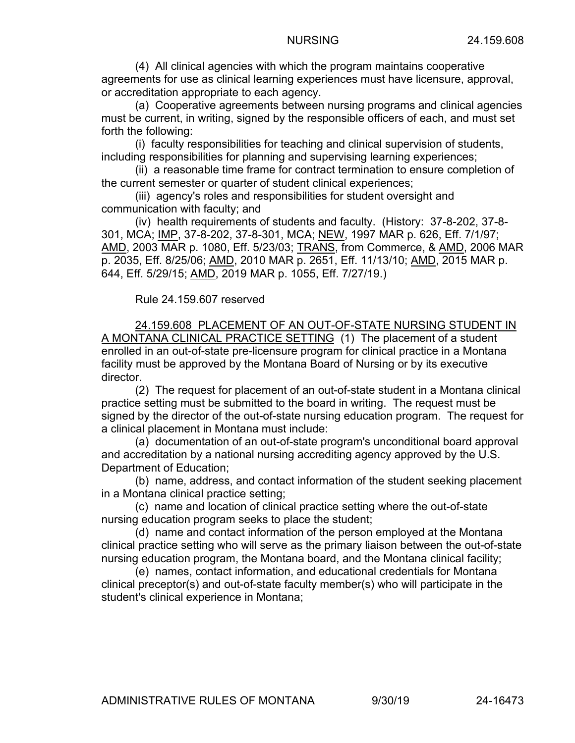(4) All clinical agencies with which the program maintains cooperative agreements for use as clinical learning experiences must have licensure, approval, or accreditation appropriate to each agency.

(a) Cooperative agreements between nursing programs and clinical agencies must be current, in writing, signed by the responsible officers of each, and must set forth the following:

(i) faculty responsibilities for teaching and clinical supervision of students, including responsibilities for planning and supervising learning experiences;

(ii) a reasonable time frame for contract termination to ensure completion of the current semester or quarter of student clinical experiences;

(iii) agency's roles and responsibilities for student oversight and communication with faculty; and

(iv) health requirements of students and faculty. (History: 37-8-202, 37-8-301, MCA; IMP, 37-8-202, 37-8-301, MCA; NEW, 1997 MAR p. 626, Eff. 7/1/97; AMD, 2003 MAR p. 1080, Eff. 5/23/03; TRANS, from Commerce, & AMD, 2006 MAR p. 2035, Eff. 8/25/06; AMD, 2010 MAR p. 2651, Eff. 11/13/10; AMD, 2015 MAR p. 644, Eff. 5/29/15; AMD, 2019 MAR p. 1055, Eff. 7/27/19.)

Rule 24.159.607 reserved

24.159.608 PLACEMENT OF AN OUT-OF-STATE NURSING STUDENT IN A MONTANA CLINICAL PRACTICE SETTING (1) The placement of a student enrolled in an out-of-state pre-licensure program for clinical practice in a Montana facility must be approved by the Montana Board of Nursing or by its executive director.

(2) The request for placement of an out-of-state student in a Montana clinical practice setting must be submitted to the board in writing. The request must be signed by the director of the out-of-state nursing education program. The request for a clinical placement in Montana must include:

(a) documentation of an out-of-state program's unconditional board approval and accreditation by a national nursing accrediting agency approved by the U.S. Department of Education;

(b) name, address, and contact information of the student seeking placement in a Montana clinical practice setting;

(c) name and location of clinical practice setting where the out-of-state nursing education program seeks to place the student;

(d) name and contact information of the person employed at the Montana clinical practice setting who will serve as the primary liaison between the out-of-state nursing education program, the Montana board, and the Montana clinical facility;

(e) names, contact information, and educational credentials for Montana clinical preceptor(s) and out-of-state faculty member(s) who will participate in the student's clinical experience in Montana;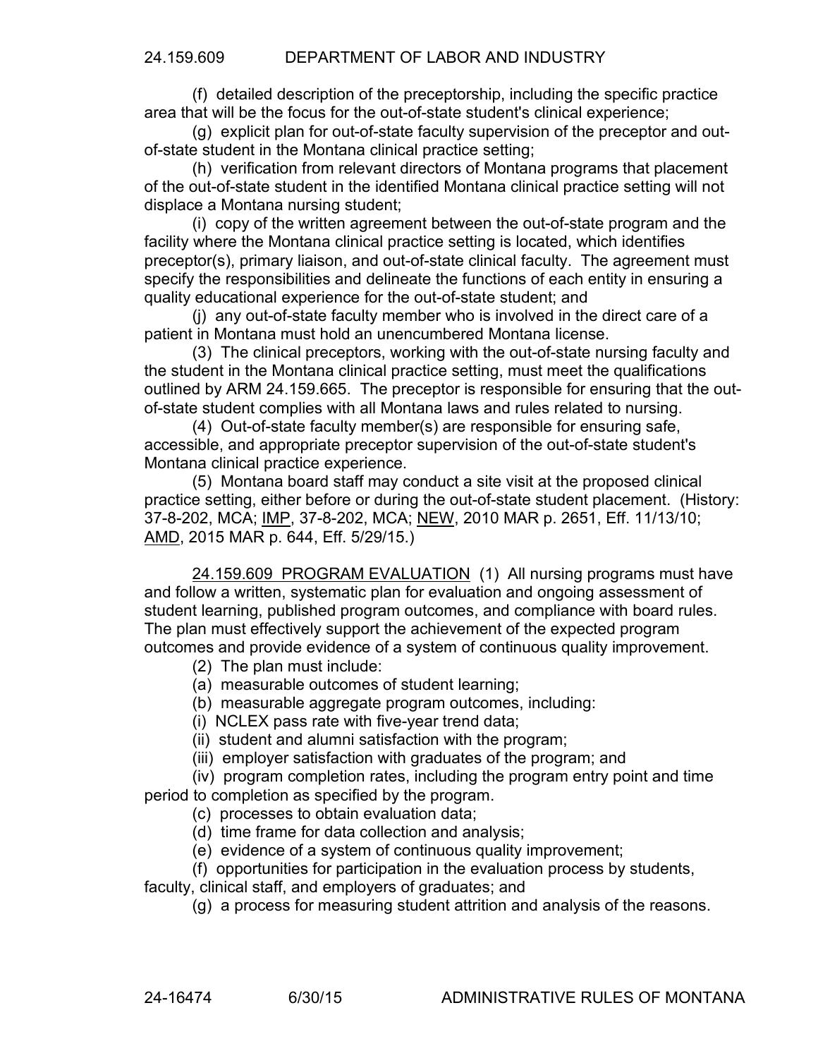(f) detailed description of the preceptorship, including the specific practice area that will be the focus for the out-of-state student's clinical experience;

(g) explicit plan for out-of-state faculty supervision of the preceptor and out-of-state student in the Montana clinical practice setting;

(h) verification from relevant directors of Montana programs that placement of the out-of-state student in the identified Montana clinical practice setting will not displace a Montana nursing student;

(i) copy of the written agreement between the out-of-state program and the facility where the Montana clinical practice setting is located, which identifies preceptor(s), primary liaison, and out-of-state clinical faculty. The agreement must specify the responsibilities and delineate the functions of each entity in ensuring a quality educational experience for the out-of-state student; and

(j) any out-of-state faculty member who is involved in the direct care of a patient in Montana must hold an unencumbered Montana license.

(3) The clinical preceptors, working with the out-of-state nursing faculty and the student in the Montana clinical practice setting, must meet the qualifications outlined by ARM 24.159.665. The preceptor is responsible for ensuring that the out-of-state student complies with all Montana laws and rules related to nursing.

(4) Out-of-state faculty member(s) are responsible for ensuring safe, accessible, and appropriate preceptor supervision of the out-of-state student's Montana clinical practice experience.

(5) Montana board staff may conduct a site visit at the proposed clinical practice setting, either before or during the out-of-state student placement. (History: 37-8-202, MCA; IMP, 37-8-202, MCA; NEW, 2010 MAR p. 2651, Eff. 11/13/10; AMD, 2015 MAR p. 644, Eff. 5/29/15.)

24.159.609 PROGRAM EVALUATION (1) All nursing programs must have and follow a written, systematic plan for evaluation and ongoing assessment of student learning, published program outcomes, and compliance with board rules. The plan must effectively support the achievement of the expected program outcomes and provide evidence of a system of continuous quality improvement.

(2) The plan must include:

(a) measurable outcomes of student learning;

(b) measurable aggregate program outcomes, including:

(i) NCLEX pass rate with five-year trend data;

(ii) student and alumni satisfaction with the program;

(iii) employer satisfaction with graduates of the program; and

(iv) program completion rates, including the program entry point and time period to completion as specified by the program.

(c) processes to obtain evaluation data;

(d) time frame for data collection and analysis;

(e) evidence of a system of continuous quality improvement;

(f) opportunities for participation in the evaluation process by students, faculty, clinical staff, and employers of graduates; and

(g) a process for measuring student attrition and analysis of the reasons.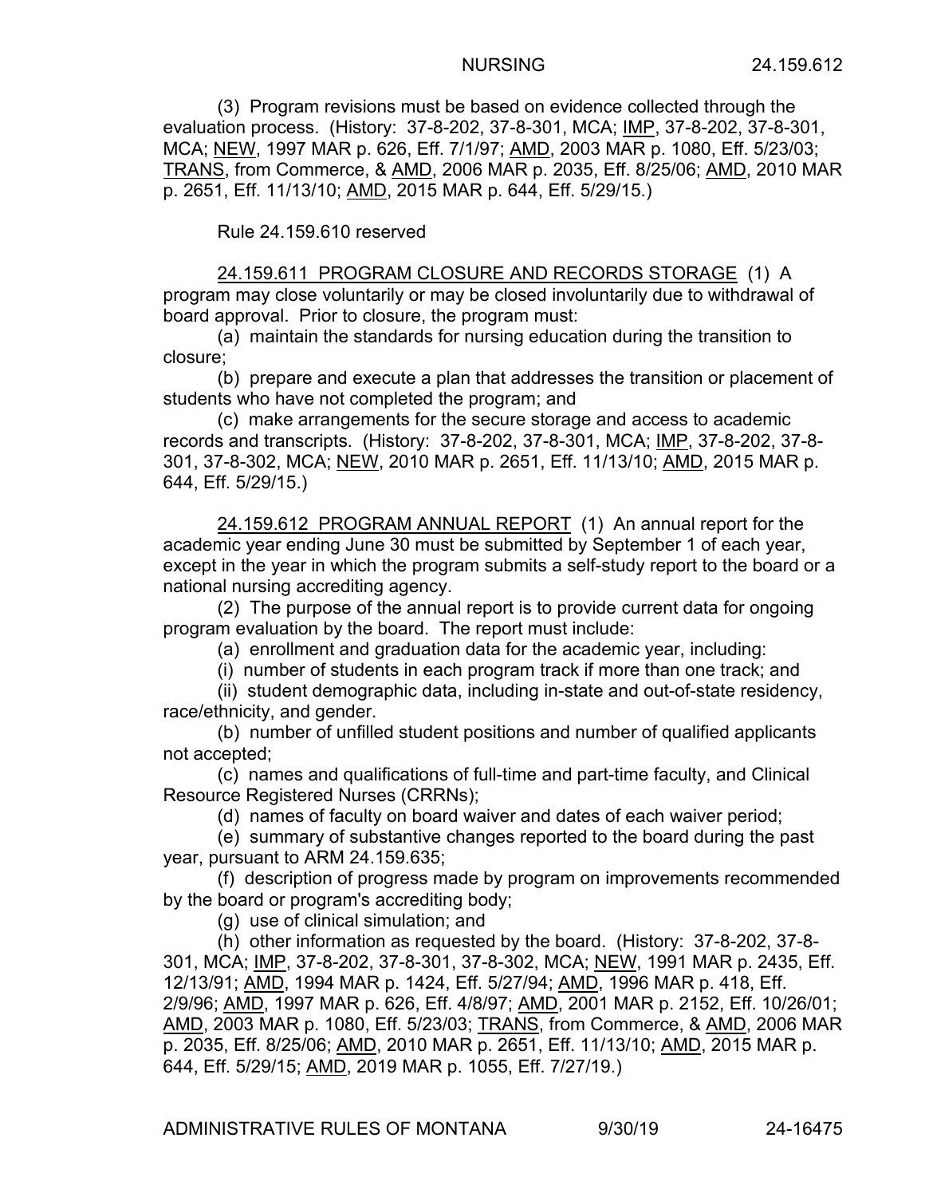(3) Program revisions must be based on evidence collected through the evaluation process. (History: 37-8-202, 37-8-301, MCA; IMP, 37-8-202, 37-8-301, MCA; NEW, 1997 MAR p. 626, Eff. 7/1/97; AMD, 2003 MAR p. 1080, Eff. 5/23/03; TRANS, from Commerce, & AMD, 2006 MAR p. 2035, Eff. 8/25/06; AMD, 2010 MAR p. 2651, Eff. 11/13/10; AMD, 2015 MAR p. 644, Eff. 5/29/15.)

Rule 24.159.610 reserved

24.159.611 PROGRAM CLOSURE AND RECORDS STORAGE (1) A program may close voluntarily or may be closed involuntarily due to withdrawal of board approval. Prior to closure, the program must:

(a) maintain the standards for nursing education during the transition to closure;

(b) prepare and execute a plan that addresses the transition or placement of students who have not completed the program; and

(c) make arrangements for the secure storage and access to academic records and transcripts. (History: 37-8-202, 37-8-301, MCA; IMP, 37-8-202, 37-8-301, 37-8-302, MCA; NEW, 2010 MAR p. 2651, Eff. 11/13/10; AMD, 2015 MAR p. 644, Eff. 5/29/15.)

24.159.612 PROGRAM ANNUAL REPORT (1) An annual report for the academic year ending June 30 must be submitted by September 1 of each year, except in the year in which the program submits a self-study report to the board or a national nursing accrediting agency.

(2) The purpose of the annual report is to provide current data for ongoing program evaluation by the board. The report must include:

(a) enrollment and graduation data for the academic year, including:

(i) number of students in each program track if more than one track; and

(ii) student demographic data, including in-state and out-of-state residency, race/ethnicity, and gender.

(b) number of unfilled student positions and number of qualified applicants not accepted;

(c) names and qualifications of full-time and part-time faculty, and Clinical Resource Registered Nurses (CRRNs);

(d) names of faculty on board waiver and dates of each waiver period;

(e) summary of substantive changes reported to the board during the past year, pursuant to ARM 24.159.635;

(f) description of progress made by program on improvements recommended by the board or program's accrediting body;

(g) use of clinical simulation; and

(h) other information as requested by the board. (History: 37-8-202, 37-8-301, MCA; IMP, 37-8-202, 37-8-301, 37-8-302, MCA; NEW, 1991 MAR p. 2435, Eff. 12/13/91; AMD, 1994 MAR p. 1424, Eff. 5/27/94; AMD, 1996 MAR p. 418, Eff. 2/9/96; AMD, 1997 MAR p. 626, Eff. 4/8/97; AMD, 2001 MAR p. 2152, Eff. 10/26/01; AMD, 2003 MAR p. 1080, Eff. 5/23/03; TRANS, from Commerce, & AMD, 2006 MAR p. 2035, Eff. 8/25/06; AMD, 2010 MAR p. 2651, Eff. 11/13/10; AMD, 2015 MAR p. 644, Eff. 5/29/15; AMD, 2019 MAR p. 1055, Eff. 7/27/19.)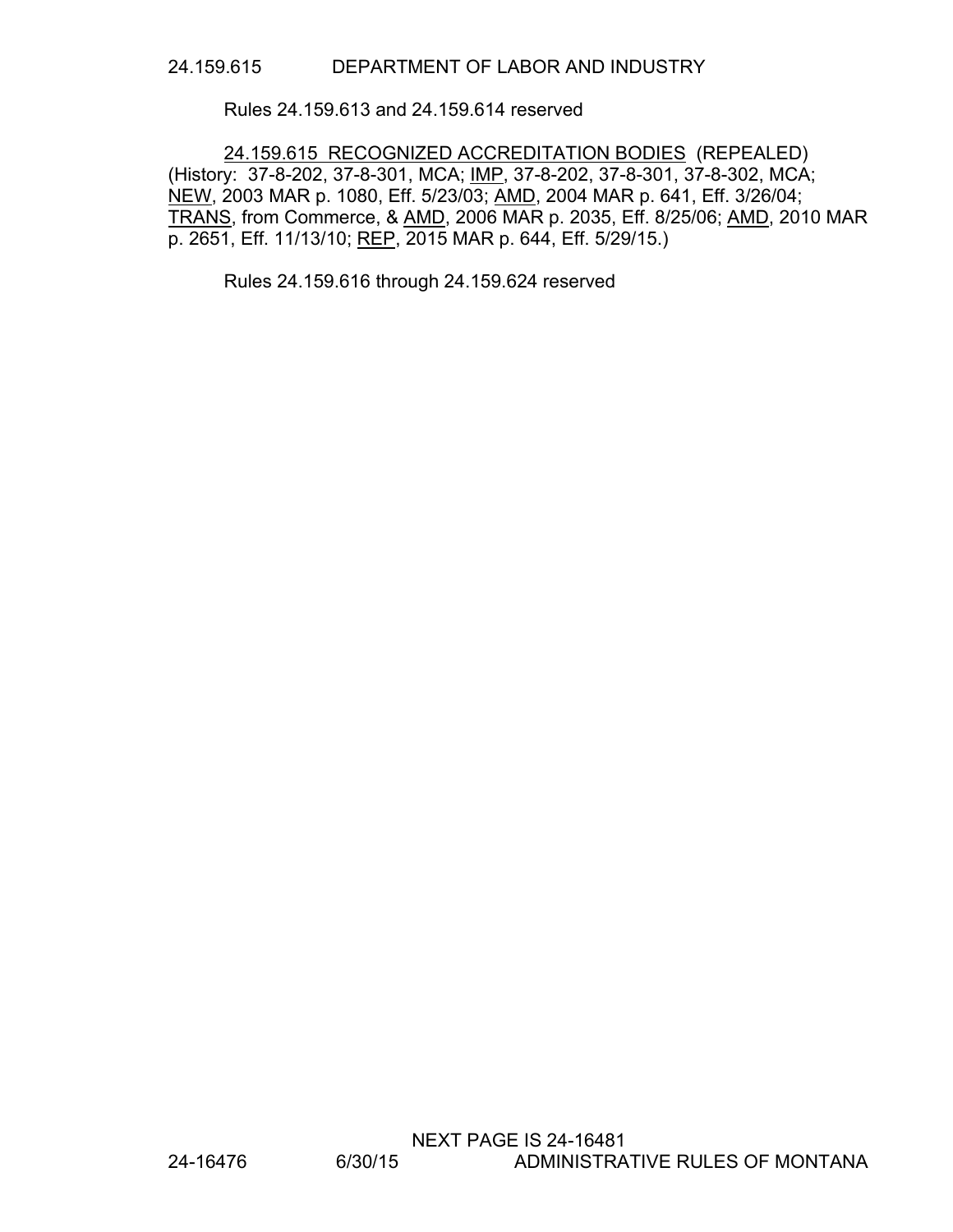Rules 24.159.613 and 24.159.614 reserved

24.159.615 RECOGNIZED ACCREDITATION BODIES (REPEALED) (History: 37-8-202, 37-8-301, MCA; IMP, 37-8-202, 37-8-301, 37-8-302, MCA; NEW, 2003 MAR p. 1080, Eff. 5/23/03; AMD, 2004 MAR p. 641, Eff. 3/26/04; TRANS, from Commerce, & AMD, 2006 MAR p. 2035, Eff. 8/25/06; AMD, 2010 MAR p. 2651, Eff. 11/13/10; REP, 2015 MAR p. 644, Eff. 5/29/15.)

Rules 24.159.616 through 24.159.624 reserved

NEXT PAGE IS 24-16481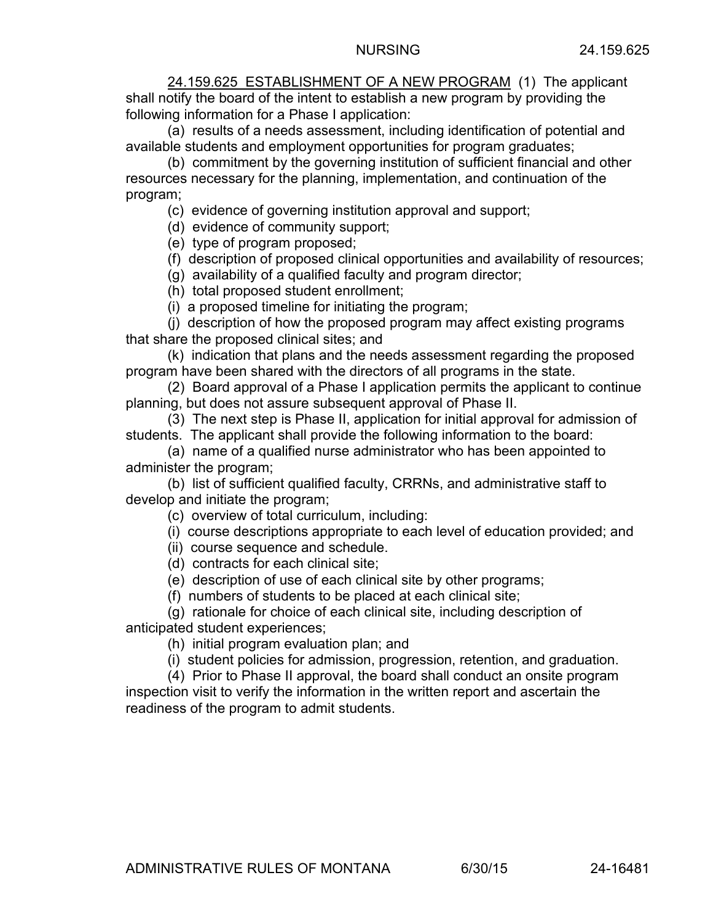24.159.625 ESTABLISHMENT OF A NEW PROGRAM (1) The applicant shall notify the board of the intent to establish a new program by providing the following information for a Phase I application:

(a) results of a needs assessment, including identification of potential and available students and employment opportunities for program graduates;

(b) commitment by the governing institution of sufficient financial and other resources necessary for the planning, implementation, and continuation of the program;

(c) evidence of governing institution approval and support;

(d) evidence of community support;

(e) type of program proposed;

(f) description of proposed clinical opportunities and availability of resources;

(g) availability of a qualified faculty and program director;

(h) total proposed student enrollment;

(i) a proposed timeline for initiating the program;

(j) description of how the proposed program may affect existing programs that share the proposed clinical sites; and

(k) indication that plans and the needs assessment regarding the proposed program have been shared with the directors of all programs in the state.

(2) Board approval of a Phase I application permits the applicant to continue planning, but does not assure subsequent approval of Phase II.

(3) The next step is Phase II, application for initial approval for admission of students. The applicant shall provide the following information to the board:

(a) name of a qualified nurse administrator who has been appointed to administer the program;

(b) list of sufficient qualified faculty, CRRNs, and administrative staff to develop and initiate the program;

(c) overview of total curriculum, including:

(i) course descriptions appropriate to each level of education provided; and

(ii) course sequence and schedule.

(d) contracts for each clinical site;

(e) description of use of each clinical site by other programs;

(f) numbers of students to be placed at each clinical site;

(g) rationale for choice of each clinical site, including description of anticipated student experiences;

(h) initial program evaluation plan; and

(i) student policies for admission, progression, retention, and graduation.

(4) Prior to Phase II approval, the board shall conduct an onsite program inspection visit to verify the information in the written report and ascertain the readiness of the program to admit students.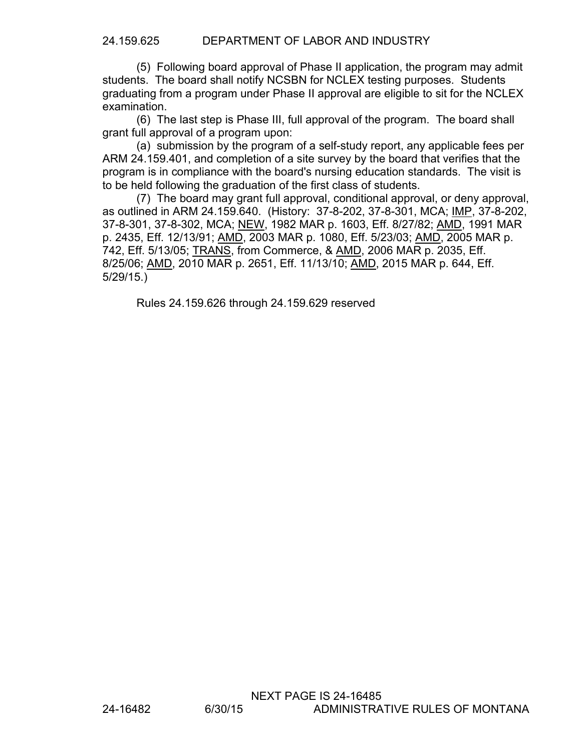(5) Following board approval of Phase II application, the program may admit students. The board shall notify NCSBN for NCLEX testing purposes. Students graduating from a program under Phase II approval are eligible to sit for the NCLEX examination.

(6) The last step is Phase III, full approval of the program. The board shall grant full approval of a program upon:

(a) submission by the program of a self-study report, any applicable fees per ARM 24.159.401, and completion of a site survey by the board that verifies that the program is in compliance with the board's nursing education standards. The visit is to be held following the graduation of the first class of students.

(7) The board may grant full approval, conditional approval, or deny approval, as outlined in ARM 24.159.640. (History: 37-8-202, 37-8-301, MCA; IMP, 37-8-202, 37-8-301, 37-8-302, MCA; NEW, 1982 MAR p. 1603, Eff. 8/27/82; AMD, 1991 MAR p. 2435, Eff. 12/13/91; AMD, 2003 MAR p. 1080, Eff. 5/23/03; AMD, 2005 MAR p. 742, Eff. 5/13/05; TRANS, from Commerce, & AMD, 2006 MAR p. 2035, Eff. 8/25/06; AMD, 2010 MAR p. 2651, Eff. 11/13/10; AMD, 2015 MAR p. 644, Eff. 5/29/15.)

Rules 24.159.626 through 24.159.629 reserved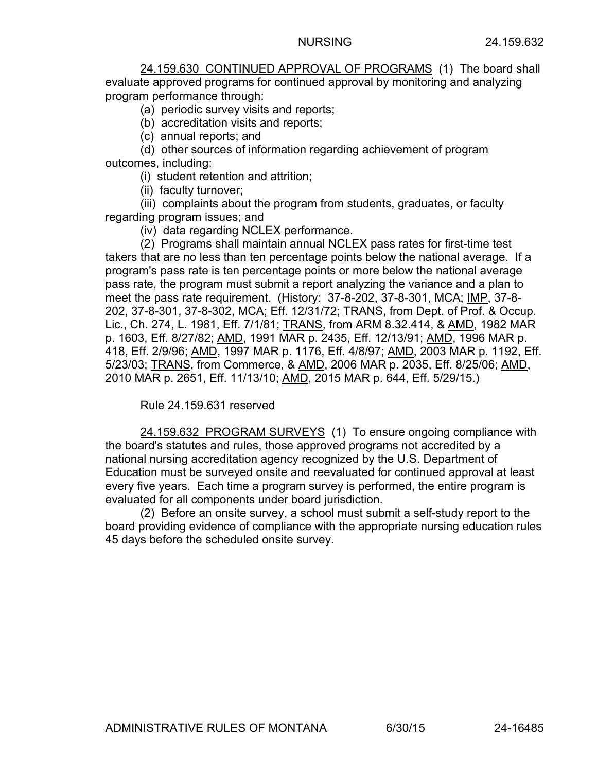24.159.630 CONTINUED APPROVAL OF PROGRAMS (1) The board shall evaluate approved programs for continued approval by monitoring and analyzing program performance through:

(a) periodic survey visits and reports;

(b) accreditation visits and reports;

(c) annual reports; and

(d) other sources of information regarding achievement of program outcomes, including:

(i) student retention and attrition;

(ii) faculty turnover;

(iii) complaints about the program from students, graduates, or faculty regarding program issues; and

(iv) data regarding NCLEX performance.

(2) Programs shall maintain annual NCLEX pass rates for first-time test takers that are no less than ten percentage points below the national average. If a program's pass rate is ten percentage points or more below the national average pass rate, the program must submit a report analyzing the variance and a plan to meet the pass rate requirement. (History: 37-8-202, 37-8-301, MCA; IMP, 37-8-202, 37-8-301, 37-8-302, MCA; Eff. 12/31/72; TRANS, from Dept. of Prof. & Occup. Lic., Ch. 274, L. 1981, Eff. 7/1/81; TRANS, from ARM 8.32.414, & AMD, 1982 MAR p. 1603, Eff. 8/27/82; AMD, 1991 MAR p. 2435, Eff. 12/13/91; AMD, 1996 MAR p. 418, Eff. 2/9/96; AMD, 1997 MAR p. 1176, Eff. 4/8/97; AMD, 2003 MAR p. 1192, Eff. 5/23/03; TRANS, from Commerce, & AMD, 2006 MAR p. 2035, Eff. 8/25/06; AMD, 2010 MAR p. 2651, Eff. 11/13/10; AMD, 2015 MAR p. 644, Eff. 5/29/15.)

Rule 24.159.631 reserved

24.159.632 PROGRAM SURVEYS (1) To ensure ongoing compliance with the board's statutes and rules, those approved programs not accredited by a national nursing accreditation agency recognized by the U.S. Department of Education must be surveyed onsite and reevaluated for continued approval at least every five years. Each time a program survey is performed, the entire program is evaluated for all components under board jurisdiction.

(2) Before an onsite survey, a school must submit a self-study report to the board providing evidence of compliance with the appropriate nursing education rules 45 days before the scheduled onsite survey.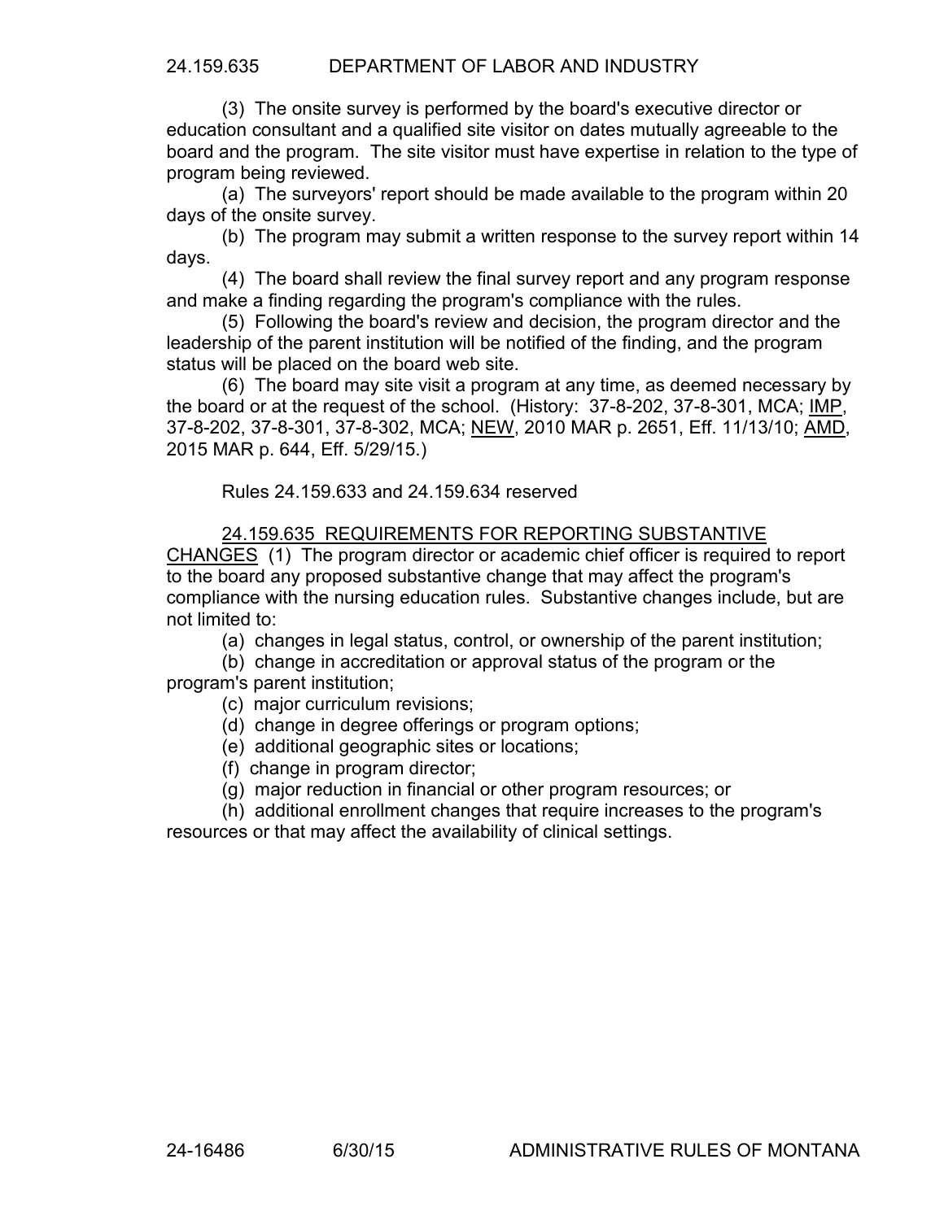(3) The onsite survey is performed by the board's executive director or education consultant and a qualified site visitor on dates mutually agreeable to the board and the program. The site visitor must have expertise in relation to the type of program being reviewed.

(a) The surveyors' report should be made available to the program within 20 days of the onsite survey.

(b) The program may submit a written response to the survey report within 14 days.

(4) The board shall review the final survey report and any program response and make a finding regarding the program's compliance with the rules.

(5) Following the board's review and decision, the program director and the leadership of the parent institution will be notified of the finding, and the program status will be placed on the board web site.

(6) The board may site visit a program at any time, as deemed necessary by the board or at the request of the school. (History: 37-8-202, 37-8-301, MCA; IMP, 37-8-202, 37-8-301, 37-8-302, MCA; NEW, 2010 MAR p. 2651, Eff. 11/13/10; AMD, 2015 MAR p. 644, Eff. 5/29/15.)

Rules 24.159.633 and 24.159.634 reserved

24.159.635 REQUIREMENTS FOR REPORTING SUBSTANTIVE CHANGES (1) The program director or academic chief officer is required to report to the board any proposed substantive change that may affect the program's compliance with the nursing education rules. Substantive changes include, but are not limited to:

(a) changes in legal status, control, or ownership of the parent institution;

(b) change in accreditation or approval status of the program or the program's parent institution;

(c) major curriculum revisions;

(d) change in degree offerings or program options;

(e) additional geographic sites or locations;

(f) change in program director;

(g) major reduction in financial or other program resources; or

(h) additional enrollment changes that require increases to the program's resources or that may affect the availability of clinical settings.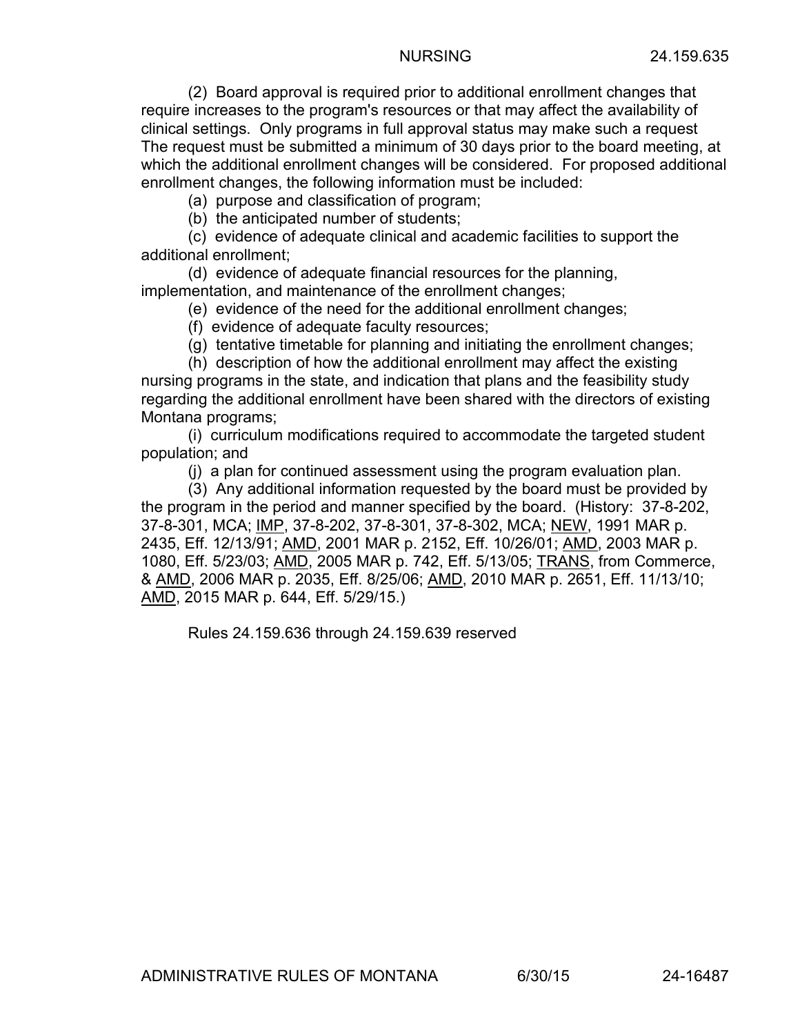(2) Board approval is required prior to additional enrollment changes that require increases to the program's resources or that may affect the availability of clinical settings. Only programs in full approval status may make such a request The request must be submitted a minimum of 30 days prior to the board meeting, at which the additional enrollment changes will be considered. For proposed additional enrollment changes, the following information must be included:

(a) purpose and classification of program;

(b) the anticipated number of students;

(c) evidence of adequate clinical and academic facilities to support the additional enrollment;

(d) evidence of adequate financial resources for the planning, implementation, and maintenance of the enrollment changes;

(e) evidence of the need for the additional enrollment changes;

(f) evidence of adequate faculty resources;

(g) tentative timetable for planning and initiating the enrollment changes;

(h) description of how the additional enrollment may affect the existing nursing programs in the state, and indication that plans and the feasibility study regarding the additional enrollment have been shared with the directors of existing Montana programs;

(i) curriculum modifications required to accommodate the targeted student population; and

(j) a plan for continued assessment using the program evaluation plan.

(3) Any additional information requested by the board must be provided by the program in the period and manner specified by the board. (History: 37-8-202, 37-8-301, MCA; IMP, 37-8-202, 37-8-301, 37-8-302, MCA; NEW, 1991 MAR p. 2435, Eff. 12/13/91; AMD, 2001 MAR p. 2152, Eff. 10/26/01; AMD, 2003 MAR p. 1080, Eff. 5/23/03; AMD, 2005 MAR p. 742, Eff. 5/13/05; TRANS, from Commerce, & AMD, 2006 MAR p. 2035, Eff. 8/25/06; AMD, 2010 MAR p. 2651, Eff. 11/13/10; AMD, 2015 MAR p. 644, Eff. 5/29/15.)

Rules 24.159.636 through 24.159.639 reserved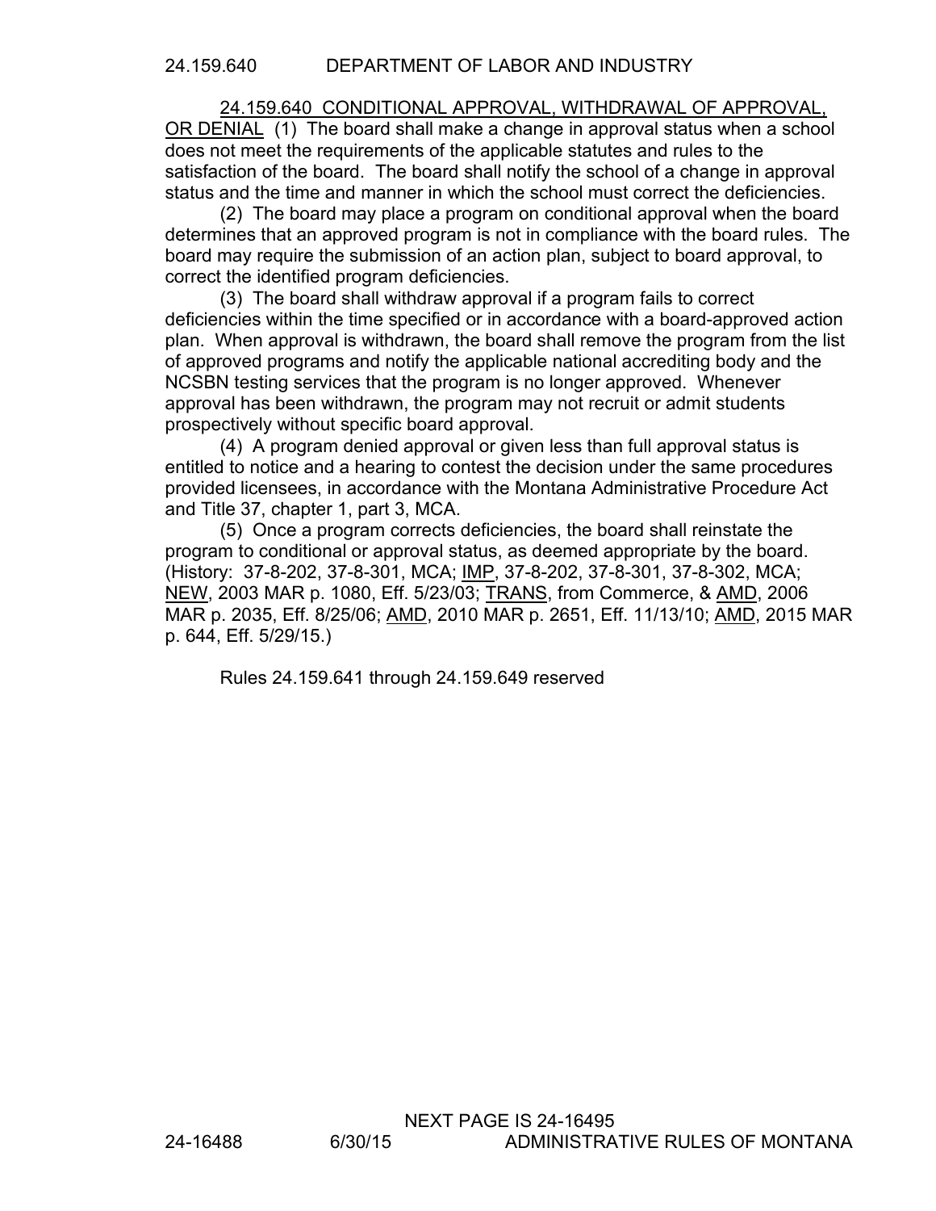24.159.640 CONDITIONAL APPROVAL, WITHDRAWAL OF APPROVAL, OR DENIAL (1) The board shall make a change in approval status when a school does not meet the requirements of the applicable statutes and rules to the satisfaction of the board. The board shall notify the school of a change in approval status and the time and manner in which the school must correct the deficiencies.

(2) The board may place a program on conditional approval when the board determines that an approved program is not in compliance with the board rules. The board may require the submission of an action plan, subject to board approval, to correct the identified program deficiencies.

(3) The board shall withdraw approval if a program fails to correct deficiencies within the time specified or in accordance with a board-approved action plan. When approval is withdrawn, the board shall remove the program from the list of approved programs and notify the applicable national accrediting body and the NCSBN testing services that the program is no longer approved. Whenever approval has been withdrawn, the program may not recruit or admit students prospectively without specific board approval.

(4) A program denied approval or given less than full approval status is entitled to notice and a hearing to contest the decision under the same procedures provided licensees, in accordance with the Montana Administrative Procedure Act and Title 37, chapter 1, part 3, MCA.

(5) Once a program corrects deficiencies, the board shall reinstate the program to conditional or approval status, as deemed appropriate by the board. (History: 37-8-202, 37-8-301, MCA; IMP, 37-8-202, 37-8-301, 37-8-302, MCA; NEW, 2003 MAR p. 1080, Eff. 5/23/03; TRANS, from Commerce, & AMD, 2006 MAR p. 2035, Eff. 8/25/06; AMD, 2010 MAR p. 2651, Eff. 11/13/10; AMD, 2015 MAR p. 644, Eff. 5/29/15.)

Rules 24.159.641 through 24.159.649 reserved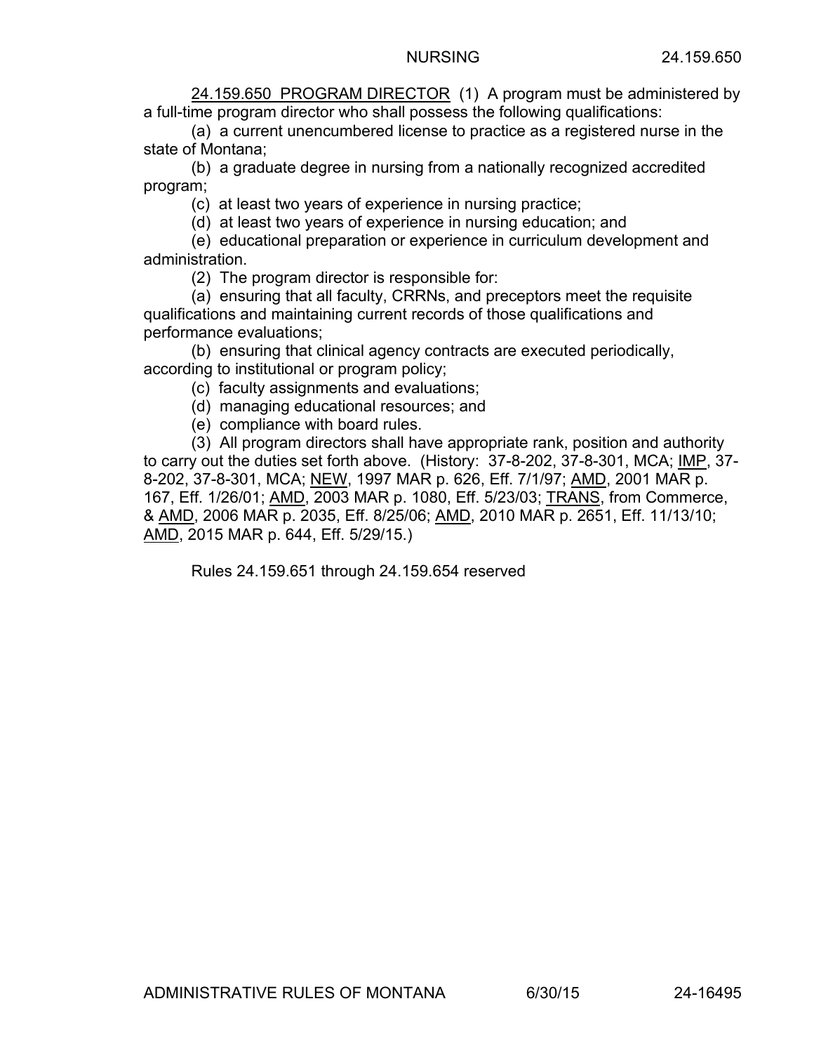24.159.650 PROGRAM DIRECTOR (1) A program must be administered by a full-time program director who shall possess the following qualifications:

(a) a current unencumbered license to practice as a registered nurse in the state of Montana;

(b) a graduate degree in nursing from a nationally recognized accredited program;

(c) at least two years of experience in nursing practice;

(d) at least two years of experience in nursing education; and

(e) educational preparation or experience in curriculum development and administration.

(2) The program director is responsible for:

(a) ensuring that all faculty, CRRNs, and preceptors meet the requisite qualifications and maintaining current records of those qualifications and performance evaluations;

(b) ensuring that clinical agency contracts are executed periodically, according to institutional or program policy;

(c) faculty assignments and evaluations;

(d) managing educational resources; and

(e) compliance with board rules.

(3) All program directors shall have appropriate rank, position and authority to carry out the duties set forth above. (History: 37-8-202, 37-8-301, MCA; IMP, 37-8-202, 37-8-301, MCA; NEW, 1997 MAR p. 626, Eff. 7/1/97; AMD, 2001 MAR p. 167, Eff. 1/26/01; AMD, 2003 MAR p. 1080, Eff. 5/23/03; TRANS, from Commerce, & AMD, 2006 MAR p. 2035, Eff. 8/25/06; AMD, 2010 MAR p. 2651, Eff. 11/13/10; AMD, 2015 MAR p. 644, Eff. 5/29/15.)

Rules 24.159.651 through 24.159.654 reserved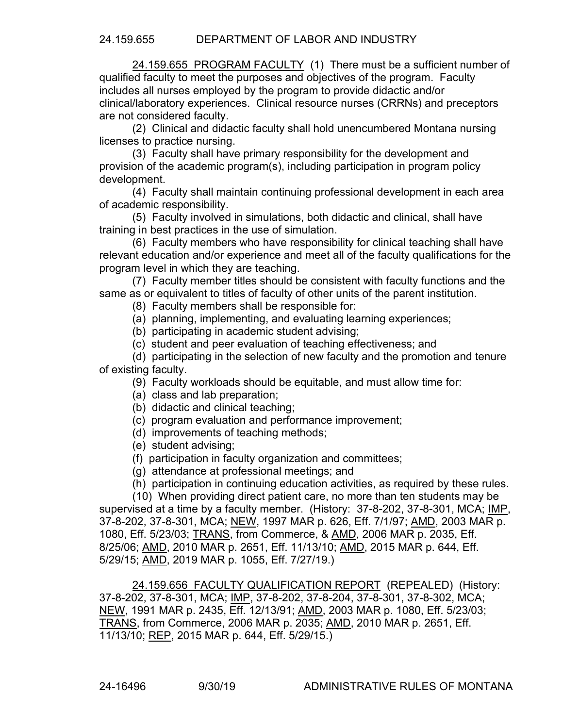24.159.655 PROGRAM FACULTY (1) There must be a sufficient number of qualified faculty to meet the purposes and objectives of the program. Faculty includes all nurses employed by the program to provide didactic and/or clinical/laboratory experiences. Clinical resource nurses (CRRNs) and preceptors are not considered faculty.

(2) Clinical and didactic faculty shall hold unencumbered Montana nursing licenses to practice nursing.

(3) Faculty shall have primary responsibility for the development and provision of the academic program(s), including participation in program policy development.

(4) Faculty shall maintain continuing professional development in each area of academic responsibility.

(5) Faculty involved in simulations, both didactic and clinical, shall have training in best practices in the use of simulation.

(6) Faculty members who have responsibility for clinical teaching shall have relevant education and/or experience and meet all of the faculty qualifications for the program level in which they are teaching.

(7) Faculty member titles should be consistent with faculty functions and the same as or equivalent to titles of faculty of other units of the parent institution.

(8) Faculty members shall be responsible for:

(a) planning, implementing, and evaluating learning experiences;

(b) participating in academic student advising;

(c) student and peer evaluation of teaching effectiveness; and

(d) participating in the selection of new faculty and the promotion and tenure of existing faculty.

(9) Faculty workloads should be equitable, and must allow time for:

(a) class and lab preparation;

(b) didactic and clinical teaching;

(c) program evaluation and performance improvement;

(d) improvements of teaching methods;

(e) student advising;

(f) participation in faculty organization and committees;

(g) attendance at professional meetings; and

(h) participation in continuing education activities, as required by these rules.

(10) When providing direct patient care, no more than ten students may be supervised at a time by a faculty member. (History: 37-8-202, 37-8-301, MCA; IMP, 37-8-202, 37-8-301, MCA; NEW, 1997 MAR p. 626, Eff. 7/1/97; AMD, 2003 MAR p. 1080, Eff. 5/23/03; TRANS, from Commerce, & AMD, 2006 MAR p. 2035, Eff. 8/25/06; AMD, 2010 MAR p. 2651, Eff. 11/13/10; AMD, 2015 MAR p. 644, Eff. 5/29/15; AMD, 2019 MAR p. 1055, Eff. 7/27/19.)

24.159.656 FACULTY QUALIFICATION REPORT (REPEALED) (History: 37-8-202, 37-8-301, MCA; IMP, 37-8-202, 37-8-204, 37-8-301, 37-8-302, MCA; NEW, 1991 MAR p. 2435, Eff. 12/13/91; AMD, 2003 MAR p. 1080, Eff. 5/23/03; TRANS, from Commerce, 2006 MAR p. 2035; AMD, 2010 MAR p. 2651, Eff. 11/13/10; REP, 2015 MAR p. 644, Eff. 5/29/15.)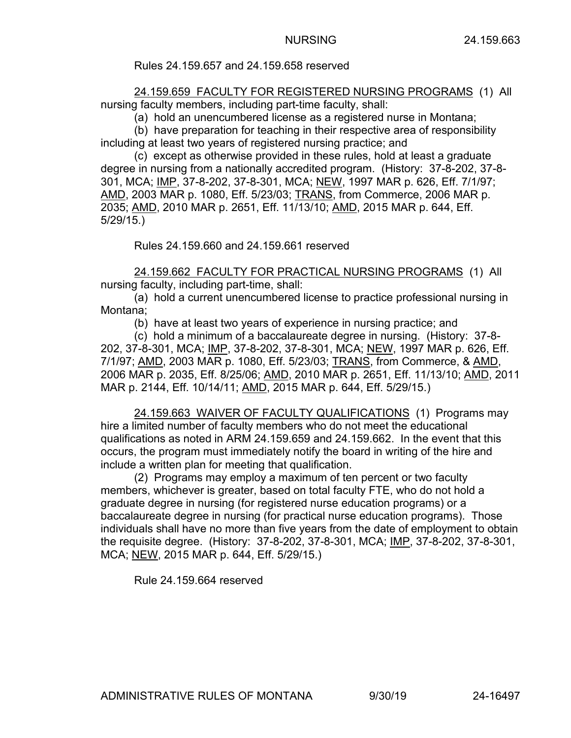Rules 24.159.657 and 24.159.658 reserved

24.159.659 FACULTY FOR REGISTERED NURSING PROGRAMS (1) All nursing faculty members, including part-time faculty, shall:

(a) hold an unencumbered license as a registered nurse in Montana;

(b) have preparation for teaching in their respective area of responsibility including at least two years of registered nursing practice; and

(c) except as otherwise provided in these rules, hold at least a graduate degree in nursing from a nationally accredited program. (History: 37-8-202, 37-8-301, MCA; IMP, 37-8-202, 37-8-301, MCA; NEW, 1997 MAR p. 626, Eff. 7/1/97; AMD, 2003 MAR p. 1080, Eff. 5/23/03; TRANS, from Commerce, 2006 MAR p. 2035; AMD, 2010 MAR p. 2651, Eff. 11/13/10; AMD, 2015 MAR p. 644, Eff. 5/29/15.)

Rules 24.159.660 and 24.159.661 reserved

24.159.662 FACULTY FOR PRACTICAL NURSING PROGRAMS (1) All nursing faculty, including part-time, shall:

(a) hold a current unencumbered license to practice professional nursing in Montana;

(b) have at least two years of experience in nursing practice; and

(c) hold a minimum of a baccalaureate degree in nursing. (History: 37-8-202, 37-8-301, MCA; IMP, 37-8-202, 37-8-301, MCA; NEW, 1997 MAR p. 626, Eff. 7/1/97; AMD, 2003 MAR p. 1080, Eff. 5/23/03; TRANS, from Commerce, & AMD, 2006 MAR p. 2035, Eff. 8/25/06; AMD, 2010 MAR p. 2651, Eff. 11/13/10; AMD, 2011 MAR p. 2144, Eff. 10/14/11; AMD, 2015 MAR p. 644, Eff. 5/29/15.)

24.159.663 WAIVER OF FACULTY QUALIFICATIONS (1) Programs may hire a limited number of faculty members who do not meet the educational qualifications as noted in ARM 24.159.659 and 24.159.662. In the event that this occurs, the program must immediately notify the board in writing of the hire and include a written plan for meeting that qualification.

(2) Programs may employ a maximum of ten percent or two faculty members, whichever is greater, based on total faculty FTE, who do not hold a graduate degree in nursing (for registered nurse education programs) or a baccalaureate degree in nursing (for practical nurse education programs). Those individuals shall have no more than five years from the date of employment to obtain the requisite degree. (History: 37-8-202, 37-8-301, MCA; IMP, 37-8-202, 37-8-301, MCA; NEW, 2015 MAR p. 644, Eff. 5/29/15.)

Rule 24.159.664 reserved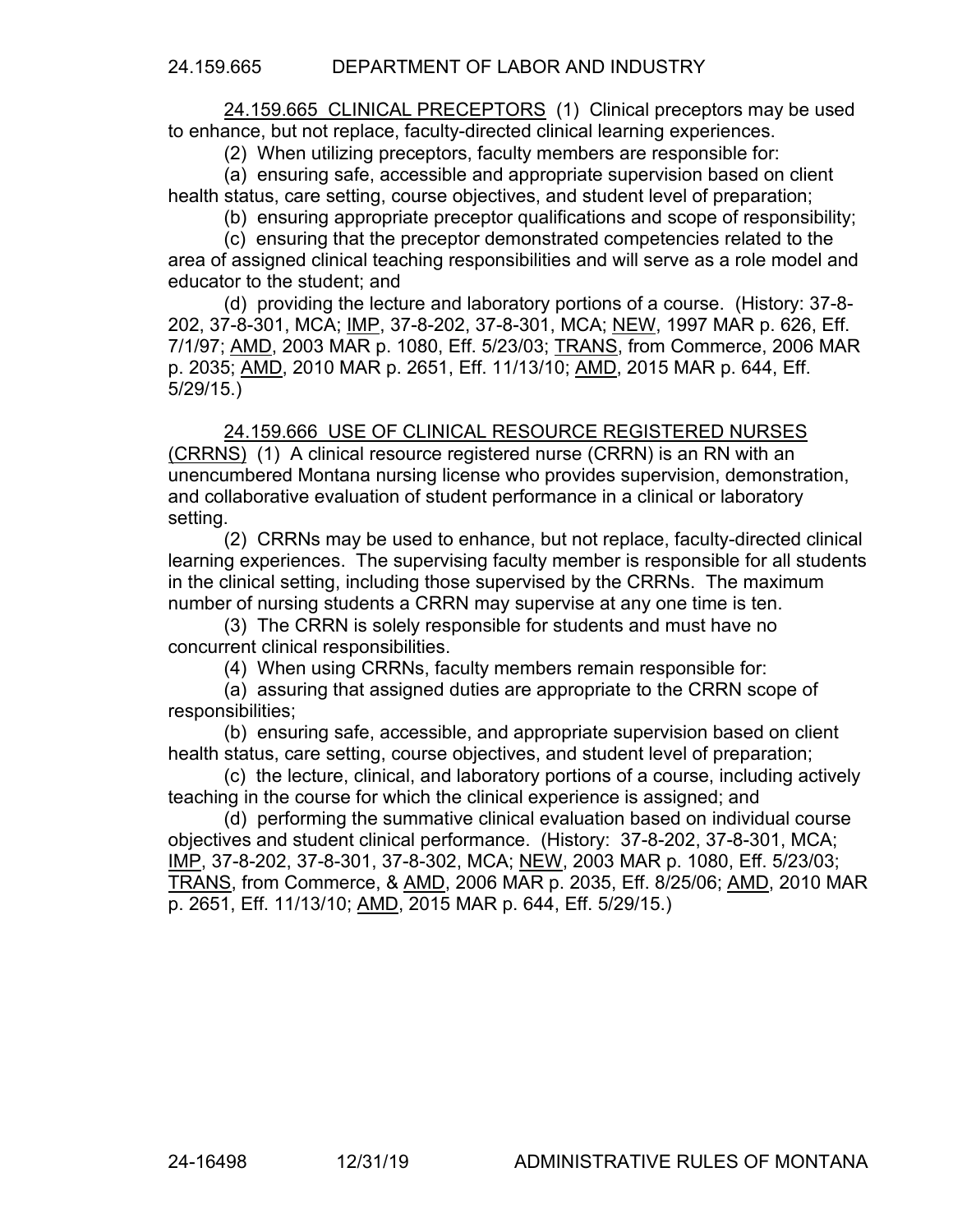24.159.665 CLINICAL PRECEPTORS (1) Clinical preceptors may be used to enhance, but not replace, faculty-directed clinical learning experiences.

(2) When utilizing preceptors, faculty members are responsible for:

(a) ensuring safe, accessible and appropriate supervision based on client health status, care setting, course objectives, and student level of preparation;

(b) ensuring appropriate preceptor qualifications and scope of responsibility;

(c) ensuring that the preceptor demonstrated competencies related to the area of assigned clinical teaching responsibilities and will serve as a role model and educator to the student; and

(d) providing the lecture and laboratory portions of a course. (History: 37-8-202, 37-8-301, MCA; IMP, 37-8-202, 37-8-301, MCA; NEW, 1997 MAR p. 626, Eff. 7/1/97; AMD, 2003 MAR p. 1080, Eff. 5/23/03; TRANS, from Commerce, 2006 MAR p. 2035; AMD, 2010 MAR p. 2651, Eff. 11/13/10; AMD, 2015 MAR p. 644, Eff. 5/29/15.)

24.159.666 USE OF CLINICAL RESOURCE REGISTERED NURSES (CRRNS) (1) A clinical resource registered nurse (CRRN) is an RN with an unencumbered Montana nursing license who provides supervision, demonstration, and collaborative evaluation of student performance in a clinical or laboratory setting.

(2) CRRNs may be used to enhance, but not replace, faculty-directed clinical learning experiences. The supervising faculty member is responsible for all students in the clinical setting, including those supervised by the CRRNs. The maximum number of nursing students a CRRN may supervise at any one time is ten.

(3) The CRRN is solely responsible for students and must have no concurrent clinical responsibilities.

(4) When using CRRNs, faculty members remain responsible for:

(a) assuring that assigned duties are appropriate to the CRRN scope of responsibilities;

(b) ensuring safe, accessible, and appropriate supervision based on client health status, care setting, course objectives, and student level of preparation;

(c) the lecture, clinical, and laboratory portions of a course, including actively teaching in the course for which the clinical experience is assigned; and

(d) performing the summative clinical evaluation based on individual course objectives and student clinical performance. (History: 37-8-202, 37-8-301, MCA; IMP, 37-8-202, 37-8-301, 37-8-302, MCA; NEW, 2003 MAR p. 1080, Eff. 5/23/03; TRANS, from Commerce, & AMD, 2006 MAR p. 2035, Eff. 8/25/06; AMD, 2010 MAR p. 2651, Eff. 11/13/10; AMD, 2015 MAR p. 644, Eff. 5/29/15.)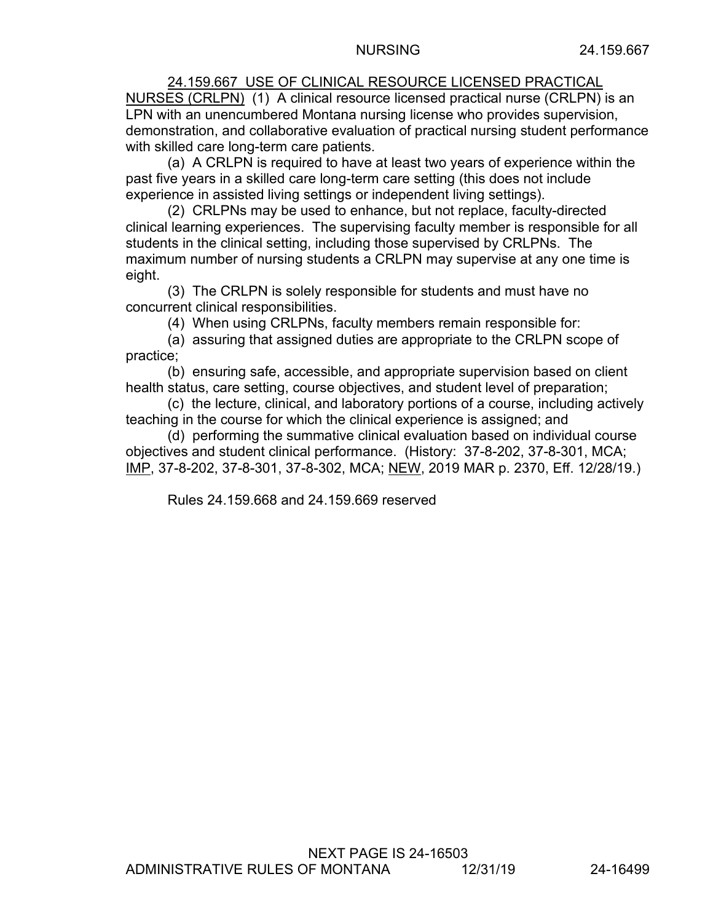24.159.667 USE OF CLINICAL RESOURCE LICENSED PRACTICAL NURSES (CRLPN) (1) A clinical resource licensed practical nurse (CRLPN) is an LPN with an unencumbered Montana nursing license who provides supervision, demonstration, and collaborative evaluation of practical nursing student performance with skilled care long-term care patients.

(a) A CRLPN is required to have at least two years of experience within the past five years in a skilled care long-term care setting (this does not include experience in assisted living settings or independent living settings).

(2) CRLPNs may be used to enhance, but not replace, faculty-directed clinical learning experiences. The supervising faculty member is responsible for all students in the clinical setting, including those supervised by CRLPNs. The maximum number of nursing students a CRLPN may supervise at any one time is eight.

(3) The CRLPN is solely responsible for students and must have no concurrent clinical responsibilities.

(4) When using CRLPNs, faculty members remain responsible for:

(a) assuring that assigned duties are appropriate to the CRLPN scope of practice;

(b) ensuring safe, accessible, and appropriate supervision based on client health status, care setting, course objectives, and student level of preparation;

(c) the lecture, clinical, and laboratory portions of a course, including actively teaching in the course for which the clinical experience is assigned; and

(d) performing the summative clinical evaluation based on individual course objectives and student clinical performance. (History: 37-8-202, 37-8-301, MCA; IMP, 37-8-202, 37-8-301, 37-8-302, MCA; NEW, 2019 MAR p. 2370, Eff. 12/28/19.)

Rules 24.159.668 and 24.159.669 reserved

NEXT PAGE IS 24-16503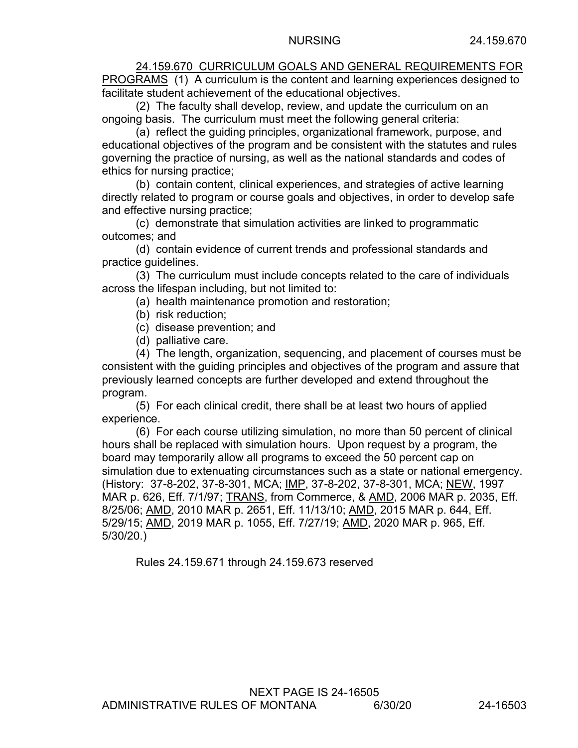24.159.670 CURRICULUM GOALS AND GENERAL REQUIREMENTS FOR PROGRAMS (1) A curriculum is the content and learning experiences designed to facilitate student achievement of the educational objectives.

(2) The faculty shall develop, review, and update the curriculum on an ongoing basis. The curriculum must meet the following general criteria:

(a) reflect the guiding principles, organizational framework, purpose, and educational objectives of the program and be consistent with the statutes and rules governing the practice of nursing, as well as the national standards and codes of ethics for nursing practice;

(b) contain content, clinical experiences, and strategies of active learning directly related to program or course goals and objectives, in order to develop safe and effective nursing practice;

(c) demonstrate that simulation activities are linked to programmatic outcomes; and

(d) contain evidence of current trends and professional standards and practice guidelines.

(3) The curriculum must include concepts related to the care of individuals across the lifespan including, but not limited to:

(a) health maintenance promotion and restoration;

(b) risk reduction;

(c) disease prevention; and

(d) palliative care.

(4) The length, organization, sequencing, and placement of courses must be consistent with the guiding principles and objectives of the program and assure that previously learned concepts are further developed and extend throughout the program.

(5) For each clinical credit, there shall be at least two hours of applied experience.

(6) For each course utilizing simulation, no more than 50 percent of clinical hours shall be replaced with simulation hours. Upon request by a program, the board may temporarily allow all programs to exceed the 50 percent cap on simulation due to extenuating circumstances such as a state or national emergency. (History: 37-8-202, 37-8-301, MCA; IMP, 37-8-202, 37-8-301, MCA; NEW, 1997 MAR p. 626, Eff. 7/1/97; TRANS, from Commerce, & AMD, 2006 MAR p. 2035, Eff. 8/25/06; AMD, 2010 MAR p. 2651, Eff. 11/13/10; AMD, 2015 MAR p. 644, Eff. 5/29/15; AMD, 2019 MAR p. 1055, Eff. 7/27/19; AMD, 2020 MAR p. 965, Eff. 5/30/20.)

Rules 24.159.671 through 24.159.673 reserved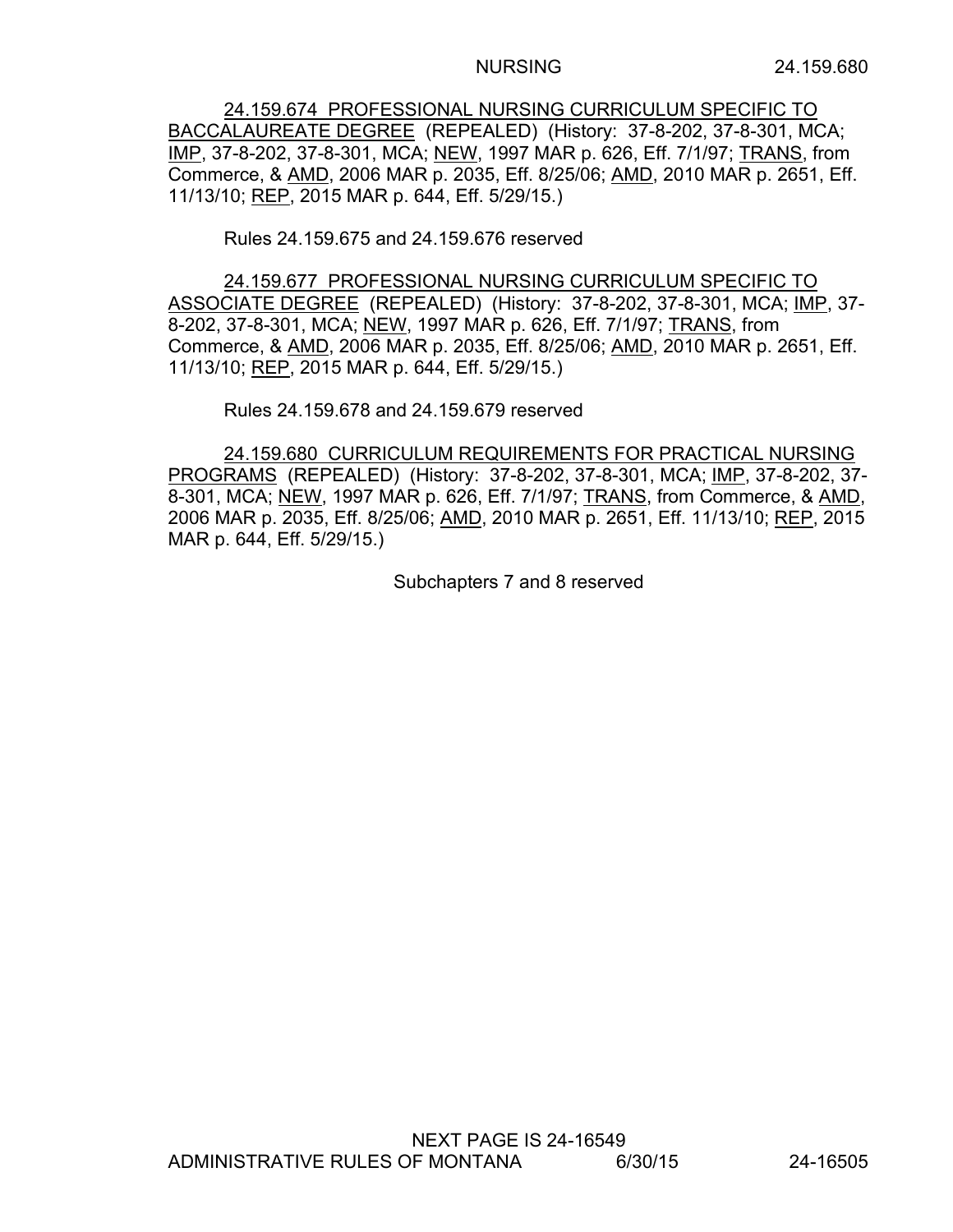24.159.674 PROFESSIONAL NURSING CURRICULUM SPECIFIC TO BACCALAUREATE DEGREE (REPEALED) (History: 37-8-202, 37-8-301, MCA; IMP, 37-8-202, 37-8-301, MCA; NEW, 1997 MAR p. 626, Eff. 7/1/97; TRANS, from Commerce, & AMD, 2006 MAR p. 2035, Eff. 8/25/06; AMD, 2010 MAR p. 2651, Eff. 11/13/10; REP, 2015 MAR p. 644, Eff. 5/29/15.)

Rules 24.159.675 and 24.159.676 reserved

24.159.677 PROFESSIONAL NURSING CURRICULUM SPECIFIC TO ASSOCIATE DEGREE (REPEALED) (History: 37-8-202, 37-8-301, MCA; IMP, 37-8-202, 37-8-301, MCA; NEW, 1997 MAR p. 626, Eff. 7/1/97; TRANS, from Commerce, & AMD, 2006 MAR p. 2035, Eff. 8/25/06; AMD, 2010 MAR p. 2651, Eff. 11/13/10; REP, 2015 MAR p. 644, Eff. 5/29/15.)

Rules 24.159.678 and 24.159.679 reserved

24.159.680 CURRICULUM REQUIREMENTS FOR PRACTICAL NURSING PROGRAMS (REPEALED) (History: 37-8-202, 37-8-301, MCA; IMP, 37-8-202, 37-8-301, MCA; NEW, 1997 MAR p. 626, Eff. 7/1/97; TRANS, from Commerce, & AMD, 2006 MAR p. 2035, Eff. 8/25/06; AMD, 2010 MAR p. 2651, Eff. 11/13/10; REP, 2015 MAR p. 644, Eff. 5/29/15.)

Subchapters 7 and 8 reserved

NEXT PAGE IS 24-16549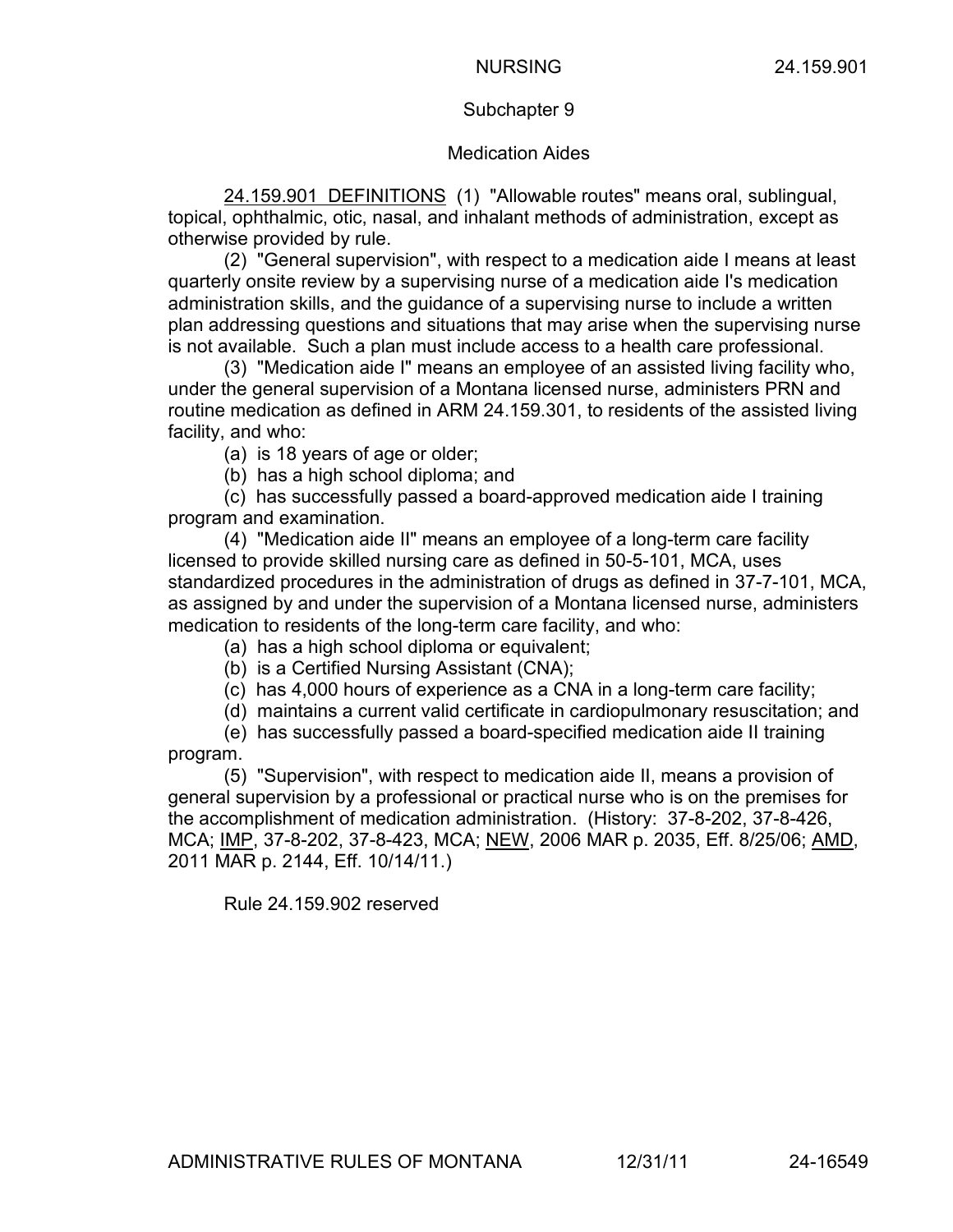## Subchapter 9

## Medication Aides

24.159.901 DEFINITIONS (1) "Allowable routes" means oral, sublingual, topical, ophthalmic, otic, nasal, and inhalant methods of administration, except as otherwise provided by rule.

(2) "General supervision", with respect to a medication aide I means at least quarterly onsite review by a supervising nurse of a medication aide I's medication administration skills, and the guidance of a supervising nurse to include a written plan addressing questions and situations that may arise when the supervising nurse is not available. Such a plan must include access to a health care professional.

(3) "Medication aide I" means an employee of an assisted living facility who, under the general supervision of a Montana licensed nurse, administers PRN and routine medication as defined in ARM 24.159.301, to residents of the assisted living facility, and who:

(a) is 18 years of age or older;

(b) has a high school diploma; and

(c) has successfully passed a board-approved medication aide I training program and examination.

(4) "Medication aide II" means an employee of a long-term care facility licensed to provide skilled nursing care as defined in 50-5-101, MCA, uses standardized procedures in the administration of drugs as defined in 37-7-101, MCA, as assigned by and under the supervision of a Montana licensed nurse, administers medication to residents of the long-term care facility, and who:

(a) has a high school diploma or equivalent;

(b) is a Certified Nursing Assistant (CNA);

(c) has 4,000 hours of experience as a CNA in a long-term care facility;

(d) maintains a current valid certificate in cardiopulmonary resuscitation; and

(e) has successfully passed a board-specified medication aide II training program.

(5) "Supervision", with respect to medication aide II, means a provision of general supervision by a professional or practical nurse who is on the premises for the accomplishment of medication administration. (History: 37-8-202, 37-8-426, MCA; IMP, 37-8-202, 37-8-423, MCA; NEW, 2006 MAR p. 2035, Eff. 8/25/06; AMD, 2011 MAR p. 2144, Eff. 10/14/11.)

Rule 24.159.902 reserved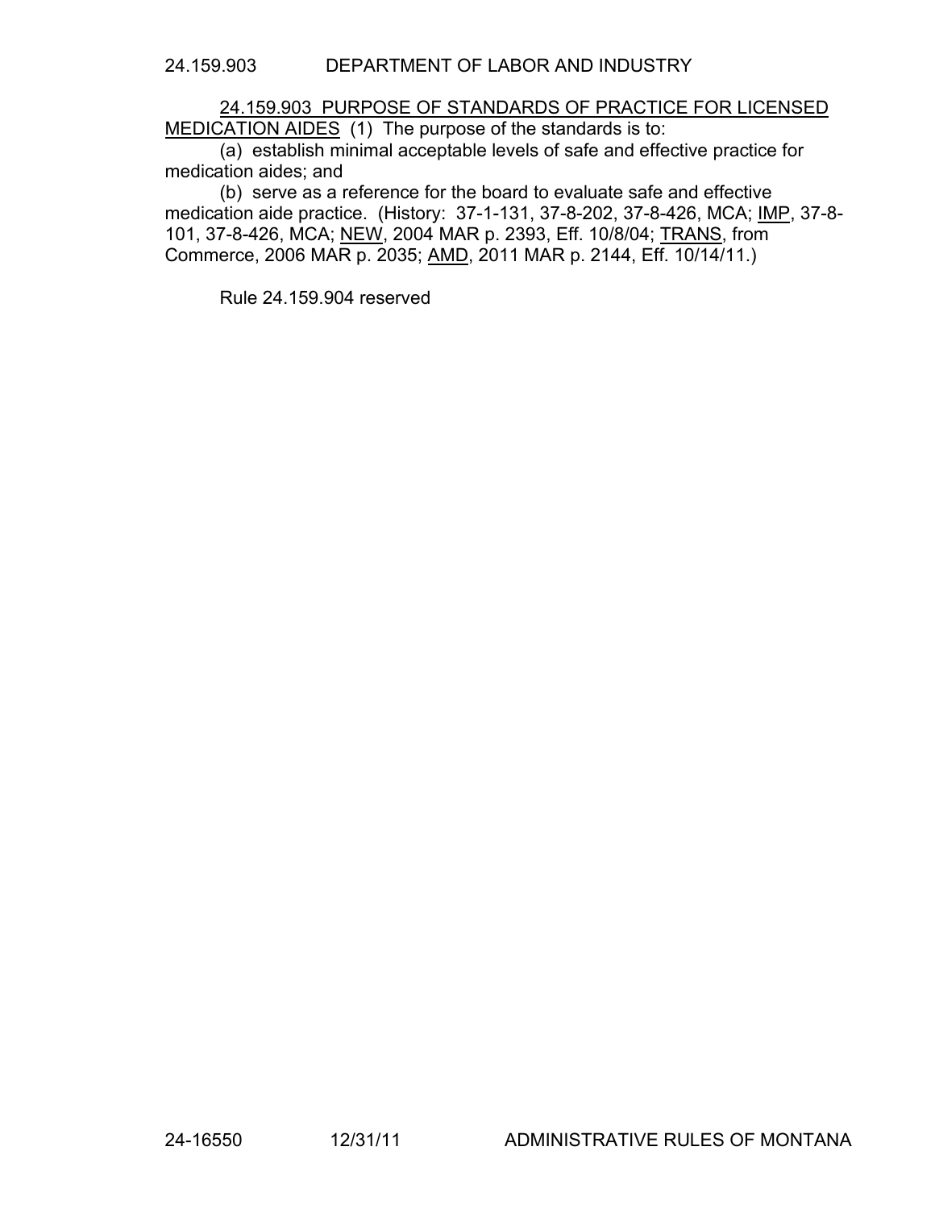24.159.903 PURPOSE OF STANDARDS OF PRACTICE FOR LICENSED MEDICATION AIDES (1) The purpose of the standards is to:

(a) establish minimal acceptable levels of safe and effective practice for medication aides; and

(b) serve as a reference for the board to evaluate safe and effective medication aide practice. (History: 37-1-131, 37-8-202, 37-8-426, MCA; IMP, 37-8-101, 37-8-426, MCA; NEW, 2004 MAR p. 2393, Eff. 10/8/04; TRANS, from Commerce, 2006 MAR p. 2035; AMD, 2011 MAR p. 2144, Eff. 10/14/11.)

Rule 24.159.904 reserved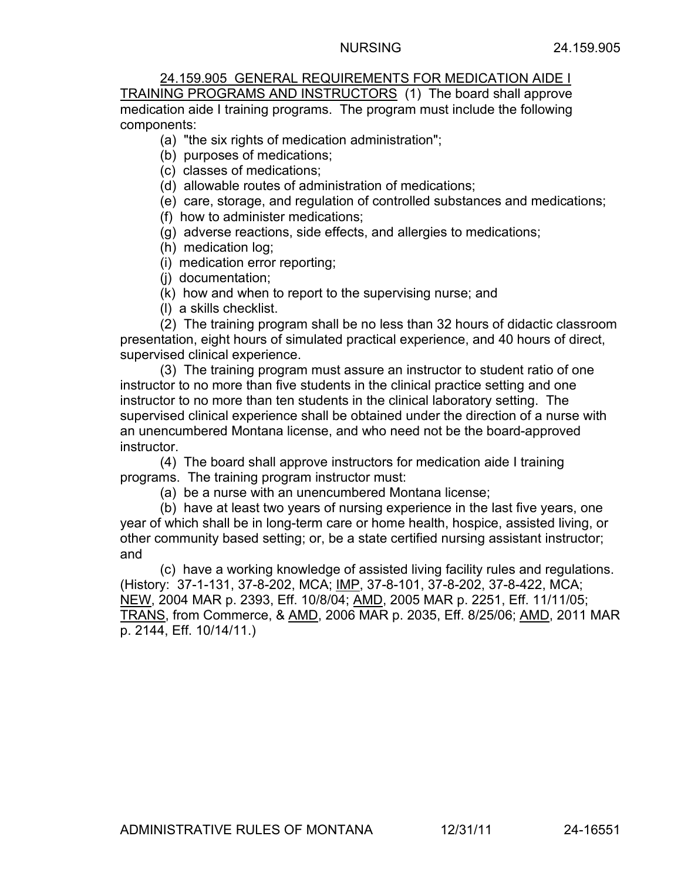<u>24.159.905 GENERAL REQUIREMENTS FOR MEDICATION AIDE I TRAINING PROGRAMS AND INSTRUCTORS</u> (1) The board shall approve medication aide I training programs. The program must include the following components:

(a) "the six rights of medication administration";

(b) purposes of medications;

(c) classes of medications;

(d) allowable routes of administration of medications;

(e) care, storage, and regulation of controlled substances and medications;

(f) how to administer medications;

(g) adverse reactions, side effects, and allergies to medications;

(h) medication log;

(i) medication error reporting;

(j) documentation;

(k) how and when to report to the supervising nurse; and

(l) a skills checklist.

(2) The training program shall be no less than 32 hours of didactic classroom presentation, eight hours of simulated practical experience, and 40 hours of direct, supervised clinical experience.

(3) The training program must assure an instructor to student ratio of one instructor to no more than five students in the clinical practice setting and one instructor to no more than ten students in the clinical laboratory setting. The supervised clinical experience shall be obtained under the direction of a nurse with an unencumbered Montana license, and who need not be the board-approved instructor.

(4) The board shall approve instructors for medication aide I training programs. The training program instructor must:

(a) be a nurse with an unencumbered Montana license;

(b) have at least two years of nursing experience in the last five years, one year of which shall be in long-term care or home health, hospice, assisted living, or other community based setting; or, be a state certified nursing assistant instructor; and

(c) have a working knowledge of assisted living facility rules and regulations. (History: 37-1-131, 37-8-202, MCA; <u>IMP</u>, 37-8-101, 37-8-202, 37-8-422, MCA; <u>NEW</u>, 2004 MAR p. 2393, Eff. 10/8/04; <u>AMD</u>, 2005 MAR p. 2251, Eff. 11/11/05; <u>TRANS</u>, from Commerce, & <u>AMD</u>, 2006 MAR p. 2035, Eff. 8/25/06; <u>AMD</u>, 2011 MAR p. 2144, Eff. 10/14/11.)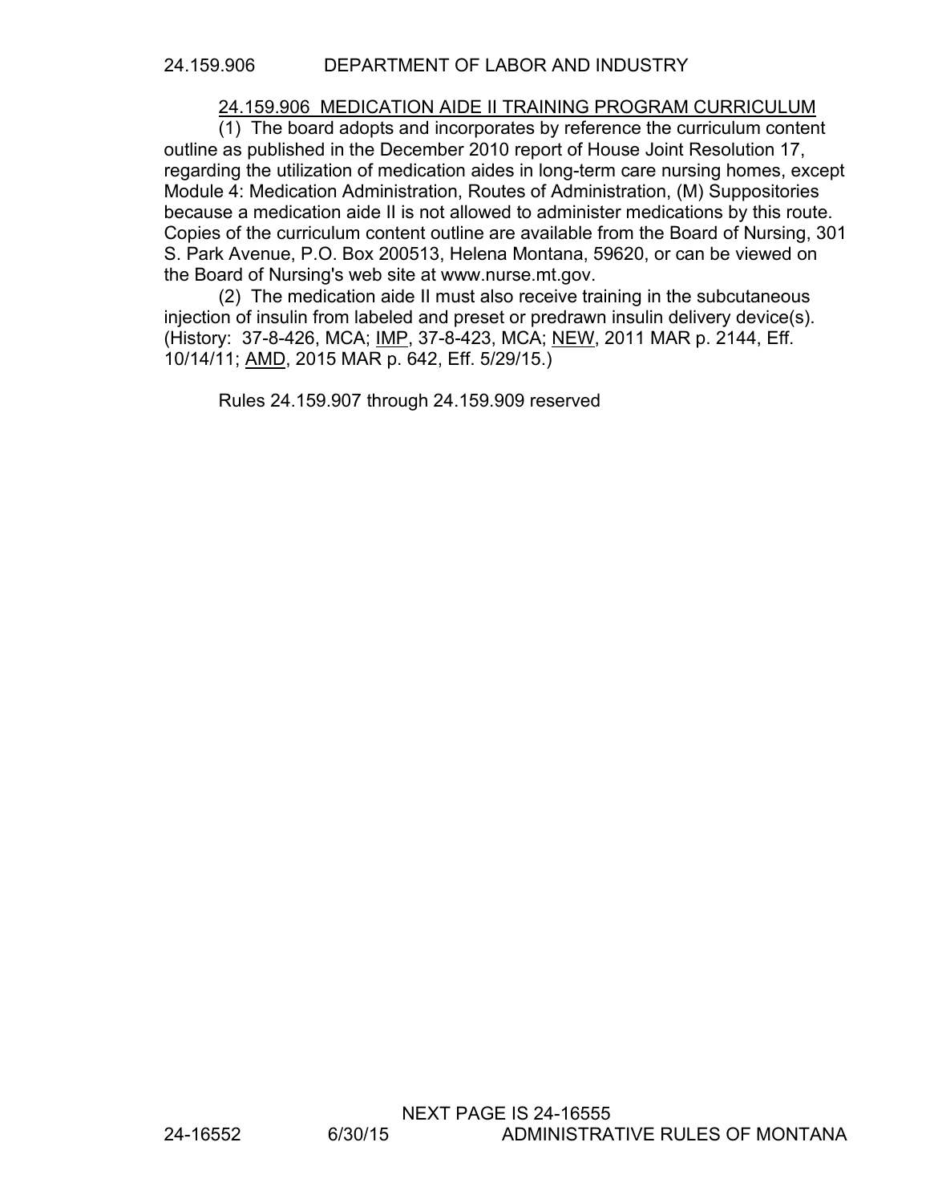## 24.159.906 MEDICATION AIDE II TRAINING PROGRAM CURRICULUM

(1) The board adopts and incorporates by reference the curriculum content outline as published in the December 2010 report of House Joint Resolution 17, regarding the utilization of medication aides in long-term care nursing homes, except Module 4: Medication Administration, Routes of Administration, (M) Suppositories because a medication aide II is not allowed to administer medications by this route. Copies of the curriculum content outline are available from the Board of Nursing, 301 S. Park Avenue, P.O. Box 200513, Helena Montana, 59620, or can be viewed on the Board of Nursing's web site at www.nurse.mt.gov.

(2) The medication aide II must also receive training in the subcutaneous injection of insulin from labeled and preset or predrawn insulin delivery device(s). (History: 37-8-426, MCA; IMP, 37-8-423, MCA; NEW, 2011 MAR p. 2144, Eff. 10/14/11; AMD, 2015 MAR p. 642, Eff. 5/29/15.)

Rules 24.159.907 through 24.159.909 reserved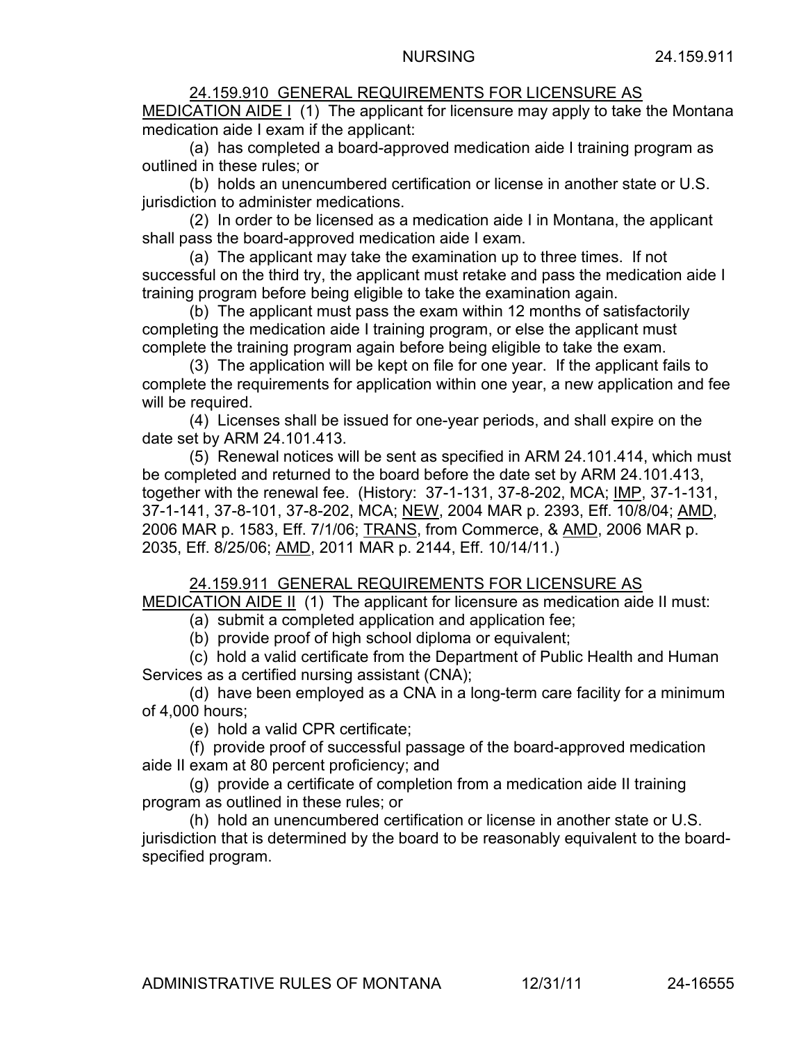24.159.910 GENERAL REQUIREMENTS FOR LICENSURE AS MEDICATION AIDE I (1) The applicant for licensure may apply to take the Montana medication aide I exam if the applicant:

(a) has completed a board-approved medication aide I training program as outlined in these rules; or

(b) holds an unencumbered certification or license in another state or U.S. jurisdiction to administer medications.

(2) In order to be licensed as a medication aide I in Montana, the applicant shall pass the board-approved medication aide I exam.

(a) The applicant may take the examination up to three times. If not successful on the third try, the applicant must retake and pass the medication aide I training program before being eligible to take the examination again.

(b) The applicant must pass the exam within 12 months of satisfactorily completing the medication aide I training program, or else the applicant must complete the training program again before being eligible to take the exam.

(3) The application will be kept on file for one year. If the applicant fails to complete the requirements for application within one year, a new application and fee will be required.

(4) Licenses shall be issued for one-year periods, and shall expire on the date set by ARM 24.101.413.

(5) Renewal notices will be sent as specified in ARM 24.101.414, which must be completed and returned to the board before the date set by ARM 24.101.413, together with the renewal fee. (History: 37-1-131, 37-8-202, MCA; IMP, 37-1-131, 37-1-141, 37-8-101, 37-8-202, MCA; NEW, 2004 MAR p. 2393, Eff. 10/8/04; AMD, 2006 MAR p. 1583, Eff. 7/1/06; TRANS, from Commerce, & AMD, 2006 MAR p. 2035, Eff. 8/25/06; AMD, 2011 MAR p. 2144, Eff. 10/14/11.)

24.159.911 GENERAL REQUIREMENTS FOR LICENSURE AS MEDICATION AIDE II (1) The applicant for licensure as medication aide II must:

(a) submit a completed application and application fee;

(b) provide proof of high school diploma or equivalent;

(c) hold a valid certificate from the Department of Public Health and Human Services as a certified nursing assistant (CNA);

(d) have been employed as a CNA in a long-term care facility for a minimum of 4,000 hours;

(e) hold a valid CPR certificate;

(f) provide proof of successful passage of the board-approved medication aide II exam at 80 percent proficiency; and

(g) provide a certificate of completion from a medication aide II training program as outlined in these rules; or

(h) hold an unencumbered certification or license in another state or U.S. jurisdiction that is determined by the board to be reasonably equivalent to the board-specified program.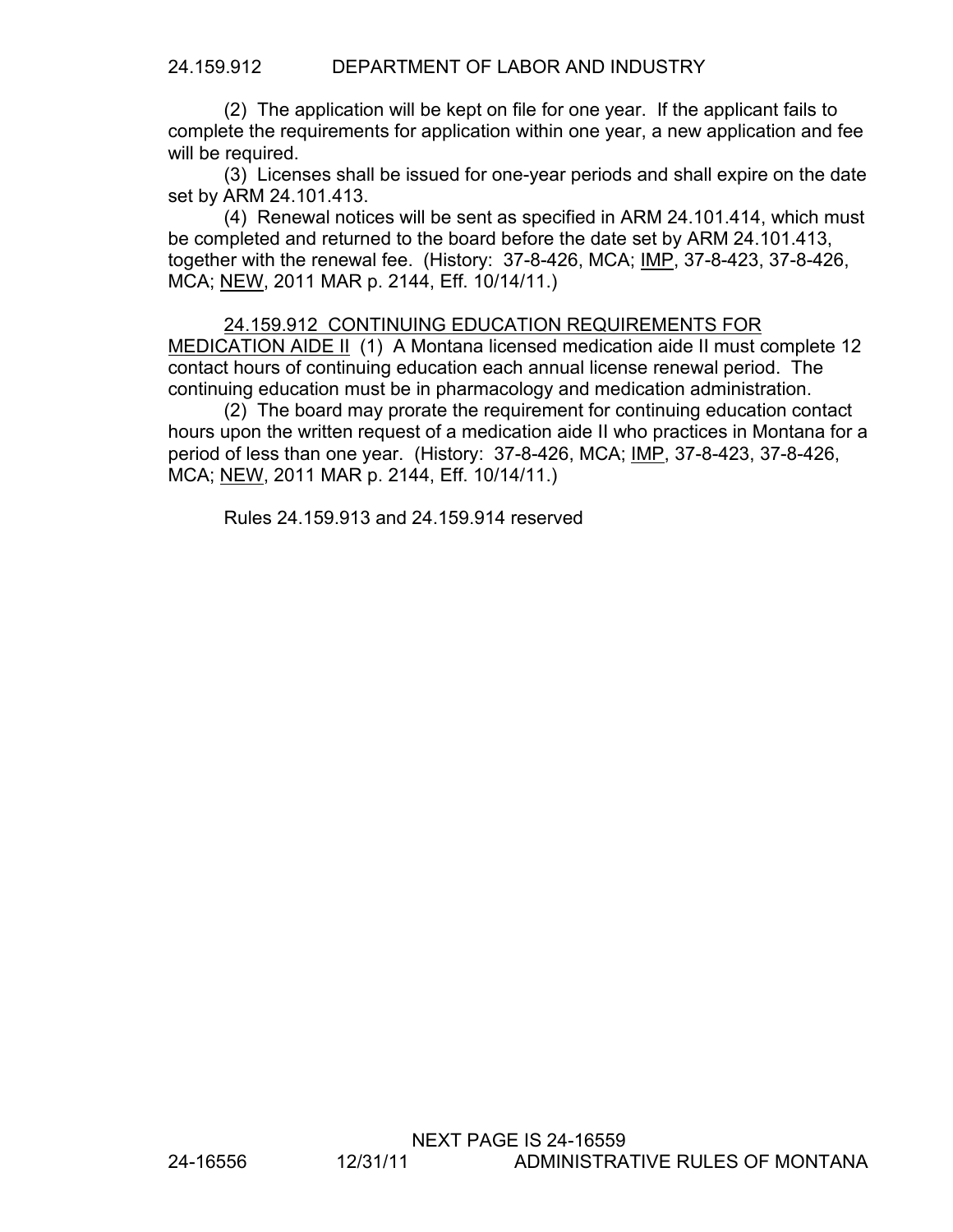(2) The application will be kept on file for one year. If the applicant fails to complete the requirements for application within one year, a new application and fee will be required.

(3) Licenses shall be issued for one-year periods and shall expire on the date set by ARM 24.101.413.

(4) Renewal notices will be sent as specified in ARM 24.101.414, which must be completed and returned to the board before the date set by ARM 24.101.413, together with the renewal fee. (History: 37-8-426, MCA; IMP, 37-8-423, 37-8-426, MCA; NEW, 2011 MAR p. 2144, Eff. 10/14/11.)

24.159.912 CONTINUING EDUCATION REQUIREMENTS FOR MEDICATION AIDE II (1) A Montana licensed medication aide II must complete 12 contact hours of continuing education each annual license renewal period. The continuing education must be in pharmacology and medication administration.

(2) The board may prorate the requirement for continuing education contact hours upon the written request of a medication aide II who practices in Montana for a period of less than one year. (History: 37-8-426, MCA; IMP, 37-8-423, 37-8-426, MCA; NEW, 2011 MAR p. 2144, Eff. 10/14/11.)

Rules 24.159.913 and 24.159.914 reserved

NEXT PAGE IS 24-16559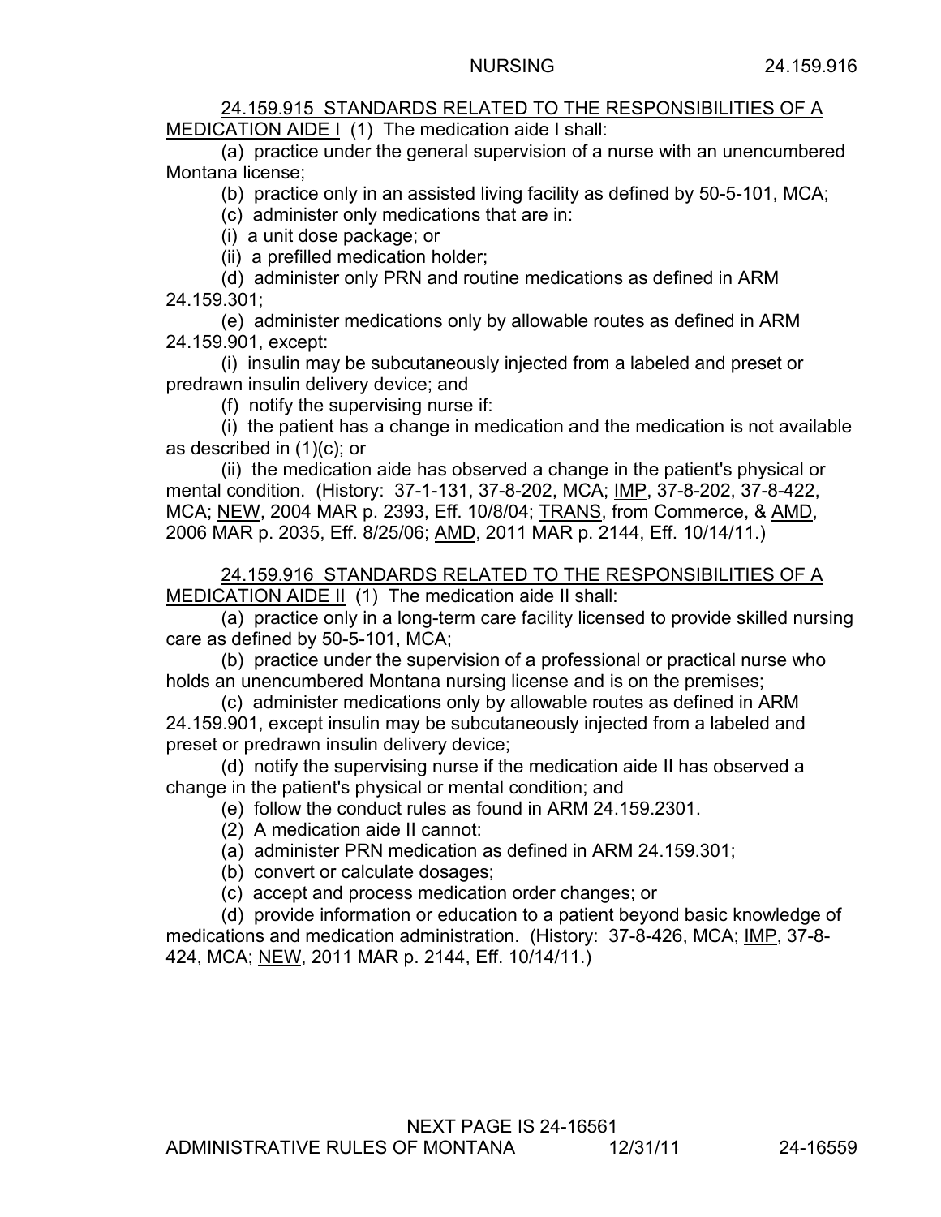24.159.915 STANDARDS RELATED TO THE RESPONSIBILITIES OF A MEDICATION AIDE I (1) The medication aide I shall:

(a) practice under the general supervision of a nurse with an unencumbered Montana license;

(b) practice only in an assisted living facility as defined by 50-5-101, MCA;

(c) administer only medications that are in:

(i) a unit dose package; or

(ii) a prefilled medication holder;

(d) administer only PRN and routine medications as defined in ARM 24.159.301;

(e) administer medications only by allowable routes as defined in ARM 24.159.901, except:

(i) insulin may be subcutaneously injected from a labeled and preset or predrawn insulin delivery device; and

(f) notify the supervising nurse if:

(i) the patient has a change in medication and the medication is not available as described in (1)(c); or

(ii) the medication aide has observed a change in the patient's physical or mental condition. (History: 37-1-131, 37-8-202, MCA; IMP, 37-8-202, 37-8-422, MCA; NEW, 2004 MAR p. 2393, Eff. 10/8/04; TRANS, from Commerce, & AMD, 2006 MAR p. 2035, Eff. 8/25/06; AMD, 2011 MAR p. 2144, Eff. 10/14/11.)

24.159.916 STANDARDS RELATED TO THE RESPONSIBILITIES OF A MEDICATION AIDE II (1) The medication aide II shall:

(a) practice only in a long-term care facility licensed to provide skilled nursing care as defined by 50-5-101, MCA;

(b) practice under the supervision of a professional or practical nurse who holds an unencumbered Montana nursing license and is on the premises;

(c) administer medications only by allowable routes as defined in ARM 24.159.901, except insulin may be subcutaneously injected from a labeled and preset or predrawn insulin delivery device;

(d) notify the supervising nurse if the medication aide II has observed a change in the patient's physical or mental condition; and

(e) follow the conduct rules as found in ARM 24.159.2301.

(2) A medication aide II cannot:

(a) administer PRN medication as defined in ARM 24.159.301;

(b) convert or calculate dosages;

(c) accept and process medication order changes; or

(d) provide information or education to a patient beyond basic knowledge of medications and medication administration. (History: 37-8-426, MCA; IMP, 37-8-424, MCA; NEW, 2011 MAR p. 2144, Eff. 10/14/11.)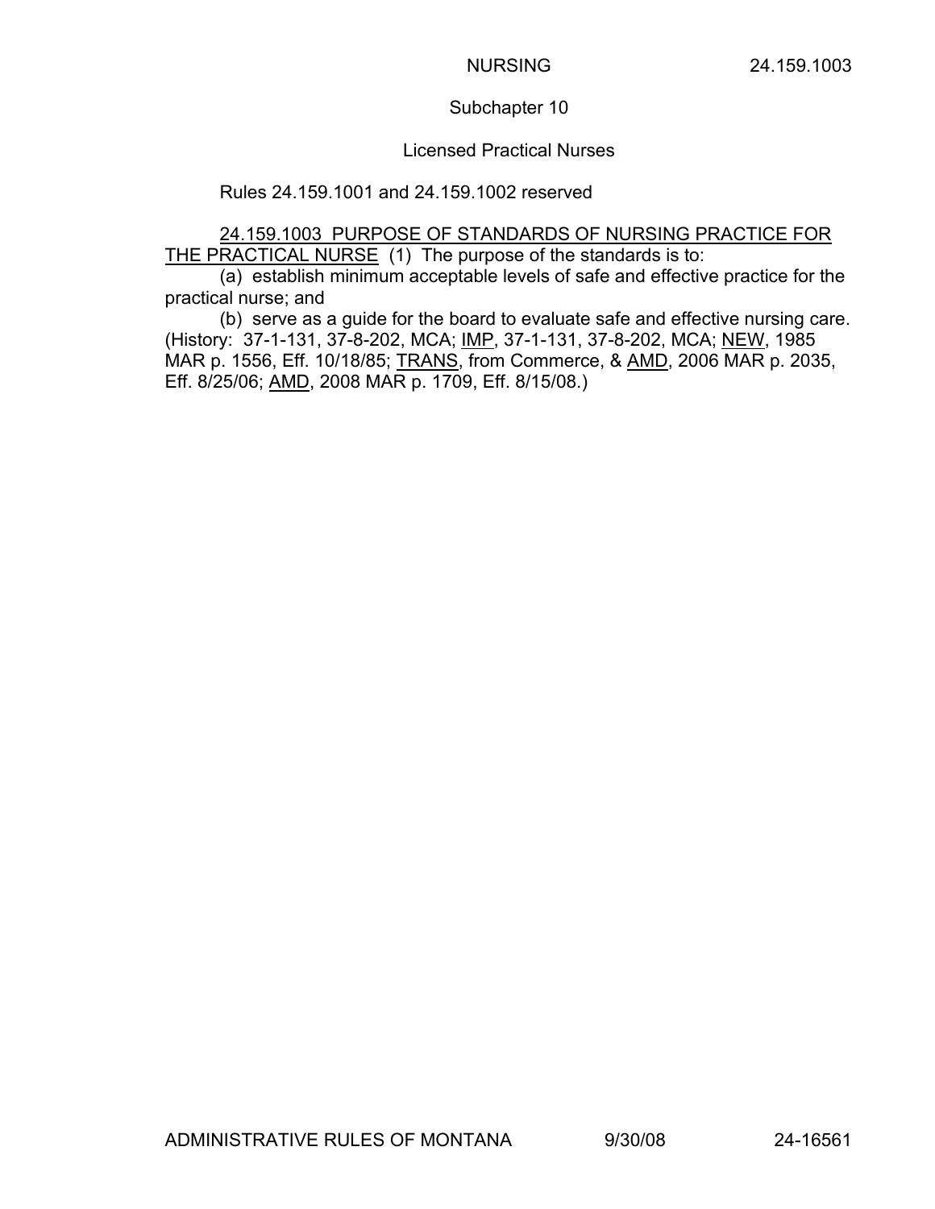## Subchapter 10

## Licensed Practical Nurses

Rules 24.159.1001 and 24.159.1002 reserved

24.159.1003 PURPOSE OF STANDARDS OF NURSING PRACTICE FOR THE PRACTICAL NURSE (1) The purpose of the standards is to:

(a) establish minimum acceptable levels of safe and effective practice for the practical nurse; and

(b) serve as a guide for the board to evaluate safe and effective nursing care.

(History: 37-1-131, 37-8-202, MCA; IMP, 37-1-131, 37-8-202, MCA; NEW, 1985 MAR p. 1556, Eff. 10/18/85; TRANS, from Commerce, & AMD, 2006 MAR p. 2035, Eff. 8/25/06; AMD, 2008 MAR p. 1709, Eff. 8/15/08.)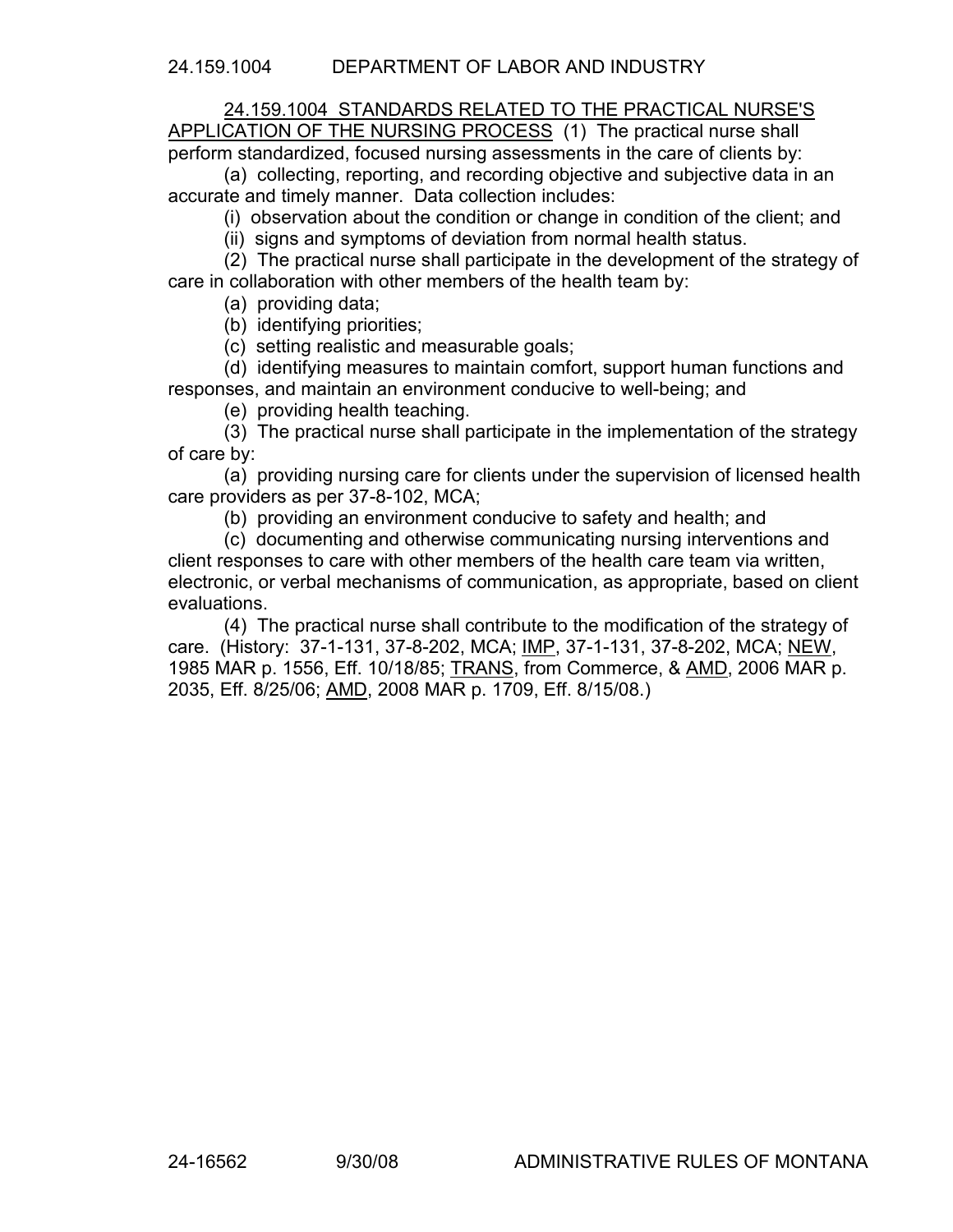24.159.1004 STANDARDS RELATED TO THE PRACTICAL NURSE'S APPLICATION OF THE NURSING PROCESS (1) The practical nurse shall perform standardized, focused nursing assessments in the care of clients by:

(a) collecting, reporting, and recording objective and subjective data in an accurate and timely manner. Data collection includes:

(i) observation about the condition or change in condition of the client; and

(ii) signs and symptoms of deviation from normal health status.

(2) The practical nurse shall participate in the development of the strategy of care in collaboration with other members of the health team by:

(a) providing data;

(b) identifying priorities;

(c) setting realistic and measurable goals;

(d) identifying measures to maintain comfort, support human functions and responses, and maintain an environment conducive to well-being; and

(e) providing health teaching.

(3) The practical nurse shall participate in the implementation of the strategy of care by:

(a) providing nursing care for clients under the supervision of licensed health care providers as per 37-8-102, MCA;

(b) providing an environment conducive to safety and health; and

(c) documenting and otherwise communicating nursing interventions and client responses to care with other members of the health care team via written, electronic, or verbal mechanisms of communication, as appropriate, based on client evaluations.

(4) The practical nurse shall contribute to the modification of the strategy of care. (History: 37-1-131, 37-8-202, MCA; IMP, 37-1-131, 37-8-202, MCA; NEW, 1985 MAR p. 1556, Eff. 10/18/85; TRANS, from Commerce, & AMD, 2006 MAR p. 2035, Eff. 8/25/06; AMD, 2008 MAR p. 1709, Eff. 8/15/08.)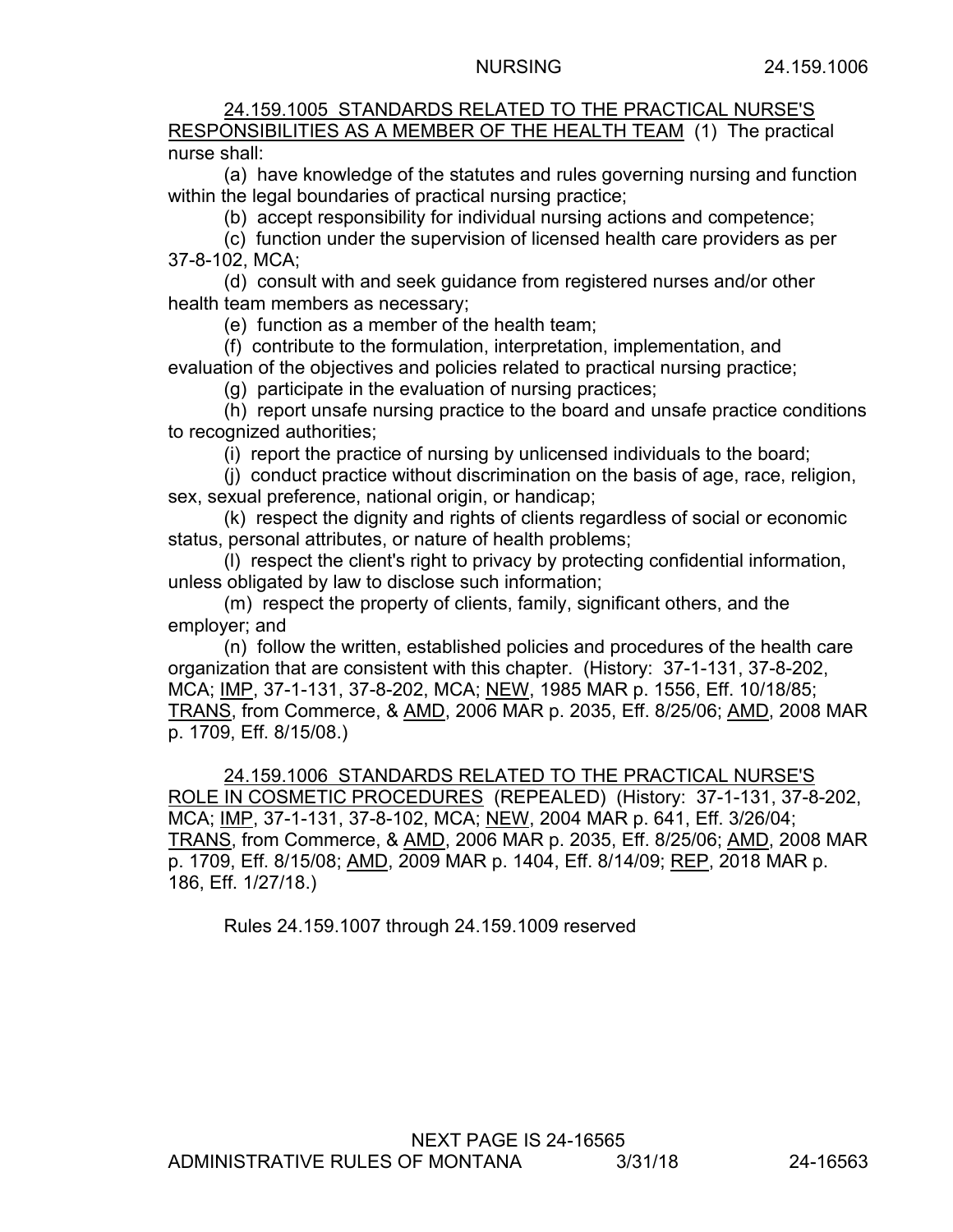24.159.1005 STANDARDS RELATED TO THE PRACTICAL NURSE'S RESPONSIBILITIES AS A MEMBER OF THE HEALTH TEAM (1) The practical nurse shall:

(a) have knowledge of the statutes and rules governing nursing and function within the legal boundaries of practical nursing practice;

(b) accept responsibility for individual nursing actions and competence;

(c) function under the supervision of licensed health care providers as per 37-8-102, MCA;

(d) consult with and seek guidance from registered nurses and/or other health team members as necessary;

(e) function as a member of the health team;

(f) contribute to the formulation, interpretation, implementation, and evaluation of the objectives and policies related to practical nursing practice;

(g) participate in the evaluation of nursing practices;

(h) report unsafe nursing practice to the board and unsafe practice conditions to recognized authorities;

(i) report the practice of nursing by unlicensed individuals to the board;

(j) conduct practice without discrimination on the basis of age, race, religion, sex, sexual preference, national origin, or handicap;

(k) respect the dignity and rights of clients regardless of social or economic status, personal attributes, or nature of health problems;

(l) respect the client's right to privacy by protecting confidential information, unless obligated by law to disclose such information;

(m) respect the property of clients, family, significant others, and the employer; and

(n) follow the written, established policies and procedures of the health care organization that are consistent with this chapter. (History: 37-1-131, 37-8-202, MCA; IMP, 37-1-131, 37-8-202, MCA; NEW, 1985 MAR p. 1556, Eff. 10/18/85; TRANS, from Commerce, & AMD, 2006 MAR p. 2035, Eff. 8/25/06; AMD, 2008 MAR p. 1709, Eff. 8/15/08.)

24.159.1006 STANDARDS RELATED TO THE PRACTICAL NURSE'S ROLE IN COSMETIC PROCEDURES (REPEALED) (History: 37-1-131, 37-8-202, MCA; IMP, 37-1-131, 37-8-102, MCA; NEW, 2004 MAR p. 641, Eff. 3/26/04; TRANS, from Commerce, & AMD, 2006 MAR p. 2035, Eff. 8/25/06; AMD, 2008 MAR p. 1709, Eff. 8/15/08; AMD, 2009 MAR p. 1404, Eff. 8/14/09; REP, 2018 MAR p. 186, Eff. 1/27/18.)

Rules 24.159.1007 through 24.159.1009 reserved

NEXT PAGE IS 24-16565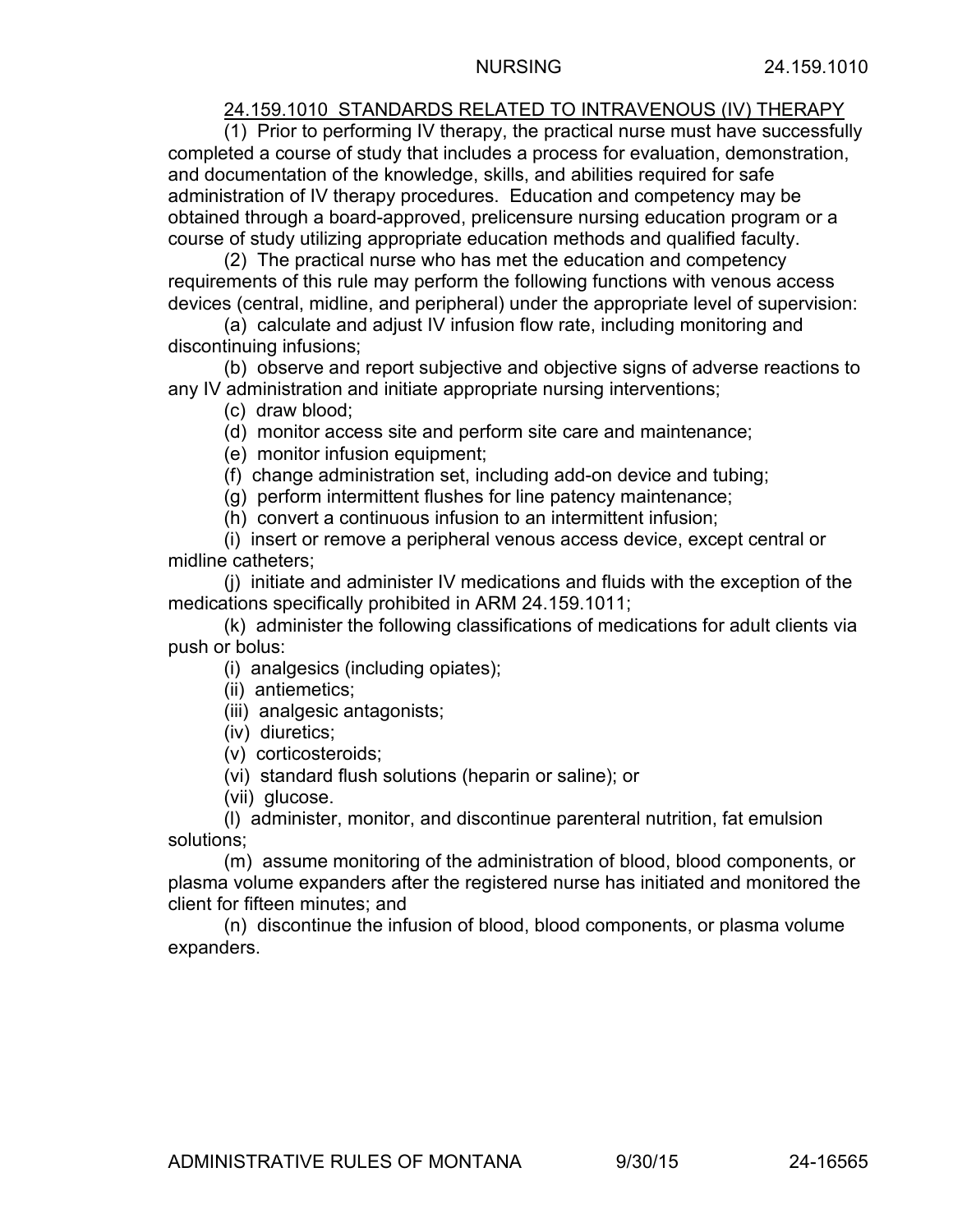## 24.159.1010 STANDARDS RELATED TO INTRAVENOUS (IV) THERAPY

(1) Prior to performing IV therapy, the practical nurse must have successfully completed a course of study that includes a process for evaluation, demonstration, and documentation of the knowledge, skills, and abilities required for safe administration of IV therapy procedures. Education and competency may be obtained through a board-approved, prelicensure nursing education program or a course of study utilizing appropriate education methods and qualified faculty.

(2) The practical nurse who has met the education and competency requirements of this rule may perform the following functions with venous access devices (central, midline, and peripheral) under the appropriate level of supervision:

(a) calculate and adjust IV infusion flow rate, including monitoring and discontinuing infusions;

(b) observe and report subjective and objective signs of adverse reactions to any IV administration and initiate appropriate nursing interventions;

(c) draw blood;

(d) monitor access site and perform site care and maintenance;

(e) monitor infusion equipment;

(f) change administration set, including add-on device and tubing;

(g) perform intermittent flushes for line patency maintenance;

(h) convert a continuous infusion to an intermittent infusion;

(i) insert or remove a peripheral venous access device, except central or midline catheters;

(j) initiate and administer IV medications and fluids with the exception of the medications specifically prohibited in ARM 24.159.1011;

(k) administer the following classifications of medications for adult clients via push or bolus:

(i) analgesics (including opiates);

(ii) antiemetics;

(iii) analgesic antagonists;

(iv) diuretics;

(v) corticosteroids;

(vi) standard flush solutions (heparin or saline); or

(vii) glucose.

(l) administer, monitor, and discontinue parenteral nutrition, fat emulsion solutions;

(m) assume monitoring of the administration of blood, blood components, or plasma volume expanders after the registered nurse has initiated and monitored the client for fifteen minutes; and

(n) discontinue the infusion of blood, blood components, or plasma volume expanders.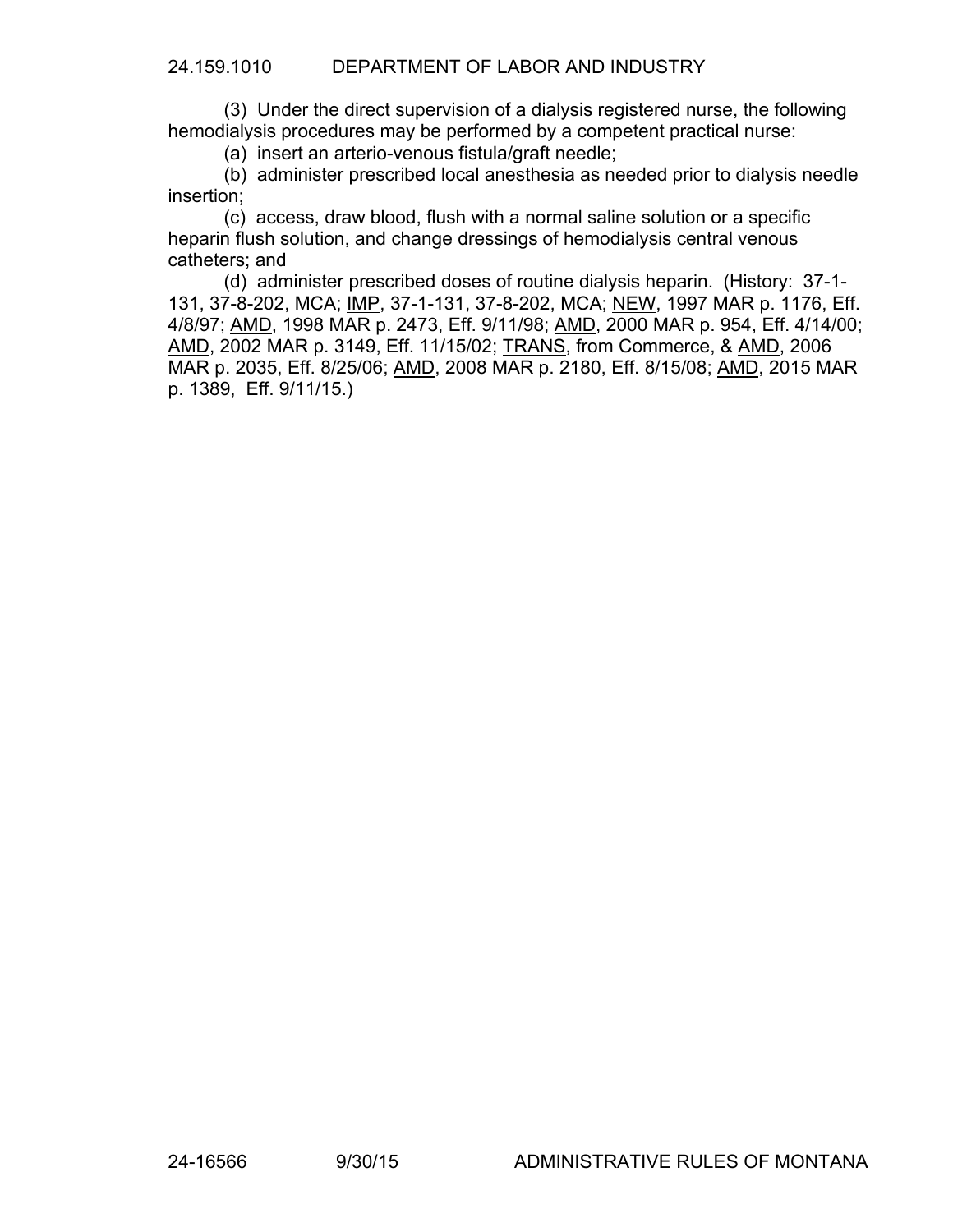(3) Under the direct supervision of a dialysis registered nurse, the following hemodialysis procedures may be performed by a competent practical nurse:

(a) insert an arterio-venous fistula/graft needle;

(b) administer prescribed local anesthesia as needed prior to dialysis needle insertion;

(c) access, draw blood, flush with a normal saline solution or a specific heparin flush solution, and change dressings of hemodialysis central venous catheters; and

(d) administer prescribed doses of routine dialysis heparin. (History: 37-1-131, 37-8-202, MCA; IMP, 37-1-131, 37-8-202, MCA; NEW, 1997 MAR p. 1176, Eff. 4/8/97; AMD, 1998 MAR p. 2473, Eff. 9/11/98; AMD, 2000 MAR p. 954, Eff. 4/14/00; AMD, 2002 MAR p. 3149, Eff. 11/15/02; TRANS, from Commerce, & AMD, 2006 MAR p. 2035, Eff. 8/25/06; AMD, 2008 MAR p. 2180, Eff. 8/15/08; AMD, 2015 MAR p. 1389, Eff. 9/11/15.)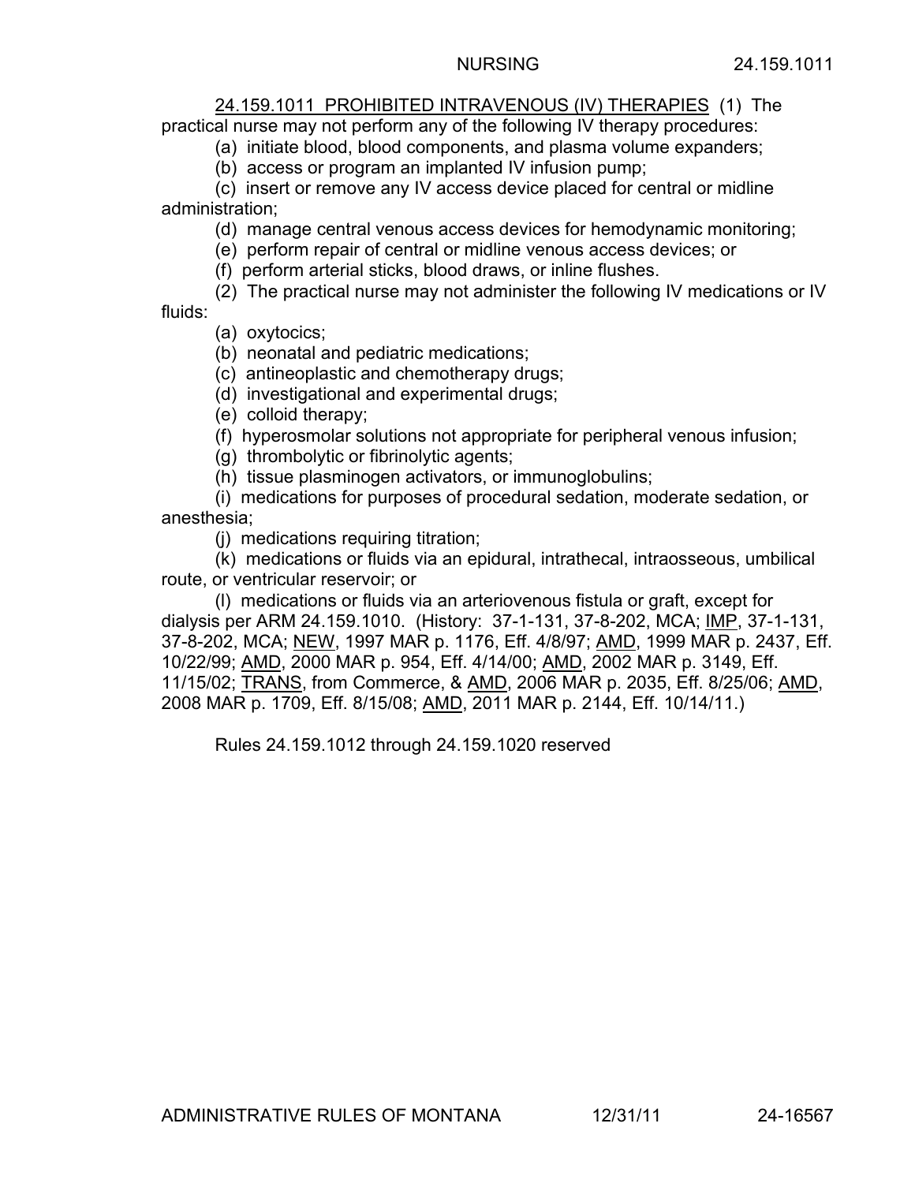24.159.1011 PROHIBITED INTRAVENOUS (IV) THERAPIES (1) The practical nurse may not perform any of the following IV therapy procedures:

(a) initiate blood, blood components, and plasma volume expanders;

(b) access or program an implanted IV infusion pump;

(c) insert or remove any IV access device placed for central or midline administration;

(d) manage central venous access devices for hemodynamic monitoring;

(e) perform repair of central or midline venous access devices; or

(f) perform arterial sticks, blood draws, or inline flushes.

(2) The practical nurse may not administer the following IV medications or IV fluids:

(a) oxytocics;

(b) neonatal and pediatric medications;

(c) antineoplastic and chemotherapy drugs;

(d) investigational and experimental drugs;

(e) colloid therapy;

(f) hyperosmolar solutions not appropriate for peripheral venous infusion;

(g) thrombolytic or fibrinolytic agents;

(h) tissue plasminogen activators, or immunoglobulins;

(i) medications for purposes of procedural sedation, moderate sedation, or anesthesia;

(j) medications requiring titration;

(k) medications or fluids via an epidural, intrathecal, intraosseous, umbilical route, or ventricular reservoir; or

(l) medications or fluids via an arteriovenous fistula or graft, except for dialysis per ARM 24.159.1010. (History: 37-1-131, 37-8-202, MCA; IMP, 37-1-131, 37-8-202, MCA; NEW, 1997 MAR p. 1176, Eff. 4/8/97; AMD, 1999 MAR p. 2437, Eff. 10/22/99; AMD, 2000 MAR p. 954, Eff. 4/14/00; AMD, 2002 MAR p. 3149, Eff. 11/15/02; TRANS, from Commerce, & AMD, 2006 MAR p. 2035, Eff. 8/25/06; AMD, 2008 MAR p. 1709, Eff. 8/15/08; AMD, 2011 MAR p. 2144, Eff. 10/14/11.)

Rules 24.159.1012 through 24.159.1020 reserved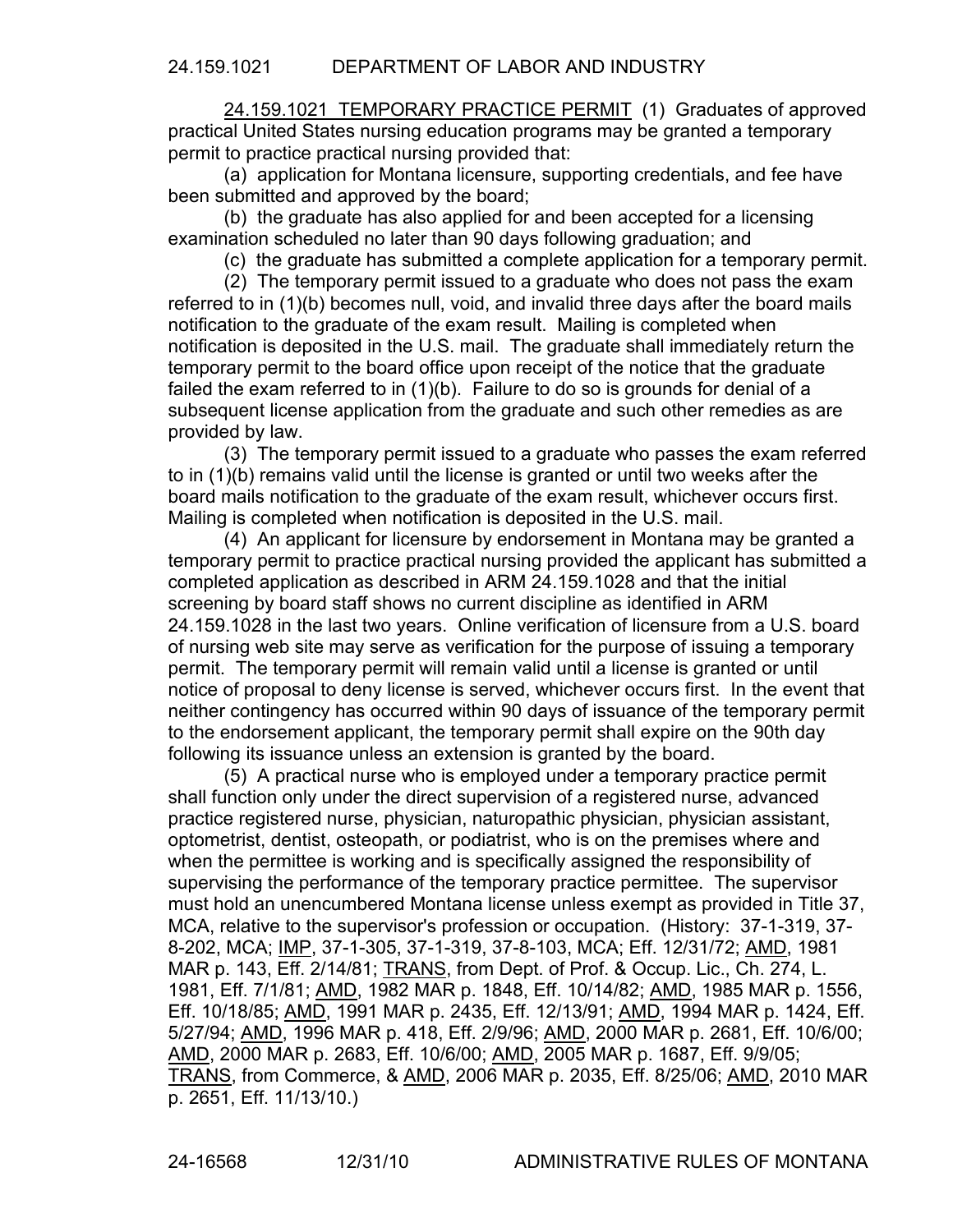24.159.1021 TEMPORARY PRACTICE PERMIT (1) Graduates of approved practical United States nursing education programs may be granted a temporary permit to practice practical nursing provided that:

(a) application for Montana licensure, supporting credentials, and fee have been submitted and approved by the board;

(b) the graduate has also applied for and been accepted for a licensing examination scheduled no later than 90 days following graduation; and

(c) the graduate has submitted a complete application for a temporary permit.

(2) The temporary permit issued to a graduate who does not pass the exam referred to in (1)(b) becomes null, void, and invalid three days after the board mails notification to the graduate of the exam result. Mailing is completed when notification is deposited in the U.S. mail. The graduate shall immediately return the temporary permit to the board office upon receipt of the notice that the graduate failed the exam referred to in (1)(b). Failure to do so is grounds for denial of a subsequent license application from the graduate and such other remedies as are provided by law.

(3) The temporary permit issued to a graduate who passes the exam referred to in (1)(b) remains valid until the license is granted or until two weeks after the board mails notification to the graduate of the exam result, whichever occurs first. Mailing is completed when notification is deposited in the U.S. mail.

(4) An applicant for licensure by endorsement in Montana may be granted a temporary permit to practice practical nursing provided the applicant has submitted a completed application as described in ARM 24.159.1028 and that the initial screening by board staff shows no current discipline as identified in ARM 24.159.1028 in the last two years. Online verification of licensure from a U.S. board of nursing web site may serve as verification for the purpose of issuing a temporary permit. The temporary permit will remain valid until a license is granted or until notice of proposal to deny license is served, whichever occurs first. In the event that neither contingency has occurred within 90 days of issuance of the temporary permit to the endorsement applicant, the temporary permit shall expire on the 90th day following its issuance unless an extension is granted by the board.

(5) A practical nurse who is employed under a temporary practice permit shall function only under the direct supervision of a registered nurse, advanced practice registered nurse, physician, naturopathic physician, physician assistant, optometrist, dentist, osteopath, or podiatrist, who is on the premises where and when the permittee is working and is specifically assigned the responsibility of supervising the performance of the temporary practice permittee. The supervisor must hold an unencumbered Montana license unless exempt as provided in Title 37, MCA, relative to the supervisor's profession or occupation. (History: 37-1-319, 37-8-202, MCA; IMP, 37-1-305, 37-1-319, 37-8-103, MCA; Eff. 12/31/72; AMD, 1981 MAR p. 143, Eff. 2/14/81; TRANS, from Dept. of Prof. & Occup. Lic., Ch. 274, L. 1981, Eff. 7/1/81; AMD, 1982 MAR p. 1848, Eff. 10/14/82; AMD, 1985 MAR p. 1556, Eff. 10/18/85; AMD, 1991 MAR p. 2435, Eff. 12/13/91; AMD, 1994 MAR p. 1424, Eff. 5/27/94; AMD, 1996 MAR p. 418, Eff. 2/9/96; AMD, 2000 MAR p. 2681, Eff. 10/6/00; AMD, 2000 MAR p. 2683, Eff. 10/6/00; AMD, 2005 MAR p. 1687, Eff. 9/9/05; TRANS, from Commerce, & AMD, 2006 MAR p. 2035, Eff. 8/25/06; AMD, 2010 MAR p. 2651, Eff. 11/13/10.)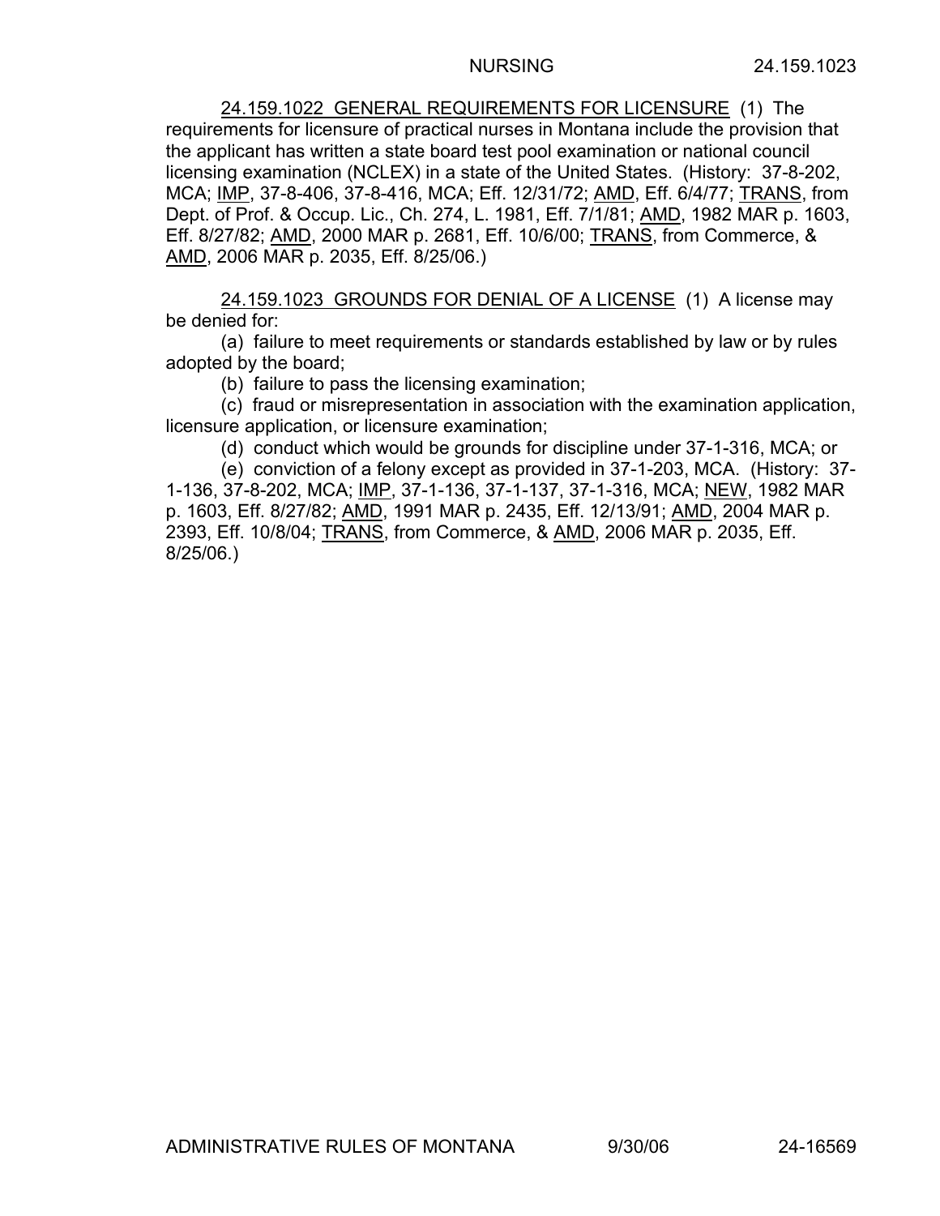24.159.1022 GENERAL REQUIREMENTS FOR LICENSURE (1) The requirements for licensure of practical nurses in Montana include the provision that the applicant has written a state board test pool examination or national council licensing examination (NCLEX) in a state of the United States. (History: 37-8-202, MCA; IMP, 37-8-406, 37-8-416, MCA; Eff. 12/31/72; AMD, Eff. 6/4/77; TRANS, from Dept. of Prof. & Occup. Lic., Ch. 274, L. 1981, Eff. 7/1/81; AMD, 1982 MAR p. 1603, Eff. 8/27/82; AMD, 2000 MAR p. 2681, Eff. 10/6/00; TRANS, from Commerce, & AMD, 2006 MAR p. 2035, Eff. 8/25/06.)

24.159.1023 GROUNDS FOR DENIAL OF A LICENSE (1) A license may be denied for:

(a) failure to meet requirements or standards established by law or by rules adopted by the board;

(b) failure to pass the licensing examination;

(c) fraud or misrepresentation in association with the examination application, licensure application, or licensure examination;

(d) conduct which would be grounds for discipline under 37-1-316, MCA; or

(e) conviction of a felony except as provided in 37-1-203, MCA. (History: 37-1-136, 37-8-202, MCA; IMP, 37-1-136, 37-1-137, 37-1-316, MCA; NEW, 1982 MAR p. 1603, Eff. 8/27/82; AMD, 1991 MAR p. 2435, Eff. 12/13/91; AMD, 2004 MAR p. 2393, Eff. 10/8/04; TRANS, from Commerce, & AMD, 2006 MAR p. 2035, Eff. 8/25/06.)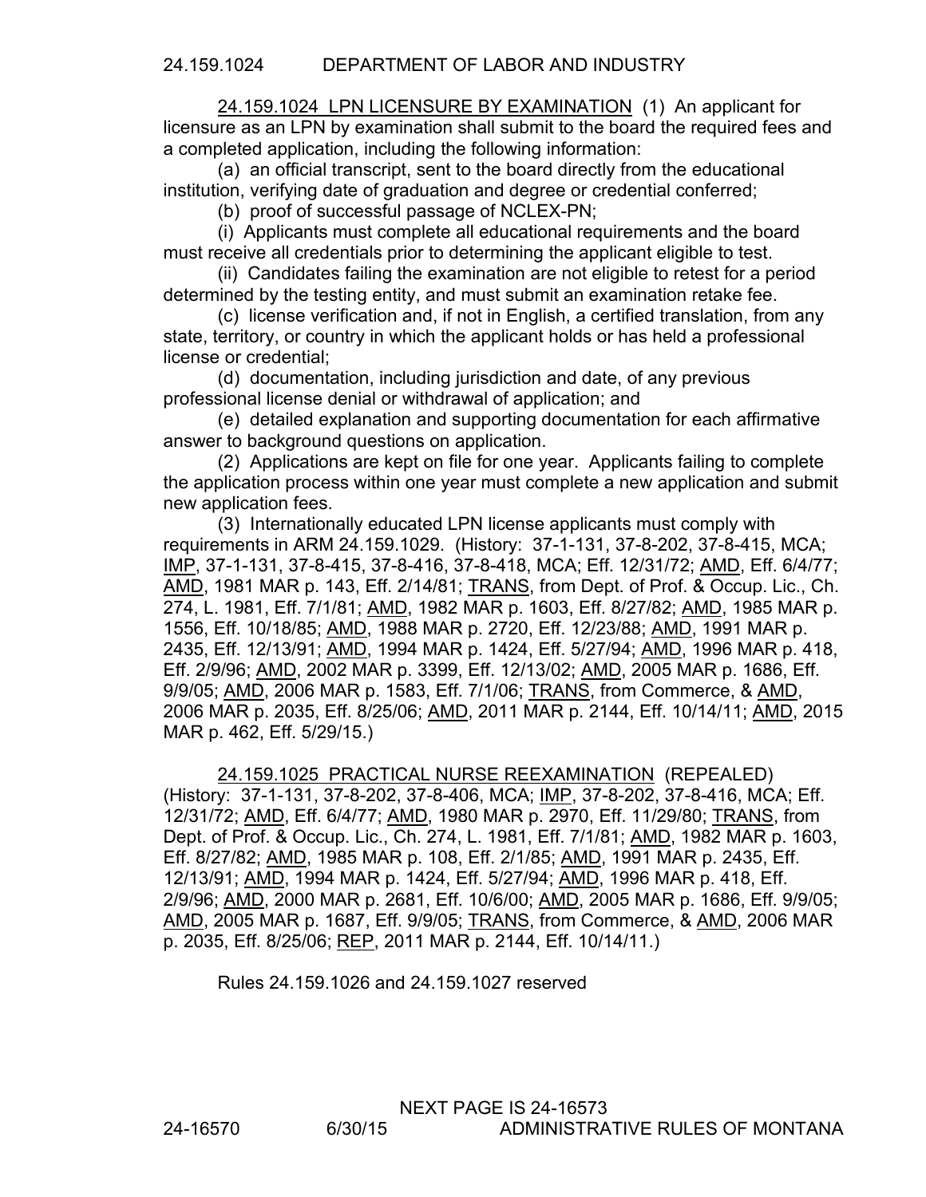24.159.1024 LPN LICENSURE BY EXAMINATION (1) An applicant for licensure as an LPN by examination shall submit to the board the required fees and a completed application, including the following information:

(a) an official transcript, sent to the board directly from the educational institution, verifying date of graduation and degree or credential conferred;

(b) proof of successful passage of NCLEX-PN;

(i) Applicants must complete all educational requirements and the board must receive all credentials prior to determining the applicant eligible to test.

(ii) Candidates failing the examination are not eligible to retest for a period determined by the testing entity, and must submit an examination retake fee.

(c) license verification and, if not in English, a certified translation, from any state, territory, or country in which the applicant holds or has held a professional license or credential;

(d) documentation, including jurisdiction and date, of any previous professional license denial or withdrawal of application; and

(e) detailed explanation and supporting documentation for each affirmative answer to background questions on application.

(2) Applications are kept on file for one year. Applicants failing to complete the application process within one year must complete a new application and submit new application fees.

(3) Internationally educated LPN license applicants must comply with requirements in ARM 24.159.1029. (History: 37-1-131, 37-8-202, 37-8-415, MCA; IMP, 37-1-131, 37-8-415, 37-8-416, 37-8-418, MCA; Eff. 12/31/72; AMD, Eff. 6/4/77; AMD, 1981 MAR p. 143, Eff. 2/14/81; TRANS, from Dept. of Prof. & Occup. Lic., Ch. 274, L. 1981, Eff. 7/1/81; AMD, 1982 MAR p. 1603, Eff. 8/27/82; AMD, 1985 MAR p. 1556, Eff. 10/18/85; AMD, 1988 MAR p. 2720, Eff. 12/23/88; AMD, 1991 MAR p. 2435, Eff. 12/13/91; AMD, 1994 MAR p. 1424, Eff. 5/27/94; AMD, 1996 MAR p. 418, Eff. 2/9/96; AMD, 2002 MAR p. 3399, Eff. 12/13/02; AMD, 2005 MAR p. 1686, Eff. 9/9/05; AMD, 2006 MAR p. 1583, Eff. 7/1/06; TRANS, from Commerce, & AMD, 2006 MAR p. 2035, Eff. 8/25/06; AMD, 2011 MAR p. 2144, Eff. 10/14/11; AMD, 2015 MAR p. 462, Eff. 5/29/15.)

24.159.1025 PRACTICAL NURSE REEXAMINATION (REPEALED) (History: 37-1-131, 37-8-202, 37-8-406, MCA; IMP, 37-8-202, 37-8-416, MCA; Eff. 12/31/72; AMD, Eff. 6/4/77; AMD, 1980 MAR p. 2970, Eff. 11/29/80; TRANS, from Dept. of Prof. & Occup. Lic., Ch. 274, L. 1981, Eff. 7/1/81; AMD, 1982 MAR p. 1603, Eff. 8/27/82; AMD, 1985 MAR p. 108, Eff. 2/1/85; AMD, 1991 MAR p. 2435, Eff. 12/13/91; AMD, 1994 MAR p. 1424, Eff. 5/27/94; AMD, 1996 MAR p. 418, Eff. 2/9/96; AMD, 2000 MAR p. 2681, Eff. 10/6/00; AMD, 2005 MAR p. 1686, Eff. 9/9/05; AMD, 2005 MAR p. 1687, Eff. 9/9/05; TRANS, from Commerce, & AMD, 2006 MAR p. 2035, Eff. 8/25/06; REP, 2011 MAR p. 2144, Eff. 10/14/11.)

Rules 24.159.1026 and 24.159.1027 reserved

NEXT PAGE IS 24-16573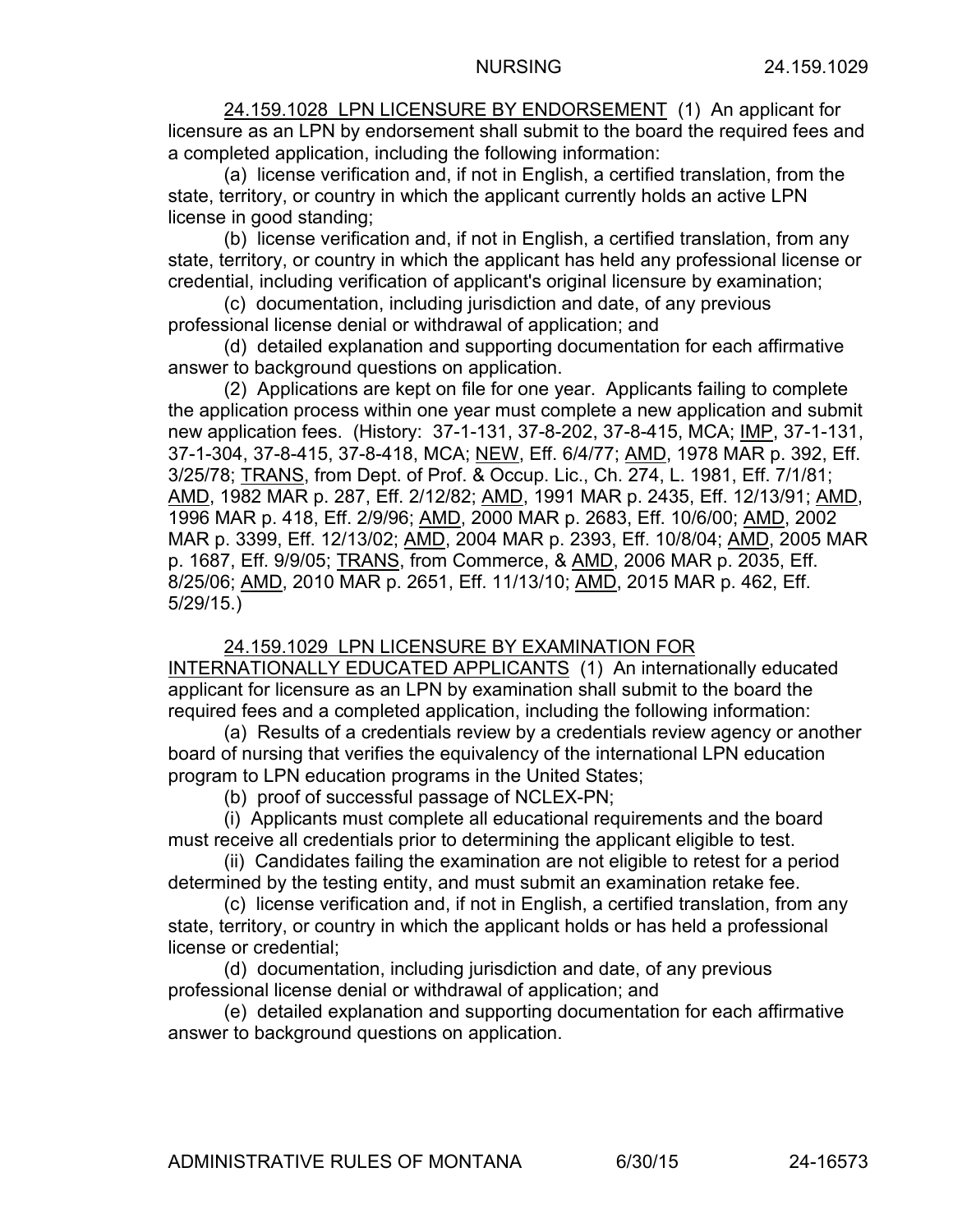24.159.1028 LPN LICENSURE BY ENDORSEMENT (1) An applicant for licensure as an LPN by endorsement shall submit to the board the required fees and a completed application, including the following information:

(a) license verification and, if not in English, a certified translation, from the state, territory, or country in which the applicant currently holds an active LPN license in good standing;

(b) license verification and, if not in English, a certified translation, from any state, territory, or country in which the applicant has held any professional license or credential, including verification of applicant's original licensure by examination;

(c) documentation, including jurisdiction and date, of any previous professional license denial or withdrawal of application; and

(d) detailed explanation and supporting documentation for each affirmative answer to background questions on application.

(2) Applications are kept on file for one year. Applicants failing to complete the application process within one year must complete a new application and submit new application fees. (History: 37-1-131, 37-8-202, 37-8-415, MCA; IMP, 37-1-131, 37-1-304, 37-8-415, 37-8-418, MCA; NEW, Eff. 6/4/77; AMD, 1978 MAR p. 392, Eff. 3/25/78; TRANS, from Dept. of Prof. & Occup. Lic., Ch. 274, L. 1981, Eff. 7/1/81; AMD, 1982 MAR p. 287, Eff. 2/12/82; AMD, 1991 MAR p. 2435, Eff. 12/13/91; AMD, 1996 MAR p. 418, Eff. 2/9/96; AMD, 2000 MAR p. 2683, Eff. 10/6/00; AMD, 2002 MAR p. 3399, Eff. 12/13/02; AMD, 2004 MAR p. 2393, Eff. 10/8/04; AMD, 2005 MAR p. 1687, Eff. 9/9/05; TRANS, from Commerce, & AMD, 2006 MAR p. 2035, Eff. 8/25/06; AMD, 2010 MAR p. 2651, Eff. 11/13/10; AMD, 2015 MAR p. 462, Eff. 5/29/15.)

24.159.1029 LPN LICENSURE BY EXAMINATION FOR INTERNATIONALLY EDUCATED APPLICANTS (1) An internationally educated applicant for licensure as an LPN by examination shall submit to the board the required fees and a completed application, including the following information:

(a) Results of a credentials review by a credentials review agency or another board of nursing that verifies the equivalency of the international LPN education program to LPN education programs in the United States;

(b) proof of successful passage of NCLEX-PN;

(i) Applicants must complete all educational requirements and the board must receive all credentials prior to determining the applicant eligible to test.

(ii) Candidates failing the examination are not eligible to retest for a period determined by the testing entity, and must submit an examination retake fee.

(c) license verification and, if not in English, a certified translation, from any state, territory, or country in which the applicant holds or has held a professional license or credential;

(d) documentation, including jurisdiction and date, of any previous professional license denial or withdrawal of application; and

(e) detailed explanation and supporting documentation for each affirmative answer to background questions on application.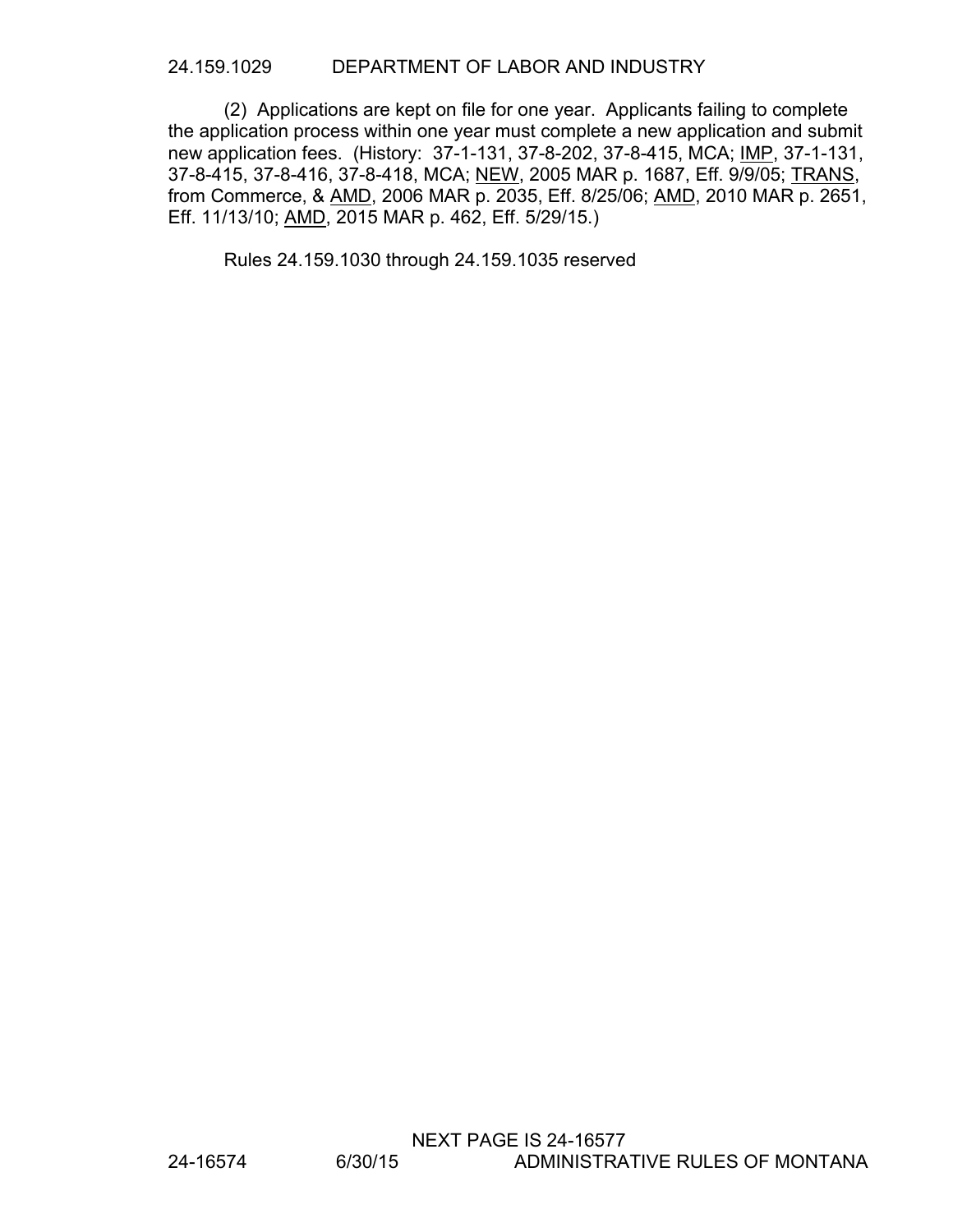(2) Applications are kept on file for one year. Applicants failing to complete the application process within one year must complete a new application and submit new application fees. (History: 37-1-131, 37-8-202, 37-8-415, MCA; IMP, 37-1-131, 37-8-415, 37-8-416, 37-8-418, MCA; NEW, 2005 MAR p. 1687, Eff. 9/9/05; TRANS, from Commerce, & AMD, 2006 MAR p. 2035, Eff. 8/25/06; AMD, 2010 MAR p. 2651, Eff. 11/13/10; AMD, 2015 MAR p. 462, Eff. 5/29/15.)

Rules 24.159.1030 through 24.159.1035 reserved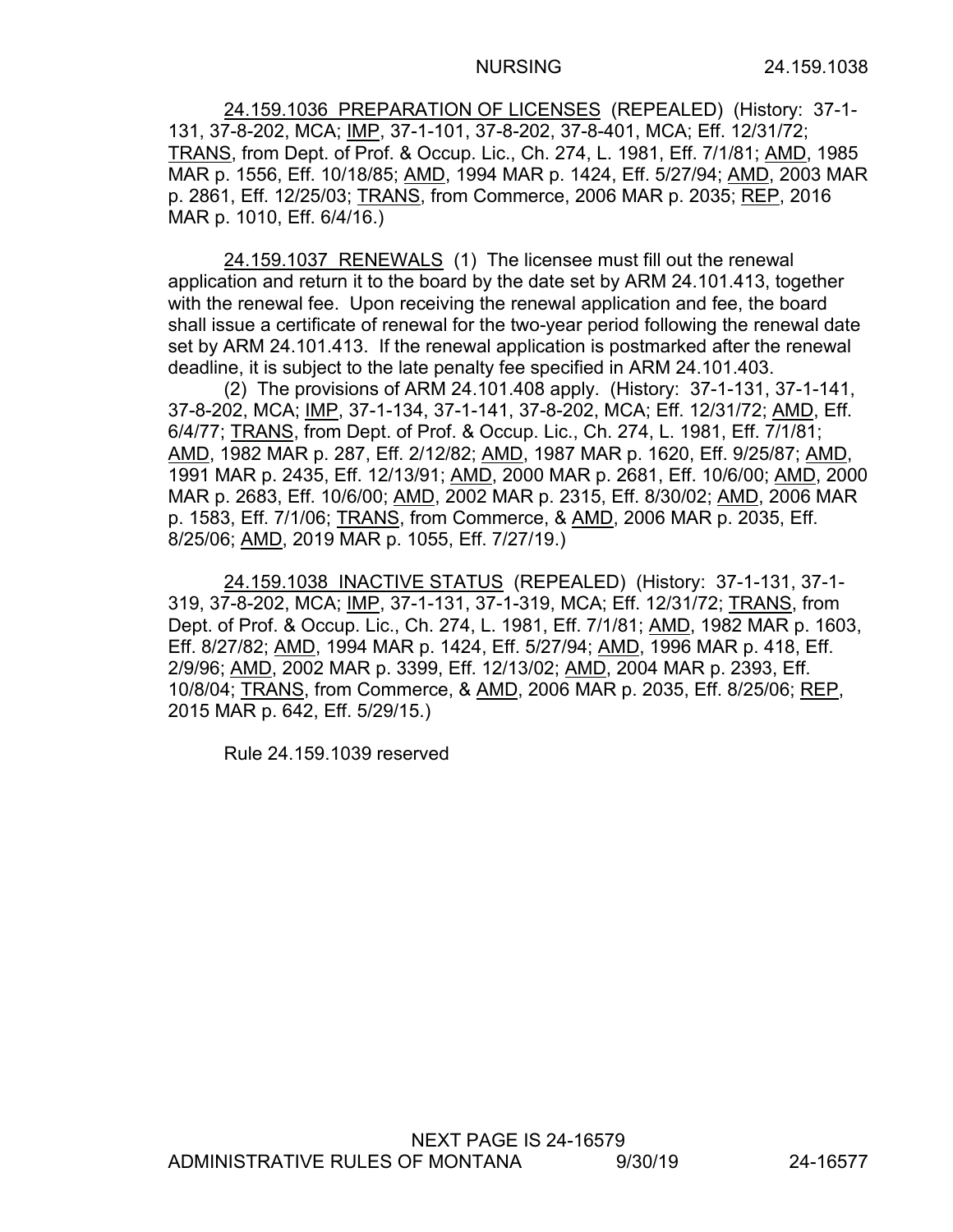24.159.1036 PREPARATION OF LICENSES (REPEALED) (History: 37-1-131, 37-8-202, MCA; IMP, 37-1-101, 37-8-202, 37-8-401, MCA; Eff. 12/31/72; TRANS, from Dept. of Prof. & Occup. Lic., Ch. 274, L. 1981, Eff. 7/1/81; AMD, 1985 MAR p. 1556, Eff. 10/18/85; AMD, 1994 MAR p. 1424, Eff. 5/27/94; AMD, 2003 MAR p. 2861, Eff. 12/25/03; TRANS, from Commerce, 2006 MAR p. 2035; REP, 2016 MAR p. 1010, Eff. 6/4/16.)

24.159.1037 RENEWALS (1) The licensee must fill out the renewal application and return it to the board by the date set by ARM 24.101.413, together with the renewal fee. Upon receiving the renewal application and fee, the board shall issue a certificate of renewal for the two-year period following the renewal date set by ARM 24.101.413. If the renewal application is postmarked after the renewal deadline, it is subject to the late penalty fee specified in ARM 24.101.403.

(2) The provisions of ARM 24.101.408 apply. (History: 37-1-131, 37-1-141, 37-8-202, MCA; IMP, 37-1-134, 37-1-141, 37-8-202, MCA; Eff. 12/31/72; AMD, Eff. 6/4/77; TRANS, from Dept. of Prof. & Occup. Lic., Ch. 274, L. 1981, Eff. 7/1/81; AMD, 1982 MAR p. 287, Eff. 2/12/82; AMD, 1987 MAR p. 1620, Eff. 9/25/87; AMD, 1991 MAR p. 2435, Eff. 12/13/91; AMD, 2000 MAR p. 2681, Eff. 10/6/00; AMD, 2000 MAR p. 2683, Eff. 10/6/00; AMD, 2002 MAR p. 2315, Eff. 8/30/02; AMD, 2006 MAR p. 1583, Eff. 7/1/06; TRANS, from Commerce, & AMD, 2006 MAR p. 2035, Eff. 8/25/06; AMD, 2019 MAR p. 1055, Eff. 7/27/19.)

24.159.1038 INACTIVE STATUS (REPEALED) (History: 37-1-131, 37-1-319, 37-8-202, MCA; IMP, 37-1-131, 37-1-319, MCA; Eff. 12/31/72; TRANS, from Dept. of Prof. & Occup. Lic., Ch. 274, L. 1981, Eff. 7/1/81; AMD, 1982 MAR p. 1603, Eff. 8/27/82; AMD, 1994 MAR p. 1424, Eff. 5/27/94; AMD, 1996 MAR p. 418, Eff. 2/9/96; AMD, 2002 MAR p. 3399, Eff. 12/13/02; AMD, 2004 MAR p. 2393, Eff. 10/8/04; TRANS, from Commerce, & AMD, 2006 MAR p. 2035, Eff. 8/25/06; REP, 2015 MAR p. 642, Eff. 5/29/15.)

Rule 24.159.1039 reserved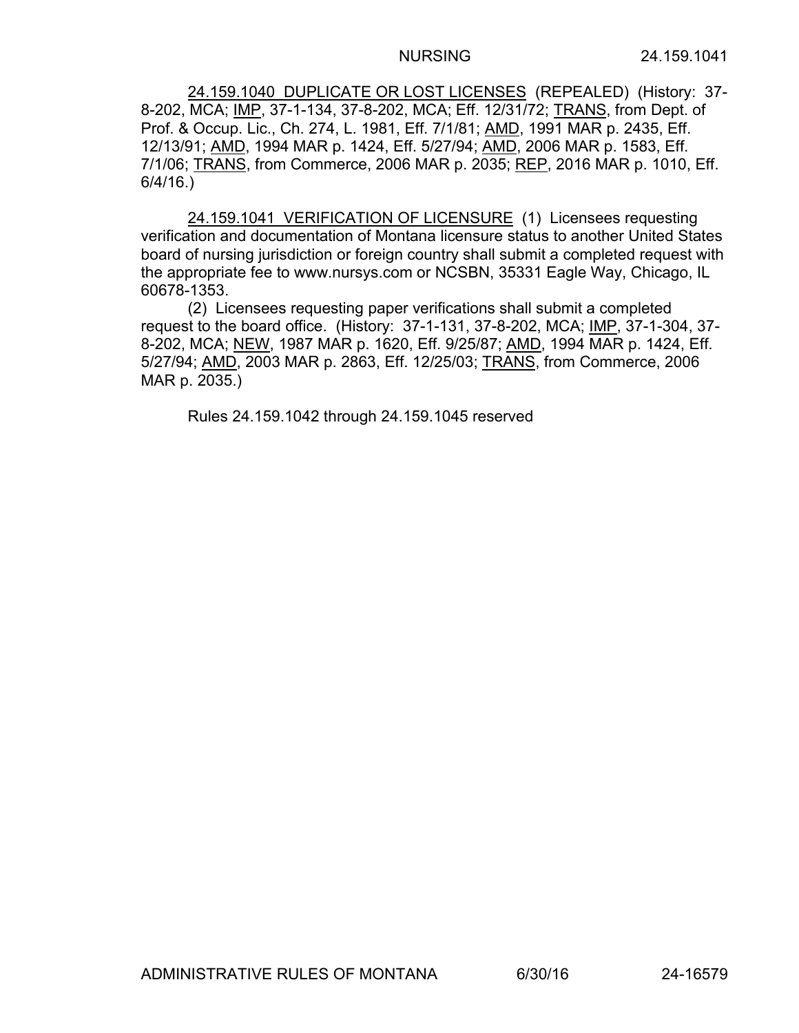<u>24.159.1040 DUPLICATE OR LOST LICENSES</u> (REPEALED) (History: 37-8-202, MCA; <u>IMP</u>, 37-1-134, 37-8-202, MCA; Eff. 12/31/72; <u>TRANS</u>, from Dept. of Prof. & Occup. Lic., Ch. 274, L. 1981, Eff. 7/1/81; <u>AMD</u>, 1991 MAR p. 2435, Eff. 12/13/91; <u>AMD</u>, 1994 MAR p. 1424, Eff. 5/27/94; <u>AMD</u>, 2006 MAR p. 1583, Eff. 7/1/06; <u>TRANS</u>, from Commerce, 2006 MAR p. 2035; <u>REP</u>, 2016 MAR p. 1010, Eff. 6/4/16.)

<u>24.159.1041 VERIFICATION OF LICENSURE</u> (1) Licensees requesting verification and documentation of Montana licensure status to another United States board of nursing jurisdiction or foreign country shall submit a completed request with the appropriate fee to www.nursys.com or NCSBN, 35331 Eagle Way, Chicago, IL 60678-1353.

(2) Licensees requesting paper verifications shall submit a completed request to the board office. (History: 37-1-131, 37-8-202, MCA; <u>IMP</u>, 37-1-304, 37-8-202, MCA; <u>NEW</u>, 1987 MAR p. 1620, Eff. 9/25/87; <u>AMD</u>, 1994 MAR p. 1424, Eff. 5/27/94; <u>AMD</u>, 2003 MAR p. 2863, Eff. 12/25/03; <u>TRANS</u>, from Commerce, 2006 MAR p. 2035.)

Rules 24.159.1042 through 24.159.1045 reserved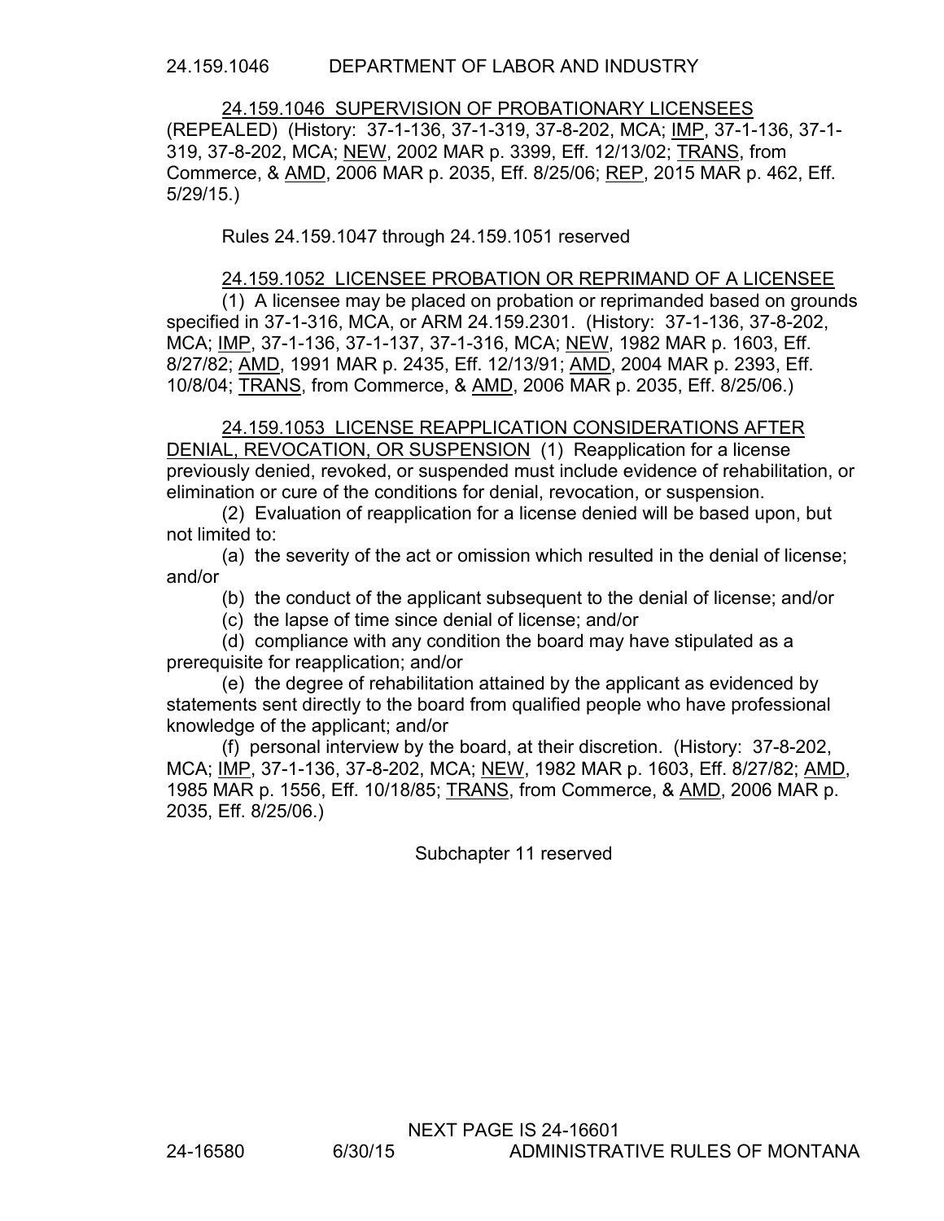24.159.1046 SUPERVISION OF PROBATIONARY LICENSEES (REPEALED) (History: 37-1-136, 37-1-319, 37-8-202, MCA; IMP, 37-1-136, 37-1-319, 37-8-202, MCA; NEW, 2002 MAR p. 3399, Eff. 12/13/02; TRANS, from Commerce, & AMD, 2006 MAR p. 2035, Eff. 8/25/06; REP, 2015 MAR p. 462, Eff. 5/29/15.)

Rules 24.159.1047 through 24.159.1051 reserved

24.159.1052 LICENSEE PROBATION OR REPRIMAND OF A LICENSEE

(1) A licensee may be placed on probation or reprimanded based on grounds specified in 37-1-316, MCA, or ARM 24.159.2301. (History: 37-1-136, 37-8-202, MCA; IMP, 37-1-136, 37-1-137, 37-1-316, MCA; NEW, 1982 MAR p. 1603, Eff. 8/27/82; AMD, 1991 MAR p. 2435, Eff. 12/13/91; AMD, 2004 MAR p. 2393, Eff. 10/8/04; TRANS, from Commerce, & AMD, 2006 MAR p. 2035, Eff. 8/25/06.)

24.159.1053 LICENSE REAPPLICATION CONSIDERATIONS AFTER DENIAL, REVOCATION, OR SUSPENSION (1) Reapplication for a license previously denied, revoked, or suspended must include evidence of rehabilitation, or elimination or cure of the conditions for denial, revocation, or suspension.

(2) Evaluation of reapplication for a license denied will be based upon, but not limited to:

(a) the severity of the act or omission which resulted in the denial of license; and/or

(b) the conduct of the applicant subsequent to the denial of license; and/or

(c) the lapse of time since denial of license; and/or

(d) compliance with any condition the board may have stipulated as a prerequisite for reapplication; and/or

(e) the degree of rehabilitation attained by the applicant as evidenced by statements sent directly to the board from qualified people who have professional knowledge of the applicant; and/or

(f) personal interview by the board, at their discretion. (History: 37-8-202, MCA; IMP, 37-1-136, 37-8-202, MCA; NEW, 1982 MAR p. 1603, Eff. 8/27/82; AMD, 1985 MAR p. 1556, Eff. 10/18/85; TRANS, from Commerce, & AMD, 2006 MAR p. 2035, Eff. 8/25/06.)

Subchapter 11 reserved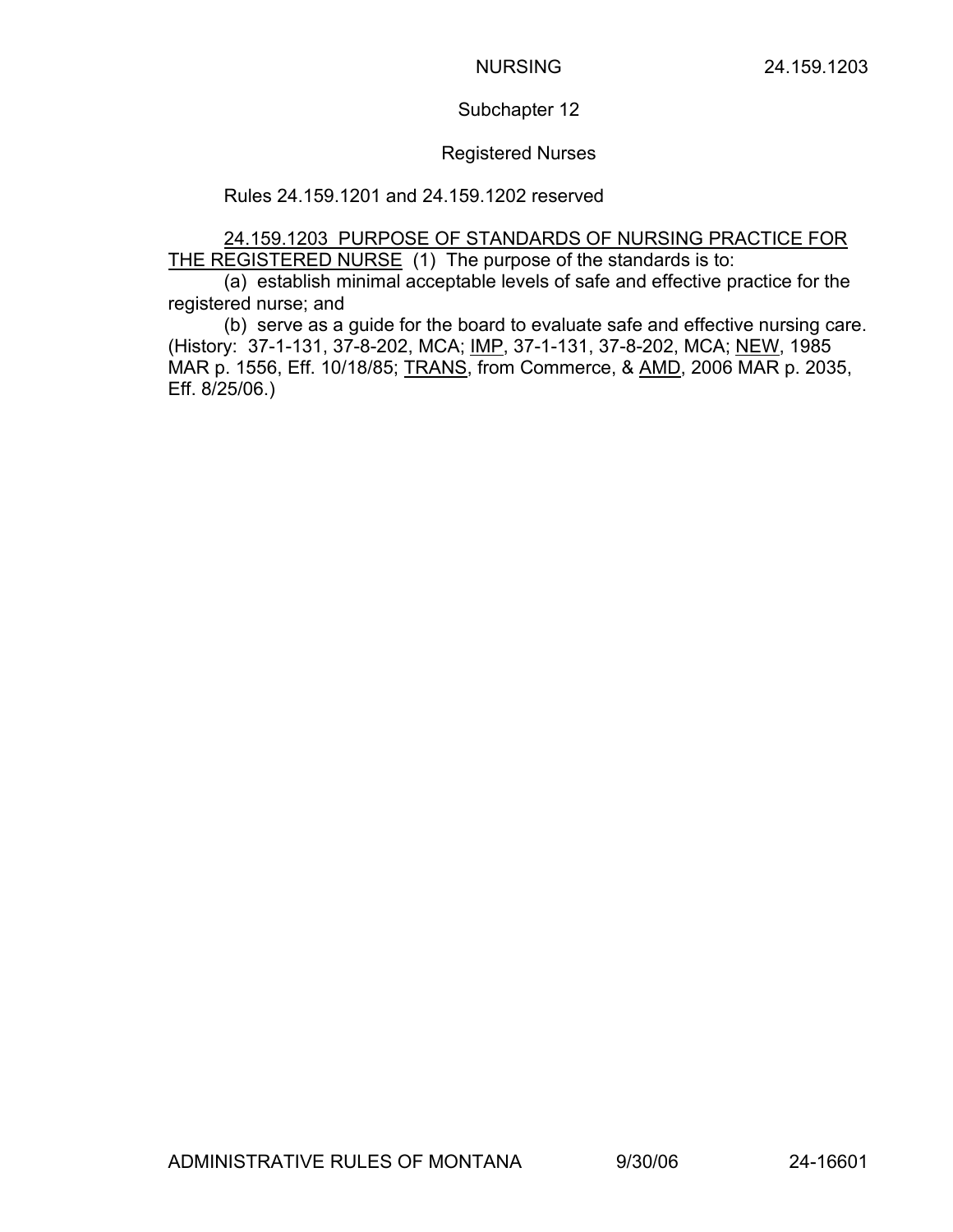## Subchapter 12

## Registered Nurses

Rules 24.159.1201 and 24.159.1202 reserved

24.159.1203 PURPOSE OF STANDARDS OF NURSING PRACTICE FOR THE REGISTERED NURSE (1) The purpose of the standards is to:

(a) establish minimal acceptable levels of safe and effective practice for the registered nurse; and

(b) serve as a guide for the board to evaluate safe and effective nursing care.

(History: 37-1-131, 37-8-202, MCA; IMP, 37-1-131, 37-8-202, MCA; NEW, 1985 MAR p. 1556, Eff. 10/18/85; TRANS, from Commerce, & AMD, 2006 MAR p. 2035, Eff. 8/25/06.)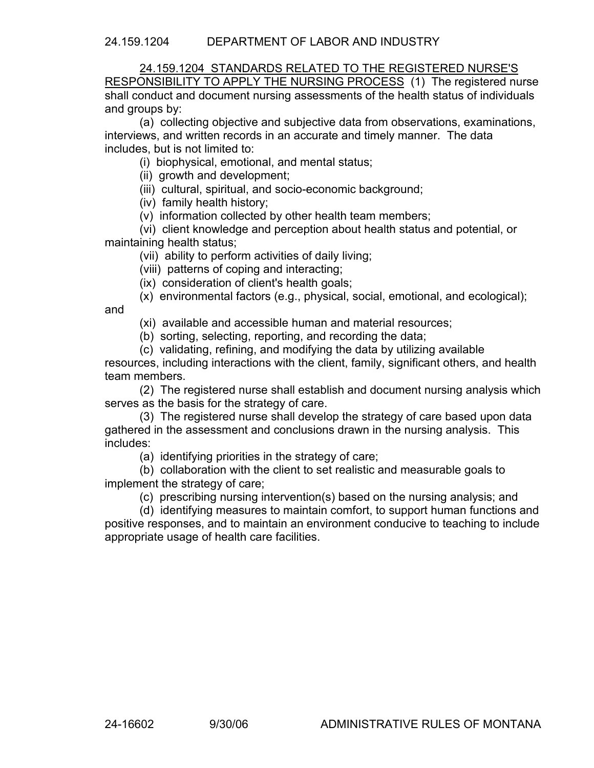24.159.1204 STANDARDS RELATED TO THE REGISTERED NURSE'S RESPONSIBILITY TO APPLY THE NURSING PROCESS (1) The registered nurse shall conduct and document nursing assessments of the health status of individuals and groups by:

(a) collecting objective and subjective data from observations, examinations, interviews, and written records in an accurate and timely manner. The data includes, but is not limited to:

(i) biophysical, emotional, and mental status;

(ii) growth and development;

(iii) cultural, spiritual, and socio-economic background;

(iv) family health history;

(v) information collected by other health team members;

(vi) client knowledge and perception about health status and potential, or maintaining health status;

(vii) ability to perform activities of daily living;

(viii) patterns of coping and interacting;

(ix) consideration of client's health goals;

(x) environmental factors (e.g., physical, social, emotional, and ecological); and

(xi) available and accessible human and material resources;

(b) sorting, selecting, reporting, and recording the data;

(c) validating, refining, and modifying the data by utilizing available resources, including interactions with the client, family, significant others, and health team members.

(2) The registered nurse shall establish and document nursing analysis which serves as the basis for the strategy of care.

(3) The registered nurse shall develop the strategy of care based upon data gathered in the assessment and conclusions drawn in the nursing analysis. This includes:

(a) identifying priorities in the strategy of care;

(b) collaboration with the client to set realistic and measurable goals to implement the strategy of care;

(c) prescribing nursing intervention(s) based on the nursing analysis; and

(d) identifying measures to maintain comfort, to support human functions and positive responses, and to maintain an environment conducive to teaching to include appropriate usage of health care facilities.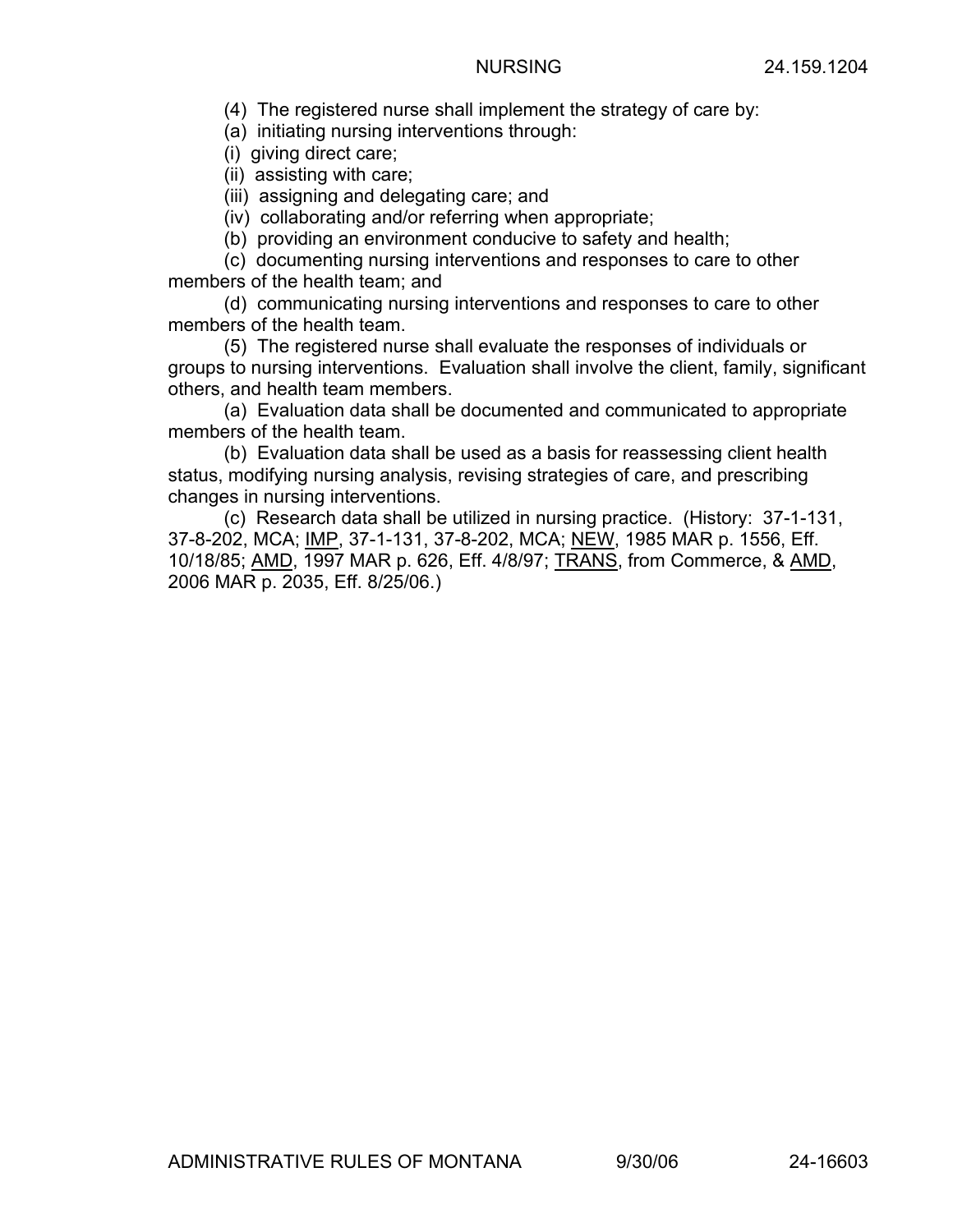(4) The registered nurse shall implement the strategy of care by:

(a) initiating nursing interventions through:

(i) giving direct care;

(ii) assisting with care;

(iii) assigning and delegating care; and

(iv) collaborating and/or referring when appropriate;

(b) providing an environment conducive to safety and health;

(c) documenting nursing interventions and responses to care to other members of the health team; and

(d) communicating nursing interventions and responses to care to other members of the health team.

(5) The registered nurse shall evaluate the responses of individuals or groups to nursing interventions. Evaluation shall involve the client, family, significant others, and health team members.

(a) Evaluation data shall be documented and communicated to appropriate members of the health team.

(b) Evaluation data shall be used as a basis for reassessing client health status, modifying nursing analysis, revising strategies of care, and prescribing changes in nursing interventions.

(c) Research data shall be utilized in nursing practice. (History: 37-1-131, 37-8-202, MCA; IMP, 37-1-131, 37-8-202, MCA; NEW, 1985 MAR p. 1556, Eff. 10/18/85; AMD, 1997 MAR p. 626, Eff. 4/8/97; TRANS, from Commerce, & AMD, 2006 MAR p. 2035, Eff. 8/25/06.)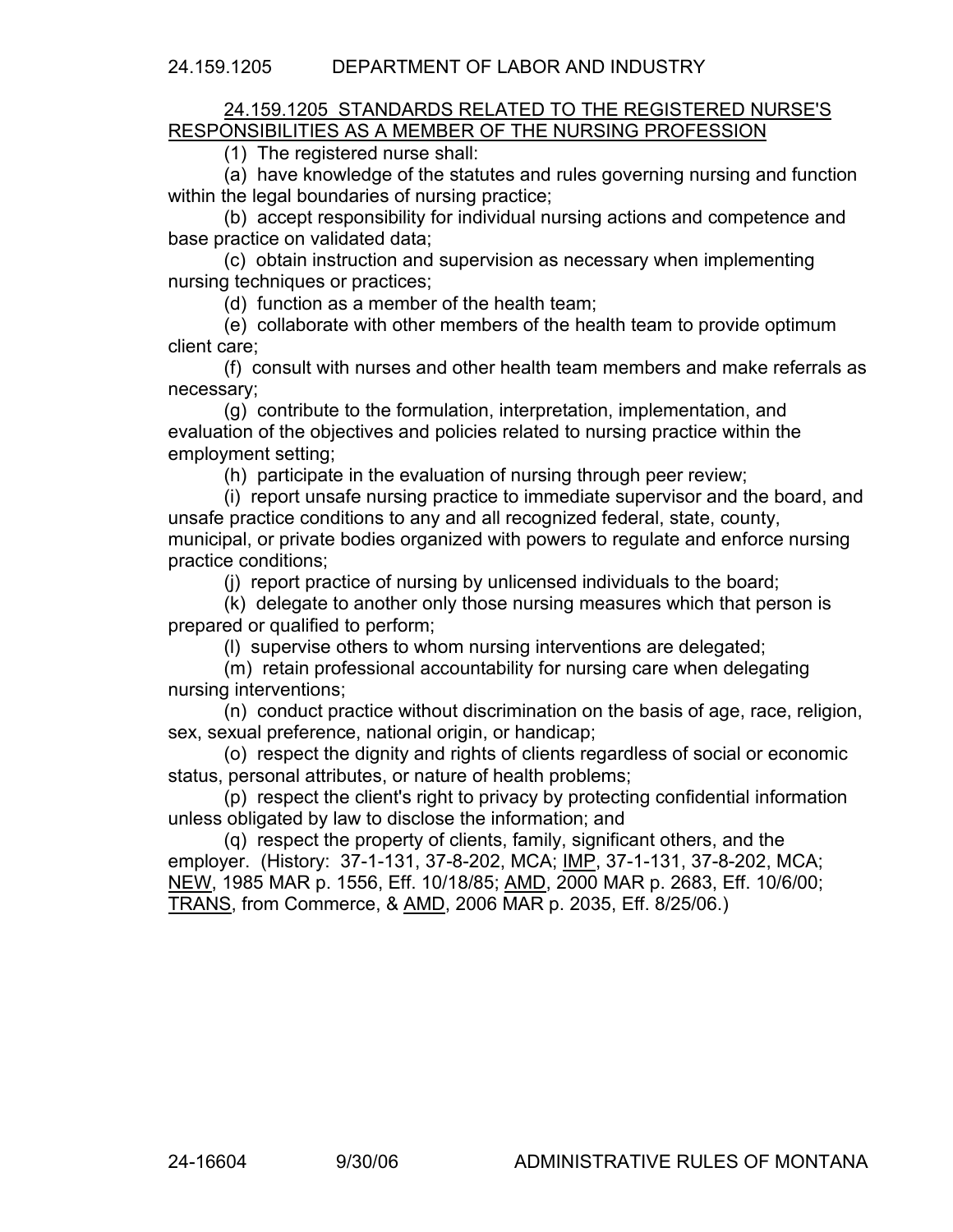## 24.159.1205 STANDARDS RELATED TO THE REGISTERED NURSE'S RESPONSIBILITIES AS A MEMBER OF THE NURSING PROFESSION

(1) The registered nurse shall:

(a) have knowledge of the statutes and rules governing nursing and function within the legal boundaries of nursing practice;

(b) accept responsibility for individual nursing actions and competence and base practice on validated data;

(c) obtain instruction and supervision as necessary when implementing nursing techniques or practices;

(d) function as a member of the health team;

(e) collaborate with other members of the health team to provide optimum client care;

(f) consult with nurses and other health team members and make referrals as necessary;

(g) contribute to the formulation, interpretation, implementation, and evaluation of the objectives and policies related to nursing practice within the employment setting;

(h) participate in the evaluation of nursing through peer review;

(i) report unsafe nursing practice to immediate supervisor and the board, and unsafe practice conditions to any and all recognized federal, state, county, municipal, or private bodies organized with powers to regulate and enforce nursing practice conditions;

(j) report practice of nursing by unlicensed individuals to the board;

(k) delegate to another only those nursing measures which that person is prepared or qualified to perform;

(l) supervise others to whom nursing interventions are delegated;

(m) retain professional accountability for nursing care when delegating nursing interventions;

(n) conduct practice without discrimination on the basis of age, race, religion, sex, sexual preference, national origin, or handicap;

(o) respect the dignity and rights of clients regardless of social or economic status, personal attributes, or nature of health problems;

(p) respect the client's right to privacy by protecting confidential information unless obligated by law to disclose the information; and

(q) respect the property of clients, family, significant others, and the employer. (History: 37-1-131, 37-8-202, MCA; IMP, 37-1-131, 37-8-202, MCA; NEW, 1985 MAR p. 1556, Eff. 10/18/85; AMD, 2000 MAR p. 2683, Eff. 10/6/00; TRANS, from Commerce, & AMD, 2006 MAR p. 2035, Eff. 8/25/06.)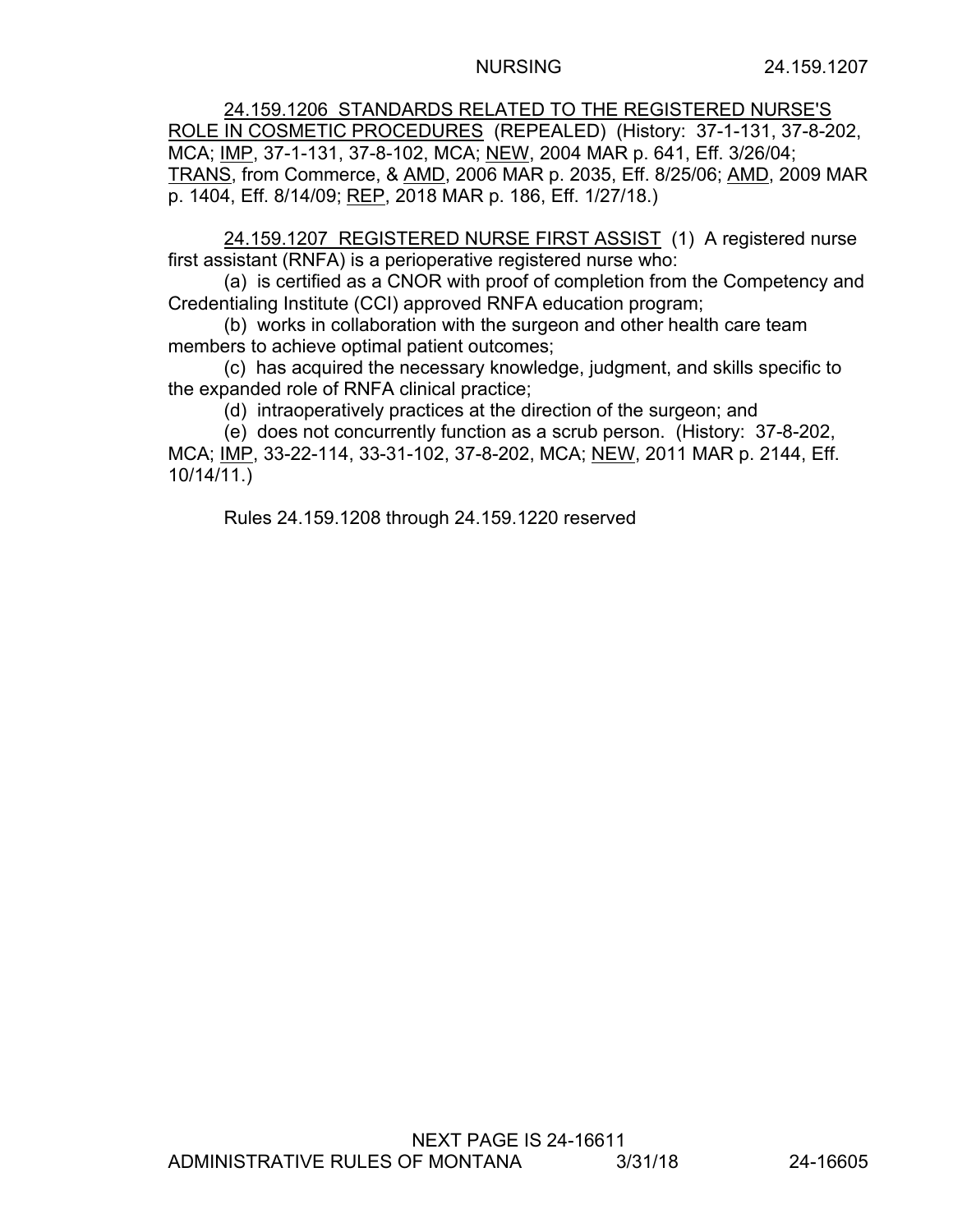24.159.1206 STANDARDS RELATED TO THE REGISTERED NURSE'S ROLE IN COSMETIC PROCEDURES (REPEALED) (History: 37-1-131, 37-8-202, MCA; IMP, 37-1-131, 37-8-102, MCA; NEW, 2004 MAR p. 641, Eff. 3/26/04; TRANS, from Commerce, & AMD, 2006 MAR p. 2035, Eff. 8/25/06; AMD, 2009 MAR p. 1404, Eff. 8/14/09; REP, 2018 MAR p. 186, Eff. 1/27/18.)

24.159.1207 REGISTERED NURSE FIRST ASSIST (1) A registered nurse first assistant (RNFA) is a perioperative registered nurse who:

(a) is certified as a CNOR with proof of completion from the Competency and Credentialing Institute (CCI) approved RNFA education program;

(b) works in collaboration with the surgeon and other health care team members to achieve optimal patient outcomes;

(c) has acquired the necessary knowledge, judgment, and skills specific to the expanded role of RNFA clinical practice;

(d) intraoperatively practices at the direction of the surgeon; and

(e) does not concurrently function as a scrub person. (History: 37-8-202, MCA; IMP, 33-22-114, 33-31-102, 37-8-202, MCA; NEW, 2011 MAR p. 2144, Eff. 10/14/11.)

Rules 24.159.1208 through 24.159.1220 reserved

NEXT PAGE IS 24-16611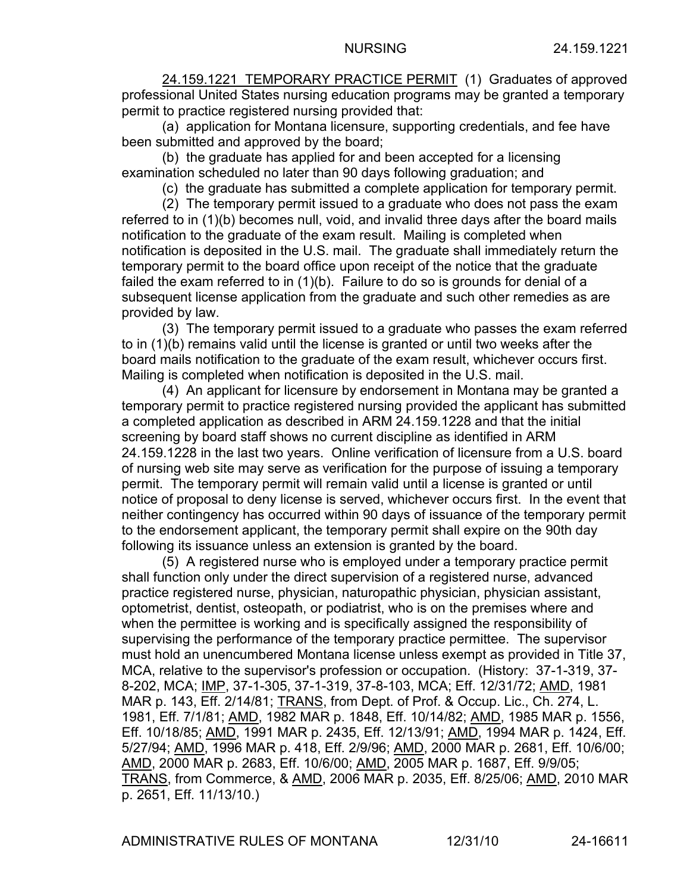24.159.1221 TEMPORARY PRACTICE PERMIT (1) Graduates of approved professional United States nursing education programs may be granted a temporary permit to practice registered nursing provided that:

(a) application for Montana licensure, supporting credentials, and fee have been submitted and approved by the board;

(b) the graduate has applied for and been accepted for a licensing examination scheduled no later than 90 days following graduation; and

(c) the graduate has submitted a complete application for temporary permit.

(2) The temporary permit issued to a graduate who does not pass the exam referred to in (1)(b) becomes null, void, and invalid three days after the board mails notification to the graduate of the exam result. Mailing is completed when notification is deposited in the U.S. mail. The graduate shall immediately return the temporary permit to the board office upon receipt of the notice that the graduate failed the exam referred to in (1)(b). Failure to do so is grounds for denial of a subsequent license application from the graduate and such other remedies as are provided by law.

(3) The temporary permit issued to a graduate who passes the exam referred to in (1)(b) remains valid until the license is granted or until two weeks after the board mails notification to the graduate of the exam result, whichever occurs first. Mailing is completed when notification is deposited in the U.S. mail.

(4) An applicant for licensure by endorsement in Montana may be granted a temporary permit to practice registered nursing provided the applicant has submitted a completed application as described in ARM 24.159.1228 and that the initial screening by board staff shows no current discipline as identified in ARM 24.159.1228 in the last two years. Online verification of licensure from a U.S. board of nursing web site may serve as verification for the purpose of issuing a temporary permit. The temporary permit will remain valid until a license is granted or until notice of proposal to deny license is served, whichever occurs first. In the event that neither contingency has occurred within 90 days of issuance of the temporary permit to the endorsement applicant, the temporary permit shall expire on the 90th day following its issuance unless an extension is granted by the board.

(5) A registered nurse who is employed under a temporary practice permit shall function only under the direct supervision of a registered nurse, advanced practice registered nurse, physician, naturopathic physician, physician assistant, optometrist, dentist, osteopath, or podiatrist, who is on the premises where and when the permittee is working and is specifically assigned the responsibility of supervising the performance of the temporary practice permittee. The supervisor must hold an unencumbered Montana license unless exempt as provided in Title 37, MCA, relative to the supervisor's profession or occupation. (History: 37-1-319, 37-8-202, MCA; IMP, 37-1-305, 37-1-319, 37-8-103, MCA; Eff. 12/31/72; AMD, 1981 MAR p. 143, Eff. 2/14/81; TRANS, from Dept. of Prof. & Occup. Lic., Ch. 274, L. 1981, Eff. 7/1/81; AMD, 1982 MAR p. 1848, Eff. 10/14/82; AMD, 1985 MAR p. 1556, Eff. 10/18/85; AMD, 1991 MAR p. 2435, Eff. 12/13/91; AMD, 1994 MAR p. 1424, Eff. 5/27/94; AMD, 1996 MAR p. 418, Eff. 2/9/96; AMD, 2000 MAR p. 2681, Eff. 10/6/00; AMD, 2000 MAR p. 2683, Eff. 10/6/00; AMD, 2005 MAR p. 1687, Eff. 9/9/05; TRANS, from Commerce, & AMD, 2006 MAR p. 2035, Eff. 8/25/06; AMD, 2010 MAR p. 2651, Eff. 11/13/10.)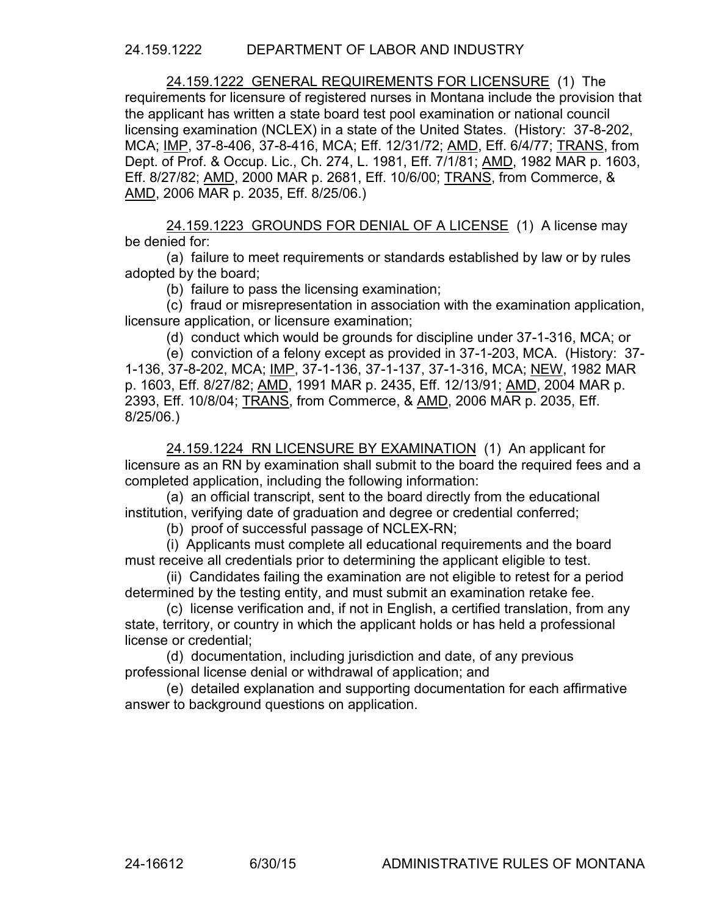24.159.1222 GENERAL REQUIREMENTS FOR LICENSURE (1) The requirements for licensure of registered nurses in Montana include the provision that the applicant has written a state board test pool examination or national council licensing examination (NCLEX) in a state of the United States. (History: 37-8-202, MCA; IMP, 37-8-406, 37-8-416, MCA; Eff. 12/31/72; AMD, Eff. 6/4/77; TRANS, from Dept. of Prof. & Occup. Lic., Ch. 274, L. 1981, Eff. 7/1/81; AMD, 1982 MAR p. 1603, Eff. 8/27/82; AMD, 2000 MAR p. 2681, Eff. 10/6/00; TRANS, from Commerce, & AMD, 2006 MAR p. 2035, Eff. 8/25/06.)

24.159.1223 GROUNDS FOR DENIAL OF A LICENSE (1) A license may be denied for:

(a) failure to meet requirements or standards established by law or by rules adopted by the board;

(b) failure to pass the licensing examination;

(c) fraud or misrepresentation in association with the examination application, licensure application, or licensure examination;

(d) conduct which would be grounds for discipline under 37-1-316, MCA; or

(e) conviction of a felony except as provided in 37-1-203, MCA. (History: 37-1-136, 37-8-202, MCA; IMP, 37-1-136, 37-1-137, 37-1-316, MCA; NEW, 1982 MAR p. 1603, Eff. 8/27/82; AMD, 1991 MAR p. 2435, Eff. 12/13/91; AMD, 2004 MAR p. 2393, Eff. 10/8/04; TRANS, from Commerce, & AMD, 2006 MAR p. 2035, Eff. 8/25/06.)

24.159.1224 RN LICENSURE BY EXAMINATION (1) An applicant for licensure as an RN by examination shall submit to the board the required fees and a completed application, including the following information:

(a) an official transcript, sent to the board directly from the educational institution, verifying date of graduation and degree or credential conferred;

(b) proof of successful passage of NCLEX-RN;

(i) Applicants must complete all educational requirements and the board must receive all credentials prior to determining the applicant eligible to test.

(ii) Candidates failing the examination are not eligible to retest for a period determined by the testing entity, and must submit an examination retake fee.

(c) license verification and, if not in English, a certified translation, from any state, territory, or country in which the applicant holds or has held a professional license or credential;

(d) documentation, including jurisdiction and date, of any previous professional license denial or withdrawal of application; and

(e) detailed explanation and supporting documentation for each affirmative answer to background questions on application.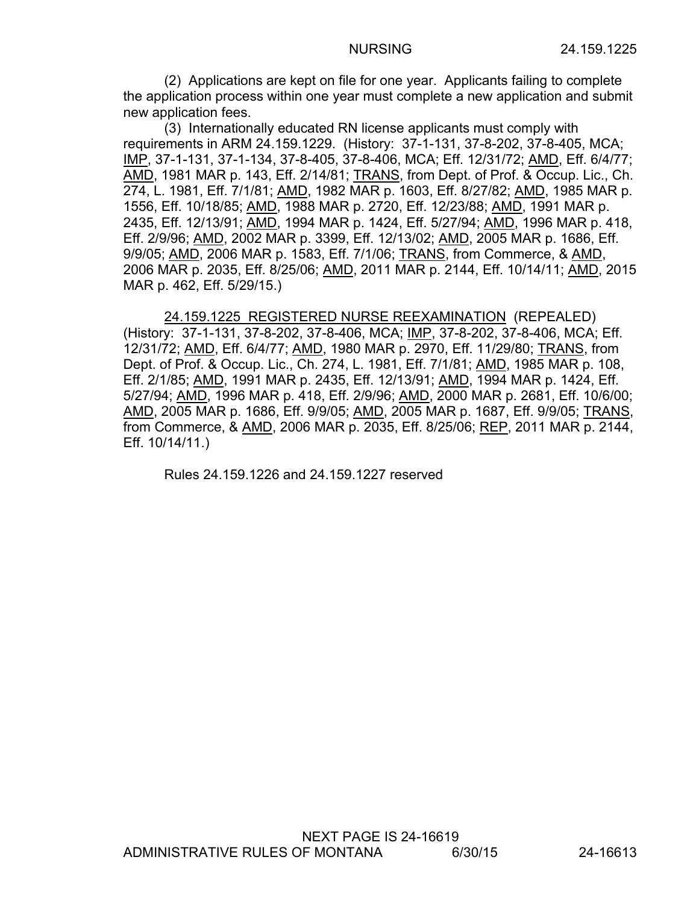(2) Applications are kept on file for one year. Applicants failing to complete the application process within one year must complete a new application and submit new application fees.

(3) Internationally educated RN license applicants must comply with requirements in ARM 24.159.1229. (History: 37-1-131, 37-8-202, 37-8-405, MCA; IMP, 37-1-131, 37-1-134, 37-8-405, 37-8-406, MCA; Eff. 12/31/72; AMD, Eff. 6/4/77; AMD, 1981 MAR p. 143, Eff. 2/14/81; TRANS, from Dept. of Prof. & Occup. Lic., Ch. 274, L. 1981, Eff. 7/1/81; AMD, 1982 MAR p. 1603, Eff. 8/27/82; AMD, 1985 MAR p. 1556, Eff. 10/18/85; AMD, 1988 MAR p. 2720, Eff. 12/23/88; AMD, 1991 MAR p. 2435, Eff. 12/13/91; AMD, 1994 MAR p. 1424, Eff. 5/27/94; AMD, 1996 MAR p. 418, Eff. 2/9/96; AMD, 2002 MAR p. 3399, Eff. 12/13/02; AMD, 2005 MAR p. 1686, Eff. 9/9/05; AMD, 2006 MAR p. 1583, Eff. 7/1/06; TRANS, from Commerce, & AMD, 2006 MAR p. 2035, Eff. 8/25/06; AMD, 2011 MAR p. 2144, Eff. 10/14/11; AMD, 2015 MAR p. 462, Eff. 5/29/15.)

24.159.1225 REGISTERED NURSE REEXAMINATION (REPEALED) (History: 37-1-131, 37-8-202, 37-8-406, MCA; IMP, 37-8-202, 37-8-406, MCA; Eff. 12/31/72; AMD, Eff. 6/4/77; AMD, 1980 MAR p. 2970, Eff. 11/29/80; TRANS, from Dept. of Prof. & Occup. Lic., Ch. 274, L. 1981, Eff. 7/1/81; AMD, 1985 MAR p. 108, Eff. 2/1/85; AMD, 1991 MAR p. 2435, Eff. 12/13/91; AMD, 1994 MAR p. 1424, Eff. 5/27/94; AMD, 1996 MAR p. 418, Eff. 2/9/96; AMD, 2000 MAR p. 2681, Eff. 10/6/00; AMD, 2005 MAR p. 1686, Eff. 9/9/05; AMD, 2005 MAR p. 1687, Eff. 9/9/05; TRANS, from Commerce, & AMD, 2006 MAR p. 2035, Eff. 8/25/06; REP, 2011 MAR p. 2144, Eff. 10/14/11.)

Rules 24.159.1226 and 24.159.1227 reserved

NEXT PAGE IS 24-16619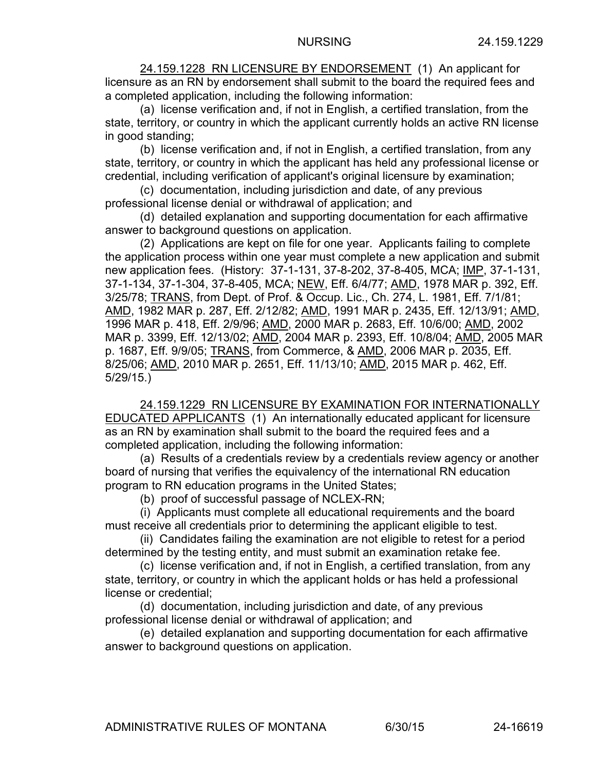24.159.1228 RN LICENSURE BY ENDORSEMENT (1) An applicant for licensure as an RN by endorsement shall submit to the board the required fees and a completed application, including the following information:

(a) license verification and, if not in English, a certified translation, from the state, territory, or country in which the applicant currently holds an active RN license in good standing;

(b) license verification and, if not in English, a certified translation, from any state, territory, or country in which the applicant has held any professional license or credential, including verification of applicant's original licensure by examination;

(c) documentation, including jurisdiction and date, of any previous professional license denial or withdrawal of application; and

(d) detailed explanation and supporting documentation for each affirmative answer to background questions on application.

(2) Applications are kept on file for one year. Applicants failing to complete the application process within one year must complete a new application and submit new application fees. (History: 37-1-131, 37-8-202, 37-8-405, MCA; IMP, 37-1-131, 37-1-134, 37-1-304, 37-8-405, MCA; NEW, Eff. 6/4/77; AMD, 1978 MAR p. 392, Eff. 3/25/78; TRANS, from Dept. of Prof. & Occup. Lic., Ch. 274, L. 1981, Eff. 7/1/81; AMD, 1982 MAR p. 287, Eff. 2/12/82; AMD, 1991 MAR p. 2435, Eff. 12/13/91; AMD, 1996 MAR p. 418, Eff. 2/9/96; AMD, 2000 MAR p. 2683, Eff. 10/6/00; AMD, 2002 MAR p. 3399, Eff. 12/13/02; AMD, 2004 MAR p. 2393, Eff. 10/8/04; AMD, 2005 MAR p. 1687, Eff. 9/9/05; TRANS, from Commerce, & AMD, 2006 MAR p. 2035, Eff. 8/25/06; AMD, 2010 MAR p. 2651, Eff. 11/13/10; AMD, 2015 MAR p. 462, Eff. 5/29/15.)

24.159.1229 RN LICENSURE BY EXAMINATION FOR INTERNATIONALLY EDUCATED APPLICANTS (1) An internationally educated applicant for licensure as an RN by examination shall submit to the board the required fees and a completed application, including the following information:

(a) Results of a credentials review by a credentials review agency or another board of nursing that verifies the equivalency of the international RN education program to RN education programs in the United States;

(b) proof of successful passage of NCLEX-RN;

(i) Applicants must complete all educational requirements and the board must receive all credentials prior to determining the applicant eligible to test.

(ii) Candidates failing the examination are not eligible to retest for a period determined by the testing entity, and must submit an examination retake fee.

(c) license verification and, if not in English, a certified translation, from any state, territory, or country in which the applicant holds or has held a professional license or credential;

(d) documentation, including jurisdiction and date, of any previous professional license denial or withdrawal of application; and

(e) detailed explanation and supporting documentation for each affirmative answer to background questions on application.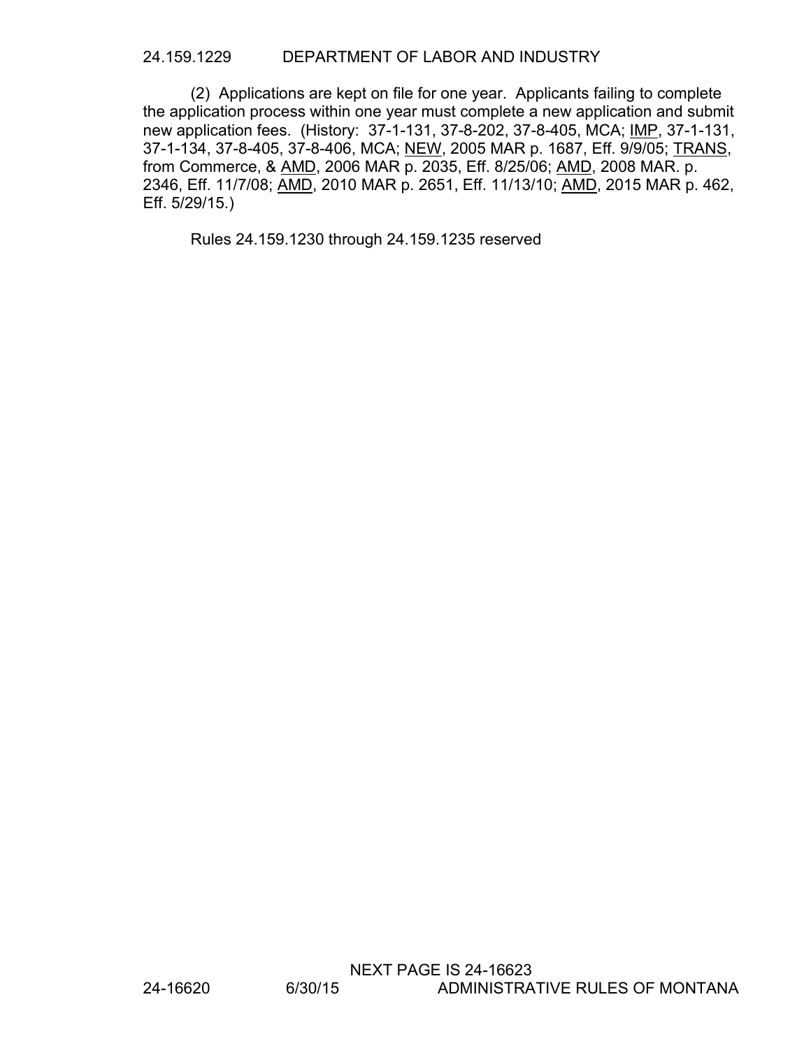(2) Applications are kept on file for one year. Applicants failing to complete the application process within one year must complete a new application and submit new application fees. (History: 37-1-131, 37-8-202, 37-8-405, MCA; IMP, 37-1-131, 37-1-134, 37-8-405, 37-8-406, MCA; NEW, 2005 MAR p. 1687, Eff. 9/9/05; TRANS, from Commerce, & AMD, 2006 MAR p. 2035, Eff. 8/25/06; AMD, 2008 MAR. p. 2346, Eff. 11/7/08; AMD, 2010 MAR p. 2651, Eff. 11/13/10; AMD, 2015 MAR p. 462, Eff. 5/29/15.)

Rules 24.159.1230 through 24.159.1235 reserved

NEXT PAGE IS 24-16623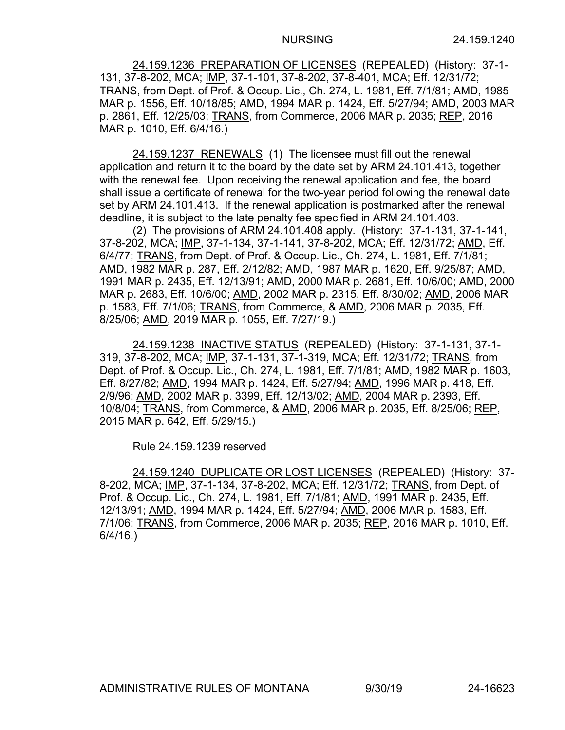24.159.1236 PREPARATION OF LICENSES (REPEALED) (History: 37-1-131, 37-8-202, MCA; IMP, 37-1-101, 37-8-202, 37-8-401, MCA; Eff. 12/31/72; TRANS, from Dept. of Prof. & Occup. Lic., Ch. 274, L. 1981, Eff. 7/1/81; AMD, 1985 MAR p. 1556, Eff. 10/18/85; AMD, 1994 MAR p. 1424, Eff. 5/27/94; AMD, 2003 MAR p. 2861, Eff. 12/25/03; TRANS, from Commerce, 2006 MAR p. 2035; REP, 2016 MAR p. 1010, Eff. 6/4/16.)

24.159.1237 RENEWALS (1) The licensee must fill out the renewal application and return it to the board by the date set by ARM 24.101.413, together with the renewal fee. Upon receiving the renewal application and fee, the board shall issue a certificate of renewal for the two-year period following the renewal date set by ARM 24.101.413. If the renewal application is postmarked after the renewal deadline, it is subject to the late penalty fee specified in ARM 24.101.403.

(2) The provisions of ARM 24.101.408 apply. (History: 37-1-131, 37-1-141, 37-8-202, MCA; IMP, 37-1-134, 37-1-141, 37-8-202, MCA; Eff. 12/31/72; AMD, Eff. 6/4/77; TRANS, from Dept. of Prof. & Occup. Lic., Ch. 274, L. 1981, Eff. 7/1/81; AMD, 1982 MAR p. 287, Eff. 2/12/82; AMD, 1987 MAR p. 1620, Eff. 9/25/87; AMD, 1991 MAR p. 2435, Eff. 12/13/91; AMD, 2000 MAR p. 2681, Eff. 10/6/00; AMD, 2000 MAR p. 2683, Eff. 10/6/00; AMD, 2002 MAR p. 2315, Eff. 8/30/02; AMD, 2006 MAR p. 1583, Eff. 7/1/06; TRANS, from Commerce, & AMD, 2006 MAR p. 2035, Eff. 8/25/06; AMD, 2019 MAR p. 1055, Eff. 7/27/19.)

24.159.1238 INACTIVE STATUS (REPEALED) (History: 37-1-131, 37-1-319, 37-8-202, MCA; IMP, 37-1-131, 37-1-319, MCA; Eff. 12/31/72; TRANS, from Dept. of Prof. & Occup. Lic., Ch. 274, L. 1981, Eff. 7/1/81; AMD, 1982 MAR p. 1603, Eff. 8/27/82; AMD, 1994 MAR p. 1424, Eff. 5/27/94; AMD, 1996 MAR p. 418, Eff. 2/9/96; AMD, 2002 MAR p. 3399, Eff. 12/13/02; AMD, 2004 MAR p. 2393, Eff. 10/8/04; TRANS, from Commerce, & AMD, 2006 MAR p. 2035, Eff. 8/25/06; REP, 2015 MAR p. 642, Eff. 5/29/15.)

Rule 24.159.1239 reserved

24.159.1240 DUPLICATE OR LOST LICENSES (REPEALED) (History: 37-8-202, MCA; IMP, 37-1-134, 37-8-202, MCA; Eff. 12/31/72; TRANS, from Dept. of Prof. & Occup. Lic., Ch. 274, L. 1981, Eff. 7/1/81; AMD, 1991 MAR p. 2435, Eff. 12/13/91; AMD, 1994 MAR p. 1424, Eff. 5/27/94; AMD, 2006 MAR p. 1583, Eff. 7/1/06; TRANS, from Commerce, 2006 MAR p. 2035; REP, 2016 MAR p. 1010, Eff. 6/4/16.)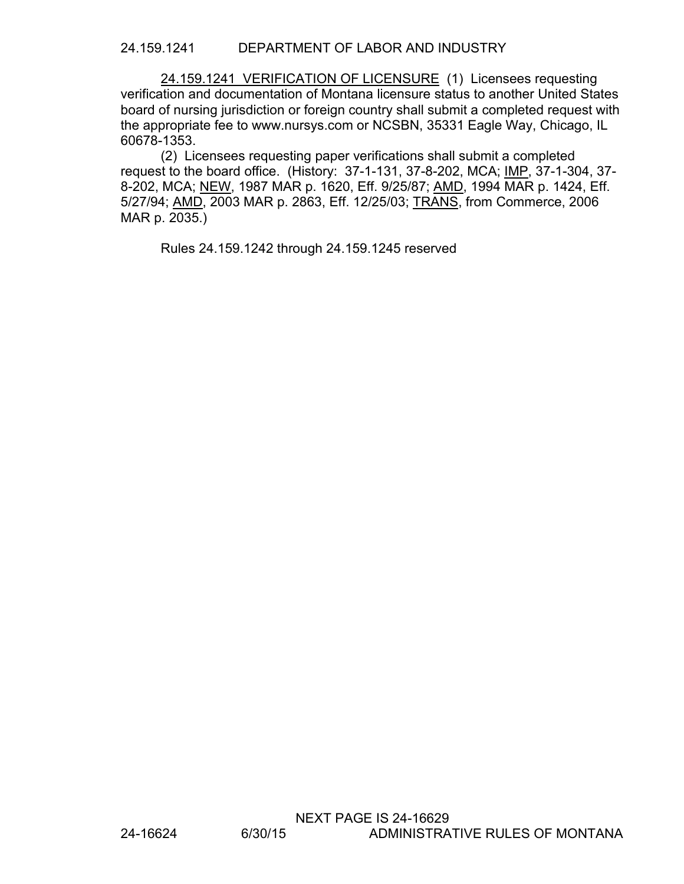24.159.1241 VERIFICATION OF LICENSURE (1) Licensees requesting verification and documentation of Montana licensure status to another United States board of nursing jurisdiction or foreign country shall submit a completed request with the appropriate fee to www.nursys.com or NCSBN, 35331 Eagle Way, Chicago, IL 60678-1353.

(2) Licensees requesting paper verifications shall submit a completed request to the board office. (History: 37-1-131, 37-8-202, MCA; IMP, 37-1-304, 37-8-202, MCA; NEW, 1987 MAR p. 1620, Eff. 9/25/87; AMD, 1994 MAR p. 1424, Eff. 5/27/94; AMD, 2003 MAR p. 2863, Eff. 12/25/03; TRANS, from Commerce, 2006 MAR p. 2035.)

Rules 24.159.1242 through 24.159.1245 reserved

NEXT PAGE IS 24-16629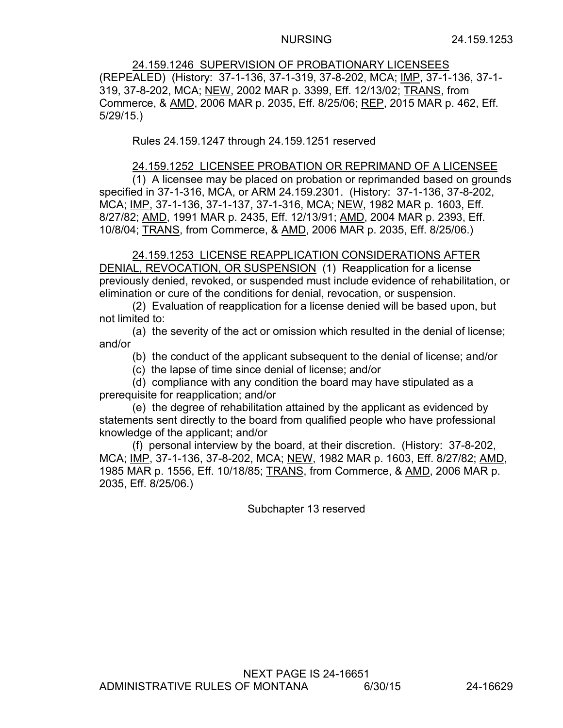24.159.1246 SUPERVISION OF PROBATIONARY LICENSEES (REPEALED) (History: 37-1-136, 37-1-319, 37-8-202, MCA; IMP, 37-1-136, 37-1-319, 37-8-202, MCA; NEW, 2002 MAR p. 3399, Eff. 12/13/02; TRANS, from Commerce, & AMD, 2006 MAR p. 2035, Eff. 8/25/06; REP, 2015 MAR p. 462, Eff. 5/29/15.)

Rules 24.159.1247 through 24.159.1251 reserved

24.159.1252 LICENSEE PROBATION OR REPRIMAND OF A LICENSEE

(1) A licensee may be placed on probation or reprimanded based on grounds specified in 37-1-316, MCA, or ARM 24.159.2301. (History: 37-1-136, 37-8-202, MCA; IMP, 37-1-136, 37-1-137, 37-1-316, MCA; NEW, 1982 MAR p. 1603, Eff. 8/27/82; AMD, 1991 MAR p. 2435, Eff. 12/13/91; AMD, 2004 MAR p. 2393, Eff. 10/8/04; TRANS, from Commerce, & AMD, 2006 MAR p. 2035, Eff. 8/25/06.)

24.159.1253 LICENSE REAPPLICATION CONSIDERATIONS AFTER DENIAL, REVOCATION, OR SUSPENSION (1) Reapplication for a license previously denied, revoked, or suspended must include evidence of rehabilitation, or elimination or cure of the conditions for denial, revocation, or suspension.

(2) Evaluation of reapplication for a license denied will be based upon, but not limited to:

(a) the severity of the act or omission which resulted in the denial of license; and/or

(b) the conduct of the applicant subsequent to the denial of license; and/or

(c) the lapse of time since denial of license; and/or

(d) compliance with any condition the board may have stipulated as a prerequisite for reapplication; and/or

(e) the degree of rehabilitation attained by the applicant as evidenced by statements sent directly to the board from qualified people who have professional knowledge of the applicant; and/or

(f) personal interview by the board, at their discretion. (History: 37-8-202, MCA; IMP, 37-1-136, 37-8-202, MCA; NEW, 1982 MAR p. 1603, Eff. 8/27/82; AMD, 1985 MAR p. 1556, Eff. 10/18/85; TRANS, from Commerce, & AMD, 2006 MAR p. 2035, Eff. 8/25/06.)

Subchapter 13 reserved

NEXT PAGE IS 24-16651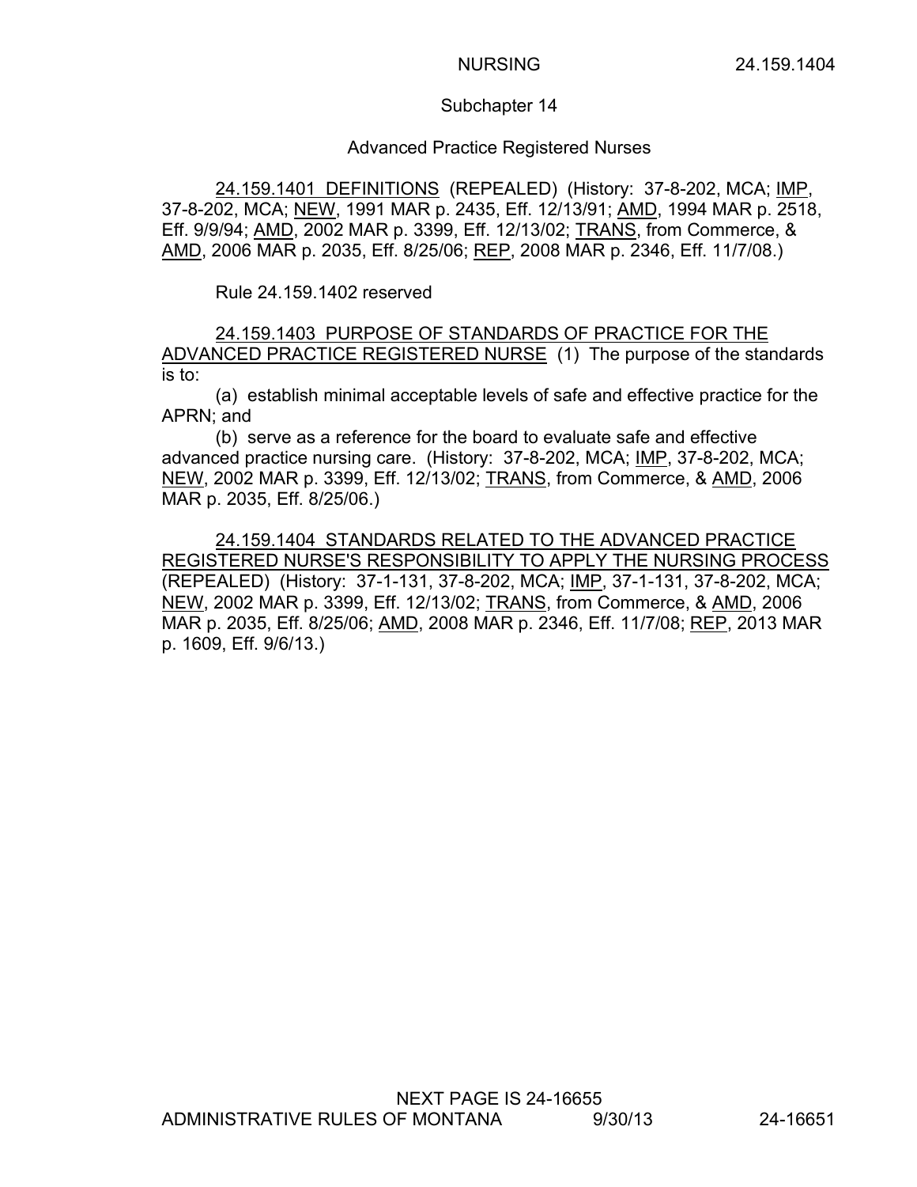## Subchapter 14

## Advanced Practice Registered Nurses

24.159.1401 DEFINITIONS (REPEALED) (History: 37-8-202, MCA; IMP, 37-8-202, MCA; NEW, 1991 MAR p. 2435, Eff. 12/13/91; AMD, 1994 MAR p. 2518, Eff. 9/9/94; AMD, 2002 MAR p. 3399, Eff. 12/13/02; TRANS, from Commerce, & AMD, 2006 MAR p. 2035, Eff. 8/25/06; REP, 2008 MAR p. 2346, Eff. 11/7/08.)

Rule 24.159.1402 reserved

24.159.1403 PURPOSE OF STANDARDS OF PRACTICE FOR THE ADVANCED PRACTICE REGISTERED NURSE (1) The purpose of the standards is to:

(a) establish minimal acceptable levels of safe and effective practice for the APRN; and

(b) serve as a reference for the board to evaluate safe and effective advanced practice nursing care. (History: 37-8-202, MCA; IMP, 37-8-202, MCA; NEW, 2002 MAR p. 3399, Eff. 12/13/02; TRANS, from Commerce, & AMD, 2006 MAR p. 2035, Eff. 8/25/06.)

24.159.1404 STANDARDS RELATED TO THE ADVANCED PRACTICE REGISTERED NURSE'S RESPONSIBILITY TO APPLY THE NURSING PROCESS (REPEALED) (History: 37-1-131, 37-8-202, MCA; IMP, 37-1-131, 37-8-202, MCA; NEW, 2002 MAR p. 3399, Eff. 12/13/02; TRANS, from Commerce, & AMD, 2006 MAR p. 2035, Eff. 8/25/06; AMD, 2008 MAR p. 2346, Eff. 11/7/08; REP, 2013 MAR p. 1609, Eff. 9/6/13.)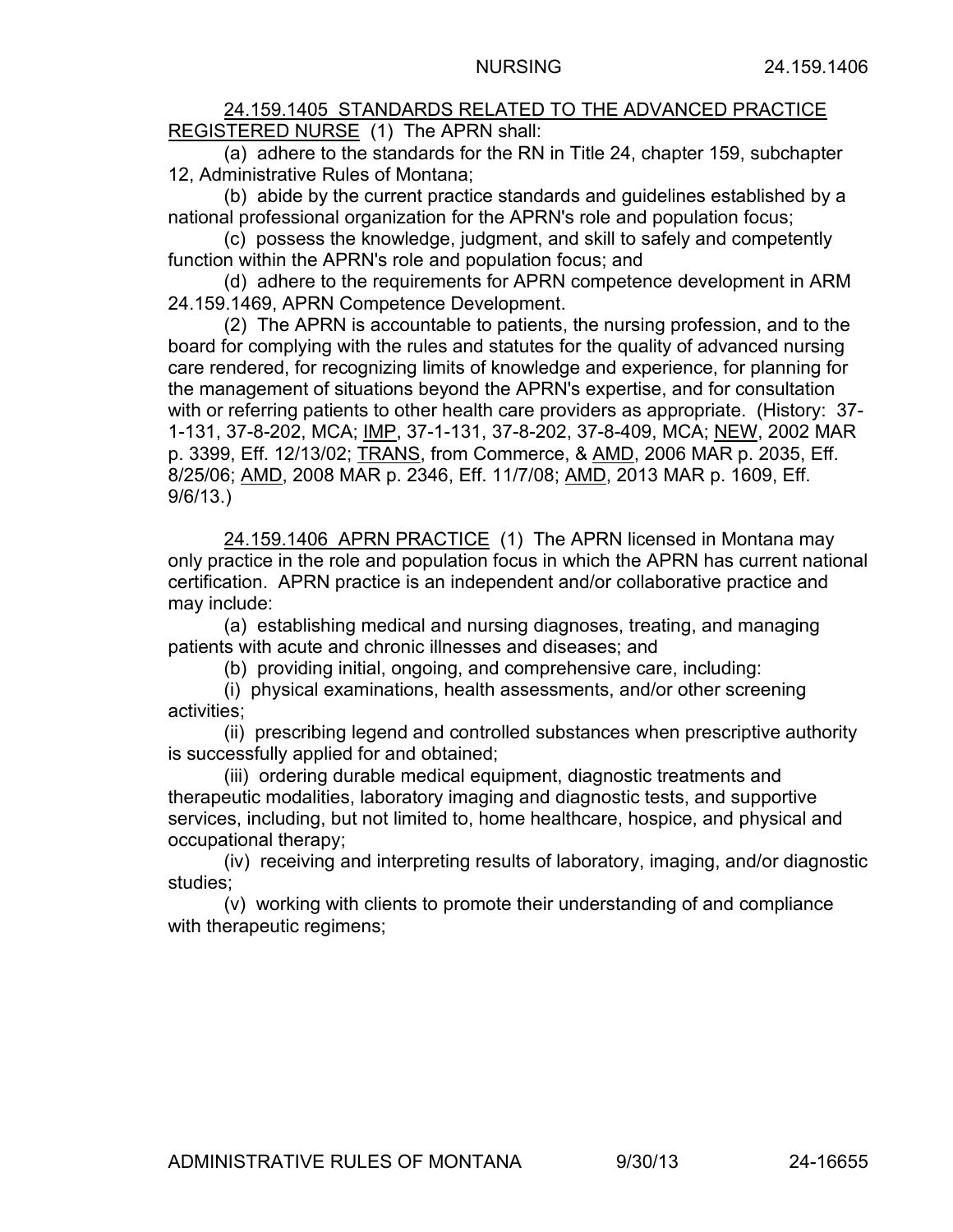24.159.1405 STANDARDS RELATED TO THE ADVANCED PRACTICE REGISTERED NURSE (1) The APRN shall:

(a) adhere to the standards for the RN in Title 24, chapter 159, subchapter 12, Administrative Rules of Montana;

(b) abide by the current practice standards and guidelines established by a national professional organization for the APRN's role and population focus;

(c) possess the knowledge, judgment, and skill to safely and competently function within the APRN's role and population focus; and

(d) adhere to the requirements for APRN competence development in ARM 24.159.1469, APRN Competence Development.

(2) The APRN is accountable to patients, the nursing profession, and to the board for complying with the rules and statutes for the quality of advanced nursing care rendered, for recognizing limits of knowledge and experience, for planning for the management of situations beyond the APRN's expertise, and for consultation with or referring patients to other health care providers as appropriate. (History: 37-1-131, 37-8-202, MCA; IMP, 37-1-131, 37-8-202, 37-8-409, MCA; NEW, 2002 MAR p. 3399, Eff. 12/13/02; TRANS, from Commerce, & AMD, 2006 MAR p. 2035, Eff. 8/25/06; AMD, 2008 MAR p. 2346, Eff. 11/7/08; AMD, 2013 MAR p. 1609, Eff. 9/6/13.)

24.159.1406 APRN PRACTICE (1) The APRN licensed in Montana may only practice in the role and population focus in which the APRN has current national certification. APRN practice is an independent and/or collaborative practice and may include:

(a) establishing medical and nursing diagnoses, treating, and managing patients with acute and chronic illnesses and diseases; and

(b) providing initial, ongoing, and comprehensive care, including:

(i) physical examinations, health assessments, and/or other screening activities;

(ii) prescribing legend and controlled substances when prescriptive authority is successfully applied for and obtained;

(iii) ordering durable medical equipment, diagnostic treatments and therapeutic modalities, laboratory imaging and diagnostic tests, and supportive services, including, but not limited to, home healthcare, hospice, and physical and occupational therapy;

(iv) receiving and interpreting results of laboratory, imaging, and/or diagnostic studies;

(v) working with clients to promote their understanding of and compliance with therapeutic regimens;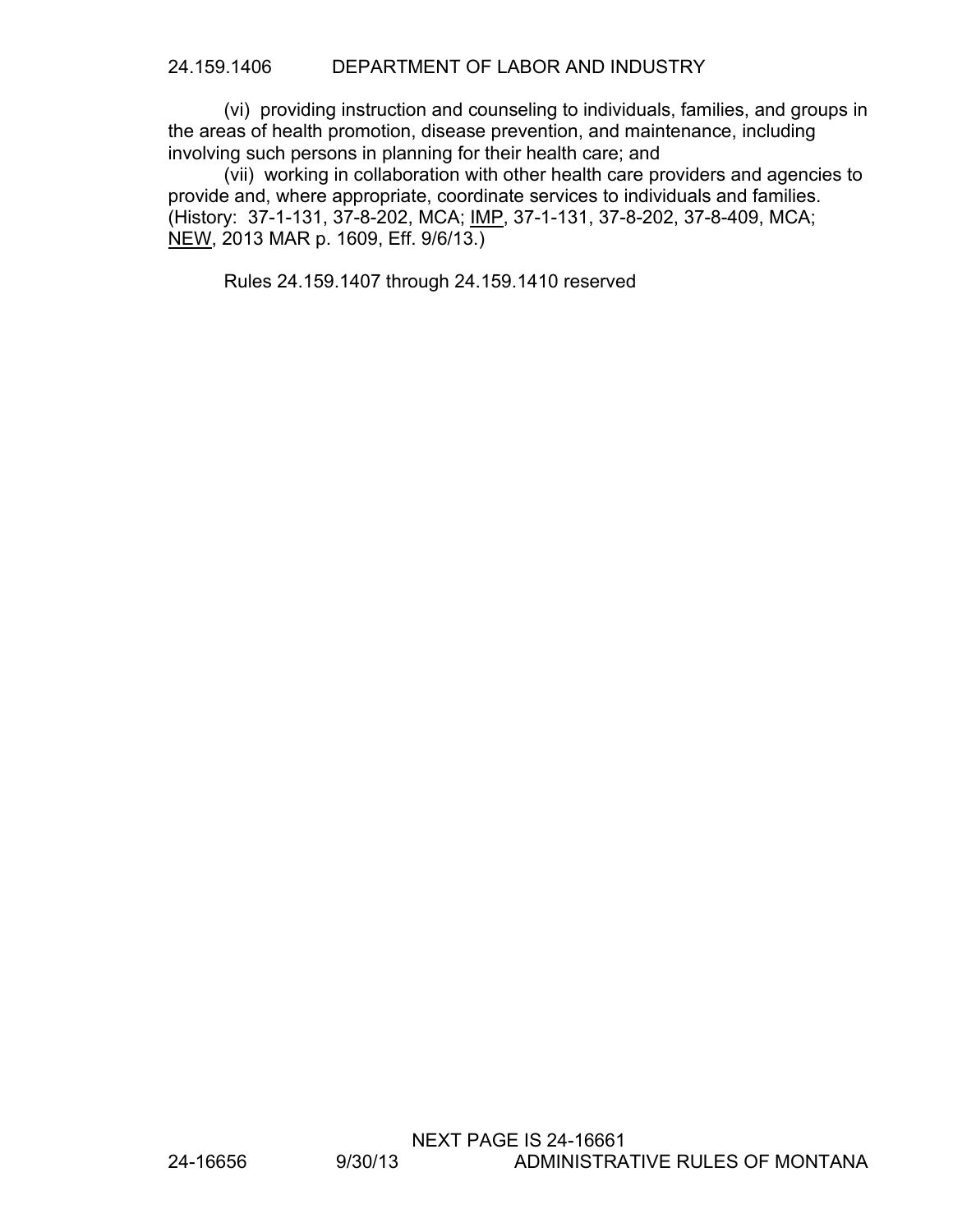(vi) providing instruction and counseling to individuals, families, and groups in the areas of health promotion, disease prevention, and maintenance, including involving such persons in planning for their health care; and

(vii) working in collaboration with other health care providers and agencies to provide and, where appropriate, coordinate services to individuals and families. (History: 37-1-131, 37-8-202, MCA; IMP, 37-1-131, 37-8-202, 37-8-409, MCA; NEW, 2013 MAR p. 1609, Eff. 9/6/13.)

Rules 24.159.1407 through 24.159.1410 reserved

NEXT PAGE IS 24-16661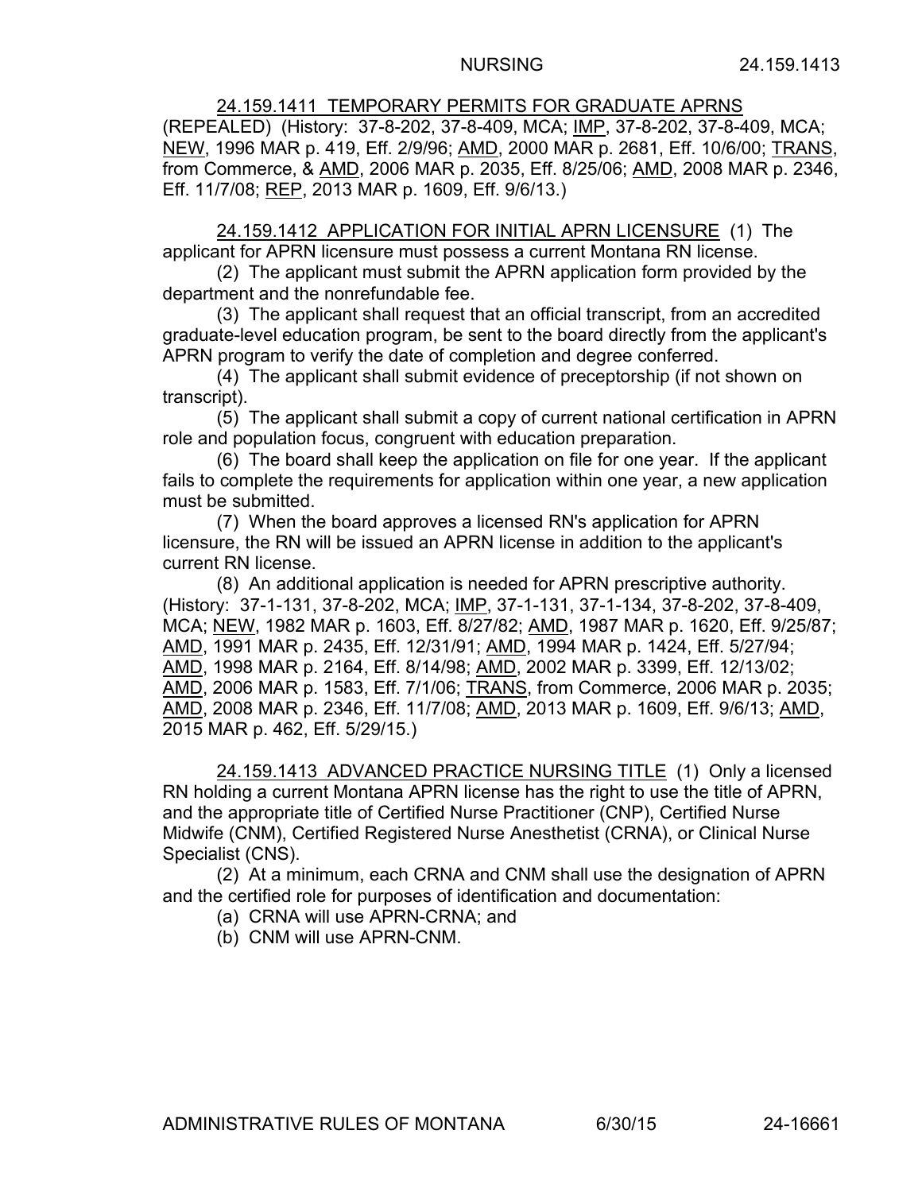24.159.1411 TEMPORARY PERMITS FOR GRADUATE APRNS (REPEALED) (History: 37-8-202, 37-8-409, MCA; IMP, 37-8-202, 37-8-409, MCA; NEW, 1996 MAR p. 419, Eff. 2/9/96; AMD, 2000 MAR p. 2681, Eff. 10/6/00; TRANS, from Commerce, & AMD, 2006 MAR p. 2035, Eff. 8/25/06; AMD, 2008 MAR p. 2346, Eff. 11/7/08; REP, 2013 MAR p. 1609, Eff. 9/6/13.)

24.159.1412 APPLICATION FOR INITIAL APRN LICENSURE (1) The applicant for APRN licensure must possess a current Montana RN license.

(2) The applicant must submit the APRN application form provided by the department and the nonrefundable fee.

(3) The applicant shall request that an official transcript, from an accredited graduate-level education program, be sent to the board directly from the applicant's APRN program to verify the date of completion and degree conferred.

(4) The applicant shall submit evidence of preceptorship (if not shown on transcript).

(5) The applicant shall submit a copy of current national certification in APRN role and population focus, congruent with education preparation.

(6) The board shall keep the application on file for one year. If the applicant fails to complete the requirements for application within one year, a new application must be submitted.

(7) When the board approves a licensed RN's application for APRN licensure, the RN will be issued an APRN license in addition to the applicant's current RN license.

(8) An additional application is needed for APRN prescriptive authority.
(History: 37-1-131, 37-8-202, MCA; IMP, 37-1-131, 37-1-134, 37-8-202, 37-8-409, MCA; NEW, 1982 MAR p. 1603, Eff. 8/27/82; AMD, 1987 MAR p. 1620, Eff. 9/25/87; AMD, 1991 MAR p. 2435, Eff. 12/31/91; AMD, 1994 MAR p. 1424, Eff. 5/27/94; AMD, 1998 MAR p. 2164, Eff. 8/14/98; AMD, 2002 MAR p. 3399, Eff. 12/13/02; AMD, 2006 MAR p. 1583, Eff. 7/1/06; TRANS, from Commerce, 2006 MAR p. 2035; AMD, 2008 MAR p. 2346, Eff. 11/7/08; AMD, 2013 MAR p. 1609, Eff. 9/6/13; AMD, 2015 MAR p. 462, Eff. 5/29/15.)

24.159.1413 ADVANCED PRACTICE NURSING TITLE (1) Only a licensed RN holding a current Montana APRN license has the right to use the title of APRN, and the appropriate title of Certified Nurse Practitioner (CNP), Certified Nurse Midwife (CNM), Certified Registered Nurse Anesthetist (CRNA), or Clinical Nurse Specialist (CNS).

(2) At a minimum, each CRNA and CNM shall use the designation of APRN and the certified role for purposes of identification and documentation:

(a) CRNA will use APRN-CRNA; and

(b) CNM will use APRN-CNM.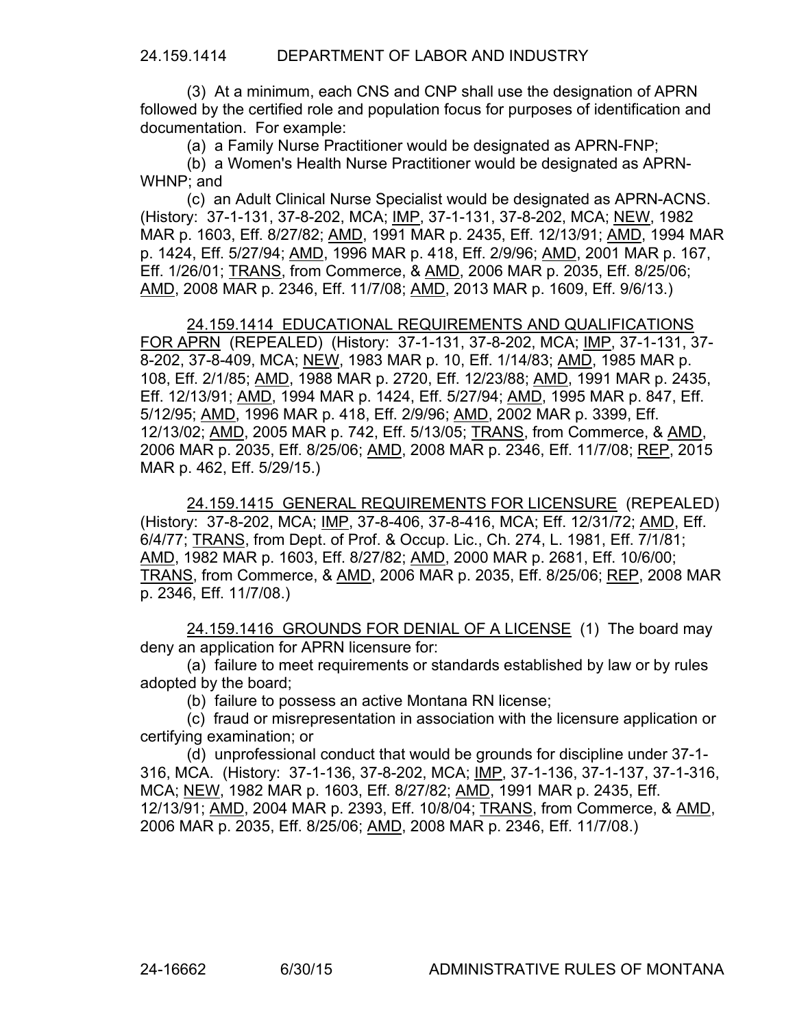(3) At a minimum, each CNS and CNP shall use the designation of APRN followed by the certified role and population focus for purposes of identification and documentation. For example:

(a) a Family Nurse Practitioner would be designated as APRN-FNP;

(b) a Women's Health Nurse Practitioner would be designated as APRN-WHNP; and

(c) an Adult Clinical Nurse Specialist would be designated as APRN-ACNS. (History: 37-1-131, 37-8-202, MCA; IMP, 37-1-131, 37-8-202, MCA; NEW, 1982 MAR p. 1603, Eff. 8/27/82; AMD, 1991 MAR p. 2435, Eff. 12/13/91; AMD, 1994 MAR p. 1424, Eff. 5/27/94; AMD, 1996 MAR p. 418, Eff. 2/9/96; AMD, 2001 MAR p. 167, Eff. 1/26/01; TRANS, from Commerce, & AMD, 2006 MAR p. 2035, Eff. 8/25/06; AMD, 2008 MAR p. 2346, Eff. 11/7/08; AMD, 2013 MAR p. 1609, Eff. 9/6/13.)

24.159.1414 EDUCATIONAL REQUIREMENTS AND QUALIFICATIONS FOR APRN (REPEALED) (History: 37-1-131, 37-8-202, MCA; IMP, 37-1-131, 37-8-202, 37-8-409, MCA; NEW, 1983 MAR p. 10, Eff. 1/14/83; AMD, 1985 MAR p. 108, Eff. 2/1/85; AMD, 1988 MAR p. 2720, Eff. 12/23/88; AMD, 1991 MAR p. 2435, Eff. 12/13/91; AMD, 1994 MAR p. 1424, Eff. 5/27/94; AMD, 1995 MAR p. 847, Eff. 5/12/95; AMD, 1996 MAR p. 418, Eff. 2/9/96; AMD, 2002 MAR p. 3399, Eff. 12/13/02; AMD, 2005 MAR p. 742, Eff. 5/13/05; TRANS, from Commerce, & AMD, 2006 MAR p. 2035, Eff. 8/25/06; AMD, 2008 MAR p. 2346, Eff. 11/7/08; REP, 2015 MAR p. 462, Eff. 5/29/15.)

24.159.1415 GENERAL REQUIREMENTS FOR LICENSURE (REPEALED) (History: 37-8-202, MCA; IMP, 37-8-406, 37-8-416, MCA; Eff. 12/31/72; AMD, Eff. 6/4/77; TRANS, from Dept. of Prof. & Occup. Lic., Ch. 274, L. 1981, Eff. 7/1/81; AMD, 1982 MAR p. 1603, Eff. 8/27/82; AMD, 2000 MAR p. 2681, Eff. 10/6/00; TRANS, from Commerce, & AMD, 2006 MAR p. 2035, Eff. 8/25/06; REP, 2008 MAR p. 2346, Eff. 11/7/08.)

24.159.1416 GROUNDS FOR DENIAL OF A LICENSE (1) The board may deny an application for APRN licensure for:

(a) failure to meet requirements or standards established by law or by rules adopted by the board;

(b) failure to possess an active Montana RN license;

(c) fraud or misrepresentation in association with the licensure application or certifying examination; or

(d) unprofessional conduct that would be grounds for discipline under 37-1-316, MCA. (History: 37-1-136, 37-8-202, MCA; IMP, 37-1-136, 37-1-137, 37-1-316, MCA; NEW, 1982 MAR p. 1603, Eff. 8/27/82; AMD, 1991 MAR p. 2435, Eff. 12/13/91; AMD, 2004 MAR p. 2393, Eff. 10/8/04; TRANS, from Commerce, & AMD, 2006 MAR p. 2035, Eff. 8/25/06; AMD, 2008 MAR p. 2346, Eff. 11/7/08.)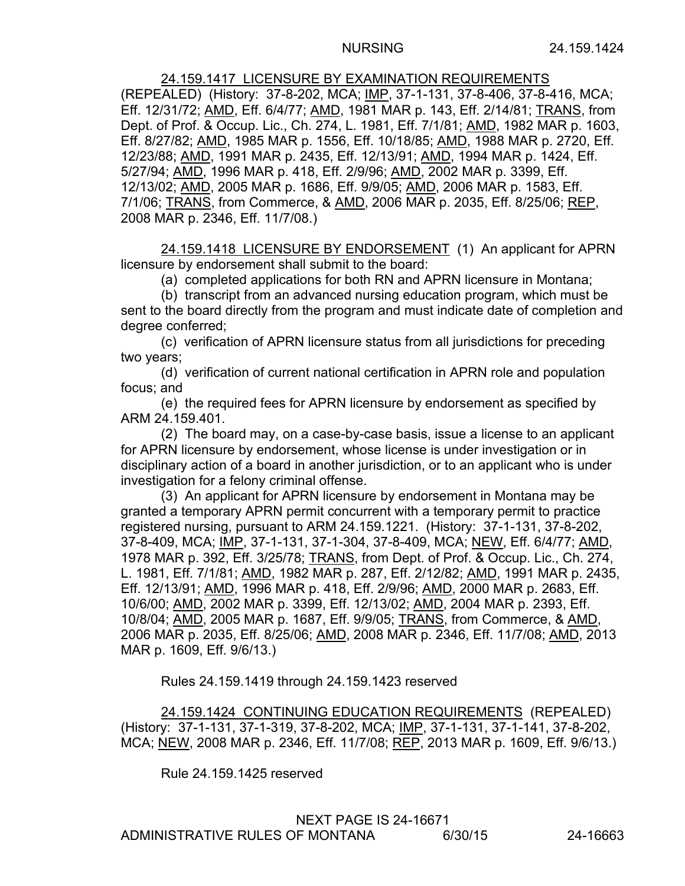24.159.1417 LICENSURE BY EXAMINATION REQUIREMENTS (REPEALED) (History: 37-8-202, MCA; IMP, 37-1-131, 37-8-406, 37-8-416, MCA; Eff. 12/31/72; AMD, Eff. 6/4/77; AMD, 1981 MAR p. 143, Eff. 2/14/81; TRANS, from Dept. of Prof. & Occup. Lic., Ch. 274, L. 1981, Eff. 7/1/81; AMD, 1982 MAR p. 1603, Eff. 8/27/82; AMD, 1985 MAR p. 1556, Eff. 10/18/85; AMD, 1988 MAR p. 2720, Eff. 12/23/88; AMD, 1991 MAR p. 2435, Eff. 12/13/91; AMD, 1994 MAR p. 1424, Eff. 5/27/94; AMD, 1996 MAR p. 418, Eff. 2/9/96; AMD, 2002 MAR p. 3399, Eff. 12/13/02; AMD, 2005 MAR p. 1686, Eff. 9/9/05; AMD, 2006 MAR p. 1583, Eff. 7/1/06; TRANS, from Commerce, & AMD, 2006 MAR p. 2035, Eff. 8/25/06; REP, 2008 MAR p. 2346, Eff. 11/7/08.)

24.159.1418 LICENSURE BY ENDORSEMENT (1) An applicant for APRN licensure by endorsement shall submit to the board:

(a) completed applications for both RN and APRN licensure in Montana;

(b) transcript from an advanced nursing education program, which must be sent to the board directly from the program and must indicate date of completion and degree conferred;

(c) verification of APRN licensure status from all jurisdictions for preceding two years;

(d) verification of current national certification in APRN role and population focus; and

(e) the required fees for APRN licensure by endorsement as specified by ARM 24.159.401.

(2) The board may, on a case-by-case basis, issue a license to an applicant for APRN licensure by endorsement, whose license is under investigation or in disciplinary action of a board in another jurisdiction, or to an applicant who is under investigation for a felony criminal offense.

(3) An applicant for APRN licensure by endorsement in Montana may be granted a temporary APRN permit concurrent with a temporary permit to practice registered nursing, pursuant to ARM 24.159.1221. (History: 37-1-131, 37-8-202, 37-8-409, MCA; IMP, 37-1-131, 37-1-304, 37-8-409, MCA; NEW, Eff. 6/4/77; AMD, 1978 MAR p. 392, Eff. 3/25/78; TRANS, from Dept. of Prof. & Occup. Lic., Ch. 274, L. 1981, Eff. 7/1/81; AMD, 1982 MAR p. 287, Eff. 2/12/82; AMD, 1991 MAR p. 2435, Eff. 12/13/91; AMD, 1996 MAR p. 418, Eff. 2/9/96; AMD, 2000 MAR p. 2683, Eff. 10/6/00; AMD, 2002 MAR p. 3399, Eff. 12/13/02; AMD, 2004 MAR p. 2393, Eff. 10/8/04; AMD, 2005 MAR p. 1687, Eff. 9/9/05; TRANS, from Commerce, & AMD, 2006 MAR p. 2035, Eff. 8/25/06; AMD, 2008 MAR p. 2346, Eff. 11/7/08; AMD, 2013 MAR p. 1609, Eff. 9/6/13.)

Rules 24.159.1419 through 24.159.1423 reserved

24.159.1424 CONTINUING EDUCATION REQUIREMENTS (REPEALED) (History: 37-1-131, 37-1-319, 37-8-202, MCA; IMP, 37-1-131, 37-1-141, 37-8-202, MCA; NEW, 2008 MAR p. 2346, Eff. 11/7/08; REP, 2013 MAR p. 1609, Eff. 9/6/13.)

Rule 24.159.1425 reserved

NEXT PAGE IS 24-16671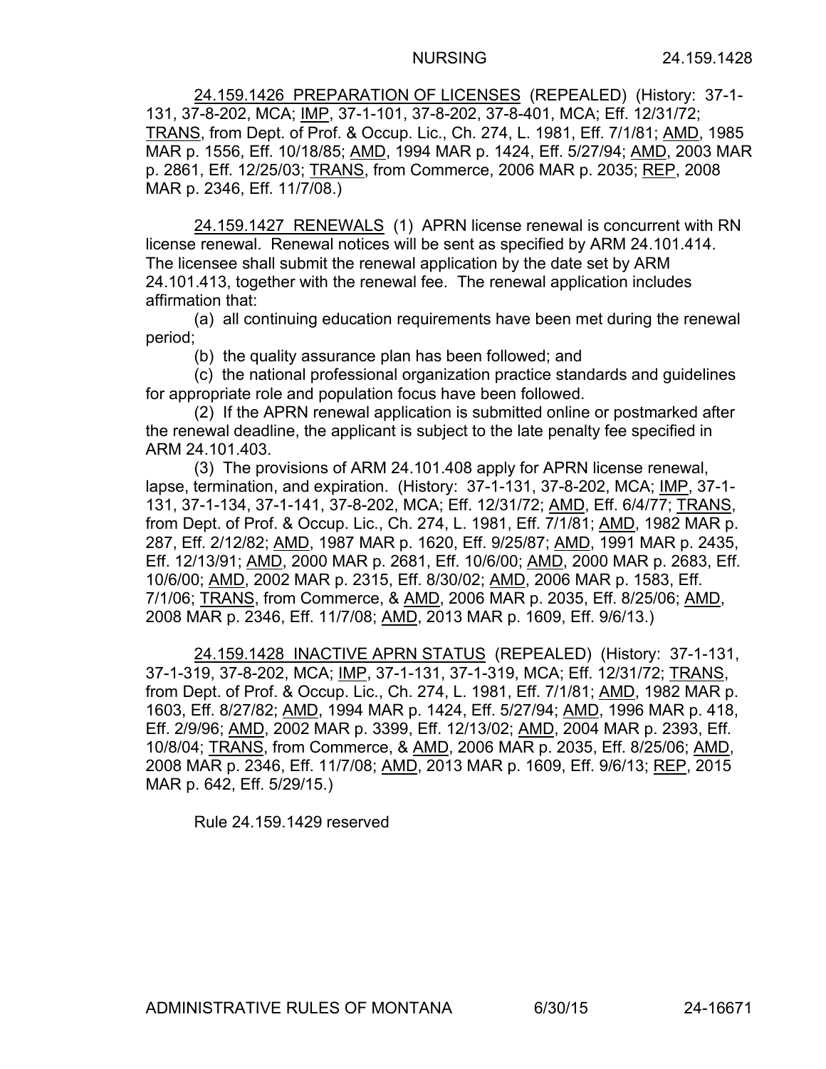24.159.1426 PREPARATION OF LICENSES (REPEALED) (History: 37-1-131, 37-8-202, MCA; IMP, 37-1-101, 37-8-202, 37-8-401, MCA; Eff. 12/31/72; TRANS, from Dept. of Prof. & Occup. Lic., Ch. 274, L. 1981, Eff. 7/1/81; AMD, 1985 MAR p. 1556, Eff. 10/18/85; AMD, 1994 MAR p. 1424, Eff. 5/27/94; AMD, 2003 MAR p. 2861, Eff. 12/25/03; TRANS, from Commerce, 2006 MAR p. 2035; REP, 2008 MAR p. 2346, Eff. 11/7/08.)

24.159.1427 RENEWALS (1) APRN license renewal is concurrent with RN license renewal. Renewal notices will be sent as specified by ARM 24.101.414. The licensee shall submit the renewal application by the date set by ARM 24.101.413, together with the renewal fee. The renewal application includes affirmation that:

(a) all continuing education requirements have been met during the renewal period;

(b) the quality assurance plan has been followed; and

(c) the national professional organization practice standards and guidelines for appropriate role and population focus have been followed.

(2) If the APRN renewal application is submitted online or postmarked after the renewal deadline, the applicant is subject to the late penalty fee specified in ARM 24.101.403.

(3) The provisions of ARM 24.101.408 apply for APRN license renewal, lapse, termination, and expiration. (History: 37-1-131, 37-8-202, MCA; IMP, 37-1-131, 37-1-134, 37-1-141, 37-8-202, MCA; Eff. 12/31/72; AMD, Eff. 6/4/77; TRANS, from Dept. of Prof. & Occup. Lic., Ch. 274, L. 1981, Eff. 7/1/81; AMD, 1982 MAR p. 287, Eff. 2/12/82; AMD, 1987 MAR p. 1620, Eff. 9/25/87; AMD, 1991 MAR p. 2435, Eff. 12/13/91; AMD, 2000 MAR p. 2681, Eff. 10/6/00; AMD, 2000 MAR p. 2683, Eff. 10/6/00; AMD, 2002 MAR p. 2315, Eff. 8/30/02; AMD, 2006 MAR p. 1583, Eff. 7/1/06; TRANS, from Commerce, & AMD, 2006 MAR p. 2035, Eff. 8/25/06; AMD, 2008 MAR p. 2346, Eff. 11/7/08; AMD, 2013 MAR p. 1609, Eff. 9/6/13.)

24.159.1428 INACTIVE APRN STATUS (REPEALED) (History: 37-1-131, 37-1-319, 37-8-202, MCA; IMP, 37-1-131, 37-1-319, MCA; Eff. 12/31/72; TRANS, from Dept. of Prof. & Occup. Lic., Ch. 274, L. 1981, Eff. 7/1/81; AMD, 1982 MAR p. 1603, Eff. 8/27/82; AMD, 1994 MAR p. 1424, Eff. 5/27/94; AMD, 1996 MAR p. 418, Eff. 2/9/96; AMD, 2002 MAR p. 3399, Eff. 12/13/02; AMD, 2004 MAR p. 2393, Eff. 10/8/04; TRANS, from Commerce, & AMD, 2006 MAR p. 2035, Eff. 8/25/06; AMD, 2008 MAR p. 2346, Eff. 11/7/08; AMD, 2013 MAR p. 1609, Eff. 9/6/13; REP, 2015 MAR p. 642, Eff. 5/29/15.)

Rule 24.159.1429 reserved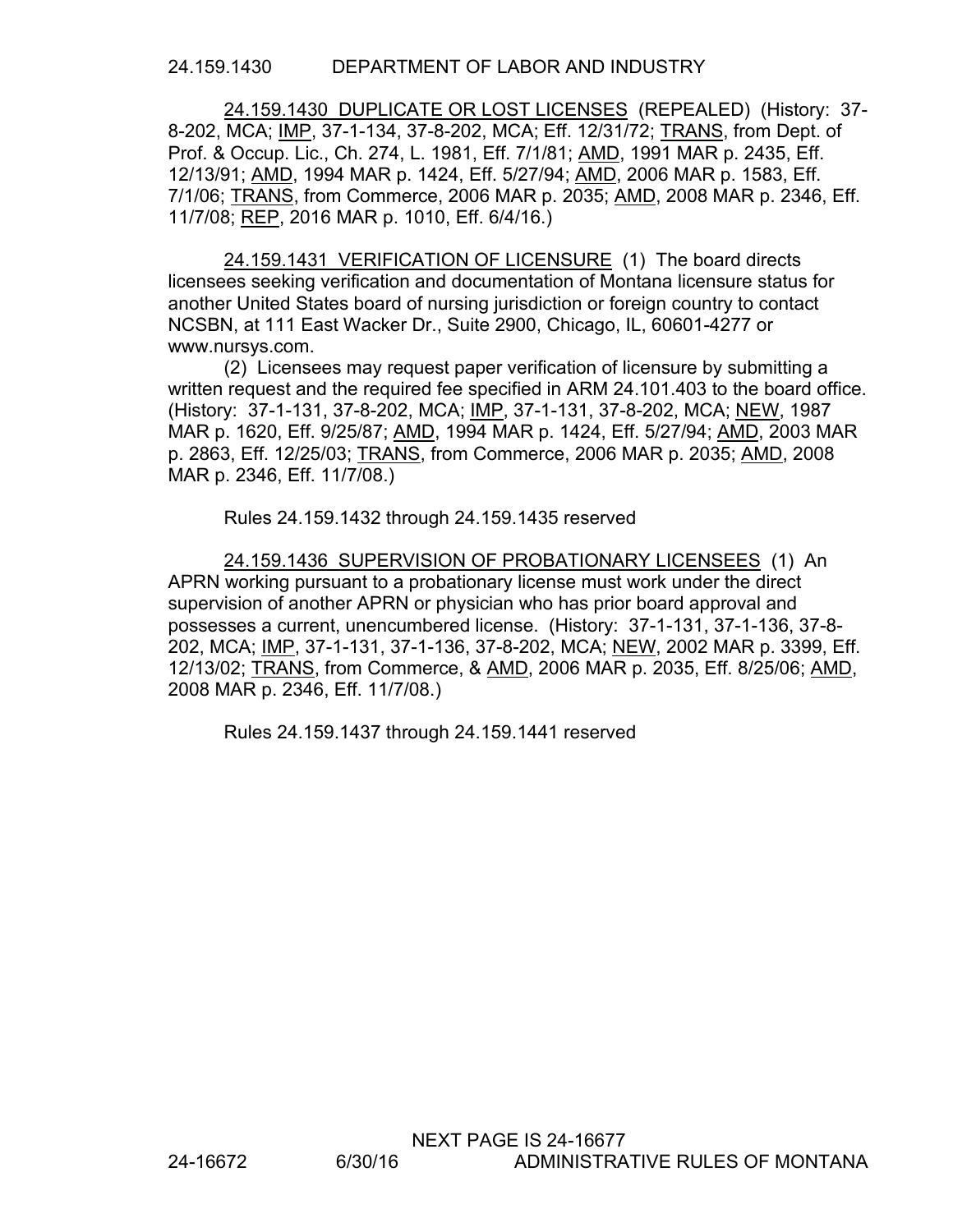24.159.1430 DUPLICATE OR LOST LICENSES (REPEALED) (History: 37-8-202, MCA; IMP, 37-1-134, 37-8-202, MCA; Eff. 12/31/72; TRANS, from Dept. of Prof. & Occup. Lic., Ch. 274, L. 1981, Eff. 7/1/81; AMD, 1991 MAR p. 2435, Eff. 12/13/91; AMD, 1994 MAR p. 1424, Eff. 5/27/94; AMD, 2006 MAR p. 1583, Eff. 7/1/06; TRANS, from Commerce, 2006 MAR p. 2035; AMD, 2008 MAR p. 2346, Eff. 11/7/08; REP, 2016 MAR p. 1010, Eff. 6/4/16.)

24.159.1431 VERIFICATION OF LICENSURE (1) The board directs licensees seeking verification and documentation of Montana licensure status for another United States board of nursing jurisdiction or foreign country to contact NCSBN, at 111 East Wacker Dr., Suite 2900, Chicago, IL, 60601-4277 or www.nursys.com.

(2) Licensees may request paper verification of licensure by submitting a written request and the required fee specified in ARM 24.101.403 to the board office. (History: 37-1-131, 37-8-202, MCA; IMP, 37-1-131, 37-8-202, MCA; NEW, 1987 MAR p. 1620, Eff. 9/25/87; AMD, 1994 MAR p. 1424, Eff. 5/27/94; AMD, 2003 MAR p. 2863, Eff. 12/25/03; TRANS, from Commerce, 2006 MAR p. 2035; AMD, 2008 MAR p. 2346, Eff. 11/7/08.)

Rules 24.159.1432 through 24.159.1435 reserved

24.159.1436 SUPERVISION OF PROBATIONARY LICENSEES (1) An APRN working pursuant to a probationary license must work under the direct supervision of another APRN or physician who has prior board approval and possesses a current, unencumbered license. (History: 37-1-131, 37-1-136, 37-8-202, MCA; IMP, 37-1-131, 37-1-136, 37-8-202, MCA; NEW, 2002 MAR p. 3399, Eff. 12/13/02; TRANS, from Commerce, & AMD, 2006 MAR p. 2035, Eff. 8/25/06; AMD, 2008 MAR p. 2346, Eff. 11/7/08.)

Rules 24.159.1437 through 24.159.1441 reserved

NEXT PAGE IS 24-16677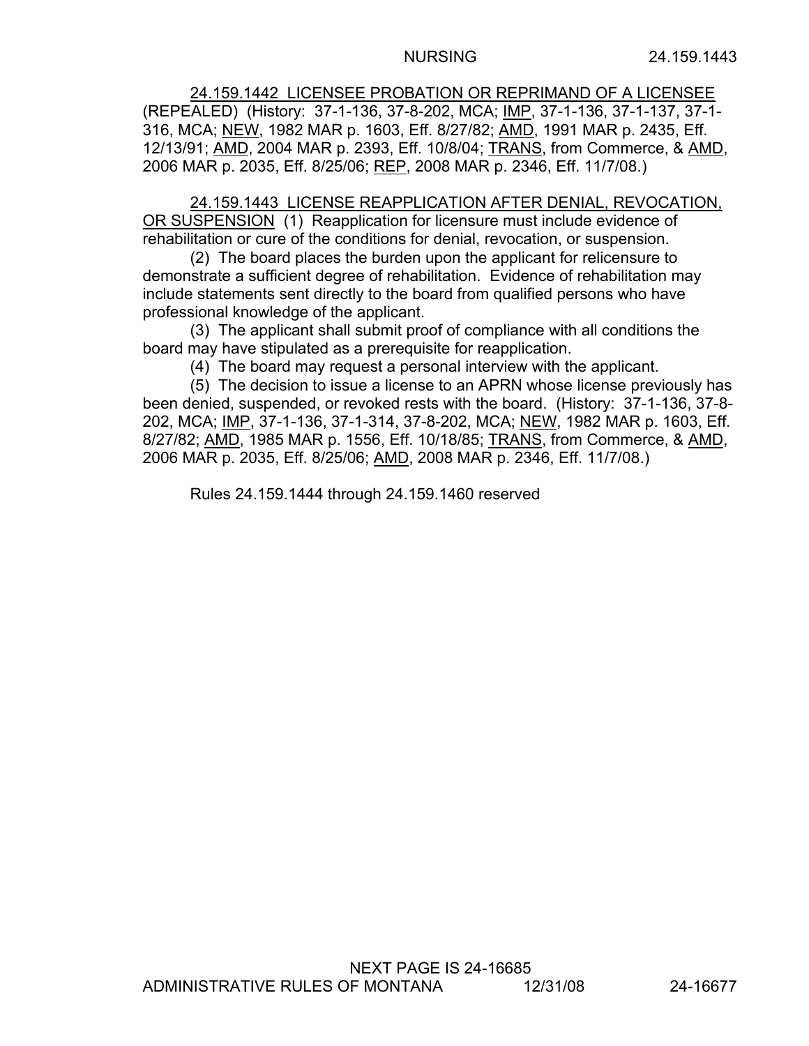24.159.1442 LICENSEE PROBATION OR REPRIMAND OF A LICENSEE (REPEALED) (History: 37-1-136, 37-8-202, MCA; IMP, 37-1-136, 37-1-137, 37-1-316, MCA; NEW, 1982 MAR p. 1603, Eff. 8/27/82; AMD, 1991 MAR p. 2435, Eff. 12/13/91; AMD, 2004 MAR p. 2393, Eff. 10/8/04; TRANS, from Commerce, & AMD, 2006 MAR p. 2035, Eff. 8/25/06; REP, 2008 MAR p. 2346, Eff. 11/7/08.)

24.159.1443 LICENSE REAPPLICATION AFTER DENIAL, REVOCATION, OR SUSPENSION (1) Reapplication for licensure must include evidence of rehabilitation or cure of the conditions for denial, revocation, or suspension.

(2) The board places the burden upon the applicant for relicensure to demonstrate a sufficient degree of rehabilitation. Evidence of rehabilitation may include statements sent directly to the board from qualified persons who have professional knowledge of the applicant.

(3) The applicant shall submit proof of compliance with all conditions the board may have stipulated as a prerequisite for reapplication.

(4) The board may request a personal interview with the applicant.

(5) The decision to issue a license to an APRN whose license previously has been denied, suspended, or revoked rests with the board. (History: 37-1-136, 37-8-202, MCA; IMP, 37-1-136, 37-1-314, 37-8-202, MCA; NEW, 1982 MAR p. 1603, Eff. 8/27/82; AMD, 1985 MAR p. 1556, Eff. 10/18/85; TRANS, from Commerce, & AMD, 2006 MAR p. 2035, Eff. 8/25/06; AMD, 2008 MAR p. 2346, Eff. 11/7/08.)

Rules 24.159.1444 through 24.159.1460 reserved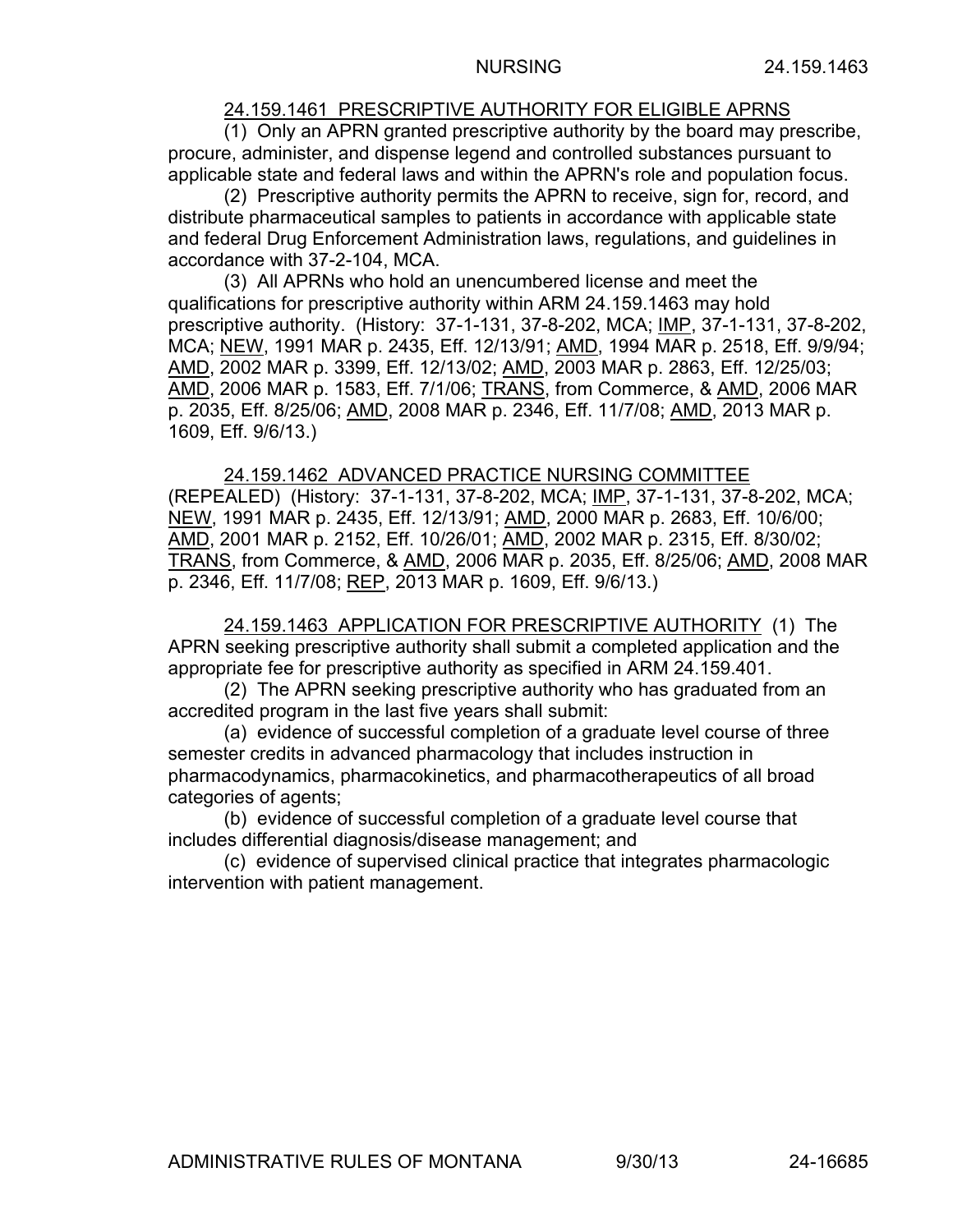24.159.1461 PRESCRIPTIVE AUTHORITY FOR ELIGIBLE APRNS

(1) Only an APRN granted prescriptive authority by the board may prescribe, procure, administer, and dispense legend and controlled substances pursuant to applicable state and federal laws and within the APRN's role and population focus.

(2) Prescriptive authority permits the APRN to receive, sign for, record, and distribute pharmaceutical samples to patients in accordance with applicable state and federal Drug Enforcement Administration laws, regulations, and guidelines in accordance with 37-2-104, MCA.

(3) All APRNs who hold an unencumbered license and meet the qualifications for prescriptive authority within ARM 24.159.1463 may hold prescriptive authority. (History: 37-1-131, 37-8-202, MCA; IMP, 37-1-131, 37-8-202, MCA; NEW, 1991 MAR p. 2435, Eff. 12/13/91; AMD, 1994 MAR p. 2518, Eff. 9/9/94; AMD, 2002 MAR p. 3399, Eff. 12/13/02; AMD, 2003 MAR p. 2863, Eff. 12/25/03; AMD, 2006 MAR p. 1583, Eff. 7/1/06; TRANS, from Commerce, & AMD, 2006 MAR p. 2035, Eff. 8/25/06; AMD, 2008 MAR p. 2346, Eff. 11/7/08; AMD, 2013 MAR p. 1609, Eff. 9/6/13.)

24.159.1462 ADVANCED PRACTICE NURSING COMMITTEE (REPEALED) (History: 37-1-131, 37-8-202, MCA; IMP, 37-1-131, 37-8-202, MCA; NEW, 1991 MAR p. 2435, Eff. 12/13/91; AMD, 2000 MAR p. 2683, Eff. 10/6/00; AMD, 2001 MAR p. 2152, Eff. 10/26/01; AMD, 2002 MAR p. 2315, Eff. 8/30/02; TRANS, from Commerce, & AMD, 2006 MAR p. 2035, Eff. 8/25/06; AMD, 2008 MAR p. 2346, Eff. 11/7/08; REP, 2013 MAR p. 1609, Eff. 9/6/13.)

24.159.1463 APPLICATION FOR PRESCRIPTIVE AUTHORITY (1) The APRN seeking prescriptive authority shall submit a completed application and the appropriate fee for prescriptive authority as specified in ARM 24.159.401.

(2) The APRN seeking prescriptive authority who has graduated from an accredited program in the last five years shall submit:

(a) evidence of successful completion of a graduate level course of three semester credits in advanced pharmacology that includes instruction in pharmacodynamics, pharmacokinetics, and pharmacotherapeutics of all broad categories of agents;

(b) evidence of successful completion of a graduate level course that includes differential diagnosis/disease management; and

(c) evidence of supervised clinical practice that integrates pharmacologic intervention with patient management.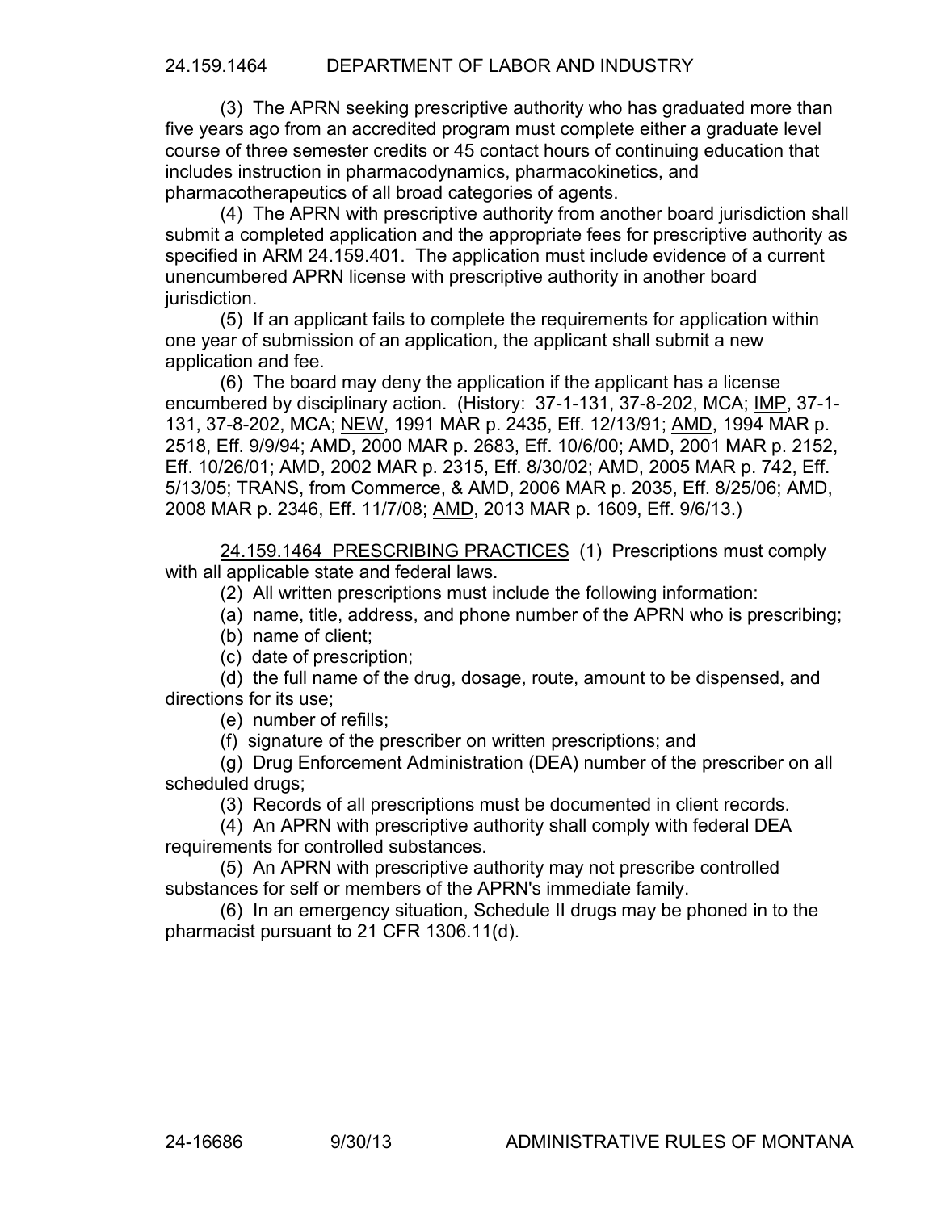(3) The APRN seeking prescriptive authority who has graduated more than five years ago from an accredited program must complete either a graduate level course of three semester credits or 45 contact hours of continuing education that includes instruction in pharmacodynamics, pharmacokinetics, and pharmacotherapeutics of all broad categories of agents.

(4) The APRN with prescriptive authority from another board jurisdiction shall submit a completed application and the appropriate fees for prescriptive authority as specified in ARM 24.159.401. The application must include evidence of a current unencumbered APRN license with prescriptive authority in another board jurisdiction.

(5) If an applicant fails to complete the requirements for application within one year of submission of an application, the applicant shall submit a new application and fee.

(6) The board may deny the application if the applicant has a license encumbered by disciplinary action. (History: 37-1-131, 37-8-202, MCA; IMP, 37-1-131, 37-8-202, MCA; NEW, 1991 MAR p. 2435, Eff. 12/13/91; AMD, 1994 MAR p. 2518, Eff. 9/9/94; AMD, 2000 MAR p. 2683, Eff. 10/6/00; AMD, 2001 MAR p. 2152, Eff. 10/26/01; AMD, 2002 MAR p. 2315, Eff. 8/30/02; AMD, 2005 MAR p. 742, Eff. 5/13/05; TRANS, from Commerce, & AMD, 2006 MAR p. 2035, Eff. 8/25/06; AMD, 2008 MAR p. 2346, Eff. 11/7/08; AMD, 2013 MAR p. 1609, Eff. 9/6/13.)

24.159.1464 PRESCRIBING PRACTICES (1) Prescriptions must comply with all applicable state and federal laws.

(2) All written prescriptions must include the following information:

(a) name, title, address, and phone number of the APRN who is prescribing;

(b) name of client;

(c) date of prescription;

(d) the full name of the drug, dosage, route, amount to be dispensed, and directions for its use;

(e) number of refills;

(f) signature of the prescriber on written prescriptions; and

(g) Drug Enforcement Administration (DEA) number of the prescriber on all scheduled drugs;

(3) Records of all prescriptions must be documented in client records.

(4) An APRN with prescriptive authority shall comply with federal DEA requirements for controlled substances.

(5) An APRN with prescriptive authority may not prescribe controlled substances for self or members of the APRN's immediate family.

(6) In an emergency situation, Schedule II drugs may be phoned in to the pharmacist pursuant to 21 CFR 1306.11(d).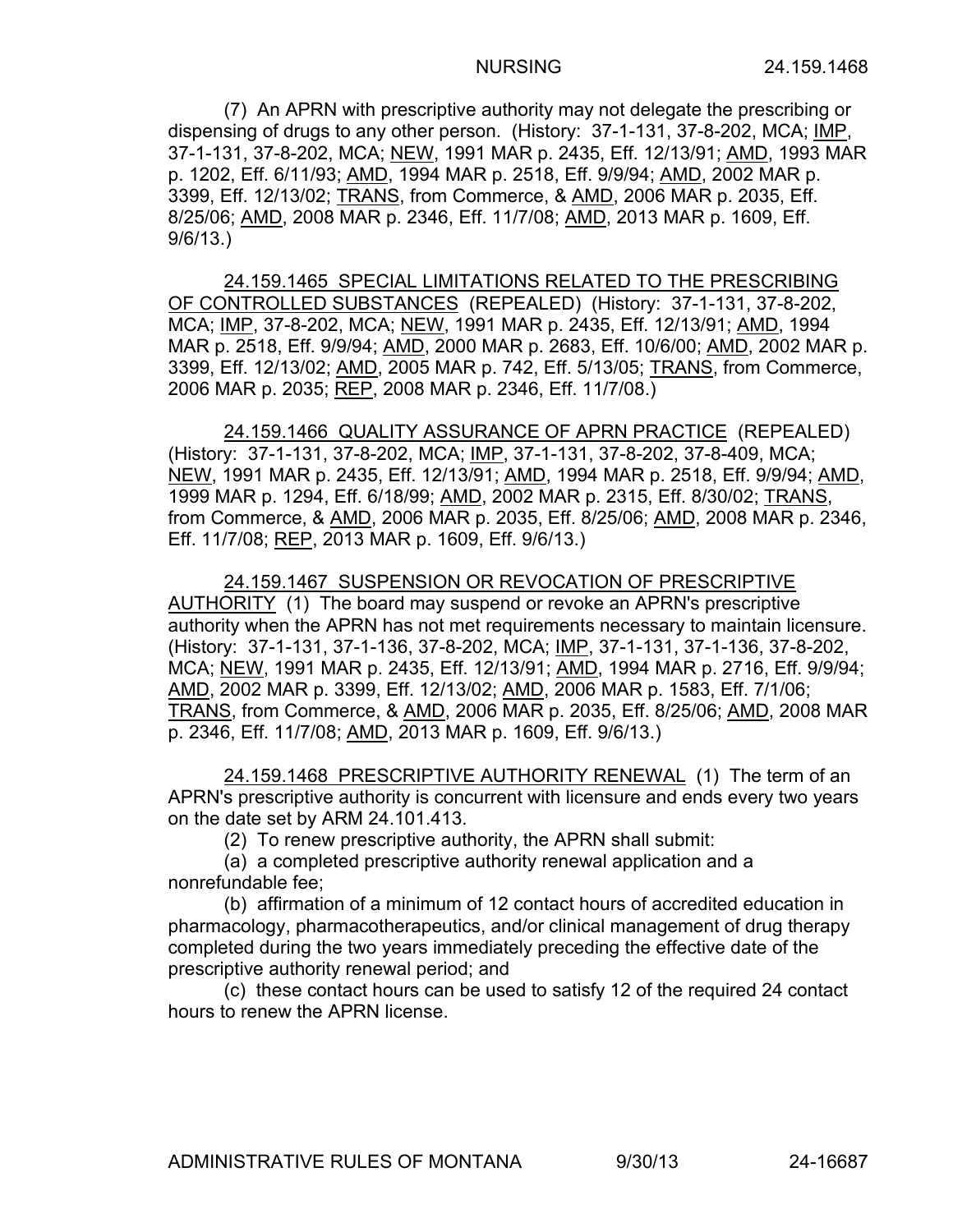(7) An APRN with prescriptive authority may not delegate the prescribing or dispensing of drugs to any other person. (History: 37-1-131, 37-8-202, MCA; IMP, 37-1-131, 37-8-202, MCA; NEW, 1991 MAR p. 2435, Eff. 12/13/91; AMD, 1993 MAR p. 1202, Eff. 6/11/93; AMD, 1994 MAR p. 2518, Eff. 9/9/94; AMD, 2002 MAR p. 3399, Eff. 12/13/02; TRANS, from Commerce, & AMD, 2006 MAR p. 2035, Eff. 8/25/06; AMD, 2008 MAR p. 2346, Eff. 11/7/08; AMD, 2013 MAR p. 1609, Eff. 9/6/13.)

24.159.1465 SPECIAL LIMITATIONS RELATED TO THE PRESCRIBING OF CONTROLLED SUBSTANCES (REPEALED) (History: 37-1-131, 37-8-202, MCA; IMP, 37-8-202, MCA; NEW, 1991 MAR p. 2435, Eff. 12/13/91; AMD, 1994 MAR p. 2518, Eff. 9/9/94; AMD, 2000 MAR p. 2683, Eff. 10/6/00; AMD, 2002 MAR p. 3399, Eff. 12/13/02; AMD, 2005 MAR p. 742, Eff. 5/13/05; TRANS, from Commerce, 2006 MAR p. 2035; REP, 2008 MAR p. 2346, Eff. 11/7/08.)

24.159.1466 QUALITY ASSURANCE OF APRN PRACTICE (REPEALED) (History: 37-1-131, 37-8-202, MCA; IMP, 37-1-131, 37-8-202, 37-8-409, MCA; NEW, 1991 MAR p. 2435, Eff. 12/13/91; AMD, 1994 MAR p. 2518, Eff. 9/9/94; AMD, 1999 MAR p. 1294, Eff. 6/18/99; AMD, 2002 MAR p. 2315, Eff. 8/30/02; TRANS, from Commerce, & AMD, 2006 MAR p. 2035, Eff. 8/25/06; AMD, 2008 MAR p. 2346, Eff. 11/7/08; REP, 2013 MAR p. 1609, Eff. 9/6/13.)

24.159.1467 SUSPENSION OR REVOCATION OF PRESCRIPTIVE AUTHORITY (1) The board may suspend or revoke an APRN's prescriptive authority when the APRN has not met requirements necessary to maintain licensure. (History: 37-1-131, 37-1-136, 37-8-202, MCA; IMP, 37-1-131, 37-1-136, 37-8-202, MCA; NEW, 1991 MAR p. 2435, Eff. 12/13/91; AMD, 1994 MAR p. 2716, Eff. 9/9/94; AMD, 2002 MAR p. 3399, Eff. 12/13/02; AMD, 2006 MAR p. 1583, Eff. 7/1/06; TRANS, from Commerce, & AMD, 2006 MAR p. 2035, Eff. 8/25/06; AMD, 2008 MAR p. 2346, Eff. 11/7/08; AMD, 2013 MAR p. 1609, Eff. 9/6/13.)

24.159.1468 PRESCRIPTIVE AUTHORITY RENEWAL (1) The term of an APRN's prescriptive authority is concurrent with licensure and ends every two years on the date set by ARM 24.101.413.

(2) To renew prescriptive authority, the APRN shall submit:

(a) a completed prescriptive authority renewal application and a nonrefundable fee;

(b) affirmation of a minimum of 12 contact hours of accredited education in pharmacology, pharmacotherapeutics, and/or clinical management of drug therapy completed during the two years immediately preceding the effective date of the prescriptive authority renewal period; and

(c) these contact hours can be used to satisfy 12 of the required 24 contact hours to renew the APRN license.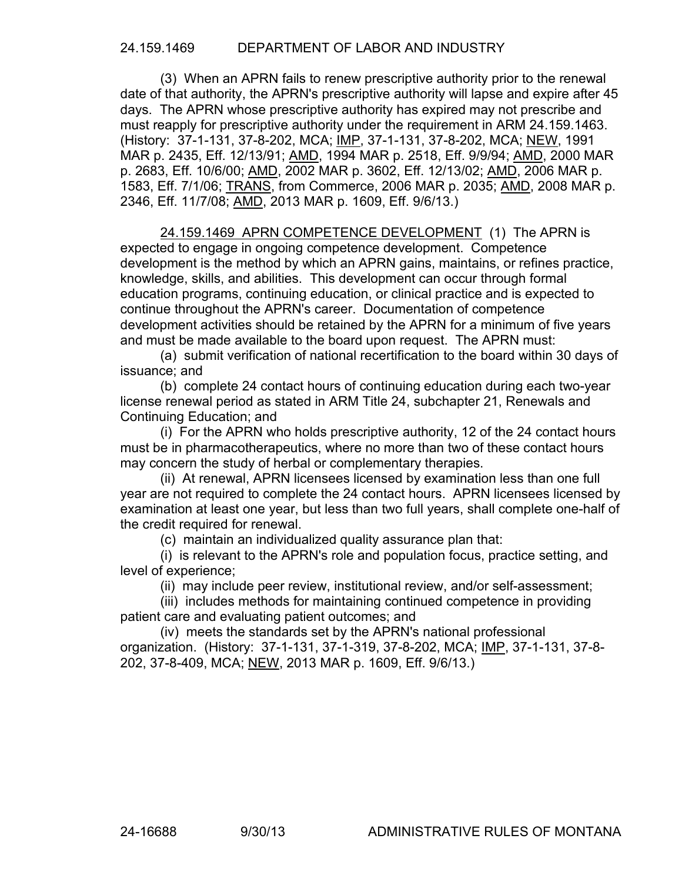(3) When an APRN fails to renew prescriptive authority prior to the renewal date of that authority, the APRN's prescriptive authority will lapse and expire after 45 days. The APRN whose prescriptive authority has expired may not prescribe and must reapply for prescriptive authority under the requirement in ARM 24.159.1463. (History: 37-1-131, 37-8-202, MCA; IMP, 37-1-131, 37-8-202, MCA; NEW, 1991 MAR p. 2435, Eff. 12/13/91; AMD, 1994 MAR p. 2518, Eff. 9/9/94; AMD, 2000 MAR p. 2683, Eff. 10/6/00; AMD, 2002 MAR p. 3602, Eff. 12/13/02; AMD, 2006 MAR p. 1583, Eff. 7/1/06; TRANS, from Commerce, 2006 MAR p. 2035; AMD, 2008 MAR p. 2346, Eff. 11/7/08; AMD, 2013 MAR p. 1609, Eff. 9/6/13.)

24.159.1469 APRN COMPETENCE DEVELOPMENT (1) The APRN is expected to engage in ongoing competence development. Competence development is the method by which an APRN gains, maintains, or refines practice, knowledge, skills, and abilities. This development can occur through formal education programs, continuing education, or clinical practice and is expected to continue throughout the APRN's career. Documentation of competence development activities should be retained by the APRN for a minimum of five years and must be made available to the board upon request. The APRN must:

(a) submit verification of national recertification to the board within 30 days of issuance; and

(b) complete 24 contact hours of continuing education during each two-year license renewal period as stated in ARM Title 24, subchapter 21, Renewals and Continuing Education; and

(i) For the APRN who holds prescriptive authority, 12 of the 24 contact hours must be in pharmacotherapeutics, where no more than two of these contact hours may concern the study of herbal or complementary therapies.

(ii) At renewal, APRN licensees licensed by examination less than one full year are not required to complete the 24 contact hours. APRN licensees licensed by examination at least one year, but less than two full years, shall complete one-half of the credit required for renewal.

(c) maintain an individualized quality assurance plan that:

(i) is relevant to the APRN's role and population focus, practice setting, and level of experience;

(ii) may include peer review, institutional review, and/or self-assessment;

(iii) includes methods for maintaining continued competence in providing patient care and evaluating patient outcomes; and

(iv) meets the standards set by the APRN's national professional organization. (History: 37-1-131, 37-1-319, 37-8-202, MCA; IMP, 37-1-131, 37-8-202, 37-8-409, MCA; NEW, 2013 MAR p. 1609, Eff. 9/6/13.)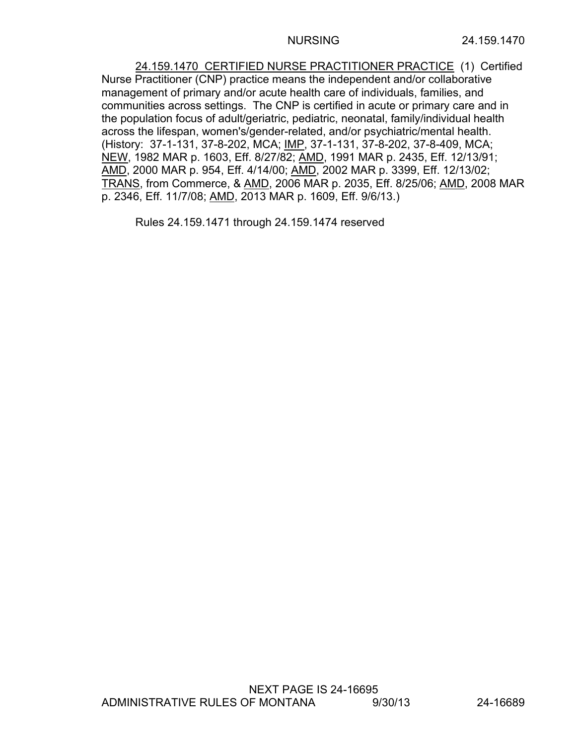24.159.1470 CERTIFIED NURSE PRACTITIONER PRACTICE (1) Certified Nurse Practitioner (CNP) practice means the independent and/or collaborative management of primary and/or acute health care of individuals, families, and communities across settings. The CNP is certified in acute or primary care and in the population focus of adult/geriatric, pediatric, neonatal, family/individual health across the lifespan, women's/gender-related, and/or psychiatric/mental health. (History: 37-1-131, 37-8-202, MCA; IMP, 37-1-131, 37-8-202, 37-8-409, MCA; NEW, 1982 MAR p. 1603, Eff. 8/27/82; AMD, 1991 MAR p. 2435, Eff. 12/13/91; AMD, 2000 MAR p. 954, Eff. 4/14/00; AMD, 2002 MAR p. 3399, Eff. 12/13/02; TRANS, from Commerce, & AMD, 2006 MAR p. 2035, Eff. 8/25/06; AMD, 2008 MAR p. 2346, Eff. 11/7/08; AMD, 2013 MAR p. 1609, Eff. 9/6/13.)

Rules 24.159.1471 through 24.159.1474 reserved

NEXT PAGE IS 24-16695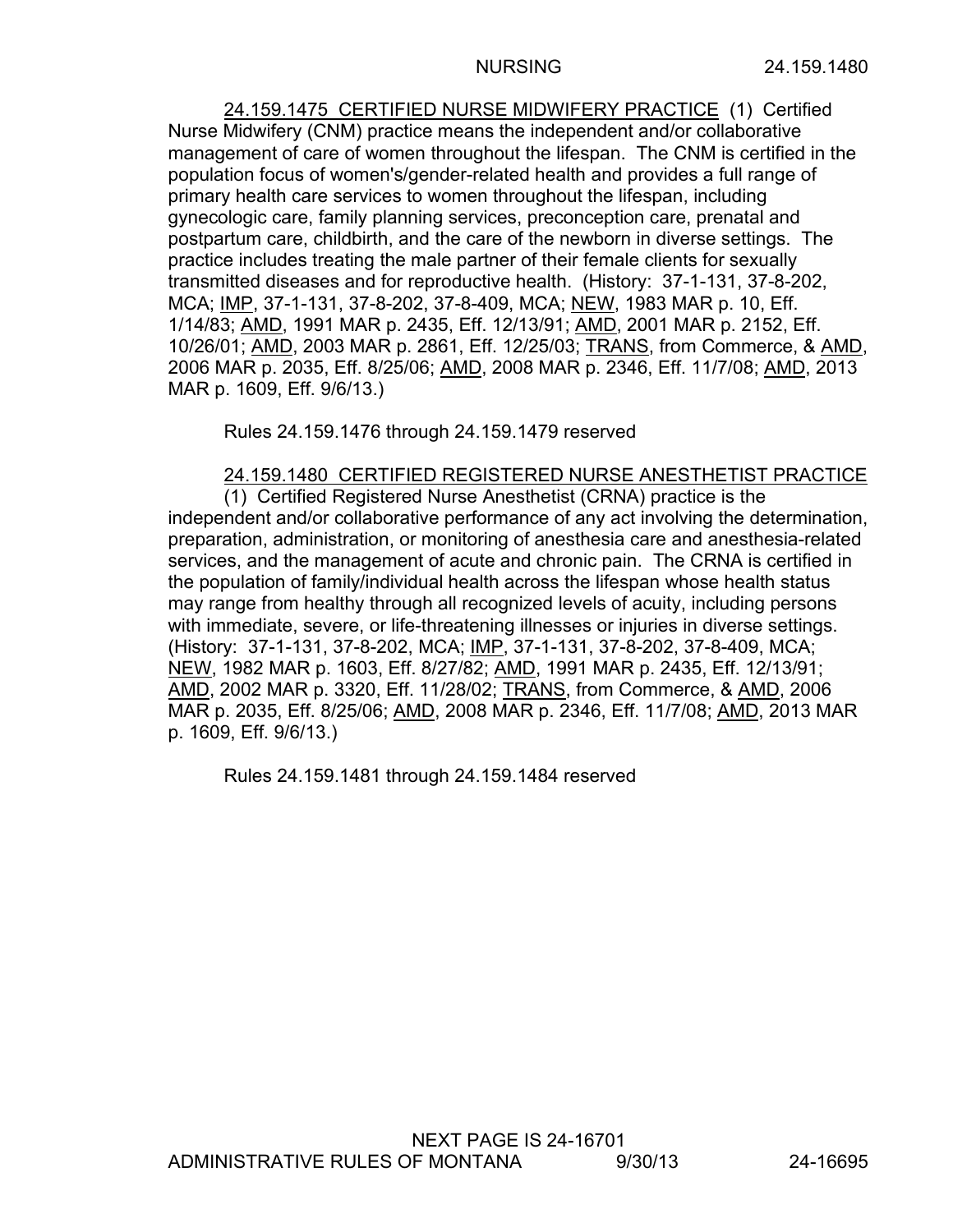24.159.1475 CERTIFIED NURSE MIDWIFERY PRACTICE (1) Certified Nurse Midwifery (CNM) practice means the independent and/or collaborative management of care of women throughout the lifespan. The CNM is certified in the population focus of women's/gender-related health and provides a full range of primary health care services to women throughout the lifespan, including gynecologic care, family planning services, preconception care, prenatal and postpartum care, childbirth, and the care of the newborn in diverse settings. The practice includes treating the male partner of their female clients for sexually transmitted diseases and for reproductive health. (History: 37-1-131, 37-8-202, MCA; IMP, 37-1-131, 37-8-202, 37-8-409, MCA; NEW, 1983 MAR p. 10, Eff. 1/14/83; AMD, 1991 MAR p. 2435, Eff. 12/13/91; AMD, 2001 MAR p. 2152, Eff. 10/26/01; AMD, 2003 MAR p. 2861, Eff. 12/25/03; TRANS, from Commerce, & AMD, 2006 MAR p. 2035, Eff. 8/25/06; AMD, 2008 MAR p. 2346, Eff. 11/7/08; AMD, 2013 MAR p. 1609, Eff. 9/6/13.)

Rules 24.159.1476 through 24.159.1479 reserved

24.159.1480 CERTIFIED REGISTERED NURSE ANESTHETIST PRACTICE

(1) Certified Registered Nurse Anesthetist (CRNA) practice is the independent and/or collaborative performance of any act involving the determination, preparation, administration, or monitoring of anesthesia care and anesthesia-related services, and the management of acute and chronic pain. The CRNA is certified in the population of family/individual health across the lifespan whose health status may range from healthy through all recognized levels of acuity, including persons with immediate, severe, or life-threatening illnesses or injuries in diverse settings. (History: 37-1-131, 37-8-202, MCA; IMP, 37-1-131, 37-8-202, 37-8-409, MCA; NEW, 1982 MAR p. 1603, Eff. 8/27/82; AMD, 1991 MAR p. 2435, Eff. 12/13/91; AMD, 2002 MAR p. 3320, Eff. 11/28/02; TRANS, from Commerce, & AMD, 2006 MAR p. 2035, Eff. 8/25/06; AMD, 2008 MAR p. 2346, Eff. 11/7/08; AMD, 2013 MAR p. 1609, Eff. 9/6/13.)

Rules 24.159.1481 through 24.159.1484 reserved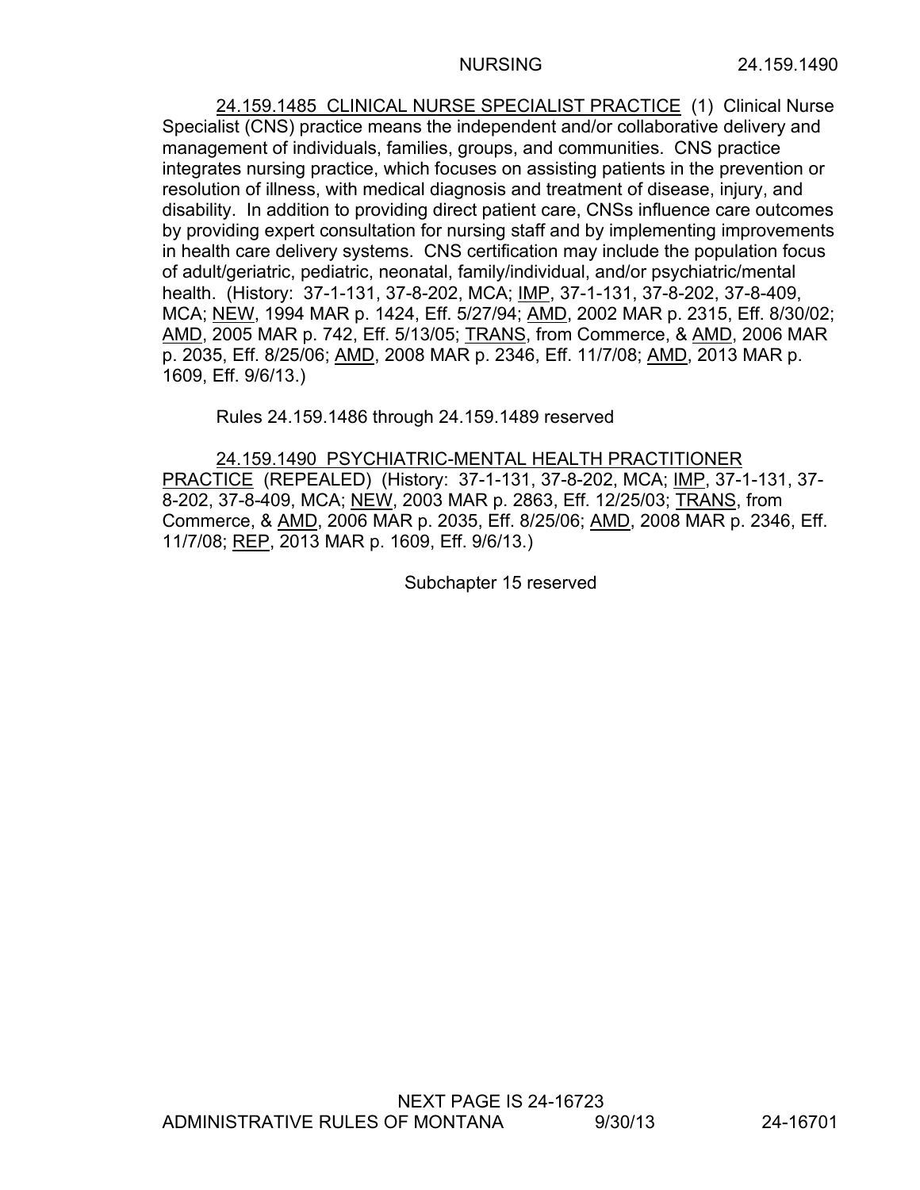24.159.1485 CLINICAL NURSE SPECIALIST PRACTICE (1) Clinical Nurse Specialist (CNS) practice means the independent and/or collaborative delivery and management of individuals, families, groups, and communities. CNS practice integrates nursing practice, which focuses on assisting patients in the prevention or resolution of illness, with medical diagnosis and treatment of disease, injury, and disability. In addition to providing direct patient care, CNSs influence care outcomes by providing expert consultation for nursing staff and by implementing improvements in health care delivery systems. CNS certification may include the population focus of adult/geriatric, pediatric, neonatal, family/individual, and/or psychiatric/mental health. (History: 37-1-131, 37-8-202, MCA; IMP, 37-1-131, 37-8-202, 37-8-409, MCA; NEW, 1994 MAR p. 1424, Eff. 5/27/94; AMD, 2002 MAR p. 2315, Eff. 8/30/02; AMD, 2005 MAR p. 742, Eff. 5/13/05; TRANS, from Commerce, & AMD, 2006 MAR p. 2035, Eff. 8/25/06; AMD, 2008 MAR p. 2346, Eff. 11/7/08; AMD, 2013 MAR p. 1609, Eff. 9/6/13.)

Rules 24.159.1486 through 24.159.1489 reserved

24.159.1490 PSYCHIATRIC-MENTAL HEALTH PRACTITIONER PRACTICE (REPEALED) (History: 37-1-131, 37-8-202, MCA; IMP, 37-1-131, 37-8-202, 37-8-409, MCA; NEW, 2003 MAR p. 2863, Eff. 12/25/03; TRANS, from Commerce, & AMD, 2006 MAR p. 2035, Eff. 8/25/06; AMD, 2008 MAR p. 2346, Eff. 11/7/08; REP, 2013 MAR p. 1609, Eff. 9/6/13.)

Subchapter 15 reserved

NEXT PAGE IS 24-16723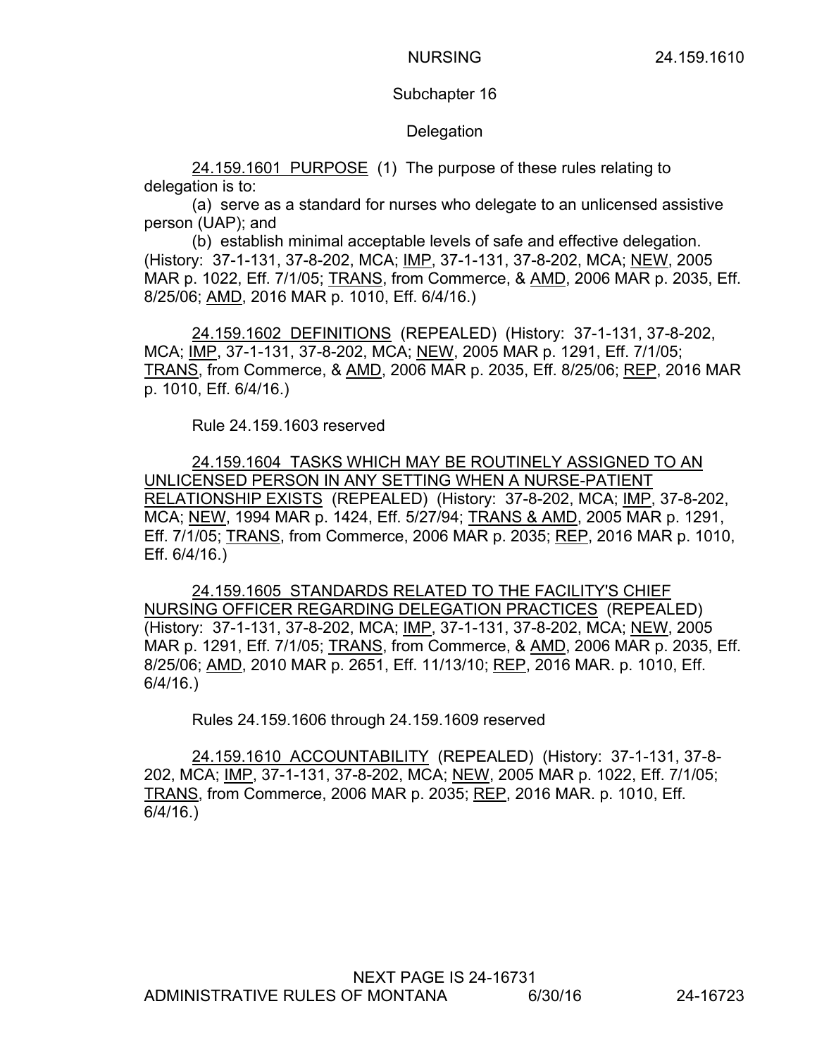## Subchapter 16

## Delegation

<u>24.159.1601 PURPOSE</u> (1) The purpose of these rules relating to delegation is to:

(a) serve as a standard for nurses who delegate to an unlicensed assistive person (UAP); and

(b) establish minimal acceptable levels of safe and effective delegation.
(History: 37-1-131, 37-8-202, MCA; <u>IMP</u>, 37-1-131, 37-8-202, MCA; <u>NEW</u>, 2005 MAR p. 1022, Eff. 7/1/05; <u>TRANS</u>, from Commerce, & <u>AMD</u>, 2006 MAR p. 2035, Eff. 8/25/06; <u>AMD</u>, 2016 MAR p. 1010, Eff. 6/4/16.)

<u>24.159.1602 DEFINITIONS</u> (REPEALED) (History: 37-1-131, 37-8-202, MCA; <u>IMP</u>, 37-1-131, 37-8-202, MCA; <u>NEW</u>, 2005 MAR p. 1291, Eff. 7/1/05; <u>TRANS</u>, from Commerce, & <u>AMD</u>, 2006 MAR p. 2035, Eff. 8/25/06; <u>REP</u>, 2016 MAR p. 1010, Eff. 6/4/16.)

Rule 24.159.1603 reserved

<u>24.159.1604 TASKS WHICH MAY BE ROUTINELY ASSIGNED TO AN UNLICENSED PERSON IN ANY SETTING WHEN A NURSE-PATIENT RELATIONSHIP EXISTS</u> (REPEALED) (History: 37-8-202, MCA; <u>IMP</u>, 37-8-202, MCA; <u>NEW</u>, 1994 MAR p. 1424, Eff. 5/27/94; <u>TRANS & AMD</u>, 2005 MAR p. 1291, Eff. 7/1/05; <u>TRANS</u>, from Commerce, 2006 MAR p. 2035; <u>REP</u>, 2016 MAR p. 1010, Eff. 6/4/16.)

<u>24.159.1605 STANDARDS RELATED TO THE FACILITY'S CHIEF NURSING OFFICER REGARDING DELEGATION PRACTICES</u> (REPEALED) (History: 37-1-131, 37-8-202, MCA; <u>IMP</u>, 37-1-131, 37-8-202, MCA; <u>NEW</u>, 2005 MAR p. 1291, Eff. 7/1/05; <u>TRANS</u>, from Commerce, & <u>AMD</u>, 2006 MAR p. 2035, Eff. 8/25/06; <u>AMD</u>, 2010 MAR p. 2651, Eff. 11/13/10; <u>REP</u>, 2016 MAR. p. 1010, Eff. 6/4/16.)

Rules 24.159.1606 through 24.159.1609 reserved

<u>24.159.1610 ACCOUNTABILITY</u> (REPEALED) (History: 37-1-131, 37-8-202, MCA; <u>IMP</u>, 37-1-131, 37-8-202, MCA; <u>NEW</u>, 2005 MAR p. 1022, Eff. 7/1/05; <u>TRANS</u>, from Commerce, 2006 MAR p. 2035; <u>REP</u>, 2016 MAR. p. 1010, Eff. 6/4/16.)

NEXT PAGE IS 24-16731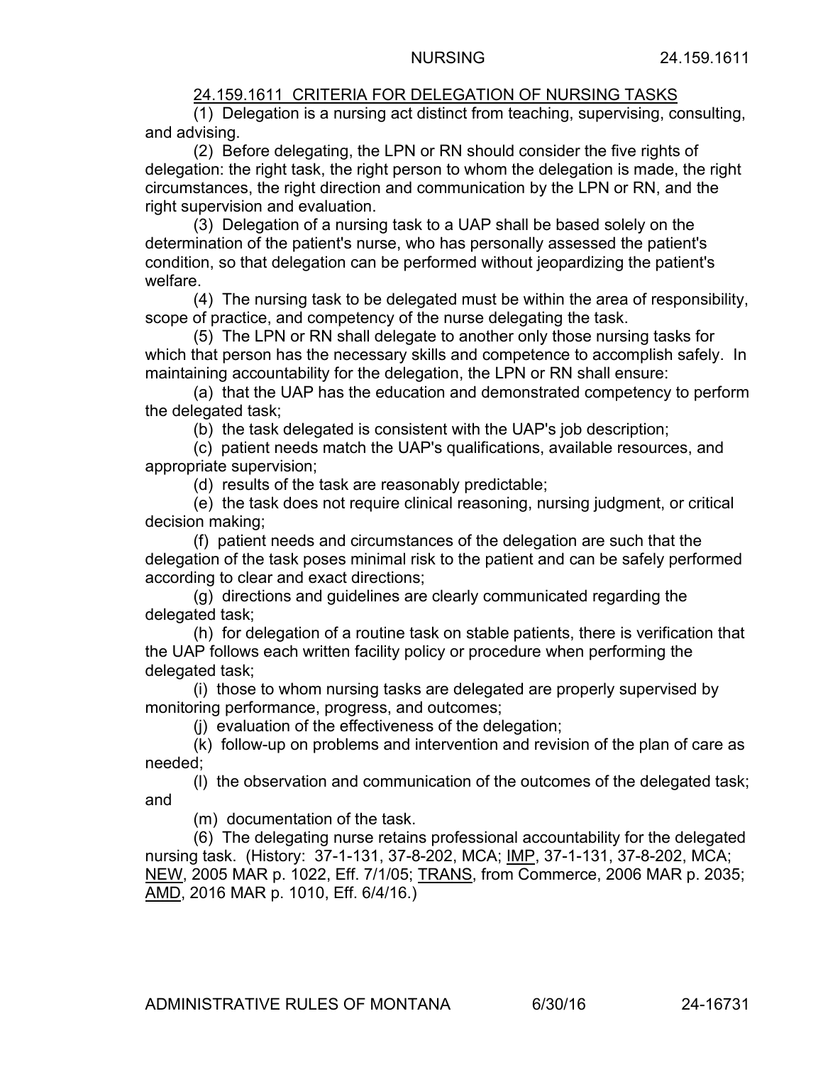## 24.159.1611 CRITERIA FOR DELEGATION OF NURSING TASKS

(1) Delegation is a nursing act distinct from teaching, supervising, consulting, and advising.

(2) Before delegating, the LPN or RN should consider the five rights of delegation: the right task, the right person to whom the delegation is made, the right circumstances, the right direction and communication by the LPN or RN, and the right supervision and evaluation.

(3) Delegation of a nursing task to a UAP shall be based solely on the determination of the patient's nurse, who has personally assessed the patient's condition, so that delegation can be performed without jeopardizing the patient's welfare.

(4) The nursing task to be delegated must be within the area of responsibility, scope of practice, and competency of the nurse delegating the task.

(5) The LPN or RN shall delegate to another only those nursing tasks for which that person has the necessary skills and competence to accomplish safely. In maintaining accountability for the delegation, the LPN or RN shall ensure:

(a) that the UAP has the education and demonstrated competency to perform the delegated task;

(b) the task delegated is consistent with the UAP's job description;

(c) patient needs match the UAP's qualifications, available resources, and appropriate supervision;

(d) results of the task are reasonably predictable;

(e) the task does not require clinical reasoning, nursing judgment, or critical decision making;

(f) patient needs and circumstances of the delegation are such that the delegation of the task poses minimal risk to the patient and can be safely performed according to clear and exact directions;

(g) directions and guidelines are clearly communicated regarding the delegated task;

(h) for delegation of a routine task on stable patients, there is verification that the UAP follows each written facility policy or procedure when performing the delegated task;

(i) those to whom nursing tasks are delegated are properly supervised by monitoring performance, progress, and outcomes;

(j) evaluation of the effectiveness of the delegation;

(k) follow-up on problems and intervention and revision of the plan of care as needed;

(l) the observation and communication of the outcomes of the delegated task; and

(m) documentation of the task.

(6) The delegating nurse retains professional accountability for the delegated nursing task. (History: 37-1-131, 37-8-202, MCA; IMP, 37-1-131, 37-8-202, MCA; NEW, 2005 MAR p. 1022, Eff. 7/1/05; TRANS, from Commerce, 2006 MAR p. 2035; AMD, 2016 MAR p. 1010, Eff. 6/4/16.)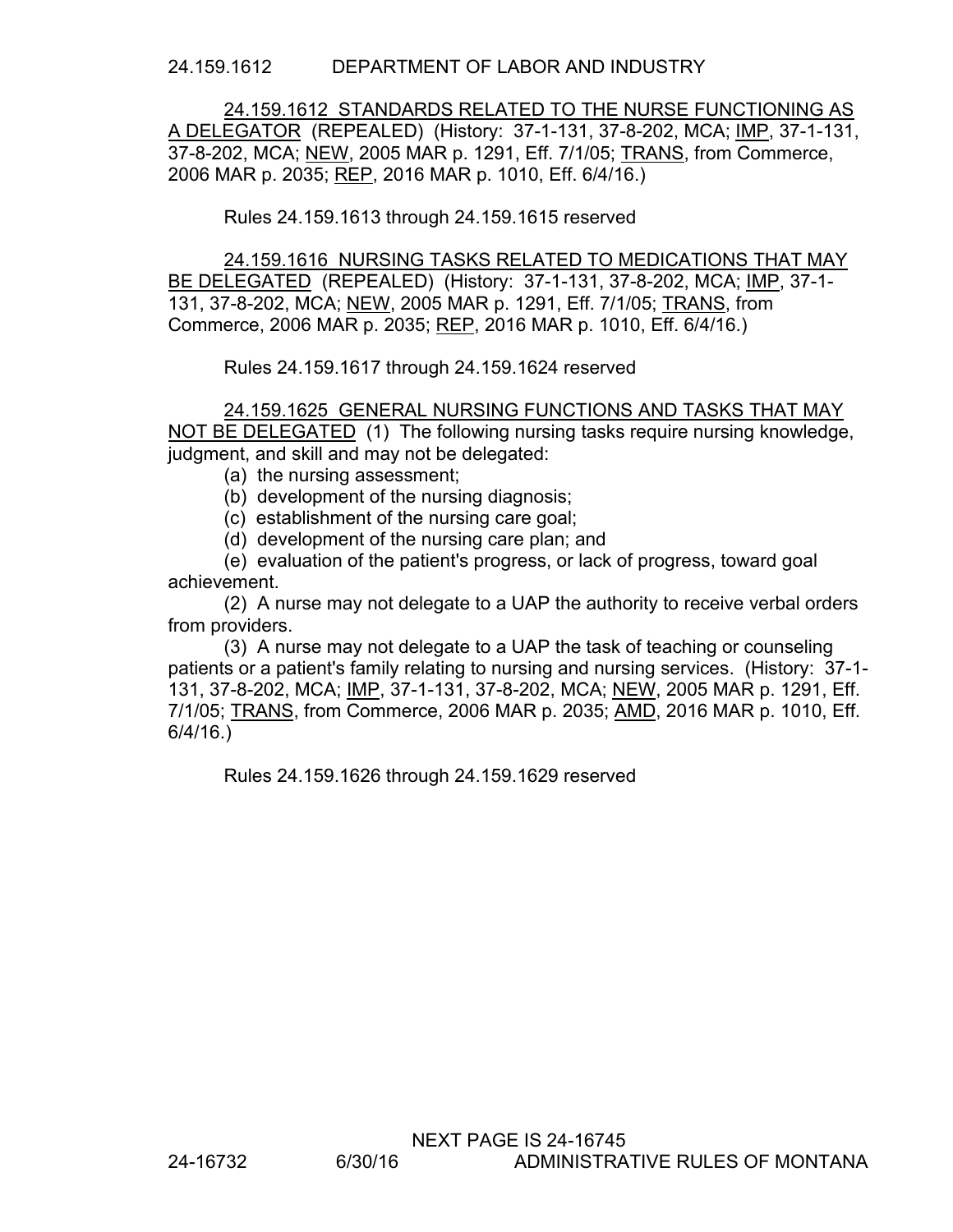24.159.1612 STANDARDS RELATED TO THE NURSE FUNCTIONING AS A DELEGATOR (REPEALED) (History: 37-1-131, 37-8-202, MCA; IMP, 37-1-131, 37-8-202, MCA; NEW, 2005 MAR p. 1291, Eff. 7/1/05; TRANS, from Commerce, 2006 MAR p. 2035; REP, 2016 MAR p. 1010, Eff. 6/4/16.)

Rules 24.159.1613 through 24.159.1615 reserved

24.159.1616 NURSING TASKS RELATED TO MEDICATIONS THAT MAY BE DELEGATED (REPEALED) (History: 37-1-131, 37-8-202, MCA; IMP, 37-1-131, 37-8-202, MCA; NEW, 2005 MAR p. 1291, Eff. 7/1/05; TRANS, from Commerce, 2006 MAR p. 2035; REP, 2016 MAR p. 1010, Eff. 6/4/16.)

Rules 24.159.1617 through 24.159.1624 reserved

24.159.1625 GENERAL NURSING FUNCTIONS AND TASKS THAT MAY NOT BE DELEGATED (1) The following nursing tasks require nursing knowledge, judgment, and skill and may not be delegated:

(a) the nursing assessment;

(b) development of the nursing diagnosis;

(c) establishment of the nursing care goal;

(d) development of the nursing care plan; and

(e) evaluation of the patient's progress, or lack of progress, toward goal achievement.

(2) A nurse may not delegate to a UAP the authority to receive verbal orders from providers.

(3) A nurse may not delegate to a UAP the task of teaching or counseling patients or a patient's family relating to nursing and nursing services. (History: 37-1-131, 37-8-202, MCA; IMP, 37-1-131, 37-8-202, MCA; NEW, 2005 MAR p. 1291, Eff. 7/1/05; TRANS, from Commerce, 2006 MAR p. 2035; AMD, 2016 MAR p. 1010, Eff. 6/4/16.)

Rules 24.159.1626 through 24.159.1629 reserved

NEXT PAGE IS 24-16745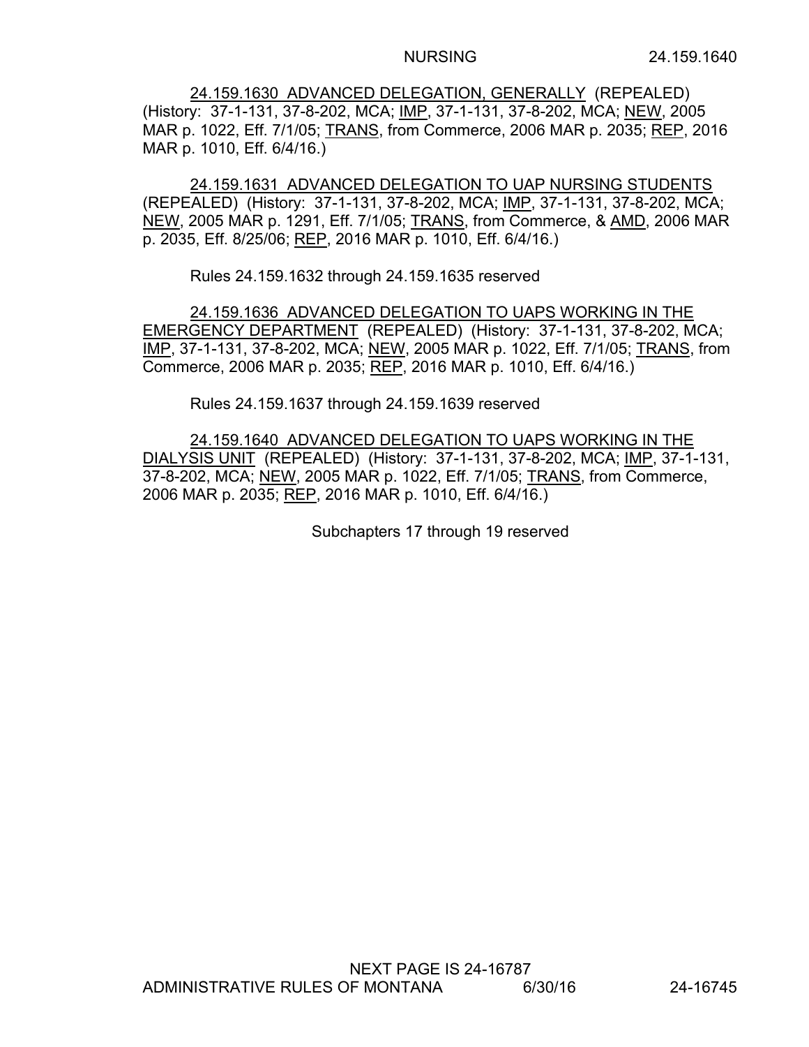24.159.1630 ADVANCED DELEGATION, GENERALLY (REPEALED) (History: 37-1-131, 37-8-202, MCA; IMP, 37-1-131, 37-8-202, MCA; NEW, 2005 MAR p. 1022, Eff. 7/1/05; TRANS, from Commerce, 2006 MAR p. 2035; REP, 2016 MAR p. 1010, Eff. 6/4/16.)

24.159.1631 ADVANCED DELEGATION TO UAP NURSING STUDENTS (REPEALED) (History: 37-1-131, 37-8-202, MCA; IMP, 37-1-131, 37-8-202, MCA; NEW, 2005 MAR p. 1291, Eff. 7/1/05; TRANS, from Commerce, & AMD, 2006 MAR p. 2035, Eff. 8/25/06; REP, 2016 MAR p. 1010, Eff. 6/4/16.)

Rules 24.159.1632 through 24.159.1635 reserved

24.159.1636 ADVANCED DELEGATION TO UAPS WORKING IN THE EMERGENCY DEPARTMENT (REPEALED) (History: 37-1-131, 37-8-202, MCA; IMP, 37-1-131, 37-8-202, MCA; NEW, 2005 MAR p. 1022, Eff. 7/1/05; TRANS, from Commerce, 2006 MAR p. 2035; REP, 2016 MAR p. 1010, Eff. 6/4/16.)

Rules 24.159.1637 through 24.159.1639 reserved

24.159.1640 ADVANCED DELEGATION TO UAPS WORKING IN THE DIALYSIS UNIT (REPEALED) (History: 37-1-131, 37-8-202, MCA; IMP, 37-1-131, 37-8-202, MCA; NEW, 2005 MAR p. 1022, Eff. 7/1/05; TRANS, from Commerce, 2006 MAR p. 2035; REP, 2016 MAR p. 1010, Eff. 6/4/16.)

Subchapters 17 through 19 reserved

NEXT PAGE IS 24-16787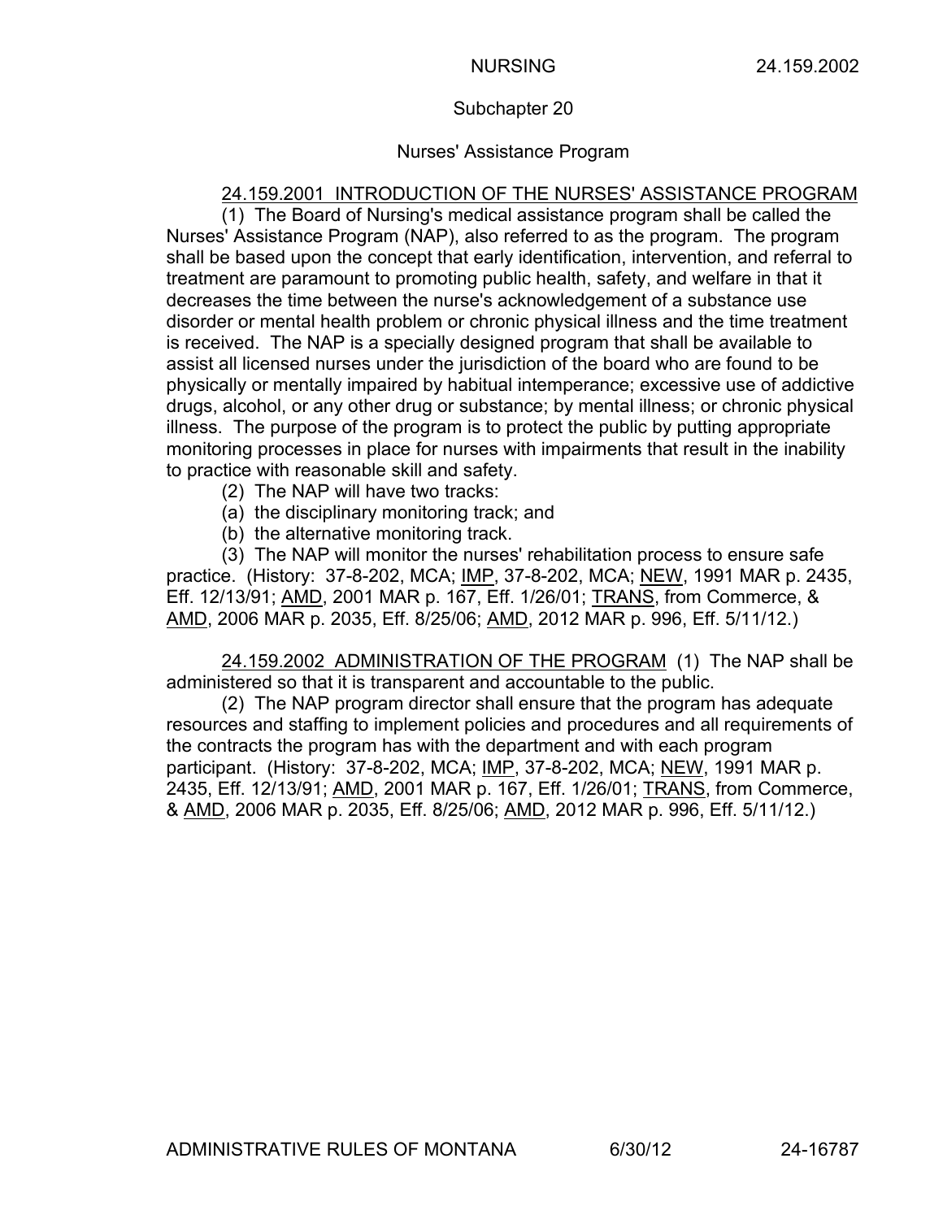## Subchapter 20

## Nurses' Assistance Program

<u>24.159.2001 INTRODUCTION OF THE NURSES' ASSISTANCE PROGRAM</u>

(1) The Board of Nursing's medical assistance program shall be called the Nurses' Assistance Program (NAP), also referred to as the program. The program shall be based upon the concept that early identification, intervention, and referral to treatment are paramount to promoting public health, safety, and welfare in that it decreases the time between the nurse's acknowledgement of a substance use disorder or mental health problem or chronic physical illness and the time treatment is received. The NAP is a specially designed program that shall be available to assist all licensed nurses under the jurisdiction of the board who are found to be physically or mentally impaired by habitual intemperance; excessive use of addictive drugs, alcohol, or any other drug or substance; by mental illness; or chronic physical illness. The purpose of the program is to protect the public by putting appropriate monitoring processes in place for nurses with impairments that result in the inability to practice with reasonable skill and safety.

(2) The NAP will have two tracks:

(a) the disciplinary monitoring track; and

(b) the alternative monitoring track.

(3) The NAP will monitor the nurses' rehabilitation process to ensure safe practice. (History: 37-8-202, MCA; <u>IMP</u>, 37-8-202, MCA; <u>NEW</u>, 1991 MAR p. 2435, Eff. 12/13/91; <u>AMD</u>, 2001 MAR p. 167, Eff. 1/26/01; <u>TRANS</u>, from Commerce, & <u>AMD</u>, 2006 MAR p. 2035, Eff. 8/25/06; <u>AMD</u>, 2012 MAR p. 996, Eff. 5/11/12.)

<u>24.159.2002 ADMINISTRATION OF THE PROGRAM</u> (1) The NAP shall be administered so that it is transparent and accountable to the public.

(2) The NAP program director shall ensure that the program has adequate resources and staffing to implement policies and procedures and all requirements of the contracts the program has with the department and with each program participant. (History: 37-8-202, MCA; <u>IMP</u>, 37-8-202, MCA; <u>NEW</u>, 1991 MAR p. 2435, Eff. 12/13/91; <u>AMD</u>, 2001 MAR p. 167, Eff. 1/26/01; <u>TRANS</u>, from Commerce, & <u>AMD</u>, 2006 MAR p. 2035, Eff. 8/25/06; <u>AMD</u>, 2012 MAR p. 996, Eff. 5/11/12.)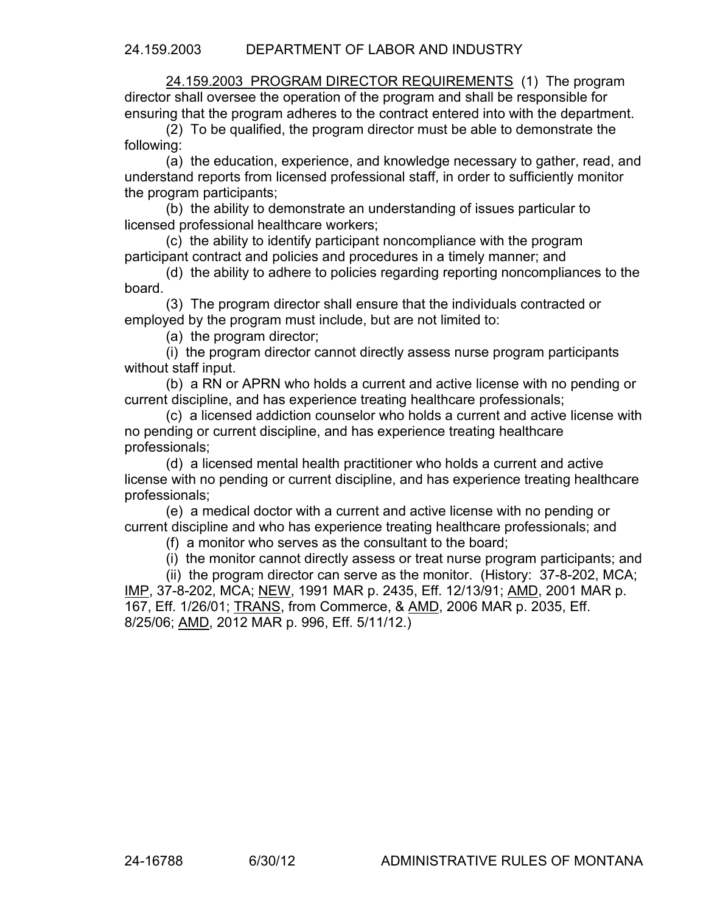24.159.2003 PROGRAM DIRECTOR REQUIREMENTS (1) The program director shall oversee the operation of the program and shall be responsible for ensuring that the program adheres to the contract entered into with the department.

(2) To be qualified, the program director must be able to demonstrate the following:

(a) the education, experience, and knowledge necessary to gather, read, and understand reports from licensed professional staff, in order to sufficiently monitor the program participants;

(b) the ability to demonstrate an understanding of issues particular to licensed professional healthcare workers;

(c) the ability to identify participant noncompliance with the program participant contract and policies and procedures in a timely manner; and

(d) the ability to adhere to policies regarding reporting noncompliances to the board.

(3) The program director shall ensure that the individuals contracted or employed by the program must include, but are not limited to:

(a) the program director;

(i) the program director cannot directly assess nurse program participants without staff input.

(b) a RN or APRN who holds a current and active license with no pending or current discipline, and has experience treating healthcare professionals;

(c) a licensed addiction counselor who holds a current and active license with no pending or current discipline, and has experience treating healthcare professionals;

(d) a licensed mental health practitioner who holds a current and active license with no pending or current discipline, and has experience treating healthcare professionals;

(e) a medical doctor with a current and active license with no pending or current discipline and who has experience treating healthcare professionals; and

(f) a monitor who serves as the consultant to the board;

(i) the monitor cannot directly assess or treat nurse program participants; and

(ii) the program director can serve as the monitor. (History: 37-8-202, MCA; IMP, 37-8-202, MCA; NEW, 1991 MAR p. 2435, Eff. 12/13/91; AMD, 2001 MAR p. 167, Eff. 1/26/01; TRANS, from Commerce, & AMD, 2006 MAR p. 2035, Eff. 8/25/06; AMD, 2012 MAR p. 996, Eff. 5/11/12.)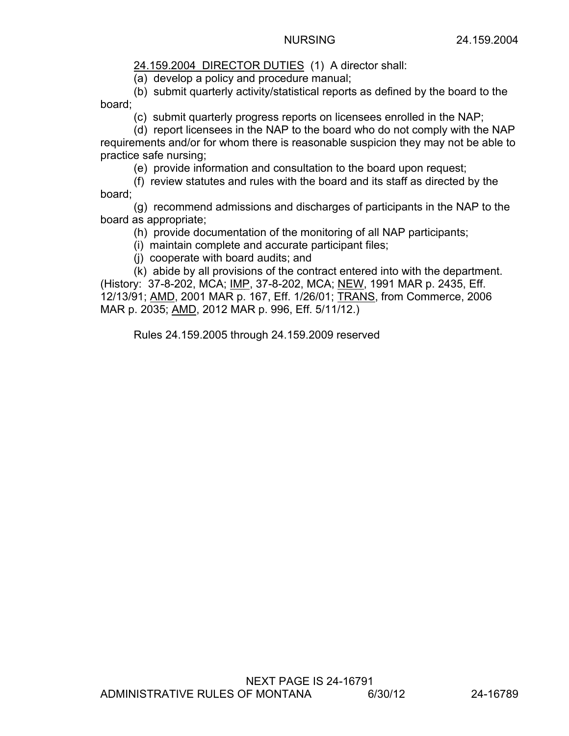24.159.2004 DIRECTOR DUTIES (1) A director shall:

(a) develop a policy and procedure manual;

(b) submit quarterly activity/statistical reports as defined by the board to the board;

(c) submit quarterly progress reports on licensees enrolled in the NAP;

(d) report licensees in the NAP to the board who do not comply with the NAP requirements and/or for whom there is reasonable suspicion they may not be able to practice safe nursing;

(e) provide information and consultation to the board upon request;

(f) review statutes and rules with the board and its staff as directed by the board;

(g) recommend admissions and discharges of participants in the NAP to the board as appropriate;

(h) provide documentation of the monitoring of all NAP participants;

(i) maintain complete and accurate participant files;

(j) cooperate with board audits; and

(k) abide by all provisions of the contract entered into with the department.

(History: 37-8-202, MCA; IMP, 37-8-202, MCA; NEW, 1991 MAR p. 2435, Eff. 12/13/91; AMD, 2001 MAR p. 167, Eff. 1/26/01; TRANS, from Commerce, 2006 MAR p. 2035; AMD, 2012 MAR p. 996, Eff. 5/11/12.)

Rules 24.159.2005 through 24.159.2009 reserved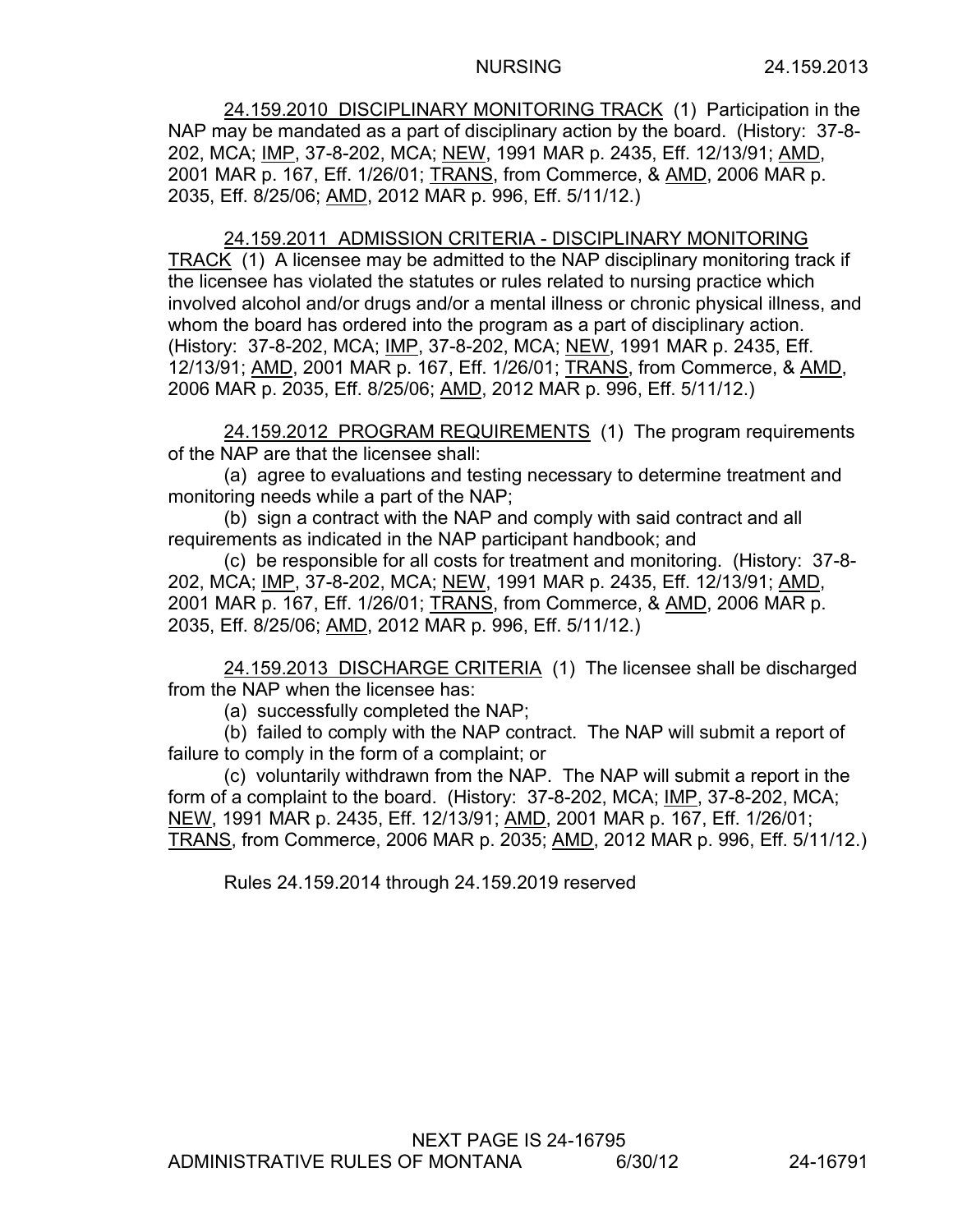24.159.2010 DISCIPLINARY MONITORING TRACK (1) Participation in the NAP may be mandated as a part of disciplinary action by the board. (History: 37-8-202, MCA; IMP, 37-8-202, MCA; NEW, 1991 MAR p. 2435, Eff. 12/13/91; AMD, 2001 MAR p. 167, Eff. 1/26/01; TRANS, from Commerce, & AMD, 2006 MAR p. 2035, Eff. 8/25/06; AMD, 2012 MAR p. 996, Eff. 5/11/12.)

24.159.2011 ADMISSION CRITERIA - DISCIPLINARY MONITORING TRACK (1) A licensee may be admitted to the NAP disciplinary monitoring track if the licensee has violated the statutes or rules related to nursing practice which involved alcohol and/or drugs and/or a mental illness or chronic physical illness, and whom the board has ordered into the program as a part of disciplinary action. (History: 37-8-202, MCA; IMP, 37-8-202, MCA; NEW, 1991 MAR p. 2435, Eff. 12/13/91; AMD, 2001 MAR p. 167, Eff. 1/26/01; TRANS, from Commerce, & AMD, 2006 MAR p. 2035, Eff. 8/25/06; AMD, 2012 MAR p. 996, Eff. 5/11/12.)

24.159.2012 PROGRAM REQUIREMENTS (1) The program requirements of the NAP are that the licensee shall:

(a) agree to evaluations and testing necessary to determine treatment and monitoring needs while a part of the NAP;

(b) sign a contract with the NAP and comply with said contract and all requirements as indicated in the NAP participant handbook; and

(c) be responsible for all costs for treatment and monitoring. (History: 37-8-202, MCA; IMP, 37-8-202, MCA; NEW, 1991 MAR p. 2435, Eff. 12/13/91; AMD, 2001 MAR p. 167, Eff. 1/26/01; TRANS, from Commerce, & AMD, 2006 MAR p. 2035, Eff. 8/25/06; AMD, 2012 MAR p. 996, Eff. 5/11/12.)

24.159.2013 DISCHARGE CRITERIA (1) The licensee shall be discharged from the NAP when the licensee has:

(a) successfully completed the NAP;

(b) failed to comply with the NAP contract. The NAP will submit a report of failure to comply in the form of a complaint; or

(c) voluntarily withdrawn from the NAP. The NAP will submit a report in the form of a complaint to the board. (History: 37-8-202, MCA; IMP, 37-8-202, MCA; NEW, 1991 MAR p. 2435, Eff. 12/13/91; AMD, 2001 MAR p. 167, Eff. 1/26/01; TRANS, from Commerce, 2006 MAR p. 2035; AMD, 2012 MAR p. 996, Eff. 5/11/12.)

Rules 24.159.2014 through 24.159.2019 reserved

NEXT PAGE IS 24-16795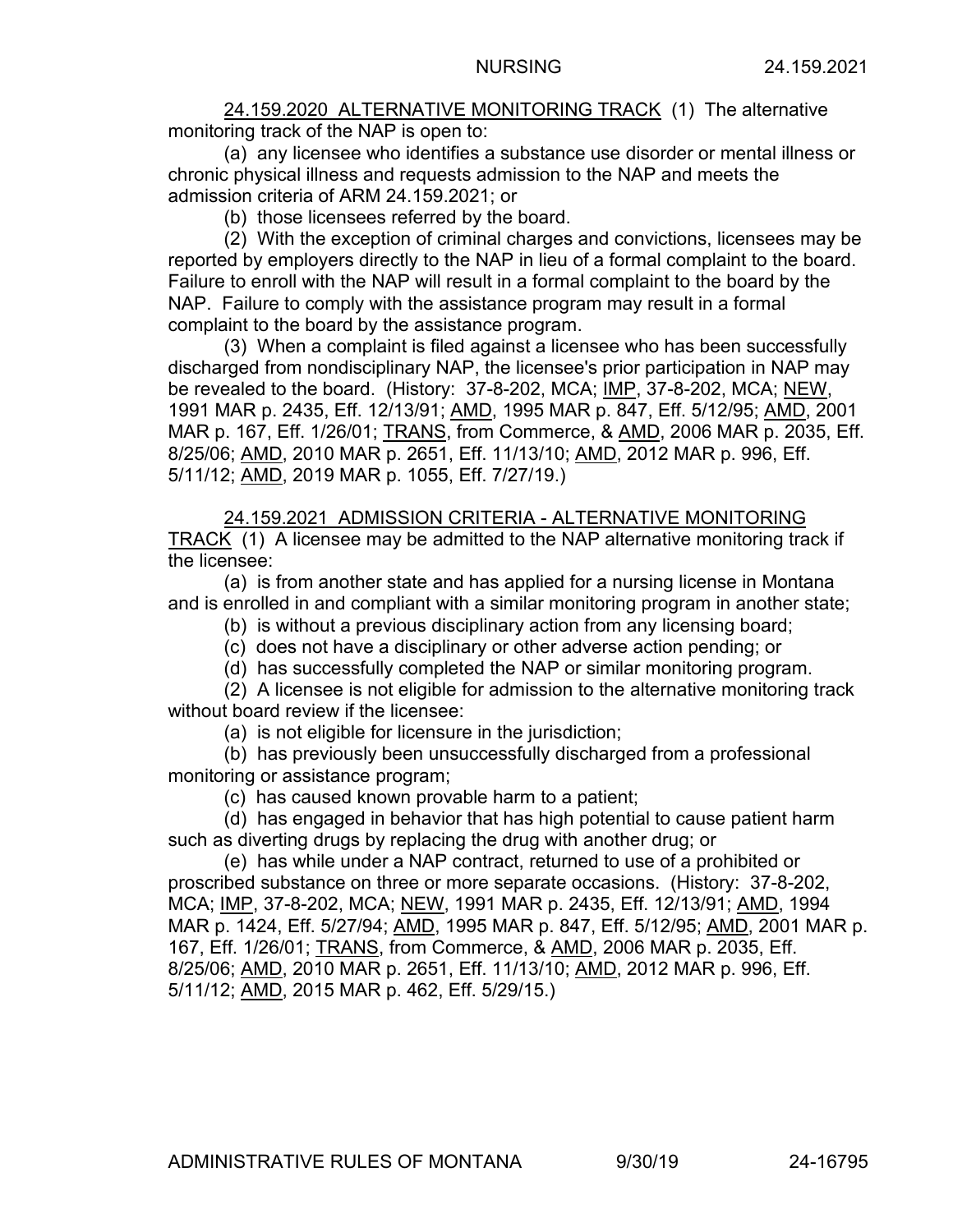24.159.2020 ALTERNATIVE MONITORING TRACK (1) The alternative monitoring track of the NAP is open to:

(a) any licensee who identifies a substance use disorder or mental illness or chronic physical illness and requests admission to the NAP and meets the admission criteria of ARM 24.159.2021; or

(b) those licensees referred by the board.

(2) With the exception of criminal charges and convictions, licensees may be reported by employers directly to the NAP in lieu of a formal complaint to the board. Failure to enroll with the NAP will result in a formal complaint to the board by the NAP. Failure to comply with the assistance program may result in a formal complaint to the board by the assistance program.

(3) When a complaint is filed against a licensee who has been successfully discharged from nondisciplinary NAP, the licensee's prior participation in NAP may be revealed to the board. (History: 37-8-202, MCA; IMP, 37-8-202, MCA; NEW, 1991 MAR p. 2435, Eff. 12/13/91; AMD, 1995 MAR p. 847, Eff. 5/12/95; AMD, 2001 MAR p. 167, Eff. 1/26/01; TRANS, from Commerce, & AMD, 2006 MAR p. 2035, Eff. 8/25/06; AMD, 2010 MAR p. 2651, Eff. 11/13/10; AMD, 2012 MAR p. 996, Eff. 5/11/12; AMD, 2019 MAR p. 1055, Eff. 7/27/19.)

24.159.2021 ADMISSION CRITERIA - ALTERNATIVE MONITORING TRACK (1) A licensee may be admitted to the NAP alternative monitoring track if the licensee:

(a) is from another state and has applied for a nursing license in Montana and is enrolled in and compliant with a similar monitoring program in another state;

(b) is without a previous disciplinary action from any licensing board;

(c) does not have a disciplinary or other adverse action pending; or

(d) has successfully completed the NAP or similar monitoring program.

(2) A licensee is not eligible for admission to the alternative monitoring track without board review if the licensee:

(a) is not eligible for licensure in the jurisdiction;

(b) has previously been unsuccessfully discharged from a professional monitoring or assistance program;

(c) has caused known provable harm to a patient;

(d) has engaged in behavior that has high potential to cause patient harm such as diverting drugs by replacing the drug with another drug; or

(e) has while under a NAP contract, returned to use of a prohibited or proscribed substance on three or more separate occasions. (History: 37-8-202, MCA; IMP, 37-8-202, MCA; NEW, 1991 MAR p. 2435, Eff. 12/13/91; AMD, 1994 MAR p. 1424, Eff. 5/27/94; AMD, 1995 MAR p. 847, Eff. 5/12/95; AMD, 2001 MAR p. 167, Eff. 1/26/01; TRANS, from Commerce, & AMD, 2006 MAR p. 2035, Eff. 8/25/06; AMD, 2010 MAR p. 2651, Eff. 11/13/10; AMD, 2012 MAR p. 996, Eff. 5/11/12; AMD, 2015 MAR p. 462, Eff. 5/29/15.)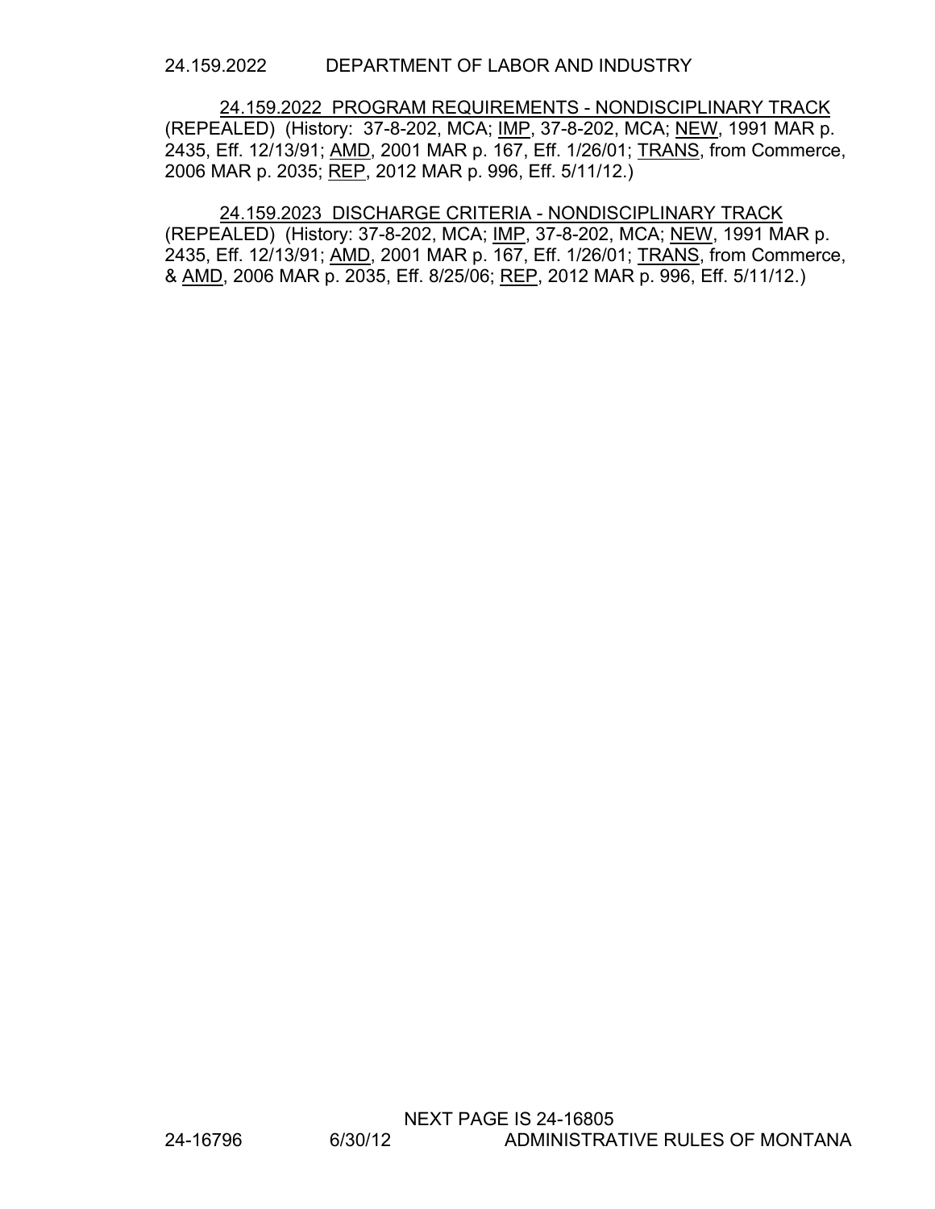24.159.2022 PROGRAM REQUIREMENTS - NONDISCIPLINARY TRACK (REPEALED) (History: 37-8-202, MCA; IMP, 37-8-202, MCA; NEW, 1991 MAR p. 2435, Eff. 12/13/91; AMD, 2001 MAR p. 167, Eff. 1/26/01; TRANS, from Commerce, 2006 MAR p. 2035; REP, 2012 MAR p. 996, Eff. 5/11/12.)

24.159.2023 DISCHARGE CRITERIA - NONDISCIPLINARY TRACK (REPEALED) (History: 37-8-202, MCA; IMP, 37-8-202, MCA; NEW, 1991 MAR p. 2435, Eff. 12/13/91; AMD, 2001 MAR p. 167, Eff. 1/26/01; TRANS, from Commerce, & AMD, 2006 MAR p. 2035, Eff. 8/25/06; REP, 2012 MAR p. 996, Eff. 5/11/12.)

NEXT PAGE IS 24-16805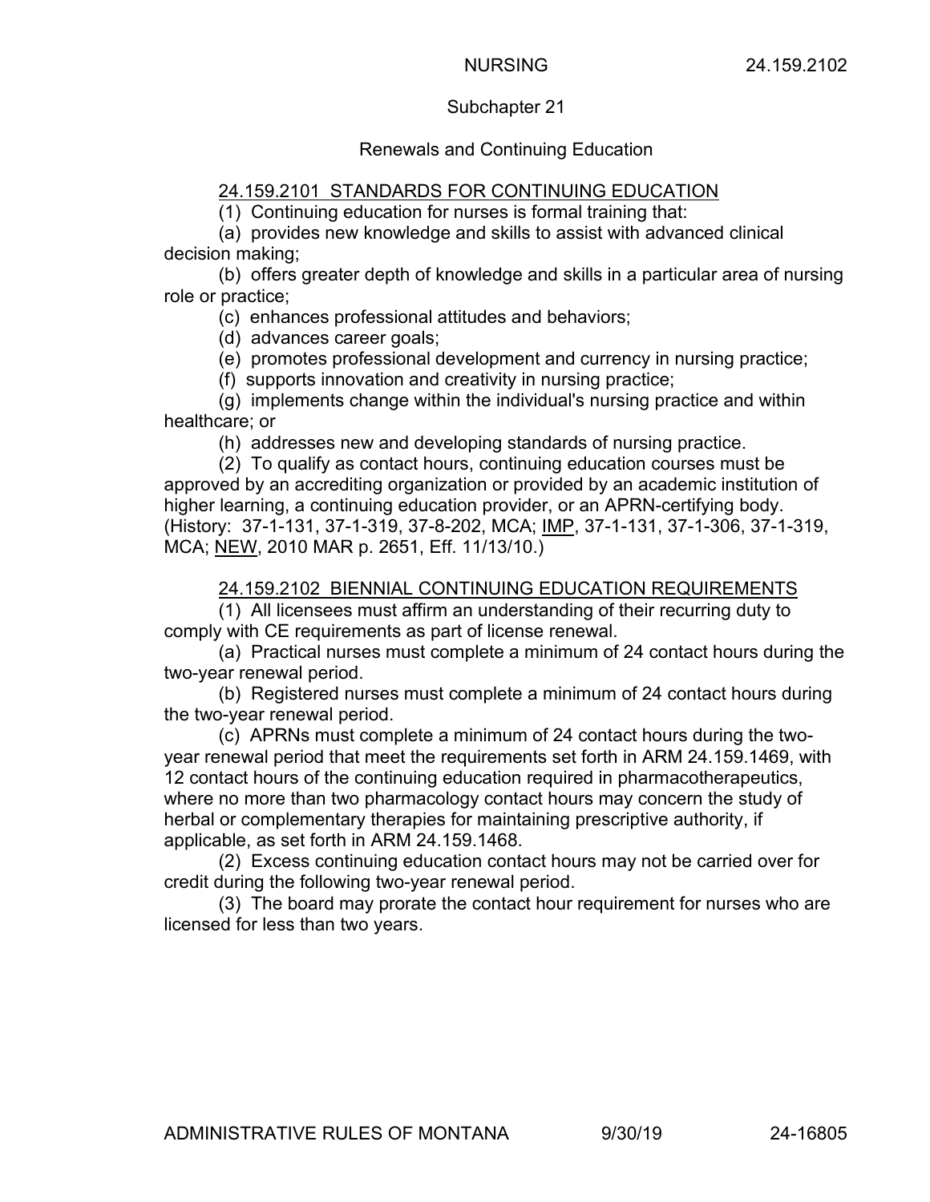## Subchapter 21

## Renewals and Continuing Education

### 24.159.2101 STANDARDS FOR CONTINUING EDUCATION

(1) Continuing education for nurses is formal training that:

(a) provides new knowledge and skills to assist with advanced clinical decision making;

(b) offers greater depth of knowledge and skills in a particular area of nursing role or practice;

(c) enhances professional attitudes and behaviors;

(d) advances career goals;

(e) promotes professional development and currency in nursing practice;

(f) supports innovation and creativity in nursing practice;

(g) implements change within the individual's nursing practice and within healthcare; or

(h) addresses new and developing standards of nursing practice.

(2) To qualify as contact hours, continuing education courses must be approved by an accrediting organization or provided by an academic institution of higher learning, a continuing education provider, or an APRN-certifying body.
(History: 37-1-131, 37-1-319, 37-8-202, MCA; IMP, 37-1-131, 37-1-306, 37-1-319, MCA; NEW, 2010 MAR p. 2651, Eff. 11/13/10.)

### 24.159.2102 BIENNIAL CONTINUING EDUCATION REQUIREMENTS

(1) All licensees must affirm an understanding of their recurring duty to comply with CE requirements as part of license renewal.

(a) Practical nurses must complete a minimum of 24 contact hours during the two-year renewal period.

(b) Registered nurses must complete a minimum of 24 contact hours during the two-year renewal period.

(c) APRNs must complete a minimum of 24 contact hours during the two-year renewal period that meet the requirements set forth in ARM 24.159.1469, with 12 contact hours of the continuing education required in pharmacotherapeutics, where no more than two pharmacology contact hours may concern the study of herbal or complementary therapies for maintaining prescriptive authority, if applicable, as set forth in ARM 24.159.1468.

(2) Excess continuing education contact hours may not be carried over for credit during the following two-year renewal period.

(3) The board may prorate the contact hour requirement for nurses who are licensed for less than two years.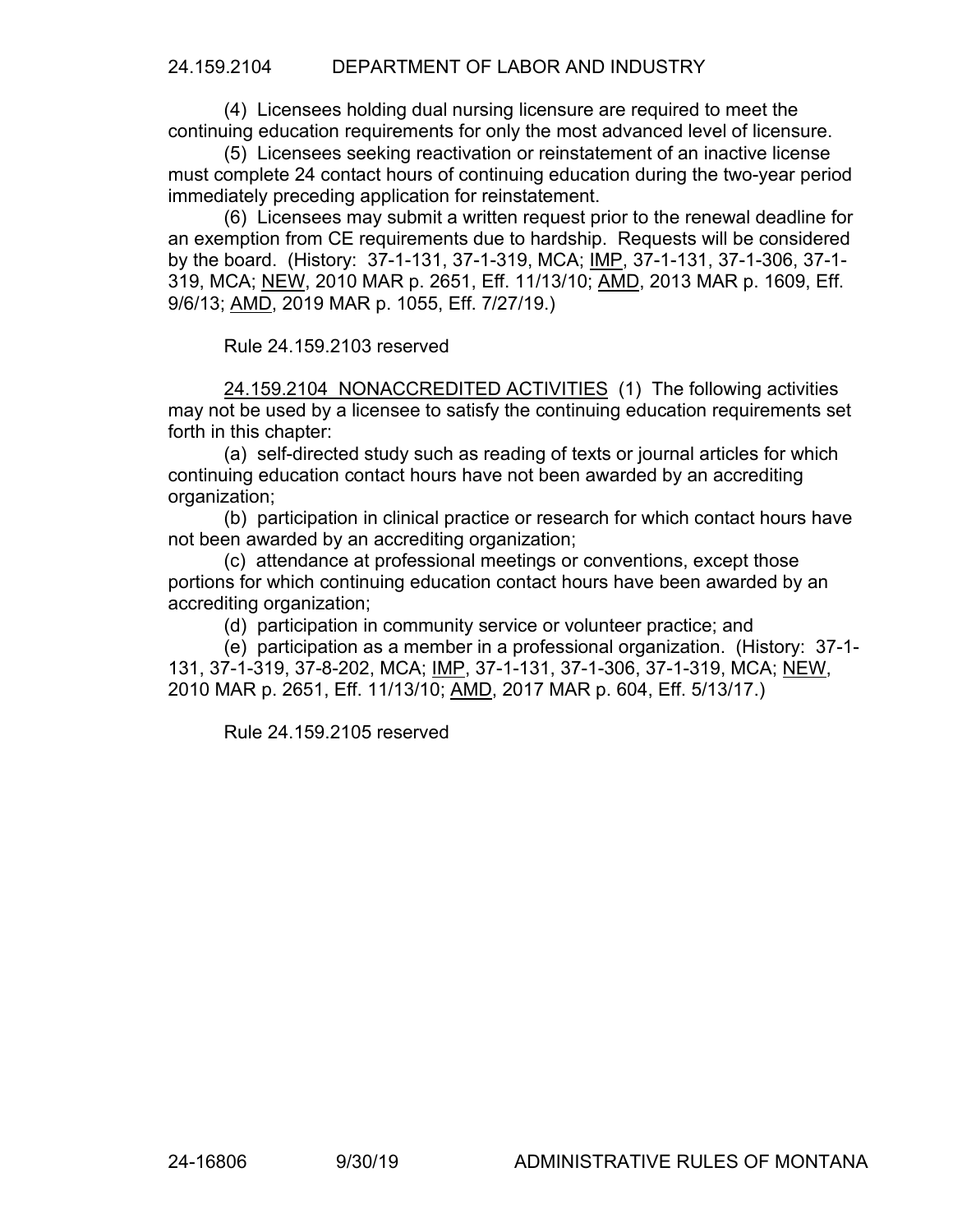(4) Licensees holding dual nursing licensure are required to meet the continuing education requirements for only the most advanced level of licensure.

(5) Licensees seeking reactivation or reinstatement of an inactive license must complete 24 contact hours of continuing education during the two-year period immediately preceding application for reinstatement.

(6) Licensees may submit a written request prior to the renewal deadline for an exemption from CE requirements due to hardship. Requests will be considered by the board. (History: 37-1-131, 37-1-319, MCA; IMP, 37-1-131, 37-1-306, 37-1-319, MCA; NEW, 2010 MAR p. 2651, Eff. 11/13/10; AMD, 2013 MAR p. 1609, Eff. 9/6/13; AMD, 2019 MAR p. 1055, Eff. 7/27/19.)

Rule 24.159.2103 reserved

24.159.2104 NONACCREDITED ACTIVITIES (1) The following activities may not be used by a licensee to satisfy the continuing education requirements set forth in this chapter:

(a) self-directed study such as reading of texts or journal articles for which continuing education contact hours have not been awarded by an accrediting organization;

(b) participation in clinical practice or research for which contact hours have not been awarded by an accrediting organization;

(c) attendance at professional meetings or conventions, except those portions for which continuing education contact hours have been awarded by an accrediting organization;

(d) participation in community service or volunteer practice; and

(e) participation as a member in a professional organization. (History: 37-1-131, 37-1-319, 37-8-202, MCA; IMP, 37-1-131, 37-1-306, 37-1-319, MCA; NEW, 2010 MAR p. 2651, Eff. 11/13/10; AMD, 2017 MAR p. 604, Eff. 5/13/17.)

Rule 24.159.2105 reserved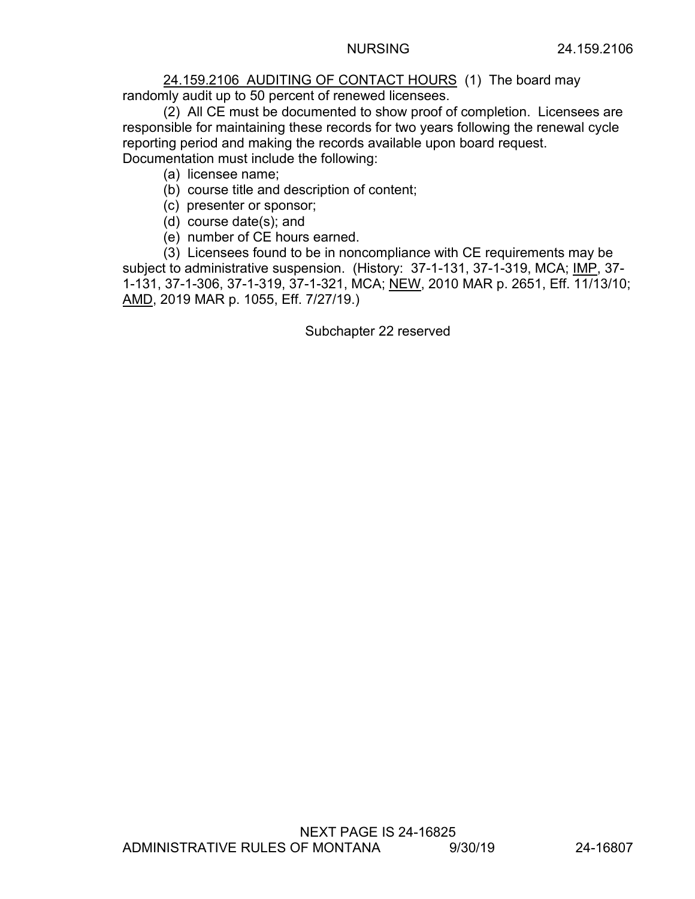24.159.2106 AUDITING OF CONTACT HOURS (1) The board may randomly audit up to 50 percent of renewed licensees.

(2) All CE must be documented to show proof of completion. Licensees are responsible for maintaining these records for two years following the renewal cycle reporting period and making the records available upon board request. Documentation must include the following:

(a) licensee name;

(b) course title and description of content;

(c) presenter or sponsor;

(d) course date(s); and

(e) number of CE hours earned.

(3) Licensees found to be in noncompliance with CE requirements may be subject to administrative suspension. (History: 37-1-131, 37-1-319, MCA; IMP, 37-1-131, 37-1-306, 37-1-319, 37-1-321, MCA; NEW, 2010 MAR p. 2651, Eff. 11/13/10; AMD, 2019 MAR p. 1055, Eff. 7/27/19.)

Subchapter 22 reserved

NEXT PAGE IS 24-16825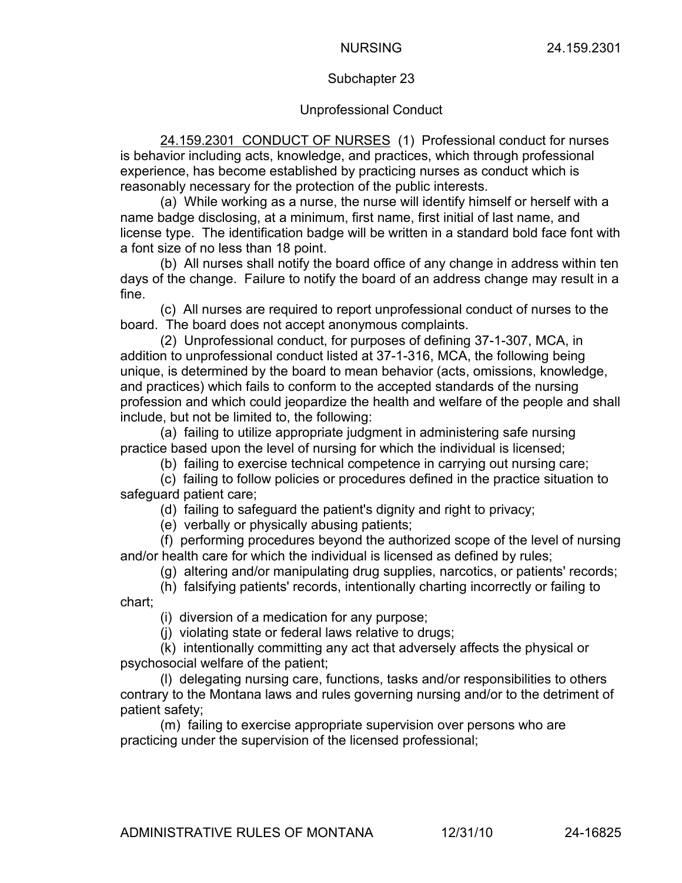## Subchapter 23

## Unprofessional Conduct

24.159.2301 CONDUCT OF NURSES (1) Professional conduct for nurses is behavior including acts, knowledge, and practices, which through professional experience, has become established by practicing nurses as conduct which is reasonably necessary for the protection of the public interests.

(a) While working as a nurse, the nurse will identify himself or herself with a name badge disclosing, at a minimum, first name, first initial of last name, and license type. The identification badge will be written in a standard bold face font with a font size of no less than 18 point.

(b) All nurses shall notify the board office of any change in address within ten days of the change. Failure to notify the board of an address change may result in a fine.

(c) All nurses are required to report unprofessional conduct of nurses to the board. The board does not accept anonymous complaints.

(2) Unprofessional conduct, for purposes of defining 37-1-307, MCA, in addition to unprofessional conduct listed at 37-1-316, MCA, the following being unique, is determined by the board to mean behavior (acts, omissions, knowledge, and practices) which fails to conform to the accepted standards of the nursing profession and which could jeopardize the health and welfare of the people and shall include, but not be limited to, the following:

(a) failing to utilize appropriate judgment in administering safe nursing practice based upon the level of nursing for which the individual is licensed;

(b) failing to exercise technical competence in carrying out nursing care;

(c) failing to follow policies or procedures defined in the practice situation to safeguard patient care;

(d) failing to safeguard the patient's dignity and right to privacy;

(e) verbally or physically abusing patients;

(f) performing procedures beyond the authorized scope of the level of nursing and/or health care for which the individual is licensed as defined by rules;

(g) altering and/or manipulating drug supplies, narcotics, or patients' records;

(h) falsifying patients' records, intentionally charting incorrectly or failing to chart;

(i) diversion of a medication for any purpose;

(j) violating state or federal laws relative to drugs;

(k) intentionally committing any act that adversely affects the physical or psychosocial welfare of the patient;

(l) delegating nursing care, functions, tasks and/or responsibilities to others contrary to the Montana laws and rules governing nursing and/or to the detriment of patient safety;

(m) failing to exercise appropriate supervision over persons who are practicing under the supervision of the licensed professional;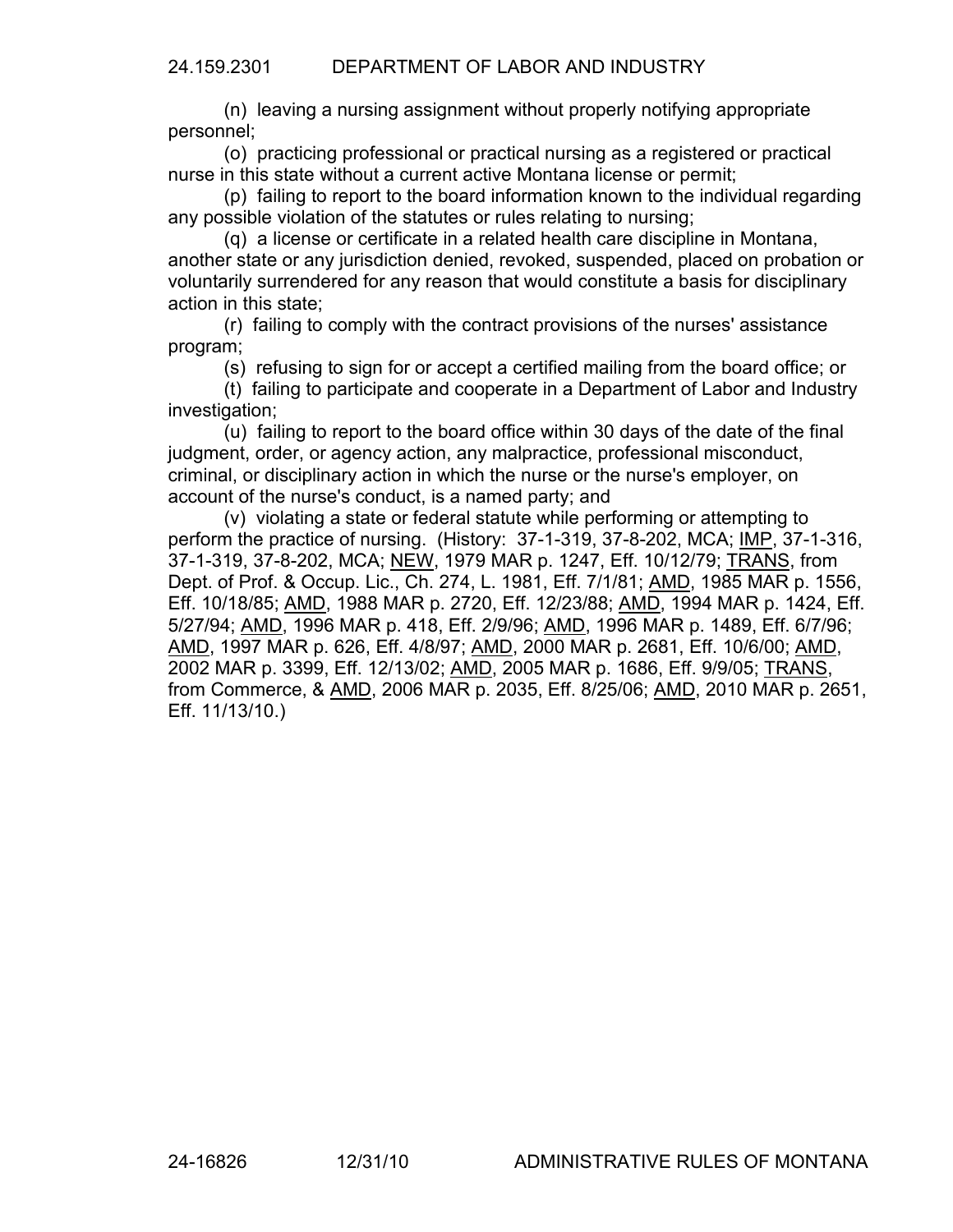(n) leaving a nursing assignment without properly notifying appropriate personnel;

(o) practicing professional or practical nursing as a registered or practical nurse in this state without a current active Montana license or permit;

(p) failing to report to the board information known to the individual regarding any possible violation of the statutes or rules relating to nursing;

(q) a license or certificate in a related health care discipline in Montana, another state or any jurisdiction denied, revoked, suspended, placed on probation or voluntarily surrendered for any reason that would constitute a basis for disciplinary action in this state;

(r) failing to comply with the contract provisions of the nurses' assistance program;

(s) refusing to sign for or accept a certified mailing from the board office; or

(t) failing to participate and cooperate in a Department of Labor and Industry investigation;

(u) failing to report to the board office within 30 days of the date of the final judgment, order, or agency action, any malpractice, professional misconduct, criminal, or disciplinary action in which the nurse or the nurse's employer, on account of the nurse's conduct, is a named party; and

(v) violating a state or federal statute while performing or attempting to perform the practice of nursing. (History: 37-1-319, 37-8-202, MCA; IMP, 37-1-316, 37-1-319, 37-8-202, MCA; NEW, 1979 MAR p. 1247, Eff. 10/12/79; TRANS, from Dept. of Prof. & Occup. Lic., Ch. 274, L. 1981, Eff. 7/1/81; AMD, 1985 MAR p. 1556, Eff. 10/18/85; AMD, 1988 MAR p. 2720, Eff. 12/23/88; AMD, 1994 MAR p. 1424, Eff. 5/27/94; AMD, 1996 MAR p. 418, Eff. 2/9/96; AMD, 1996 MAR p. 1489, Eff. 6/7/96; AMD, 1997 MAR p. 626, Eff. 4/8/97; AMD, 2000 MAR p. 2681, Eff. 10/6/00; AMD, 2002 MAR p. 3399, Eff. 12/13/02; AMD, 2005 MAR p. 1686, Eff. 9/9/05; TRANS, from Commerce, & AMD, 2006 MAR p. 2035, Eff. 8/25/06; AMD, 2010 MAR p. 2651, Eff. 11/13/10.)